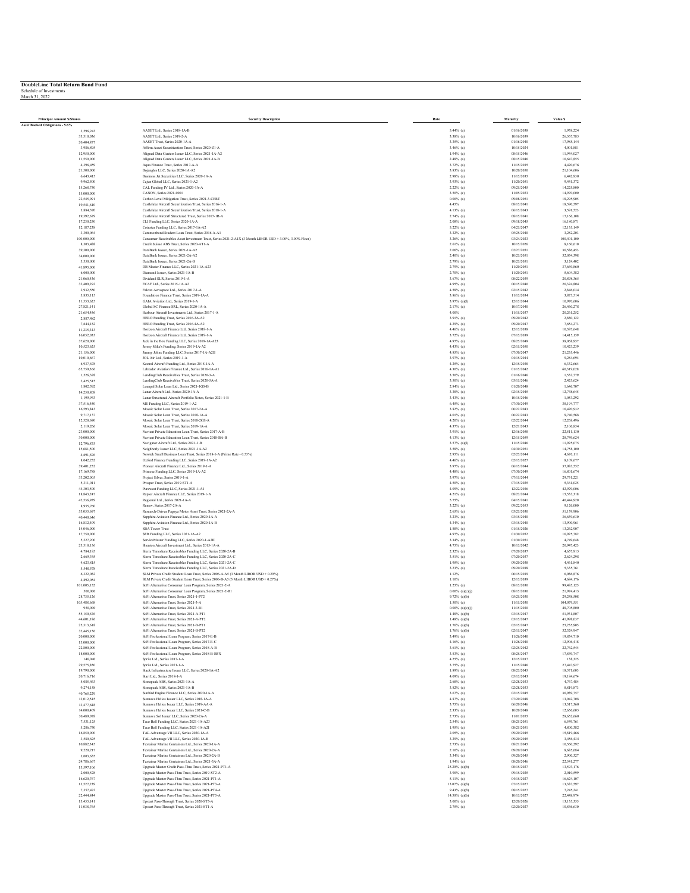**DoubleLine Total Return Bond Fund**
Schedule of Investments
March 31, 2022

| Principal Amount $/Shares | Security Description | Rate | Maturity | Value $ |
|---|---|---|---|---|
| **Asset Backed Obligations - 5.6%** | | | | |
| 3,596,243 | AASET Ltd., Series 2018-1A-B | 5.44% (a) | 01/16/2038 | 1,938,224 |
| 33,310,036 | AASET Ltd., Series 2019-2-A | 3.38% (a) | 10/16/2039 | 26,567,785 |
| 20,404,877 | AASET Trust, Series 2020-1A-A | 3.35% (a) | 01/16/2040 | 17,985,144 |
| 3,986,895 | Affirm Asset Securitization Trust, Series 2020-Z1-A | 3.46% (a) | 10/15/2024 | 4,001,881 |
| 12,950,000 | Aligned Data Centers Issuer LLC, Series 2021-1A-A2 | 1.94% (a) | 08/15/2046 | 11,944,027 |
| 11,550,000 | Aligned Data Centers Issuer LLC, Series 2021-1A-B | 2.48% (a) | 08/15/2046 | 10,647,855 |
| 4,396,459 | Aqua Finance Trust, Series 2017-A-A | 3.72% (a) | 11/15/2035 | 4,420,676 |
| 21,500,000 | Bojangles LLC, Series 2020-1A-A2 | 3.83% (a) | 10/20/2050 | 21,104,606 |
| 6,643,415 | Business Jet Securities LLC, Series 2020-1A-A | 2.98% (a) | 11/15/2035 | 6,442,930 |
| 9,962,500 | Cajun Global LLC, Series 2021-1-A2 | 3.93% (a) | 11/20/2051 | 9,441,372 |
| 15,268,750 | CAL Funding IV Ltd., Series 2020-1A-A | 2.22% (a) | 09/25/2045 | 14,225,800 |
| 15,000,000 | CANON, Series 2021-0001 | 3.50% (c) | 11/05/2023 | 14,970,000 |
| 22,545,091 | Carbon Level Mitigation Trust, Series 2021-3-CERT | 0.00% (a) | 09/08/2051 | 18,295,905 |
| 19,541,610 | Castlelake Aircraft Securitization Trust, Series 2016-1-A | 4.45% | 08/15/2041 | 18,590,597 |
| 3,884,370 | Castlelake Aircraft Securitization Trust, Series 2018-1-A | 4.13% (a) | 06/15/2043 | 3,591,523 |
| 19,392,679 | Castlelake Aircraft Structured Trust, Series 2017-1R-A | 2.74% (a) | 08/15/2041 | 17,166,108 |
| 17,250,250 | CLI Funding LLC, Series 2020-1A-A | 2.08% (a) | 09/18/2045 | 16,180,871 |
| 12,187,238 | Coinstar Funding LLC, Series 2017-1A-A2 | 5.22% (a) | 04/25/2047 | 12,135,149 |
| 3,300,064 | Commonbond Student Loan Trust, Series 2016-A-A1 | 3.32% (a) | 05/25/2040 | 3,282,203 |
| 100,000,000 | Consumer Receivables Asset Investment Trust, Series 2021-2-A1X (3 Month LIBOR USD + 3.00%, 3.00% Floor) | 3.26% (a) | 03/24/2023 | 100,401,100 |
| 8,303,488 | Credit Suisse ABS Trust, Series 2020-AT1-A | 2.61% (a) | 10/15/2026 | 8,160,610 |
| 39,300,000 | DataBank Issuer, Series 2021-1A-A2 | 2.06% (a) | 02/27/2051 | 36,586,453 |
| 34,000,000 | DataBank Issuer, Series 2021-2A-A2 | 2.40% (a) | 10/25/2051 | 32,054,398 |
| 3,350,000 | DataBank Issuer, Series 2021-2A-B | 2.79% (a) | 10/25/2051 | 3,124,402 |
| 41,895,000 | DB Master Finance LLC, Series 2021-1A-A23 | 2.79% (a) | 11/20/2051 | 37,669,860 |
| 6,000,000 | Diamond Issuer, Series 2021-1A-B | 2.70% (a) | 11/20/2051 | 5,604,182 |
| 21,060,436 | Dividend SLR, Series 2019-1-A | 3.67% (a) | 08/22/2039 | 20,898,365 |
| 32,409,292 | ECAF I Ltd., Series 2015-1A-A2 | 4.95% (a) | 06/15/2040 | 26,324,804 |
| 2,932,550 | Falcon Aerospace Ltd., Series 2017-1-A | 4.58% (a) | 02/15/2042 | 2,860,034 |
| 3,835,115 | Foundation Finance Trust, Series 2019-1A-A | 3.86% (a) | 11/15/2034 | 3,873,514 |
| 11,553,625 | GAIA Aviation Ltd., Series 2019-1-A | 3.97% (a)(f) | 12/15/2044 | 10,970,606 |
| 27,821,141 | Global SC Finance SRL, Series 2020-1A-A | 2.17% (a) | 10/17/2040 | 26,460,278 |
| 21,654,456 | Harbour Aircraft Investments Ltd., Series 2017-1-A | 4.00% | 11/15/2037 | 20,261,252 |
| 2,887,482 | HERO Funding Trust, Series 2016-3A-A2 | 3.91% (a) | 09/20/2042 | 2,880,122 |
| 7,644,182 | HERO Funding Trust, Series 2016-4A-A2 | 4.29% (a) | 09/20/2047 | 7,654,273 |
| 11,255,343 | Horizon Aircraft Finance Ltd., Series 2018-1-A | 4.46% (a) | 12/15/2038 | 10,387,648 |
| 16,052,033 | Horizon Aircraft Finance Ltd., Series 2019-1-A | 3.72% (a) | 07/15/2039 | 14,415,159 |
| 37,620,000 | Jack in the Box Funding LLC, Series 2019-1A-A23 | 4.97% (a) | 08/25/2049 | 38,068,957 |
| 10,523,625 | Jersey Mike's Funding, Series 2019-1A-A2 | 4.43% (a) | 02/15/2050 | 10,423,239 |
| 21,156,000 | Jimmy Johns Funding LLC, Series 2017-1A-A2II | 4.85% (a) | 07/30/2047 | 21,255,446 |
| 10,010,667 | JOL Air Ltd., Series 2019-1-A | 3.97% (a) | 04/15/2044 | 9,284,694 |
| 6,937,678 | Kestrel Aircraft Funding Ltd., Series 2018-1A-A | 4.25% (a) | 12/15/2038 | 6,332,664 |
| 65,759,366 | Labrador Aviation Finance Ltd., Series 2016-1A-A1 | 4.30% (a) | 01/15/2042 | 60,319,028 |
| 1,526,528 | LendingClub Receivables Trust, Series 2020-3-A | 3.50% (a) | 01/16/2046 | 1,532,779 |
| 2,425,515 | LendingClub Receivables Trust, Series 2020-5A-A | 3.50% (a) | 03/15/2046 | 2,425,624 |
| 1,802,392 | Loanpal Solar Loan Ltd., Series 2021-1GS-B | 2.84% (a) | 01/20/2048 | 1,646,707 |
| 14,250,808 | Lunar Aircraft Ltd., Series 2020-1A-A | 3.38% (a) | 02/15/2045 | 12,748,645 |
| 1,199,943 | Lunar Structured Aircraft Portfolio Notes, Series 2021-1-B | 3.43% (a) | 10/15/2046 | 1,053,292 |
| 37,516,450 | ME Funding LLC, Series 2019-1-A2 | 6.45% (a) | 07/30/2049 | 38,194,777 |
| 16,593,843 | Mosaic Solar Loan Trust, Series 2017-2A-A | 3.82% (a) | 06/22/2043 | 16,420,932 |
| 9,717,137 | Mosaic Solar Loan Trust, Series 2018-1A-A | 4.01% (a) | 06/22/2043 | 9,740,568 |
| 12,328,690 | Mosaic Solar Loan Trust, Series 2018-2GS-A | 4.20% (a) | 02/22/2044 | 12,268,496 |
| 2,119,266 | Mosaic Solar Loan Trust, Series 2019-1A-A | 4.37% (a) | 12/21/2043 | 2,106,854 |
| 23,000,000 | Navient Private Education Loan Trust, Series 2017-A-B | 3.91% (a) | 12/16/2058 | 22,511,130 |
| 30,000,000 | Navient Private Education Loan Trust, Series 2018-BA-B | 4.13% (a) | 12/15/2059 | 28,749,624 |
| 12,796,875 | Navigator Aircraft Ltd., Series 2021-1-B | 3.57% (a)(f) | 11/15/2046 | 11,925,075 |
| 15,681,500 | Neighborly Issuer LLC, Series 2021-1A-A2 | 3.58% (a) | 04/30/2051 | 14,758,100 |
| 4,691,876 | Newtek Small Business Loan Trust, Series 2018-1-A (Prime Rate - 0.55%) | 2.95% (a) | 02/25/2044 | 4,676,111 |
| 8,042,232 | Oxford Finance Funding LLC, Series 2019-1A-A2 | 4.46% (a) | 02/15/2027 | 8,109,677 |
| 39,401,252 | Pioneer Aircraft Finance Ltd., Series 2019-1-A | 3.97% (a) | 06/15/2044 | 37,083,552 |
| 17,169,788 | Primrose Funding LLC, Series 2019-1A-A2 | 4.48% (a) | 07/30/2049 | 16,801,674 |
| 33,202,005 | Project Silver, Series 2019-1-A | 3.97% (a) | 07/15/2044 | 29,751,221 |
| 5,311,011 | Prosper Trust, Series 2019-ST1-A | 4.50% (a) | 07/15/2025 | 5,361,025 |
| 44,503,500 | Purewest Funding LLC, Series 2021-1-A1 | 4.09% (a) | 12/22/2036 | 42,929,006 |
| 18,843,247 | Raptor Aircraft Finance LLC, Series 2019-1-A | 4.21% (a) | 08/23/2044 | 15,533,318 |
| 42,536,929 | Regional Ltd., Series 2021-1A-A | 5.75% | 04/15/2041 | 40,444,920 |
| 8,955,760 | Renew, Series 2017-2A-A | 3.22% (a) | 09/22/2053 | 9,126,000 |
| 51,055,697 | Research-Driven Pagaya Motor Asset Trust, Series 2021-2A-A | 2.65% (a) | 03/25/2030 | 51,139,906 |
| 40,440,646 | Sapphire Aviation Finance Ltd., Series 2020-1A-A | 3.23% (a) | 03/15/2040 | 36,639,630 |
| 16,832,409 | Sapphire Aviation Finance Ltd., Series 2020-1A-B | 4.34% (a) | 03/15/2040 | 13,900,961 |
| 14,046,000 | SBA Tower Trust | 1.88% (a) | 01/15/2026 | 13,262,907 |
| 17,750,000 | SEB Funding LLC, Series 2021-1A-A2 | 4.97% (a) | 01/30/2052 | 16,925,782 |
| 5,227,200 | ServiceMaster Funding LLC, Series 2020-1-A2II | 3.34% (a) | 01/30/2051 | 4,749,648 |
| 23,318,156 | Shenton Aircraft Investment Ltd., Series 2015-1A-A | 4.75% (a) | 10/15/2042 | 20,947,423 |
| 4,784,185 | Sierra Timeshare Receivables Funding LLC, Series 2020-2A-B | 2.32% (a) | 07/20/2037 | 4,657,915 |
| 2,669,345 | Sierra Timeshare Receivables Funding LLC, Series 2020-2A-C | 3.51% (a) | 07/20/2037 | 2,624,298 |
| 4,623,815 | Sierra Timeshare Receivables Funding LLC, Series 2021-2A-C | 1.95% (a) | 09/20/2038 | 4,461,840 |
| 5,548,578 | Sierra Timeshare Receivables Funding LLC, Series 2021-2A-D | 3.23% (a) | 09/20/2038 | 5,335,761 |
| 6,322,082 | SLM Private Credit Student Loan Trust, Series 2006-A-A5 (3 Month LIBOR USD + 0.29%) | 1.12% | 06/15/2039 | 6,086,876 |
| 4,892,054 | SLM Private Credit Student Loan Trust, Series 2006-B-A5 (3 Month LIBOR USD + 0.27%) | 1.10% | 12/15/2039 | 4,684,176 |
| 101,005,152 | SoFi Alternative Consumer Loan Program, Series 2021-2-A | 1.25% (a) | 08/15/2030 | 99,485,125 |
| 500,000 | SoFi Alternative Consumer Loan Program, Series 2021-2-R1 | 0.00% (a)(c)(j) | 08/15/2030 | 21,974,413 |
| 28,755,126 | SoFi Alternative Trust, Series 2021-1-PT2 | 9.72% (a)(b) | 05/25/2030 | 29,248,508 |
| 105,488,668 | SoFi Alternative Trust, Series 2021-3-A | 1.50% (a) | 11/15/2030 | 104,079,551 |
| 950,000 | SoFi Alternative Trust, Series 2021-3-R1 | 0.00% (a)(c)(j) | 11/15/2030 | 48,705,800 |
| 55,150,676 | SoFi Alternative Trust, Series 2021-A-PT1 | 1.48% (a)(b) | 03/15/2047 | 51,951,807 |
| 44,601,186 | SoFi Alternative Trust, Series 2021-A-PT2 | 1.48% (a)(b) | 03/15/2047 | 41,998,037 |
| 25,313,618 | SoFi Alternative Trust, Series 2021-B-PT1 | 1.76% (a)(b) | 02/15/2047 | 25,235,905 |
| 32,445,156 | SoFi Alternative Trust, Series 2021-B-PT2 | 1.76% (a)(b) | 02/15/2047 | 32,324,947 |
| 20,000,000 | SoFi Professional Loan Program, Series 2017-E-B | 3.49% (a) | 11/26/2040 | 19,834,710 |
| 13,000,000 | SoFi Professional Loan Program, Series 2017-E-C | 4.16% (a) | 11/26/2040 | 12,906,418 |
| 22,800,000 | SoFi Professional Loan Program, Series 2018-A-B | 3.61% (a) | 02/25/2042 | 22,762,544 |
| 18,000,000 | SoFi Professional Loan Program, Series 2018-B-BFX | 3.83% (a) | 08/25/2047 | 17,849,747 |
| 146,040 | Sprite Ltd., Series 2017-1-A | 4.25% (a) | 12/15/2037 | 138,325 |
| 29,575,850 | Sprite Ltd., Series 2021-1-A | 3.75% (a) | 11/15/2046 | 27,447,927 |
| 19,790,000 | Stack Infrastructure Issuer LLC, Series 2020-1A-A2 | 1.89% (a) | 08/25/2045 | 18,571,603 |
| 20,714,716 | Start Ltd., Series 2018-1-A | 4.09% (a) | 05/15/2043 | 19,184,674 |
| 5,085,463 | Stonepeak ABS, Series 2021-1A-A | 2.68% (a) | 02/28/2033 | 4,767,484 |
| 9,274,158 | Stonepeak ABS, Series 2021-1A-B | 3.82% (a) | 02/28/2033 | 8,819,873 |
| 40,765,229 | Sunbird Engine Finance LLC, Series 2020-1A-A | 3.67% (a) | 02/15/2045 | 36,089,757 |
| 13,012,545 | Sunnova Helios Issuer LLC, Series 2018-1A-A | 4.87% (a) | 07/20/2048 | 13,042,708 |
| 13,477,648 | Sunnova Helios Issuer LLC, Series 2019-AA-A | 3.75% (a) | 06/20/2046 | 13,317,360 |
| 14,000,409 | Sunnova Helios Issuer LLC, Series 2021-C-B | 2.33% (a) | 10/20/2048 | 12,656,605 |
| 30,489,078 | Sunnova Sol Issuer LLC, Series 2020-2A-A | 2.73% (a) | 11/01/2055 | 28,652,660 |
| 7,531,125 | Taco Bell Funding LLC, Series 2021-1A-A23 | 2.54% (a) | 08/25/2051 | 6,549,761 |
| 5,286,750 | Taco Bell Funding LLC, Series 2021-1A-A2I | 1.95% (a) | 08/25/2051 | 4,800,382 |
| 16,850,000 | TAL Advantage VII LLC, Series 2020-1A-A | 2.05% (a) | 09/20/2045 | 15,819,466 |
| 3,580,625 | TAL Advantage VII LLC, Series 2020-1A-B | 3.29% (a) | 09/20/2045 | 3,456,434 |
| 10,882,345 | Textainer Marine Containers Ltd., Series 2020-1A-A | 2.73% (a) | 08/21/2045 | 10,560,292 |
| 9,220,217 | Textainer Marine Containers Ltd., Series 2020-2A-A | 2.10% (a) | 09/20/2045 | 8,685,684 |
| 3,003,635 | Textainer Marine Containers Ltd., Series 2020-2A-B | 3.34% (a) | 09/20/2045 | 2,900,327 |
| 24,786,667 | Textainer Marine Containers Ltd., Series 2021-3A-A | 1.94% (a) | 08/20/2046 | 22,541,277 |
| 13,597,106 | Upgrade Master Credit Pass-Thru Trust, Series 2021-PT1-A | 25.20% (a)(b) | 08/15/2027 | 13,593,176 |
| 2,000,528 | Upgrade Master Pass-Thru Trust, Series 2019-ST2-A | 3.90% (a) | 09/15/2025 | 2,010,599 |
| 16,620,767 | Upgrade Master Pass-Thru Trust, Series 2021-PT1-A | 5.11% (a) | 04/15/2027 | 16,624,107 |
| 13,527,239 | Upgrade Master Pass-Thru Trust, Series 2021-PT3-A | 13.07% (a)(b) | 07/15/2027 | 13,387,597 |
| 7,357,472 | Upgrade Master Pass-Thru Trust, Series 2021-PT4-A | 9.43% (a)(b) | 08/15/2027 | 7,245,241 |
| 22,444,844 | Upgrade Master Pass-Thru Trust, Series 2021-PT5-A | 14.30% (a)(b) | 10/15/2027 | 22,448,974 |
| 13,455,141 | Upstart Pass-Through Trust, Series 2020-ST5-A | 3.00% (a) | 12/20/2026 | 13,135,355 |
| 11,016,765 | Upstart Pass-Through Trust, Series 2021-ST1-A | 2.75% (a) | 02/20/2027 | 10,846,630 |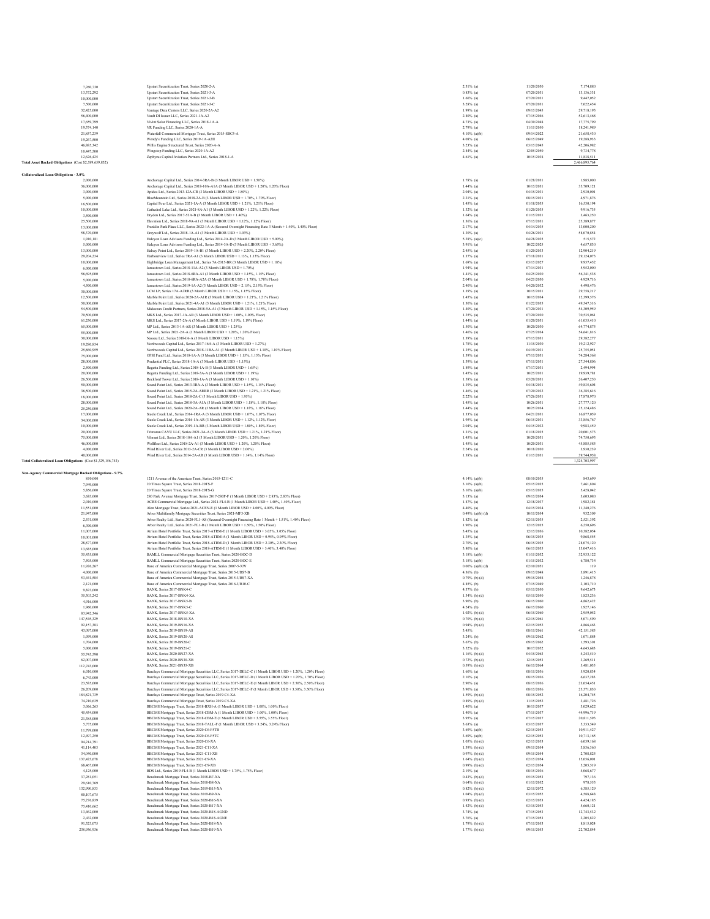| Principal Amount | Description | Rate | Maturity | Value |
|---|---|---|---|---|
| 7,260,730 | Upstart Securitization Trust, Series 2020-2-A | 2.31% (a) | 11/20/2030 | 7,174,880 |
| 13,372,292 | Upstart Securitization Trust, Series 2021-3-A | 0.83% (a) | 07/20/2031 | 13,136,331 |
| 10,000,000 | Upstart Securitization Trust, Series 2021-3-B | 1.66% (a) | 07/20/2031 | 9,447,052 |
| 7,500,000 | Upstart Securitization Trust, Series 2021-3-C | 3.28% (a) | 07/20/2031 | 7,022,454 |
| 32,425,000 | Vantage Data Centers LLC, Series 2020-2A-A2 | 1.99% (a) | 09/15/2045 | 29,718,193 |
| 56,400,000 | Vault DI Issuer LLC, Series 2021-1A-A2 | 2.80% (a) | 07/15/2046 | 52,613,468 |
| 17,659,799 | Vivint Solar Financing LLC, Series 2018-1A-A | 4.73% (a) | 04/30/2048 | 17,775,799 |
| 19,374,140 | VR Funding LLC, Series 2020-1A-A | 2.79% (a) | 11/15/2050 | 18,241,989 |
| 21,857,239 | Waterfall Commercial Mortgage Trust, Series 2015-SBC5-A | 4.10% (a)(b) | 09/14/2022 | 21,658,430 |
| 19,267,500 | Wendy's Funding LLC, Series 2019-1A-A2II | 4.08% (a) | 06/15/2049 | 19,288,953 |
| 46,885,342 | Willis Engine Structured Trust, Series 2020-A-A | 3.23% (a) | 03/15/2045 | 42,206,982 |
| 10,447,500 | Wingstop Funding LLC, Series 2020-1A-A2 | 2.84% (a) | 12/05/2050 | 9,754,778 |
| 12,626,425 | Zephyrus Capital Aviation Partners Ltd., Series 2018-1-A | 4.61% (a) | 10/15/2038 | 11,838,511 |
| **Total Asset Backed Obligations** (Cost $2,589,659,832) | | | | 2,466,095,764 |
| | | | | |
| **Collateralized Loan Obligations - 3.0%** | | | | |
| 2,000,000 | Anchorage Capital Ltd., Series 2014-3RA-B (3 Month LIBOR USD + 1.50%) | 1.78% (a) | 01/28/2031 | 1,985,000 |
| 36,000,000 | Anchorage Capital Ltd., Series 2018-10A-A1A (3 Month LIBOR USD + 1.20%, 1.20% Floor) | 1.44% (a) | 10/15/2031 | 35,709,121 |
| 3,000,000 | Apidos Ltd., Series 2013-12A-CR (3 Month LIBOR USD + 1.80%) | 2.04% (a) | 04/15/2031 | 2,930,001 |
| 5,000,000 | BlueMountain Ltd., Series 2018-2A-B (3 Month LIBOR USD + 1.70%, 1.70% Floor) | 2.21% (a) | 08/15/2031 | 4,971,876 |
| 16,500,000 | Capital Four Ltd., Series 2021-1A-A (3 Month LIBOR USD + 1.21%, 1.21% Floor) | 1.45% (a) | 01/18/2035 | 16,530,194 |
| 10,000,000 | Cathedral Lake Ltd., Series 2021-8A-A1 (3 Month LIBOR USD + 1.22%, 1.22% Floor) | 1.32% (a) | 01/20/2035 | 9,916,735 |
| 3,500,000 | Dryden Ltd., Series 2017-53A-B (3 Month LIBOR USD + 1.40%) | 1.64% (a) | 01/15/2031 | 3,463,250 |
| 25,500,000 | Elevation Ltd., Series 2018-9A-A1 (3 Month LIBOR USD + 1.12%, 1.12% Floor) | 1.36% (a) | 07/15/2031 | 25,389,877 |
| 13,000,000 | Franklin Park Place LLC, Series 2022-1A-A (Secured Overnight Financing Rate 3 Month + 1.40%, 1.40% Floor) | 2.17% (a) | 04/14/2035 | 13,000,200 |
| 58,570,000 | Greywolf Ltd., Series 2018-1A-A1 (3 Month LIBOR USD + 1.03%) | 1.30% (a) | 04/26/2031 | 58,070,854 |
| 1,910,181 | Halcyon Loan Advisors Funding Ltd., Series 2014-2A-D (3 Month LIBOR USD + 5.00%) | 5.28% (a)(c) | 04/28/2025 | 515,572 |
| 5,000,000 | Halcyon Loan Advisors Funding Ltd., Series 2014-3A-D (3 Month LIBOR USD + 3.65%) | 3.91% (a) | 10/22/2025 | 4,657,830 |
| 13,000,000 | Halsey Point Ltd., Series 2019-1A-B1 (3 Month LIBOR USD + 2.20%, 2.20% Floor) | 2.45% (a) | 01/20/2033 | 12,904,219 |
| 29,204,254 | Harbourview Ltd., Series 7RA-A1 (3 Month LIBOR USD + 1.13%, 1.13% Floor) | 1.37% (a) | 07/18/2031 | 29,124,073 |
| 10,000,000 | Highbridge Loan Management Ltd., Series 7A-2015-BR (3 Month LIBOR USD + 1.18%) | 1.69% (a) | 03/15/2027 | 9,957,452 |
| 6,000,000 | Jamestown Ltd., Series 2018-11A-A2 (3 Month LIBOR USD + 1.70%) | 1.94% (a) | 07/14/2031 | 5,952,000 |
| 56,695,000 | Jamestown Ltd., Series 2018-6RA-A1 (3 Month LIBOR USD + 1.15%, 1.15% Floor) | 1.41% (a) | 04/25/2030 | 56,341,538 |
| 5,000,000 | Jamestown Ltd., Series 2018-6RA-A2A (3 Month LIBOR USD + 1.78%, 1.78% Floor) | 2.04% (a) | 04/25/2030 | 4,929,716 |
| 4,500,000 | Jamestown Ltd., Series 2019-1A-A2 (3 Month LIBOR USD + 2.15%, 2.15% Floor) | 2.40% (a) | 04/20/2032 | 4,498,476 |
| 30,000,000 | LCM LP, Series 17A-A2RR (3 Month LIBOR USD + 1.15%, 1.15% Floor) | 1.39% (a) | 10/15/2031 | 29,758,217 |
| 12,500,000 | Marble Point Ltd., Series 2020-2A-A1R (3 Month LIBOR USD + 1.21%, 1.21% Floor) | 1.45% (a) | 10/15/2034 | 12,399,576 |
| 50,000,000 | Marble Point Ltd., Series 2021-4A-A1 (3 Month LIBOR USD + 1.21%, 1.21% Floor) | 1.30% (a) | 01/22/2035 | 49,547,316 |
| 54,500,000 | Midocean Credit Partners, Series 2018-9A-A1 (3 Month LIBOR USD + 1.15%, 1.15% Floor) | 1.40% (a) | 07/20/2031 | 54,309,959 |
| 70,500,000 | MKS Ltd., Series 2017-1A-AR (3 Month LIBOR USD + 1.00%, 1.00% Floor) | 1.25% (a) | 07/20/2030 | 70,535,061 |
| 61,250,000 | MKS Ltd., Series 2017-2A-A (3 Month LIBOR USD + 1.19%, 1.19% Floor) | 1.44% (a) | 01/20/2031 | 61,035,410 |
| 65,000,000 | MP Ltd., Series 2013-1A-AR (3 Month LIBOR USD + 1.25%) | 1.50% (a) | 10/20/2030 | 64,774,875 |
| 55,000,000 | MP Ltd., Series 2021-2A-A (3 Month LIBOR USD + 1.20%, 1.20% Floor) | 1.46% (a) | 07/25/2034 | 54,641,816 |
| 30,000,000 | Nassau Ltd., Series 2018-IA-A (3 Month LIBOR USD + 1.15%) | 1.39% (a) | 07/15/2031 | 29,382,277 |
| 19,280,834 | Northwoods Capital Ltd., Series 2017-16A-A (3 Month LIBOR USD + 1.27%) | 1.78% (a) | 11/15/2030 | 19,212,927 |
| 25,860,959 | Northwoods Capital Ltd., Series 2018-11BA-A1 (3 Month LIBOR USD + 1.10%, 1.10% Floor) | 1.35% (a) | 04/19/2031 | 25,755,051 |
| 75,000,000 | OFSI Fund Ltd., Series 2018-1A-A (3 Month LIBOR USD + 1.15%, 1.15% Floor) | 1.39% (a) | 07/15/2031 | 74,284,568 |
| 28,000,000 | Prudential PLC, Series 2018-1A-A (3 Month LIBOR USD + 1.15%) | 1.39% (a) | 07/15/2031 | 27,344,806 |
| 2,500,000 | Regatta Funding Ltd., Series 2018-1A-B (3 Month LIBOR USD + 1.65%) | 1.89% (a) | 07/17/2031 | 2,494,994 |
| 20,000,000 | Regatta Funding Ltd., Series 2018-3A-A (3 Month LIBOR USD + 1.19%) | 1.45% (a) | 10/25/2031 | 19,939,781 |
| 26,500,000 | Rockford Tower Ltd., Series 2018-1A-A (3 Month LIBOR USD + 1.10%) | 1.58% (a) | 05/20/2031 | 26,407,250 |
| 50,000,000 | Sound Point Ltd., Series 2013-3RA-A (3 Month LIBOR USD + 1.15%, 1.15% Floor) | 1.39% (a) | 04/18/2031 | 49,815,604 |
| 36,500,000 | Sound Point Ltd., Series 2015-2A-ARRR (3 Month LIBOR USD + 1.21%, 1.21% Floor) | 1.46% (a) | 07/20/2032 | 36,385,616 |
| 18,000,000 | Sound Point Ltd., Series 2018-2A-C (3 Month LIBOR USD + 1.95%) | 2.22% (a) | 07/26/2031 | 17,878,970 |
| 28,000,000 | Sound Point Ltd., Series 2018-3A-A1A (3 Month LIBOR USD + 1.18%, 1.18% Floor) | 1.45% (a) | 10/26/2031 | 27,777,120 |
| 25,250,000 | Sound Point Ltd., Series 2020-2A-AR (3 Month LIBOR USD + 1.18%, 1.18% Floor) | 1.44% (a) | 10/25/2034 | 25,124,486 |
| 17,000,000 | Steele Creek Ltd., Series 2014-1RA-A (3 Month LIBOR USD + 1.07%, 1.07% Floor) | 1.33% (a) | 04/21/2031 | 16,877,059 |
| 34,000,000 | Steele Creek Ltd., Series 2016-1A-AR (3 Month LIBOR USD + 1.12%, 1.12% Floor) | 1.95% (a) | 06/15/2031 | 33,856,767 |
| 10,000,000 | Steele Creek Ltd., Series 2019-1A-BR (3 Month LIBOR USD + 1.80%, 1.80% Floor) | 2.04% (a) | 04/15/2032 | 9,983,459 |
| 20,000,000 | Trimaran CAVU LLC, Series 2021-3A-A (3 Month LIBOR USD + 1.21%, 1.21% Floor) | 1.31% (a) | 01/18/2035 | 20,001,573 |
| 75,000,000 | Vibrant Ltd., Series 2018-10A-A1 (3 Month LIBOR USD + 1.20%, 1.20% Floor) | 1.45% (a) | 10/20/2031 | 74,750,693 |
| 46,000,000 | Wellfleet Ltd., Series 2018-2A-A1 (3 Month LIBOR USD + 1.20%, 1.20% Floor) | 1.45% (a) | 10/20/2031 | 45,801,585 |
| 4,000,000 | Wind River Ltd., Series 2013-2A-CR (3 Month LIBOR USD + 2.00%) | 2.24% (a) | 10/18/2030 | 3,950,239 |
| 40,000,000 | Wind River Ltd., Series 2014-2A-AR (3 Month LIBOR USD + 1.14%, 1.14% Floor) | 1.38% (a) | 01/15/2031 | 39,744,958 |
| **Total Collateralized Loan Obligations** (Cost $1,329,156,743) | | | | 1,324,703,997 |
| | | | | |
| **Non-Agency Commercial Mortgage Backed Obligations - 9.7%** | | | | |
| 850,000 | 1211 Avenue of the Americas Trust, Series 2015-1211-C | 4.14% (a)(b) | 08/10/2035 | 843,699 |
| 7,949,000 | 20 Times Square Trust, Series 2018-20TS-F | 3.10% (a)(b) | 05/15/2035 | 7,461,804 |
| 5,856,000 | 20 Times Square Trust, Series 2018-20TS-G | 3.10% (a)(b) | 05/15/2035 | 5,428,042 |
| 3,683,000 | 280 Park Avenue Mortgage Trust, Series 2017-280P-F (1 Month LIBOR USD + 2.83%, 2.83% Floor) | 3.13% (a) | 09/15/2034 | 3,603,080 |
| 2,010,000 | ACRE Commercial Mortgage Ltd., Series 2021-FL4-B (1 Month LIBOR USD + 1.40%, 1.40% Floor) | 1.87% (a) | 12/18/2037 | 1,982,381 |
| 11,551,000 | Alen Mortgage Trust, Series 2021-ACEN-E (1 Month LIBOR USD + 4.00%, 4.00% Floor) | 4.40% (a) | 04/15/2034 | 11,340,276 |
| 21,947,000 | Arbor Multifamily Mortgage Securities Trust, Series 2021-MF3-XB | 0.49% (a)(b)(d) | 10/15/2054 | 932,309 |
| 2,531,000 | Arbor Realty Ltd., Series 2020-FL1-AS (Secured Overnight Financing Rate 1 Month + 1.51%, 1.40% Floor) | 1.82% (a) | 02/15/2035 | 2,521,392 |
| 6,300,000 | Arbor Realty Ltd., Series 2021-FL1-B (1 Month LIBOR USD + 1.50%, 1.50% Floor) | 1.90% (a) | 12/15/2035 | 6,250,696 |
| 11,007,000 | Atrium Hotel Portfolio Trust, Series 2017-ATRM-E (1 Month LIBOR USD + 3.05%, 3.05% Floor) | 3.45% (a) | 12/15/2036 | 10,382,054 |
| 10,001,000 | Atrium Hotel Portfolio Trust, Series 2018-ATRM-A (1 Month LIBOR USD + 0.95%, 0.95% Floor) | 1.35% (a) | 06/15/2035 | 9,868,545 |
| 28,877,000 | Atrium Hotel Portfolio Trust, Series 2018-ATRM-D (1 Month LIBOR USD + 2.30%, 2.30% Floor) | 2.70% (a) | 06/15/2035 | 28,075,120 |
| 13,685,000 | Atrium Hotel Portfolio Trust, Series 2018-ATRM-E (1 Month LIBOR USD + 3.40%, 3.40% Floor) | 3.80% (a) | 06/15/2035 | 13,047,416 |
| 35,435,000 | BAMLL Commercial Mortgage Securities Trust, Series 2020-BOC-D | 3.18% (a)(b) | 01/15/2032 | 32,933,122 |
| 7,505,000 | BAMLL Commercial Mortgage Securities Trust, Series 2020-BOC-E | 3.18% (a)(b) | 01/15/2032 | 6,780,734 |
| 11,926,267 | Banc of America Commercial Mortgage Trust, Series 2007-5-XW | 0.00% (a)(b)(d) | 02/10/2051 | 119 |
| 4,000,000 | Banc of America Commercial Mortgage Trust, Series 2015-UBS7-B | 4.36% (b) | 09/15/2048 | 3,991,415 |
| 53,441,585 | Banc of America Commercial Mortgage Trust, Series 2015-UBS7-XA | 0.79% (b)(d) | 09/15/2048 | 1,246,878 |
| 2,121,000 | Banc of America Commercial Mortgage Trust, Series 2016-UB10-C | 4.85% (b) | 07/15/2049 | 2,103,710 |
| 9,823,000 | BANK, Series 2017-BNK4-C | 4.37% (b) | 05/15/2050 | 9,642,673 |
| 35,303,242 | BANK, Series 2017-BNK4-XA | 1.34% (b)(d) | 05/15/2050 | 1,823,236 |
| 4,916,000 | BANK, Series 2017-BNK5-B | 3.90% (b) | 06/15/2060 | 4,862,422 |
| 1,960,000 | BANK, Series 2017-BNK5-C | 4.24% (b) | 06/15/2060 | 1,927,146 |
| 83,942,346 | BANK, Series 2017-BNK5-XA | 1.02% (b)(d) | 06/15/2060 | 2,959,052 |
| 147,545,329 | BANK, Series 2018-BN10-XA | 0.70% (b)(d) | 02/15/2061 | 5,071,590 |
| 92,157,383 | BANK, Series 2019-BN16-XA | 0.94% (b)(d) | 02/15/2052 | 4,866,463 |
| 43,097,000 | BANK, Series 2019-BN19-AS | 3.45% | 08/15/2061 | 42,151,585 |
| 1,099,000 | BANK, Series 2019-BN20-AS | 3.24% (b) | 09/15/2062 | 1,071,884 |
| 1,704,000 | BANK, Series 2019-BN20-C | 3.67% (b) | 09/15/2062 | 1,593,301 |
| 5,000,000 | BANK, Series 2019-BN21-C | 3.52% (b) | 10/17/2052 | 4,645,683 |
| 53,745,590 | BANK, Series 2020-BN27-XA | 1.16% (b)(d) | 04/15/2063 | 4,243,510 |
| 62,007,000 | BANK, Series 2020-BN30-XB | 0.72% (b)(d) | 12/15/2053 | 3,269,511 |
| 112,743,000 | BANK, Series 2021-BN35-XB | 0.59% (b)(d) | 06/15/2064 | 5,481,035 |
| 6,010,000 | Barclays Commercial Mortgage Securities LLC, Series 2017-DELC-C (1 Month LIBOR USD + 1.20%, 1.20% Floor) | 1.60% (a) | 08/15/2036 | 5,920,834 |
| 6,745,000 | Barclays Commercial Mortgage Securities LLC, Series 2017-DELC-D (1 Month LIBOR USD + 1.70%, 1.70% Floor) | 2.10% (a) | 08/15/2036 | 6,657,283 |
| 23,585,000 | Barclays Commercial Mortgage Securities LLC, Series 2017-DELC-E (1 Month LIBOR USD + 2.50%, 2.50% Floor) | 2.90% (a) | 08/15/2036 | 23,054,451 |
| 26,209,000 | Barclays Commercial Mortgage Securities LLC, Series 2017-DELC-F (1 Month LIBOR USD + 3.50%, 3.50% Floor) | 3.90% (a) | 08/15/2036 | 25,571,830 |
| 184,821,739 | Barclays Commercial Mortgage Trust, Series 2019-C4-XA | 1.59% (b)(d) | 08/15/2052 | 16,204,745 |
| 74,210,639 | Barclays Commercial Mortgage Trust, Series 2019-C5-XA | 0.89% (b)(d) | 11/15/2052 | 3,481,726 |
| 3,066,263 | BBCMS Mortgage Trust, Series 2018-BXH-A (1 Month LIBOR USD + 1.00%, 1.00% Floor) | 1.40% (a) | 10/15/2037 | 3,029,622 |
| 45,454,000 | BBCMS Mortgage Trust, Series 2018-CBM-A (1 Month LIBOR USD + 1.00%, 1.00% Floor) | 1.40% (a) | 07/15/2037 | 44,996,719 |
| 21,385,000 | BBCMS Mortgage Trust, Series 2018-CBM-E (1 Month LIBOR USD + 3.55%, 3.55% Floor) | 3.95% (a) | 07/15/2037 | 20,811,593 |
| 5,775,000 | BBCMS Mortgage Trust, Series 2018-TALL-F (1 Month LIBOR USD + 3.24%, 3.24% Floor) | 3.63% (a) | 03/15/2037 | 5,333,549 |
| 11,799,000 | BBCMS Mortgage Trust, Series 2020-C6-F5TB | 3.69% (a)(b) | 02/15/2053 | 10,911,427 |
| 12,497,250 | BBCMS Mortgage Trust, Series 2020-C6-F5TC | 3.69% (a)(b) | 02/15/2053 | 10,713,165 |
| 94,214,791 | BBCMS Mortgage Trust, Series 2020-C6-XA | 1.05% (b)(d) | 02/15/2053 | 6,039,168 |
| 41,114,403 | BBCMS Mortgage Trust, Series 2021-C11-XA | 1.39% (b)(d) | 09/15/2054 | 3,836,360 |
| 34,040,000 | BBCMS Mortgage Trust, Series 2021-C11-XB | 0.97% (b)(d) | 09/15/2054 | 2,708,825 |
| 137,425,678 | BBCMS Mortgage Trust, Series 2021-C9-XA | 1.64% (b)(d) | 02/15/2054 | 15,056,001 |
| 68,467,000 | BBCMS Mortgage Trust, Series 2021-C9-XB | 0.99% (b)(d) | 02/15/2054 | 5,205,519 |
| 4,125,000 | BDS Ltd., Series 2019-FL4-B (1 Month LIBOR USD + 1.75%, 1.75% Floor) | 2.19% (a) | 08/15/2036 | 4,068,677 |
| 37,281,051 | Benchmark Mortgage Trust, Series 2018-B7-XA | 0.43% (b)(d) | 05/15/2053 | 797,136 |
| 29,610,769 | Benchmark Mortgage Trust, Series 2018-B8-XA | 0.64% (b)(d) | 01/15/2052 | 978,553 |
| 132,990,833 | Benchmark Mortgage Trust, Series 2019-B15-XA | 0.82% (b)(d) | 12/15/2072 | 6,385,129 |
| 80,107,675 | Benchmark Mortgage Trust, Series 2019-B9-XA | 1.04% (b)(d) | 03/15/2052 | 4,588,648 |
| 75,276,839 | Benchmark Mortgage Trust, Series 2020-B16-XA | 0.93% (b)(d) | 02/15/2053 | 4,424,185 |
| 75,410,662 | Benchmark Mortgage Trust, Series 2020-B17-XA | 1.42% (b)(d) | 03/15/2053 | 5,660,121 |
| 13,462,000 | Benchmark Mortgage Trust, Series 2020-B18-AGND | 3.74% (a) | 07/15/2053 | 12,743,532 |
| 2,432,000 | Benchmark Mortgage Trust, Series 2020-B18-AGNE | 3.76% (a) | 07/15/2053 | 2,205,822 |
| 91,323,075 | Benchmark Mortgage Trust, Series 2020-B18-XA | 1.79% (b)(d) | 07/15/2053 | 8,815,024 |
| 238,956,936 | Benchmark Mortgage Trust, Series 2020-B19-XA | 1.77% (b)(d) | 09/15/2053 | 22,702,844 |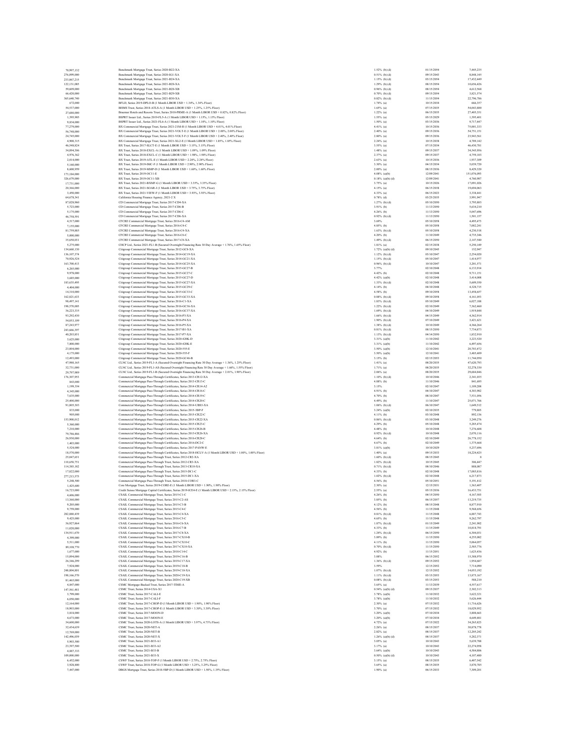| | | | | |
|---|---|---|---|---|
| 70,997,132 | Benchmark Mortgage Trust, Series 2020-B22-XA | 1.52% (b) (d) | 01/15/2054 | 7,445,235 |
| 276,099,000 | Benchmark Mortgage Trust, Series 2020-IG1-XA | 0.51% (b) (d) | 09/15/2043 | 8,848,145 |
| 231,067,215 | Benchmark Mortgage Trust, Series 2021-B24-XA | 1.15% (b) (d) | 03/15/2054 | 17,452,449 |
| 122,131,085 | Benchmark Mortgage Trust, Series 2021-B28-XA | 1.29% (b) (d) | 08/15/2054 | 10,656,426 |
| 59,609,000 | Benchmark Mortgage Trust, Series 2021-B28-XB | 0.96% (b) (d) | 08/15/2054 | 4,612,568 |
| 66,420,000 | Benchmark Mortgage Trust, Series 2021-B29-XB | 0.70% (b) (d) | 09/15/2054 | 3,821,574 |
| 365,640,740 | Benchmark Mortgage Trust, Series 2021-B30-XA | 0.82% (b) (d) | 11/15/2054 | 22,796,786 |
| 672,000 | BFLD, Series 2019-DPLO-B (1 Month LIBOR USD + 1.34%, 1.34% Floor) | 1.74% (a) | 10/15/2034 | 666,357 |
| 54,537,000 | BHMS Trust, Series 2018-ATLS-A (1 Month LIBOR USD + 1.25%, 1.25% Floor) | 1.65% (a) | 07/15/2035 | 54,043,800 |
| 27,680,000 | Braemar Hotels and Resorts Trust, Series 2018-PRME-A (1 Month LIBOR USD + 0.82%, 0.82% Floor) | 1.22% (a) | 06/15/2035 | 27,405,351 |
| 1,395,905 | BSPRT Issuer Ltd., Series 2019-FL5-A (1 Month LIBOR USD + 1.15%, 1.15% Floor) | 1.55% (a) | 05/15/2029 | 1,395,401 |
| 9,834,000 | BSPRT Issuer Ltd., Series 2021-FL6-A (1 Month LIBOR USD + 1.10%, 1.10% Floor) | 1.50% (a) | 03/15/2036 | 9,717,447 |
| 77,279,000 | BX Commercial Mortgage Trust, Series 2021-21M-H (1 Month LIBOR USD + 4.01%, 4.01% Floor) | 4.41% (a) | 10/15/2036 | 75,001,333 |
| 56,748,000 | BX Commercial Mortgage Trust, Series 2021-VOLT-E (1 Month LIBOR USD + 2.00%, 2.00% Floor) | 2.40% (a) | 09/15/2036 | 54,751,151 |
| 24,745,000 | BX Commercial Mortgage Trust, Series 2021-VOLT-F (1 Month LIBOR USD + 2.40%, 2.40% Floor) | 2.80% (a) | 09/15/2036 | 23,943,561 |
| 4,900,315 | BX Commercial Mortgage Trust, Series 2021-XL2-E (1 Month LIBOR USD + 1.85%, 1.85% Floor) | 2.24% (a) | 10/15/2038 | 4,789,142 |
| 46,548,824 | BX Trust, Series 2017-SLCT-E (1 Month LIBOR USD + 3.15%, 3.15% Floor) | 3.55% (a) | 07/15/2034 | 46,430,781 |
| 34,894,306 | BX Trust, Series 2018-EXCL-A (1 Month LIBOR USD + 1.09%, 1.09% Floor) | 1.48% (a) | 09/15/2037 | 34,545,956 |
| 4,976,362 | BX Trust, Series 2018-EXCL-C (1 Month LIBOR USD + 1.98%, 1.98% Floor) | 2.37% (a) | 09/15/2037 | 4,759,103 |
| 2,014,000 | BX Trust, Series 2019-ATL-E (1 Month LIBOR USD + 2.24%, 2.24% Floor) | 2.63% (a) | 10/15/2036 | 1,957,309 |
| 5,160,000 | BX Trust, Series 2019-IMC-F (1 Month LIBOR USD + 2.90%, 2.90% Floor) | 3.30% (a) | 04/15/2034 | 5,039,720 |
| 8,600,959 | BX Trust, Series 2019-MMP-D (1 Month LIBOR USD + 1.60%, 1.60% Floor) | 2.00% (a) | 08/15/2036 | 8,429,320 |
| 173,184,000 | BX Trust, Series 2019-OC11-E | 4.08% (a)(b) | 12/09/2041 | 151,076,093 |
| 326,679,000 | BX Trust, Series 2019-OC11-XB | 0.18% (a)(b) (d) | 12/09/2041 | 4,760,987 |
| 17,731,000 | BX Trust, Series 2021-BXMF-G (1 Month LIBOR USD + 3.35%, 3.35% Floor) | 3.75% (a) | 10/15/2026 | 17,091,026 |
| 20,366,000 | BX Trust, Series 2021-SOAR-J (1 Month LIBOR USD + 3.75%, 3.75% Floor) | 4.15% (a) | 06/15/2038 | 19,694,063 |
| 3,450,000 | BX Trust, Series 2021-VIEW-F (1 Month LIBOR USD + 3.93%, 3.93% Floor) | 4.33% (a) | 06/15/2023 | 3,338,441 |
| 64,678,341 | California Housing Finance Agency, 2021-2 X | 0.78% (d) | 03/25/2035 | 3,991,947 |
| 87,028,960 | CD Commercial Mortgage Trust, Series 2017-CD4-XA | 1.27% (b) (d) | 05/10/2050 | 3,795,803 |
| 5,723,000 | CD Commercial Mortgage Trust, Series 2017-CD6-B | 3.91% (b) | 11/13/2050 | 5,654,210 |
| 5,175,000 | CD Commercial Mortgage Trust, Series 2017-CD6-C | 4.26% (b) | 11/13/2050 | 5,047,696 |
| 46,758,591 | CD Commercial Mortgage Trust, Series 2017-CD6-XA | 0.92% (b) (d) | 11/13/2050 | 1,501,157 |
| 4,517,000 | CFCRE Commercial Mortgage Trust, Series 2016-C4-AM | 3.69% | 05/10/2058 | 4,495,473 |
| 7,155,000 | CFCRE Commercial Mortgage Trust, Series 2016-C4-C | 4.85% (b) | 05/10/2058 | 7,062,241 |
| 81,759,885 | CFCRE Commercial Mortgage Trust, Series 2016-C4-XA | 1.63% (b) (d) | 05/10/2058 | 4,230,518 |
| 5,000,000 | CFCRE Commercial Mortgage Trust, Series 2016-C6-C | 4.20% (b) | 11/10/2049 | 4,735,346 |
| 35,650,031 | CFCRE Commercial Mortgage Trust, Series 2017-C8-XA | 1.49% (b) (d) | 06/15/2050 | 2,147,540 |
| 5,275,000 | CHCP Ltd., Series 2021-FL1-B (Secured Overnight Financing Rate 30 Day Average + 1.76%, 1.65% Floor) | 1.81% (a) | 02/15/2038 | 5,250,149 |
| 134,660,130 | Citigroup Commercial Mortgage Trust, Series 2012-GC8-XA | 1.72% (a)(b) (d) | 09/10/2045 | 152,947 |
| 136,107,374 | Citigroup Commercial Mortgage Trust, Series 2014-GC19-XA | 1.12% (b) (d) | 03/10/2047 | 2,254,020 |
| 70,926,524 | Citigroup Commercial Mortgage Trust, Series 2014-GC21-XA | 1.15% (b) (d) | 05/10/2047 | 1,414,977 |
| 163,700,413 | Citigroup Commercial Mortgage Trust, Series 2014-GC25-XA | 0.96% (b) (d) | 10/10/2047 | 3,201,571 |
| 6,265,000 | Citigroup Commercial Mortgage Trust, Series 2015-GC27-B | 3.77% | 02/10/2048 | 6,133,934 |
| 9,978,000 | Citigroup Commercial Mortgage Trust, Series 2015-GC27-C | 4.42% (b) | 02/10/2048 | 9,711,151 |
| 3,685,000 | Citigroup Commercial Mortgage Trust, Series 2015-GC27-D | 4.42% (a)(b) | 02/10/2048 | 3,414,008 |
| 183,635,495 | Citigroup Commercial Mortgage Trust, Series 2015-GC27-XA | 1.33% (b) (d) | 02/10/2048 | 5,609,550 |
| 4,404,000 | Citigroup Commercial Mortgage Trust, Series 2015-GC29-C | 4.14% (b) | 04/10/2048 | 4,328,715 |
| 14,310,000 | Citigroup Commercial Mortgage Trust, Series 2015-GC33-C | 4.58% (b) | 09/10/2058 | 13,458,657 |
| 162,821,633 | Citigroup Commercial Mortgage Trust, Series 2015-GC33-XA | 0.88% (b) (d) | 09/10/2058 | 4,161,053 |
| 98,497,141 | Citigroup Commercial Mortgage Trust, Series 2016-C1-XA | 1.83% (b) (d) | 05/10/2049 | 6,027,188 |
| 198,570,005 | Citigroup Commercial Mortgage Trust, Series 2016-GC36-XA | 1.22% (b) (d) | 02/10/2049 | 7,362,460 |
| 36,223,335 | Citigroup Commercial Mortgage Trust, Series 2016-GC37-XA | 1.69% (b) (d) | 04/10/2049 | 1,919,848 |
| 93,292,430 | Citigroup Commercial Mortgage Trust, Series 2016-P3-XA | 1.66% (b) (d) | 04/15/2049 | 4,362,914 |
| 54,053,109 | Citigroup Commercial Mortgage Trust, Series 2016-P4-XA | 1.90% (b) (d) | 07/10/2049 | 3,421,621 |
| 87,243,977 | Citigroup Commercial Mortgage Trust, Series 2016-P5-XA | 1.38% (b) (d) | 10/10/2049 | 4,366,264 |
| 243,666,397 | Citigroup Commercial Mortgage Trust, Series 2017-B1-XA | 0.81% (b) (d) | 08/15/2050 | 7,754,873 |
| 40,203,851 | Citigroup Commercial Mortgage Trust, Series 2017-P7-XA | 1.13% (b) (d) | 04/14/2050 | 1,852,910 |
| 3,625,000 | Citigroup Commercial Mortgage Trust, Series 2020-420K-D | 3.31% (a)(b) | 11/10/2042 | 3,223,520 |
| 7,800,000 | Citigroup Commercial Mortgage Trust, Series 2020-420K-E | 3.31% (a)(b) | 11/10/2042 | 6,497,656 |
| 23,804,000 | Citigroup Commercial Mortgage Trust, Series 2020-555-E | 3.50% (a)(b) | 12/10/2041 | 20,703,472 |
| 4,175,000 | Citigroup Commercial Mortgage Trust, Series 2020-555-F | 3.50% (a)(b) | 12/10/2041 | 3,485,409 |
| 12,493,000 | Citigroup Commercial Mortgage Trust, Series 2020-GC46-B | 3.15% (b) | 02/15/2053 | 11,744,950 |
| 47,980,165 | CLNC Ltd., Series 2019-FL1-A (Secured Overnight Financing Rate 30 Day Average + 1.36%, 1.25% Floor) | 1.41% (a) | 08/20/2035 | 47,620,793 |
| 32,731,000 | CLNC Ltd., Series 2019-FL1-AS (Secured Overnight Financing Rate 30 Day Average + 1.66%, 1.55% Floor) | 1.71% (a) | 08/20/2035 | 32,278,330 |
| 29,797,989 | CLNC Ltd., Series 2019-FL1-B (Secured Overnight Financing Rate 30 Day Average + 2.01%, 1.90% Floor) | 2.06% (a) | 08/20/2035 | 29,684,846 |
| 176,307,953 | Commercial Mortgage Pass-Through Certificates, Series 2013-CR12-XA | 1.10% (b) (d) | 10/10/2046 | 2,341,035 |
| 843,000 | Commercial Mortgage Pass-Through Certificates, Series 2013-CR13-C | 4.88% (b) | 11/10/2046 | 841,695 |
| 1,199,354 | Commercial Mortgage Pass-Through Certificates, Series 2014-CR14-A2 | 3.15% | 02/10/2047 | 1,189,208 |
| 4,345,000 | Commercial Mortgage Pass-Through Certificates, Series 2014-CR16-C | 4.91% (b) | 04/10/2047 | 4,303,982 |
| 7,635,000 | Commercial Mortgage Pass-Through Certificates, Series 2014-CR19-C | 4.70% (b) | 08/10/2047 | 7,531,056 |
| 25,400,000 | Commercial Mortgage Pass-Through Certificates, Series 2014-CR20-C | 4.49% (b) | 11/10/2047 | 25,071,766 |
| 91,805,303 | Commercial Mortgage Pass-Through Certificates, Series 2014-UBS3-XA | 1.06% (b) (d) | 06/10/2047 | 1,649,512 |
| 833,000 | Commercial Mortgage Pass-Through Certificates, Series 2015-3BP-F | 3.24% (a)(b) | 02/10/2035 | 779,803 |
| 905,000 | Commercial Mortgage Pass-Through Certificates, Series 2015-CR22-C | 4.11% (b) | 03/10/2048 | 892,136 |
| 153,900,012 | Commercial Mortgage Pass-Through Certificates, Series 2015-CR22-XA | 0.86% (b) (d) | 03/10/2048 | 3,249,276 |
| 5,360,000 | Commercial Mortgage Pass-Through Certificates, Series 2015-CR23-C | 4.29% (b) | 05/10/2048 | 5,285,474 |
| 7,210,000 | Commercial Mortgage Pass-Through Certificates, Series 2015-CR26-B | 4.48% (b) | 10/10/2048 | 7,276,608 |
| 79,786,486 | Commercial Mortgage Pass-Through Certificates, Series 2015-CR26-XA | 0.92% (b) (d) | 10/10/2048 | 2,070,116 |
| 26,930,000 | Commercial Mortgage Pass-Through Certificates, Series 2016-CR28-C | 4.64% (b) | 02/10/2049 | 26,778,152 |
| 1,403,000 | Commercial Mortgage Pass-Through Certificates, Series 2016-DC2-C | 4.67% (b) | 02/10/2049 | 1,375,668 |
| 5,524,000 | Commercial Mortgage Pass-Through Certificates, Series 2017-PANW-E | 3.81% (a)(b) | 10/10/2029 | 5,237,696 |
| 18,570,000 | Commercial Mortgage Pass-Through Certificates, Series 2018-HCLV-A (1 Month LIBOR USD + 1.00%, 1.00% Floor) | 1.40% (a) | 09/15/2033 | 18,224,425 |
| 25,047,651 | Commercial Mortgage Pass-Through Trust, Series 2012-CR2-XA | 1.60% (b) (d) | 08/15/2045 | 8 |
| 110,658,751 | Commercial Mortgage Pass-Through Trust, Series 2012-CR3-XA | 1.82% (b) (d) | 10/15/2045 | 306,447 |
| 114,385,182 | Commercial Mortgage Pass-Through Trust, Series 2013-CR10-XA | 0.71% (b) (d) | 08/10/2046 | 888,087 |
| 17,822,000 | Commercial Mortgage Pass-Through Trust, Series 2015-DC1-C | 4.33% (b) | 02/10/2048 | 17,085,816 |
| 277,213,575 | Commercial Mortgage Pass-Through Trust, Series 2015-DC1-XA | 1.02% (b) (d) | 02/10/2048 | 6,217,873 |
| 5,248,500 | Commercial Mortgage Pass-Through Trust, Series 2018-COR3-C | 4.56% (b) | 05/10/2051 | 5,191,412 |
| 1,425,600 | Core Mortgage Trust, Series 2019-CORE-E (1 Month LIBOR USD + 1.90%, 1.90% Floor) | 2.30% (a) | 12/15/2031 | 1,363,407 |
| 16,723,000 | Credit Suisse Mortgage Capital Certificates, Series 2019-ICE4-E (1 Month LIBOR USD + 2.15%, 2.15% Floor) | 2.55% (a) | 05/15/2036 | 16,433,751 |
| 4,606,000 | CSAIL Commercial Mortgage Trust, Series 2015-C1-C | 4.26% (b) | 04/15/2050 | 4,167,503 |
| 13,360,000 | CSAIL Commercial Mortgage Trust, Series 2015-C2-AS | 3.85% (b) | 06/15/2057 | 13,219,735 |
| 9,205,000 | CSAIL Commercial Mortgage Trust, Series 2015-C3-B | 4.12% (b) | 08/15/2048 | 8,877,910 |
| 9,759,000 | CSAIL Commercial Mortgage Trust, Series 2015-C4-C | 4.56% (b) | 11/15/2048 | 9,568,656 |
| 282,880,439 | CSAIL Commercial Mortgage Trust, Series 2015-C4-XA | 0.81% (b) (d) | 11/15/2048 | 6,887,743 |
| 9,425,000 | CSAIL Commercial Mortgage Trust, Series 2016-C5-C | 4.65% (b) | 11/15/2048 | 9,262,797 |
| 36,927,864 | CSAIL Commercial Mortgage Trust, Series 2016-C6-XA | 1.87% (b) (d) | 01/15/2049 | 2,241,902 |
| 11,020,000 | CSAIL Commercial Mortgage Trust, Series 2016-C7-B | 4.33% (b) | 11/15/2049 | 10,818,791 |
| 134,911,670 | CSAIL Commercial Mortgage Trust, Series 2017-C8-XA | 1.24% (b) (d) | 06/15/2050 | 6,304,051 |
| 4,399,000 | CSAIL Commercial Mortgage Trust, Series 2017-CX10-B | 3.89% (b) | 11/15/2050 | 4,255,082 |
| 5,511,000 | CSAIL Commercial Mortgage Trust, Series 2017-CX10-C | 4.11% (b) | 11/15/2050 | 5,064,057 |
| 89,108,770 | CSAIL Commercial Mortgage Trust, Series 2017-CX10-XA | 0.70% (b) (d) | 11/15/2050 | 2,585,776 |
| 1,677,000 | CSAIL Commercial Mortgage Trust, Series 2018-C14-C | 4.92% (b) | 11/15/2051 | 1,625,436 |
| 15,894,000 | CSAIL Commercial Mortgage Trust, Series 2019-C16-B | 3.88% | 06/15/2052 | 15,388,970 |
| 26,346,299 | CSAIL Commercial Mortgage Trust, Series 2019-C17-XA | 1.36% (b) (d) | 09/15/2052 | 1,954,687 |
| 7,924,000 | CSAIL Commercial Mortgage Trust, Series 2019-C18-B | 3.59% | 12/15/2052 | 7,714,090 |
| 248,804,801 | CSAIL Commercial Mortgage Trust, Series 2019-C18-XA | 1.07% (b) (d) | 12/15/2052 | 14,053,192 |
| 198,166,570 | CSAIL Commercial Mortgage Trust, Series 2020-C19-XA | 1.11% (b) (d) | 03/15/2053 | 13,875,167 |
| 81,465,000 | CSAIL Commercial Mortgage Trust, Series 2020-C19-XB | 0.08% (b) (d) | 03/15/2053 | 508,210 |
| 4,847,000 | CSMC Mortgage-Backed Trust, Series 2017-TIME-A | 3.65% (a) | 11/13/2039 | 4,557,617 |
| 147,561,481 | CSMC Trust, Series 2014-USA-X1 | 0.54% (a)(b) (d) | 09/15/2037 | 2,302,313 |
| 3,799,000 | CSMC Trust, Series 2017-CALI-E | 3.78% (a)(b) | 11/10/2032 | 3,622,321 |
| 6,050,000 | CSMC Trust, Series 2017-CALI-F | 3.78% (a)(b) | 11/10/2032 | 5,626,444 |
| 12,164,000 | CSMC Trust, Series 2017-CHOP-D (1 Month LIBOR USD + 1.90%, 1.90% Floor) | 2.30% (a) | 07/15/2032 | 11,716,626 |
| 18,903,000 | CSMC Trust, Series 2017-CHOP-E (1 Month LIBOR USD + 3.30%, 3.30% Floor) | 3.70% (a) | 07/15/2032 | 18,029,952 |
| 3,818,000 | CSMC Trust, Series 2017-MOON-D | 3.20% (a)(b) | 07/10/2034 | 3,808,663 |
| 4,673,000 | CSMC Trust, Series 2017-MOON-E | 3.20% (a)(b) | 07/10/2034 | 4,649,481 |
| 34,600,000 | CSMC Trust, Series 2020-LOTS-A (1 Month LIBOR USD + 3.97%, 4.73% Floor) | 4.73% (a) | 07/15/2022 | 34,265,823 |
| 32,454,639 | CSMC Trust, Series 2020-NET-A | 2.26% (a) | 08/15/2037 | 30,878,778 |
| 12,769,000 | CSMC Trust, Series 2020-NET-B | 2.82% (a) | 08/15/2037 | 12,205,242 |
| 142,496,059 | CSMC Trust, Series 2020-NET-X | 1.26% (a)(b) (d) | 08/15/2037 | 5,282,371 |
| 5,903,500 | CSMC Trust, Series 2021-B33-A1 | 3.05% (a) | 10/10/2043 | 5,659,788 |
| 23,397,500 | CSMC Trust, Series 2021-B33-A2 | 3.17% (a) | 10/10/2043 | 22,274,958 |
| 4,887,333 | CSMC Trust, Series 2021-B33-B | 3.64% (a)(b) | 10/10/2043 | 4,584,006 |
| 109,000,000 | CSMC Trust, Series 2021-B33-X | 0.50% (a)(b) (d) | 10/10/2043 | 4,107,480 |
| 6,452,000 | CSWF Trust, Series 2018-TOP-F (1 Month LIBOR USD + 2.75%, 2.75% Floor) | 3.15% (a) | 08/15/2035 | 6,407,542 |
| 3,928,000 | CSWF Trust, Series 2018-TOP-G (1 Month LIBOR USD + 3.25%, 3.25% Floor) | 3.65% (a) | 08/15/2035 | 3,870,785 |
| 7,447,000 | DBGS Mortgage Trust, Series 2018-5BP-D (1 Month LIBOR USD + 1.50%, 1.35% Floor) | 1.90% (a) | 06/15/2033 | 7,309,201 |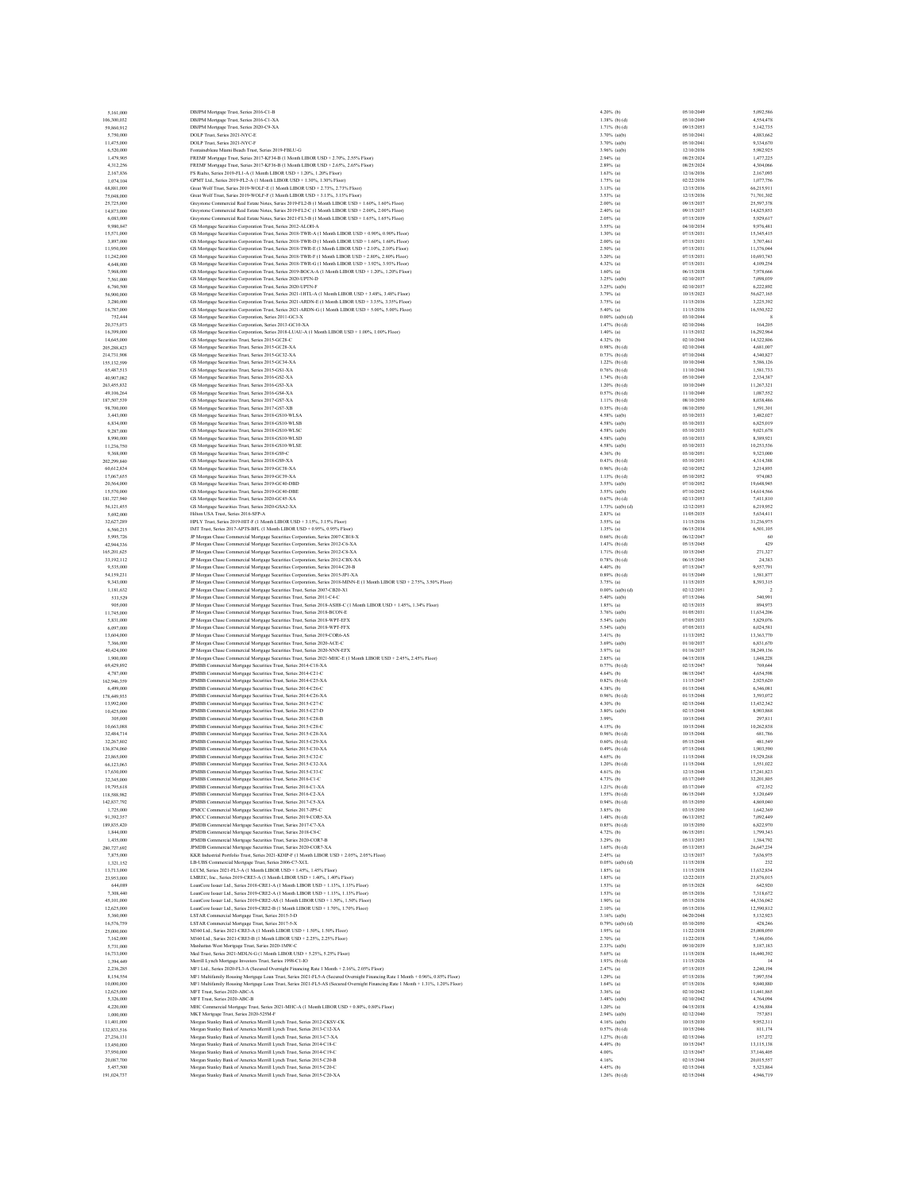| | | | | |
|---|---|---|---|---|
| 5,161,000 | DBJPM Mortgage Trust, Series 2016-C1-B | 4.20% (b) | 05/10/2049 | 5,092,586 |
| 106,300,032 | DBJPM Mortgage Trust, Series 2016-C1-XA | 1.38% (b) (d) | 05/10/2049 | 4,554,478 |
| 59,860,912 | DBJPM Mortgage Trust, Series 2020-C9-XA | 1.71% (b) (d) | 09/15/2053 | 5,142,735 |
| 5,750,000 | DOLP Trust, Series 2021-NYC-E | 3.70% (a)(b) | 05/10/2041 | 4,883,662 |
| 11,475,000 | DOLP Trust, Series 2021-NYC-F | 3.70% (a)(b) | 05/10/2041 | 9,334,670 |
| 6,520,000 | Fontainebleau Miami Beach Trust, Series 2019-FBLU-G | 3.96% (a)(b) | 12/10/2036 | 5,982,925 |
| 1,479,905 | FREMF Mortgage Trust, Series 2017-KF34-B (1 Month LIBOR USD + 2.70%, 2.55% Floor) | 2.94% (a) | 08/25/2024 | 1,477,225 |
| 4,312,256 | FREMF Mortgage Trust, Series 2017-KF36-B (1 Month LIBOR USD + 2.65%, 2.65% Floor) | 2.89% (a) | 08/25/2024 | 4,304,066 |
| 2,167,836 | FS Rialto, Series 2019-FL1-A (1 Month LIBOR USD + 1.20%, 1.20% Floor) | 1.63% (a) | 12/16/2036 | 2,167,093 |
| 1,074,104 | GPMT Ltd., Series 2019-FL2-A (1 Month LIBOR USD + 1.30%, 1.30% Floor) | 1.75% (a) | 02/22/2036 | 1,077,756 |
| 68,881,000 | Great Wolf Trust, Series 2019-WOLF-E (1 Month LIBOR USD + 2.73%, 2.73% Floor) | 3.13% (a) | 12/15/2036 | 66,215,911 |
| 75,048,000 | Great Wolf Trust, Series 2019-WOLF-F (1 Month LIBOR USD + 3.13%, 3.13% Floor) | 3.53% (a) | 12/15/2036 | 71,701,302 |
| 25,725,000 | Greystone Commercial Real Estate Notes, Series 2019-FL2-B (1 Month LIBOR USD + 1.60%, 1.60% Floor) | 2.00% (a) | 09/15/2037 | 25,597,378 |
| 14,875,000 | Greystone Commercial Real Estate Notes, Series 2019-FL2-C (1 Month LIBOR USD + 2.00%, 2.00% Floor) | 2.40% (a) | 09/15/2037 | 14,825,853 |
| 6,083,000 | Greystone Commercial Real Estate Notes, Series 2021-FL3-B (1 Month LIBOR USD + 1.65%, 1.65% Floor) | 2.05% (a) | 07/15/2039 | 5,929,617 |
| 9,980,847 | GS Mortgage Securities Corporation Trust, Series 2012-ALOH-A | 3.55% (a) | 04/10/2034 | 9,976,481 |
| 15,571,000 | GS Mortgage Securities Corporation Trust, Series 2018-TWR-A (1 Month LIBOR USD + 0.90%, 0.90% Floor) | 1.30% (a) | 07/15/2031 | 15,345,415 |
| 3,897,000 | GS Mortgage Securities Corporation Trust, Series 2018-TWR-D (1 Month LIBOR USD + 1.60%, 1.60% Floor) | 2.00% (a) | 07/15/2031 | 3,707,461 |
| 11,950,000 | GS Mortgage Securities Corporation Trust, Series 2018-TWR-E (1 Month LIBOR USD + 2.10%, 2.10% Floor) | 2.50% (a) | 07/15/2031 | 11,376,044 |
| 11,242,000 | GS Mortgage Securities Corporation Trust, Series 2018-TWR-F (1 Month LIBOR USD + 2.80%, 2.80% Floor) | 3.20% (a) | 07/15/2031 | 10,693,743 |
| 4,648,000 | GS Mortgage Securities Corporation Trust, Series 2018-TWR-G (1 Month LIBOR USD + 3.92%, 3.93% Floor) | 4.32% (a) | 07/15/2031 | 4,109,254 |
| 7,968,000 | GS Mortgage Securities Corporation Trust, Series 2019-BOCA-A (1 Month LIBOR USD + 1.20%, 1.20% Floor) | 1.60% (a) | 06/15/2038 | 7,978,666 |
| 7,361,000 | GS Mortgage Securities Corporation Trust, Series 2020-UPTN-D | 3.25% (a)(b) | 02/10/2037 | 7,098,039 |
| 6,760,500 | GS Mortgage Securities Corporation Trust, Series 2020-UPTN-F | 3.25% (a)(b) | 02/10/2037 | 6,223,892 |
| 56,900,000 | GS Mortgage Securities Corporation Trust, Series 2021-1HTL-A (1 Month LIBOR USD + 3.40%, 3.40% Floor) | 3.79% (a) | 10/15/2023 | 56,627,165 |
| 3,280,000 | GS Mortgage Securities Corporation Trust, Series 2021-ARDN-E (1 Month LIBOR USD + 3.35%, 3.35% Floor) | 3.75% (a) | 11/15/2036 | 3,225,392 |
| 16,787,000 | GS Mortgage Securities Corporation Trust, Series 2021-ARDN-G (1 Month LIBOR USD + 5.00%, 5.00% Floor) | 5.40% (a) | 11/15/2036 | 16,550,522 |
| 752,444 | GS Mortgage Securities Corporation, Series 2011-GC3-X | 0.00% (a)(b) (d) | 03/10/2044 | 8 |
| 20,375,073 | GS Mortgage Securities Corporation, Series 2013-GC10-XA | 1.47% (b) (d) | 02/10/2046 | 164,205 |
| 16,399,000 | GS Mortgage Securities Corporation, Series 2018-LUAU-A (1 Month LIBOR USD + 1.00%, 1.00% Floor) | 1.40% (a) | 11/15/2032 | 16,292,964 |
| 14,645,000 | GS Mortgage Securities Trust, Series 2015-GC28-C | 4.32% (b) | 02/10/2048 | 14,322,806 |
| 205,288,423 | GS Mortgage Securities Trust, Series 2015-GC28-XA | 0.98% (b) (d) | 02/10/2048 | 4,681,007 |
| 214,731,908 | GS Mortgage Securities Trust, Series 2015-GC32-XA | 0.73% (b) (d) | 07/10/2048 | 4,340,827 |
| 155,132,599 | GS Mortgage Securities Trust, Series 2015-GC34-XA | 1.22% (b) (d) | 10/10/2048 | 5,386,126 |
| 65,487,513 | GS Mortgage Securities Trust, Series 2015-GS1-XA | 0.76% (b) (d) | 11/10/2048 | 1,581,733 |
| 40,907,082 | GS Mortgage Securities Trust, Series 2016-GS2-XA | 1.74% (b) (d) | 05/10/2049 | 2,534,387 |
| 263,495,832 | GS Mortgage Securities Trust, Series 2016-GS3-XA | 1.20% (b) (d) | 10/10/2049 | 11,267,321 |
| 49,106,264 | GS Mortgage Securities Trust, Series 2016-GS4-XA | 0.57% (b) (d) | 11/10/2049 | 1,087,552 |
| 187,507,539 | GS Mortgage Securities Trust, Series 2017-GS7-XA | 1.11% (b) (d) | 08/10/2050 | 8,038,486 |
| 98,700,000 | GS Mortgage Securities Trust, Series 2017-GS7-XB | 0.35% (b) (d) | 08/10/2050 | 1,991,301 |
| 3,443,000 | GS Mortgage Securities Trust, Series 2018-GS10-WLSA | 4.58% (a)(b) | 03/10/2033 | 3,482,027 |
| 6,834,000 | GS Mortgage Securities Trust, Series 2018-GS10-WLSB | 4.58% (a)(b) | 03/10/2033 | 6,825,919 |
| 9,287,000 | GS Mortgage Securities Trust, Series 2018-GS10-WLSC | 4.58% (a)(b) | 03/10/2033 | 9,021,678 |
| 8,990,000 | GS Mortgage Securities Trust, Series 2018-GS10-WLSD | 4.58% (a)(b) | 03/10/2033 | 8,389,921 |
| 11,256,750 | GS Mortgage Securities Trust, Series 2018-GS10-WLSE | 4.58% (a)(b) | 03/10/2033 | 10,253,536 |
| 9,368,000 | GS Mortgage Securities Trust, Series 2018-GS9-C | 4.36% (b) | 03/10/2051 | 9,323,000 |
| 202,299,840 | GS Mortgage Securities Trust, Series 2018-GS9-XA | 0.43% (b) (d) | 03/10/2051 | 4,314,388 |
| 60,612,834 | GS Mortgage Securities Trust, Series 2019-GC38-XA | 0.96% (b) (d) | 02/10/2052 | 3,214,893 |
| 17,067,655 | GS Mortgage Securities Trust, Series 2019-GC39-XA | 1.13% (b) (d) | 05/10/2052 | 974,083 |
| 20,564,000 | GS Mortgage Securities Trust, Series 2019-GC40-DBD | 3.55% (a)(b) | 07/10/2052 | 19,648,945 |
| 15,570,000 | GS Mortgage Securities Trust, Series 2019-GC40-DBE | 3.55% (a)(b) | 07/10/2052 | 14,614,566 |
| 181,727,940 | GS Mortgage Securities Trust, Series 2020-GC45-XA | 0.67% (b) (d) | 02/13/2053 | 7,411,810 |
| 56,121,455 | GS Mortgage Securities Trust, Series 2020-GSA2-XA | 1.73% (a)(b) (d) | 12/12/2053 | 6,219,952 |
| 5,692,000 | Hilton USA Trust, Series 2016-SFP-A | 2.83% (a) | 11/05/2035 | 5,654,411 |
| 32,627,289 | HPLY Trust, Series 2019-HIT-F (1 Month LIBOR USD + 3.15%, 3.15% Floor) | 3.55% (a) | 11/15/2036 | 31,256,975 |
| 6,560,215 | IMT Trust, Series 2017-APTS-BFL (1 Month LIBOR USD + 0.95%, 0.95% Floor) | 1.35% (a) | 06/15/2034 | 6,501,105 |
| 5,995,726 | JP Morgan Chase Commercial Mortgage Securities Corporation, Series 2007-CB18-X | 0.66% (b) (d) | 06/12/2047 | 60 |
| 42,944,536 | JP Morgan Chase Commercial Mortgage Securities Corporation, Series 2012-C6-XA | 1.43% (b) (d) | 05/15/2045 | 429 |
| 165,201,625 | JP Morgan Chase Commercial Mortgage Securities Corporation, Series 2012-C8-XA | 1.71% (b) (d) | 10/15/2045 | 271,327 |
| 33,192,112 | JP Morgan Chase Commercial Mortgage Securities Corporation, Series 2012-CBX-XA | 0.78% (b) (d) | 06/15/2045 | 24,383 |
| 9,535,000 | JP Morgan Chase Commercial Mortgage Securities Corporation, Series 2014-C20-B | 4.40% (b) | 07/15/2047 | 9,557,791 |
| 54,159,231 | JP Morgan Chase Commercial Mortgage Securities Corporation, Series 2015-JP1-XA | 0.89% (b) (d) | 01/15/2049 | 1,581,877 |
| 9,343,000 | JP Morgan Chase Commercial Mortgage Securities Corporation, Series 2018-MINN-E (1 Month LIBOR USD + 2.75%, 3.50% Floor) | 3.75% (a) | 11/15/2035 | 8,593,315 |
| 1,181,632 | JP Morgan Chase Commercial Mortgage Securities Trust, Series 2007-CB20-X1 | 0.00% (a)(b) (d) | 02/12/2051 | 2 |
| 533,529 | JP Morgan Chase Commercial Mortgage Securities Trust, Series 2011-C4-C | 5.40% (a)(b) | 07/15/2046 | 540,991 |
| 905,000 | JP Morgan Chase Commercial Mortgage Securities Trust, Series 2018-ASH8-C (1 Month LIBOR USD + 1.45%, 1.34% Floor) | 1.85% (a) | 02/15/2035 | 894,973 |
| 11,745,000 | JP Morgan Chase Commercial Mortgage Securities Trust, Series 2018-BCON-E | 3.76% (a)(b) | 01/05/2031 | 11,634,206 |
| 5,831,000 | JP Morgan Chase Commercial Mortgage Securities Trust, Series 2018-WPT-EFX | 5.54% (a)(b) | 07/05/2033 | 5,829,076 |
| 6,097,000 | JP Morgan Chase Commercial Mortgage Securities Trust, Series 2018-WPT-FFX | 5.54% (a)(b) | 07/05/2033 | 6,024,581 |
| 13,604,000 | JP Morgan Chase Commercial Mortgage Securities Trust, Series 2019-COR6-AS | 3.41% (b) | 11/13/2052 | 13,363,770 |
| 7,366,000 | JP Morgan Chase Commercial Mortgage Securities Trust, Series 2020-ACE-C | 3.69% (a)(b) | 01/10/2037 | 6,831,670 |
| 40,424,000 | JP Morgan Chase Commercial Mortgage Securities Trust, Series 2020-NNN-EFX | 3.97% (a) | 01/16/2037 | 38,249,136 |
| 1,900,000 | JP Morgan Chase Commercial Mortgage Securities Trust, Series 2021-MHC-E (1 Month LIBOR USD + 2.45%, 2.45% Floor) | 2.85% (a) | 04/15/2038 | 1,848,228 |
| 69,429,892 | JPMBB Commercial Mortgage Securities Trust, Series 2014-C18-XA | 0.77% (b) (d) | 02/15/2047 | 769,644 |
| 4,787,000 | JPMBB Commercial Mortgage Securities Trust, Series 2014-C21-C | 4.64% (b) | 08/15/2047 | 4,654,598 |
| 162,946,359 | JPMBB Commercial Mortgage Securities Trust, Series 2014-C25-XA | 0.82% (b) (d) | 11/15/2047 | 2,925,620 |
| 6,499,000 | JPMBB Commercial Mortgage Securities Trust, Series 2014-C26-C | 4.38% (b) | 01/15/2048 | 6,346,081 |
| 178,449,933 | JPMBB Commercial Mortgage Securities Trust, Series 2014-C26-XA | 0.96% (b) (d) | 01/15/2048 | 3,593,072 |
| 13,992,000 | JPMBB Commercial Mortgage Securities Trust, Series 2015-C27-C | 4.30% (b) | 02/15/2048 | 13,432,342 |
| 10,425,000 | JPMBB Commercial Mortgage Securities Trust, Series 2015-C27-D | 3.80% (a)(b) | 02/15/2048 | 8,903,868 |
| 305,000 | JPMBB Commercial Mortgage Securities Trust, Series 2015-C28-B | 3.99% | 10/15/2048 | 297,811 |
| 10,663,088 | JPMBB Commercial Mortgage Securities Trust, Series 2015-C28-C | 4.15% (b) | 10/15/2048 | 10,262,838 |
| 32,484,714 | JPMBB Commercial Mortgage Securities Trust, Series 2015-C28-XA | 0.96% (b) (d) | 10/15/2048 | 681,786 |
| 32,267,802 | JPMBB Commercial Mortgage Securities Trust, Series 2015-C29-XA | 0.60% (b) (d) | 05/15/2048 | 481,549 |
| 136,874,060 | JPMBB Commercial Mortgage Securities Trust, Series 2015-C30-XA | 0.49% (b) (d) | 07/15/2048 | 1,903,590 |
| 23,865,000 | JPMBB Commercial Mortgage Securities Trust, Series 2015-C32-C | 4.65% (b) | 11/15/2048 | 19,329,268 |
| 66,123,063 | JPMBB Commercial Mortgage Securities Trust, Series 2015-C32-XA | 1.20% (b) (d) | 11/15/2048 | 1,551,022 |
| 17,630,000 | JPMBB Commercial Mortgage Securities Trust, Series 2015-C33-C | 4.61% (b) | 12/15/2048 | 17,241,823 |
| 32,345,000 | JPMBB Commercial Mortgage Securities Trust, Series 2016-C1-C | 4.73% (b) | 03/17/2049 | 32,201,805 |
| 19,795,618 | JPMBB Commercial Mortgage Securities Trust, Series 2016-C1-XA | 1.21% (b) (d) | 03/17/2049 | 672,352 |
| 118,588,982 | JPMBB Commercial Mortgage Securities Trust, Series 2016-C2-XA | 1.55% (b) (d) | 06/15/2049 | 5,120,649 |
| 142,837,792 | JPMBB Commercial Mortgage Securities Trust, Series 2017-C5-XA | 0.94% (b) (d) | 03/15/2050 | 4,869,040 |
| 1,725,000 | JPMCC Commercial Mortgage Securities Trust, Series 2017-JP5-C | 3.85% (b) | 03/15/2050 | 1,642,369 |
| 91,392,357 | JPMCC Commercial Mortgage Securities Trust, Series 2019-COR5-XA | 1.48% (b) (d) | 06/13/2052 | 7,092,449 |
| 189,835,420 | JPMDB Commercial Mortgage Securities Trust, Series 2017-C7-XA | 0.85% (b) (d) | 10/15/2050 | 6,822,970 |
| 1,844,000 | JPMDB Commercial Mortgage Securities Trust, Series 2018-C8-C | 4.72% (b) | 06/15/2051 | 1,799,343 |
| 1,435,000 | JPMDB Commercial Mortgage Securities Trust, Series 2020-COR7-B | 3.29% (b) | 05/13/2053 | 1,384,792 |
| 280,727,692 | JPMDB Commercial Mortgage Securities Trust, Series 2020-COR7-XA | 1.65% (b) (d) | 05/13/2053 | 26,647,234 |
| 7,875,000 | KKR Industrial Portfolio Trust, Series 2021-KDIP-F (1 Month LIBOR USD + 2.05%, 2.05% Floor) | 2.45% (a) | 12/15/2037 | 7,658,975 |
| 1,321,152 | LB-UBS Commercial Mortgage Trust, Series 2006-C7-XCL | 0.05% (a)(b) (d) | 11/15/2038 | 232 |
| 13,713,000 | LCCM, Series 2021-FL3-A (1 Month LIBOR USD + 1.45%, 1.45% Floor) | 1.85% (a) | 11/15/2038 | 13,632,834 |
| 23,953,000 | LMREC, Inc., Series 2019-CRE3-A (1 Month LIBOR USD + 1.40%, 1.40% Floor) | 1.85% (a) | 12/22/2035 | 23,876,015 |
| 644,089 | LoanCore Issuer Ltd., Series 2018-CRE1-A (1 Month LIBOR USD + 1.13%, 1.13% Floor) | 1.53% (a) | 05/15/2028 | 642,920 |
| 7,308,440 | LoanCore Issuer Ltd., Series 2019-CRE2-A (1 Month LIBOR USD + 1.13%, 1.13% Floor) | 1.53% (a) | 05/15/2036 | 7,318,672 |
| 45,101,000 | LoanCore Issuer Ltd., Series 2019-CRE2-AS (1 Month LIBOR USD + 1.50%, 1.50% Floor) | 1.90% (a) | 05/15/2036 | 44,356,042 |
| 12,625,000 | LoanCore Issuer Ltd., Series 2019-CRE2-B (1 Month LIBOR USD + 1.70%, 1.70% Floor) | 2.10% (a) | 05/15/2036 | 12,590,812 |
| 5,360,000 | LSTAR Commercial Mortgage Trust, Series 2015-3-D | 3.16% (a)(b) | 04/20/2048 | 5,132,923 |
| 16,576,759 | LSTAR Commercial Mortgage Trust, Series 2017-5-X | 0.79% (a)(b) (d) | 03/10/2050 | 428,246 |
| 25,000,000 | M360 Ltd., Series 2021-CRE3-A (1 Month LIBOR USD + 1.50%, 1.50% Floor) | 1.95% (a) | 11/22/2038 | 25,008,050 |
| 7,162,000 | M360 Ltd., Series 2021-CRE3-B (1 Month LIBOR USD + 2.25%, 2.25% Floor) | 2.70% (a) | 11/22/2038 | 7,146,036 |
| 5,731,000 | Manhattan West Mortgage Trust, Series 2020-1MW-C | 2.33% (a)(b) | 09/10/2039 | 5,187,183 |
| 16,733,000 | Med Trust, Series 2021-MDLN-G (1 Month LIBOR USD + 5.25%, 5.25% Floor) | 5.65% (a) | 11/15/2038 | 16,440,392 |
| 1,394,449 | Merrill Lynch Mortgage Investors Trust, Series 1998-C1-IO | 0.93% (b) (d) | 11/15/2026 | 14 |
| 2,236,285 | MF1 Ltd., Series 2020-FL3-A (Secured Overnight Financing Rate 1 Month + 2.16%, 2.05% Floor) | 2.47% (a) | 07/15/2035 | 2,240,194 |
| 8,154,554 | MF1 Multifamily Housing Mortgage Loan Trust, Series 2021-FL5-A (Secured Overnight Financing Rate 1 Month + 0.96%, 0.85% Floor) | 1.29% (a) | 07/15/2036 | 7,997,554 |
| 10,000,000 | MF1 Multifamily Housing Mortgage Loan Trust, Series 2021-FL5-AS (Secured Overnight Financing Rate 1 Month + 1.31%, 1.20% Floor) | 1.64% (a) | 07/15/2036 | 9,840,880 |
| 12,625,000 | MFT Trust, Series 2020-ABC-A | 3.36% (a) | 02/10/2042 | 11,441,865 |
| 5,326,000 | MFT Trust, Series 2020-ABC-B | 3.48% (a)(b) | 02/10/2042 | 4,764,094 |
| 4,220,000 | MHC Commercial Mortgage Trust, Series 2021-MHC-A (1 Month LIBOR USD + 0.80%, 0.80% Floor) | 1.20% (a) | 04/15/2038 | 4,156,884 |
| 1,000,000 | MKT Mortgage Trust, Series 2020-525M-F | 2.94% (a)(b) | 02/12/2040 | 757,851 |
| 11,401,000 | Morgan Stanley Bank of America Merrill Lynch Trust, Series 2012-CKSV-CK | 4.16% (a)(b) | 10/15/2030 | 9,952,311 |
| 132,833,516 | Morgan Stanley Bank of America Merrill Lynch Trust, Series 2013-C12-XA | 0.57% (b) (d) | 10/15/2046 | 811,174 |
| 27,256,131 | Morgan Stanley Bank of America Merrill Lynch Trust, Series 2013-C7-XA | 1.27% (b) (d) | 02/15/2046 | 157,272 |
| 13,450,000 | Morgan Stanley Bank of America Merrill Lynch Trust, Series 2014-C18-C | 4.49% (b) | 10/15/2047 | 13,115,138 |
| 37,950,000 | Morgan Stanley Bank of America Merrill Lynch Trust, Series 2014-C19-C | 4.00% | 12/15/2047 | 37,146,405 |
| 20,087,700 | Morgan Stanley Bank of America Merrill Lynch Trust, Series 2015-C20-B | 4.16% | 02/15/2048 | 20,015,557 |
| 5,457,500 | Morgan Stanley Bank of America Merrill Lynch Trust, Series 2015-C20-C | 4.45% (b) | 02/15/2048 | 5,323,864 |
| 191,024,737 | Morgan Stanley Bank of America Merrill Lynch Trust, Series 2015-C20-XA | 1.26% (b) (d) | 02/15/2048 | 4,946,719 |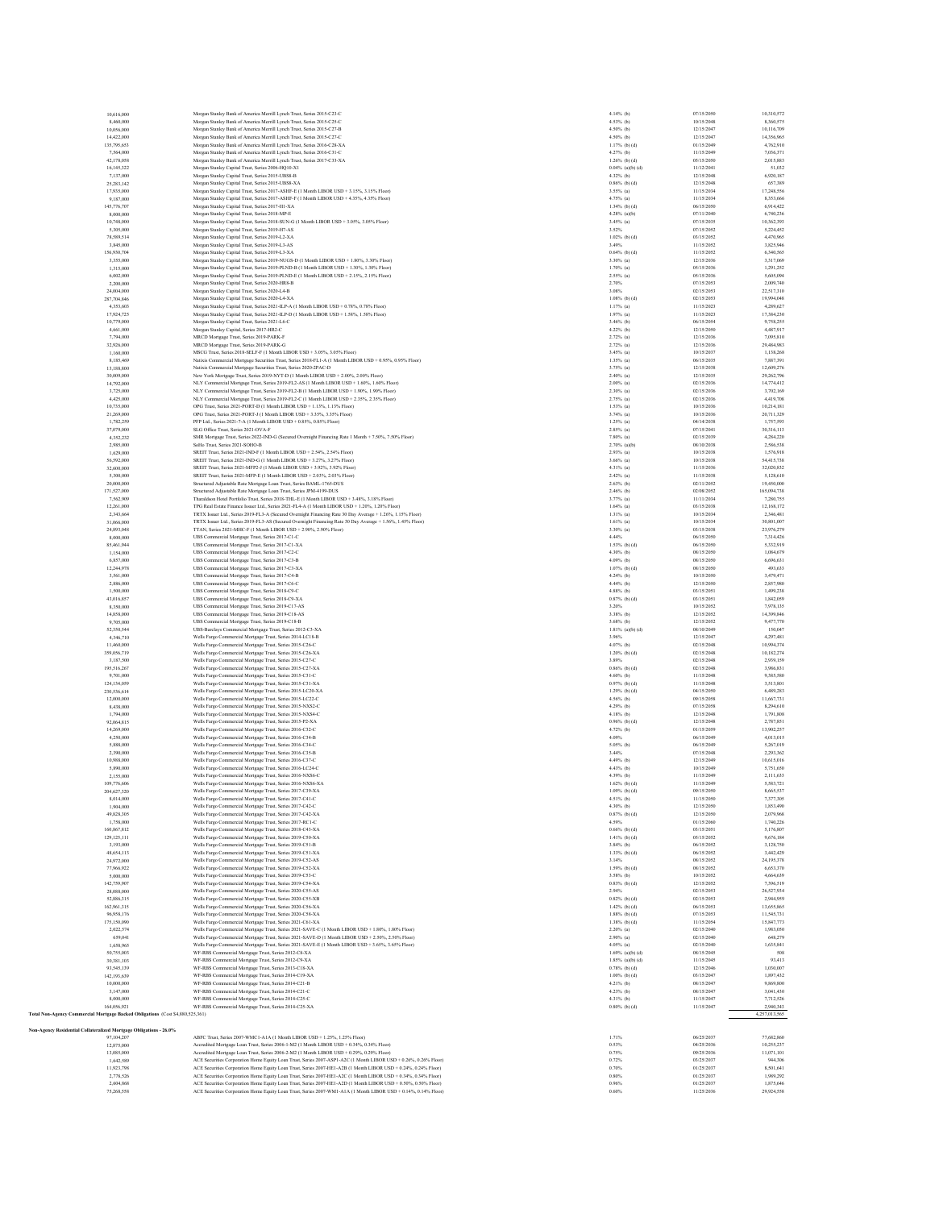| Principal Amount | Description | Rate | Maturity | Value |
|---|---|---|---|---|
| 10,616,000 | Morgan Stanley Bank of America Merrill Lynch Trust, Series 2015-C23-C | 4.14% (b) | 07/15/2050 | 10,310,572 |
| 8,460,000 | Morgan Stanley Bank of America Merrill Lynch Trust, Series 2015-C25-C | 4.53% (b) | 10/15/2048 | 8,360,575 |
| 10,056,000 | Morgan Stanley Bank of America Merrill Lynch Trust, Series 2015-C27-B | 4.50% (b) | 12/15/2047 | 10,116,709 |
| 14,422,000 | Morgan Stanley Bank of America Merrill Lynch Trust, Series 2015-C27-C | 4.50% (b) | 12/15/2047 | 14,356,965 |
| 135,795,653 | Morgan Stanley Bank of America Merrill Lynch Trust, Series 2016-C28-XA | 1.17% (b) (d) | 01/15/2049 | 4,762,910 |
| 7,564,000 | Morgan Stanley Bank of America Merrill Lynch Trust, Series 2016-C31-C | 4.27% (b) | 11/15/2049 | 7,056,371 |
| 42,178,058 | Morgan Stanley Bank of America Merrill Lynch Trust, Series 2017-C33-XA | 1.26% (b) (d) | 05/15/2050 | 2,015,883 |
| 16,145,322 | Morgan Stanley Capital Trust, Series 2006-HQ10-X1 | 0.04% (a)(b) (d) | 11/12/2041 | 51,052 |
| 7,137,000 | Morgan Stanley Capital Trust, Series 2015-UBS8-B | 4.32% (b) | 12/15/2048 | 6,920,187 |
| 25,283,142 | Morgan Stanley Capital Trust, Series 2015-UBS8-XA | 0.86% (b) (d) | 12/15/2048 | 657,389 |
| 17,955,000 | Morgan Stanley Capital Trust, Series 2017-ASHF-E (1 Month LIBOR USD + 3.15%, 3.15% Floor) | 3.55% (a) | 11/15/2034 | 17,288,556 |
| 9,187,000 | Morgan Stanley Capital Trust, Series 2017-ASHF-F (1 Month LIBOR USD + 4.35%, 4.35% Floor) | 4.75% (a) | 11/15/2034 | 8,353,666 |
| 145,776,707 | Morgan Stanley Capital Trust, Series 2017-H1-XA | 1.34% (b) (d) | 06/15/2050 | 6,914,422 |
| 8,000,000 | Morgan Stanley Capital Trust, Series 2018-MP-E | 4.28% (a)(b) | 07/11/2040 | 6,740,236 |
| 10,748,000 | Morgan Stanley Capital Trust, Series 2018-SUN-G (1 Month LIBOR USD + 3.05%, 3.05% Floor) | 3.45% (a) | 07/15/2035 | 10,362,393 |
| 5,305,000 | Morgan Stanley Capital Trust, Series 2019-H7-AS | 3.52% | 07/15/2052 | 5,224,452 |
| 78,589,514 | Morgan Stanley Capital Trust, Series 2019-L2-XA | 1.02% (b) (d) | 03/15/2052 | 4,470,965 |
| 3,845,000 | Morgan Stanley Capital Trust, Series 2019-L3-AS | 3.49% | 11/15/2052 | 3,825,946 |
| 156,930,704 | Morgan Stanley Capital Trust, Series 2019-L3-XA | 0.64% (b) (d) | 11/15/2052 | 6,340,565 |
| 3,355,000 | Morgan Stanley Capital Trust, Series 2019-NUGS-D (1 Month LIBOR USD + 1.80%, 3.30% Floor) | 3.30% (a) | 12/15/2036 | 3,317,069 |
| 1,315,000 | Morgan Stanley Capital Trust, Series 2019-PLND-B (1 Month LIBOR USD + 1.30%, 1.30% Floor) | 1.70% (a) | 05/15/2036 | 1,291,252 |
| 6,002,000 | Morgan Stanley Capital Trust, Series 2019-PLND-E (1 Month LIBOR USD + 2.15%, 2.15% Floor) | 2.55% (a) | 05/15/2036 | 5,605,094 |
| 2,200,000 | Morgan Stanley Capital Trust, Series 2020-HR8-B | 2.70% | 07/15/2053 | 2,009,740 |
| 24,004,000 | Morgan Stanley Capital Trust, Series 2020-L4-B | 3.08% | 02/15/2053 | 22,517,310 |
| 287,704,846 | Morgan Stanley Capital Trust, Series 2020-L4-XA | 1.08% (b) (d) | 02/15/2053 | 19,994,048 |
| 4,353,603 | Morgan Stanley Capital Trust, Series 2021-ILP-A (1 Month LIBOR USD + 0.78%, 0.78% Floor) | 1.17% (a) | 11/15/2023 | 4,289,627 |
| 17,924,725 | Morgan Stanley Capital Trust, Series 2021-ILP-D (1 Month LIBOR USD + 1.58%, 1.58% Floor) | 1.97% (a) | 11/15/2023 | 17,384,230 |
| 10,779,000 | Morgan Stanley Capital Trust, Series 2021-L6-C | 3.46% (b) | 06/15/2054 | 9,758,255 |
| 4,661,000 | Morgan Stanley Capital, Series 2017-HR2-C | 4.22% (b) | 12/15/2050 | 4,487,917 |
| 7,794,000 | MRCD Mortgage Trust, Series 2019-PARK-F | 2.72% (a) | 12/15/2036 | 7,095,810 |
| 32,926,000 | MRCD Mortgage Trust, Series 2019-PARK-G | 2.72% (a) | 12/15/2036 | 29,464,983 |
| 1,160,000 | MSCG Trust, Series 2018-SELF-F (1 Month LIBOR USD + 3.05%, 3.05% Floor) | 3.45% (a) | 10/15/2037 | 1,138,268 |
| 8,185,469 | Natixis Commercial Mortgage Securities Trust, Series 2018-FL1-A (1 Month LIBOR USD + 0.95%, 0.95% Floor) | 1.35% (a) | 06/15/2035 | 7,887,391 |
| 13,188,000 | Natixis Commercial Mortgage Securities Trust, Series 2020-2PAC-D | 3.75% (a) | 12/15/2038 | 12,609,276 |
| 30,009,000 | New York Mortgage Trust, Series 2019-NYT-D (1 Month LIBOR USD + 2.00%, 2.00% Floor) | 2.40% (a) | 12/15/2035 | 29,262,796 |
| 14,792,000 | NLY Commercial Mortgage Trust, Series 2019-FL2-AS (1 Month LIBOR USD + 1.60%, 1.60% Floor) | 2.00% (a) | 02/15/2036 | 14,774,412 |
| 3,725,000 | NLY Commercial Mortgage Trust, Series 2019-FL2-B (1 Month LIBOR USD + 1.90%, 1.90% Floor) | 2.30% (a) | 02/15/2036 | 3,702,169 |
| 4,425,000 | NLY Commercial Mortgage Trust, Series 2019-FL2-C (1 Month LIBOR USD + 2.35%, 2.35% Floor) | 2.75% (a) | 02/15/2036 | 4,419,708 |
| 10,735,000 | OPG Trust, Series 2021-PORT-D (1 Month LIBOR USD + 1.13%, 1.13% Floor) | 1.53% (a) | 10/15/2036 | 10,214,181 |
| 21,269,000 | OPG Trust, Series 2021-PORT-J (1 Month LIBOR USD + 3.35%, 3.35% Floor) | 3.74% (a) | 10/15/2036 | 20,711,329 |
| 1,782,259 | PFP Ltd., Series 2021-7-A (1 Month LIBOR USD + 0.85%, 0.85% Floor) | 1.25% (a) | 04/14/2038 | 1,757,593 |
| 37,079,000 | SLG Office Trust, Series 2021-OVA-F | 2.85% (a) | 07/15/2041 | 30,316,113 |
| 4,352,252 | SMR Mortgage Trust, Series 2022-IND-G (Secured Overnight Financing Rate 1 Month + 7.50%, 7.50% Floor) | 7.80% (a) | 02/15/2039 | 4,284,220 |
| 2,985,000 | SoHo Trust, Series 2021-SOHO-B | 2.70% (a)(b) | 08/10/2038 | 2,586,538 |
| 1,629,000 | SREIT Trust, Series 2021-IND-F (1 Month LIBOR USD + 2.54%, 2.54% Floor) | 2.93% (a) | 10/15/2038 | 1,576,918 |
| 56,592,000 | SREIT Trust, Series 2021-IND-G (1 Month LIBOR USD + 3.27%, 3.27% Floor) | 3.66% (a) | 10/15/2038 | 54,451,738 |
| 32,600,000 | SREIT Trust, Series 2021-MFP2-J (1 Month LIBOR USD + 3.92%, 3.92% Floor) | 4.31% (a) | 11/15/2036 | 32,020,832 |
| 5,300,000 | SREIT Trust, Series 2021-MFP-E (1 Month LIBOR USD + 2.03%, 2.03% Floor) | 2.42% (a) | 11/15/2038 | 5,128,610 |
| 20,000,000 | Structured Adjustable Rate Mortgage Loan Trust, Series BAML-1765-DUS | 2.63% (b) | 02/11/2052 | 19,450,000 |
| 171,527,000 | Structured Adjustable Rate Mortgage Loan Trust, Series JPM-4199-DUS | 2.46% (b) | 02/08/2052 | 165,094,738 |
| 7,362,909 | Tharaldson Hotel Portfolio Trust, Series 2018-THL-E (1 Month LIBOR USD + 3.48%, 3.18% Floor) | 3.77% (a) | 11/11/2034 | 7,280,755 |
| 12,261,000 | TPG Real Estate Finance Issuer Ltd., Series 2021-FL4-A (1 Month LIBOR USD + 1.20%, 1.20% Floor) | 1.64% (a) | 03/15/2038 | 12,168,172 |
| 2,343,664 | TRTX Issuer Ltd., Series 2019-FL3-A (Secured Overnight Financing Rate 30 Day Average + 1.26%, 1.15% Floor) | 1.31% (a) | 10/15/2034 | 2,346,481 |
| 31,066,000 | TRTX Issuer Ltd., Series 2019-FL3-AS (Secured Overnight Financing Rate 30 Day Average + 1.56%, 1.45% Floor) | 1.61% (a) | 10/15/2034 | 30,801,007 |
| 24,893,048 | TTAN, Series 2021-MHC-F (1 Month LIBOR USD + 2.90%, 2.90% Floor) | 3.30% (a) | 03/15/2038 | 23,976,279 |
| 8,000,000 | UBS Commercial Mortgage Trust, Series 2017-C1-C | 4.44% | 06/15/2050 | 7,514,426 |
| 85,461,944 | UBS Commercial Mortgage Trust, Series 2017-C1-XA | 1.53% (b) (d) | 06/15/2050 | 5,352,919 |
| 1,154,000 | UBS Commercial Mortgage Trust, Series 2017-C2-C | 4.30% (b) | 08/15/2050 | 1,084,679 |
| 6,857,000 | UBS Commercial Mortgage Trust, Series 2017-C3-B | 4.09% (b) | 08/15/2050 | 6,696,631 |
| 12,244,978 | UBS Commercial Mortgage Trust, Series 2017-C3-XA | 1.07% (b) (d) | 08/15/2050 | 493,633 |
| 3,561,000 | UBS Commercial Mortgage Trust, Series 2017-C4-B | 4.24% (b) | 10/15/2050 | 3,479,471 |
| 2,886,000 | UBS Commercial Mortgage Trust, Series 2017-C6-C | 4.44% (b) | 12/15/2050 | 2,857,980 |
| 1,500,000 | UBS Commercial Mortgage Trust, Series 2018-C9-C | 4.88% (b) | 03/15/2051 | 1,499,238 |
| 43,016,857 | UBS Commercial Mortgage Trust, Series 2018-C9-XA | 0.87% (b) (d) | 03/15/2051 | 1,842,059 |
| 8,350,000 | UBS Commercial Mortgage Trust, Series 2019-C17-AS | 3.20% | 10/15/2052 | 7,978,135 |
| 14,858,000 | UBS Commercial Mortgage Trust, Series 2019-C18-AS | 3.38% (b) | 12/15/2052 | 14,399,846 |
| 9,705,000 | UBS Commercial Mortgage Trust, Series 2019-C18-B | 3.68% (b) | 12/15/2052 | 9,477,770 |
| 52,550,544 | UBS-Barclays Commercial Mortgage Trust, Series 2012-C3-XA | 1.81% (a)(b) (d) | 08/10/2049 | 150,047 |
| 4,346,710 | Wells Fargo Commercial Mortgage Trust, Series 2014-LC18-B | 3.96% | 12/15/2047 | 4,297,481 |
| 11,460,000 | Wells Fargo Commercial Mortgage Trust, Series 2015-C26-C | 4.07% (b) | 02/15/2048 | 10,994,374 |
| 359,056,719 | Wells Fargo Commercial Mortgage Trust, Series 2015-C26-XA | 1.20% (b) (d) | 02/15/2048 | 10,182,274 |
| 3,187,500 | Wells Fargo Commercial Mortgage Trust, Series 2015-C27-C | 3.89% | 02/15/2048 | 2,939,159 |
| 195,516,267 | Wells Fargo Commercial Mortgage Trust, Series 2015-C27-XA | 0.86% (b) (d) | 02/15/2048 | 3,986,831 |
| 9,701,000 | Wells Fargo Commercial Mortgage Trust, Series 2015-C31-C | 4.60% (b) | 11/15/2048 | 9,385,580 |
| 124,134,059 | Wells Fargo Commercial Mortgage Trust, Series 2015-C31-XA | 0.97% (b) (d) | 11/15/2048 | 3,513,801 |
| 230,536,614 | Wells Fargo Commercial Mortgage Trust, Series 2015-LC20-XA | 1.29% (b) (d) | 04/15/2050 | 6,489,283 |
| 12,000,000 | Wells Fargo Commercial Mortgage Trust, Series 2015-LC22-C | 4.56% (b) | 09/15/2058 | 11,667,731 |
| 8,438,000 | Wells Fargo Commercial Mortgage Trust, Series 2015-NXS2-C | 4.29% (b) | 07/15/2058 | 8,294,610 |
| 1,794,000 | Wells Fargo Commercial Mortgage Trust, Series 2015-NXS4-C | 4.18% (b) | 12/15/2048 | 1,791,808 |
| 92,064,815 | Wells Fargo Commercial Mortgage Trust, Series 2015-P2-XA | 0.96% (b) (d) | 12/15/2048 | 2,787,851 |
| 14,269,000 | Wells Fargo Commercial Mortgage Trust, Series 2016-C32-C | 4.72% (b) | 01/15/2059 | 13,902,257 |
| 4,250,000 | Wells Fargo Commercial Mortgage Trust, Series 2016-C34-B | 4.09% | 06/15/2049 | 4,013,015 |
| 5,888,000 | Wells Fargo Commercial Mortgage Trust, Series 2016-C34-C | 5.05% (b) | 06/15/2049 | 5,267,019 |
| 2,390,000 | Wells Fargo Commercial Mortgage Trust, Series 2016-C35-B | 3.44% | 07/15/2048 | 2,293,362 |
| 10,988,000 | Wells Fargo Commercial Mortgage Trust, Series 2016-C37-C | 4.49% (b) | 12/15/2049 | 10,615,016 |
| 5,890,000 | Wells Fargo Commercial Mortgage Trust, Series 2016-LC24-C | 4.43% (b) | 10/15/2049 | 5,751,650 |
| 2,155,000 | Wells Fargo Commercial Mortgage Trust, Series 2016-NXS6-C | 4.39% (b) | 11/15/2049 | 2,111,633 |
| 109,776,606 | Wells Fargo Commercial Mortgage Trust, Series 2016-NXS6-XA | 1.62% (b) (d) | 11/15/2049 | 5,583,721 |
| 204,627,320 | Wells Fargo Commercial Mortgage Trust, Series 2017-C39-XA | 1.09% (b) (d) | 09/15/2050 | 8,665,537 |
| 8,014,000 | Wells Fargo Commercial Mortgage Trust, Series 2017-C41-C | 4.51% (b) | 11/15/2050 | 7,577,305 |
| 1,904,000 | Wells Fargo Commercial Mortgage Trust, Series 2017-C42-C | 4.30% (b) | 12/15/2050 | 1,853,490 |
| 49,828,305 | Wells Fargo Commercial Mortgage Trust, Series 2017-C42-XA | 0.87% (b) (d) | 12/15/2050 | 2,079,968 |
| 1,758,000 | Wells Fargo Commercial Mortgage Trust, Series 2017-RC1-C | 4.59% | 01/15/2060 | 1,740,226 |
| 160,867,812 | Wells Fargo Commercial Mortgage Trust, Series 2018-C43-XA | 0.66% (b) (d) | 03/15/2051 | 5,176,807 |
| 129,125,111 | Wells Fargo Commercial Mortgage Trust, Series 2019-C50-XA | 1.41% (b) (d) | 05/15/2052 | 9,676,184 |
| 3,193,000 | Wells Fargo Commercial Mortgage Trust, Series 2019-C51-B | 3.84% (b) | 06/15/2052 | 3,128,750 |
| 48,654,113 | Wells Fargo Commercial Mortgage Trust, Series 2019-C51-XA | 1.33% (b) (d) | 06/15/2052 | 3,442,429 |
| 24,972,000 | Wells Fargo Commercial Mortgage Trust, Series 2019-C52-AS | 3.14% | 08/15/2052 | 24,195,378 |
| 77,966,922 | Wells Fargo Commercial Mortgage Trust, Series 2019-C52-XA | 1.59% (b) (d) | 08/15/2052 | 6,653,370 |
| 5,000,000 | Wells Fargo Commercial Mortgage Trust, Series 2019-C53-C | 3.58% (b) | 10/15/2052 | 4,664,639 |
| 142,759,007 | Wells Fargo Commercial Mortgage Trust, Series 2019-C54-XA | 0.83% (b) (d) | 12/15/2052 | 7,396,519 |
| 28,088,000 | Wells Fargo Commercial Mortgage Trust, Series 2020-C55-AS | 2.94% | 02/15/2053 | 26,527,954 |
| 52,886,315 | Wells Fargo Commercial Mortgage Trust, Series 2020-C55-XB | 0.82% (b) (d) | 02/15/2053 | 2,944,959 |
| 162,961,315 | Wells Fargo Commercial Mortgage Trust, Series 2020-C56-XA | 1.42% (b) (d) | 06/15/2053 | 13,655,865 |
| 96,958,176 | Wells Fargo Commercial Mortgage Trust, Series 2020-C58-XA | 1.88% (b) (d) | 07/15/2053 | 11,545,731 |
| 175,150,090 | Wells Fargo Commercial Mortgage Trust, Series 2021-C61-XA | 1.38% (b) (d) | 11/15/2054 | 15,867,773 |
| 2,022,574 | Wells Fargo Commercial Mortgage Trust, Series 2021-SAVE-C (1 Month LIBOR USD + 1.80%, 1.80% Floor) | 2.20% (a) | 02/15/2040 | 1,983,050 |
| 659,041 | Wells Fargo Commercial Mortgage Trust, Series 2021-SAVE-D (1 Month LIBOR USD + 2.50%, 2.50% Floor) | 2.90% (a) | 02/15/2040 | 648,279 |
| 1,658,965 | Wells Fargo Commercial Mortgage Trust, Series 2021-SAVE-E (1 Month LIBOR USD + 3.65%, 3.65% Floor) | 4.05% (a) | 02/15/2040 | 1,635,841 |
| 50,755,003 | WF-RBS Commercial Mortgage Trust, Series 2012-C8-XA | 1.69% (a)(b) (d) | 08/15/2045 | 508 |
| 30,581,103 | WF-RBS Commercial Mortgage Trust, Series 2012-C9-XA | 1.85% (a)(b) (d) | 11/15/2045 | 93,413 |
| 93,545,139 | WF-RBS Commercial Mortgage Trust, Series 2013-C18-XA | 0.78% (b) (d) | 12/15/2046 | 1,030,007 |
| 142,193,639 | WF-RBS Commercial Mortgage Trust, Series 2014-C19-XA | 1.00% (b) (d) | 03/15/2047 | 1,897,452 |
| 10,000,000 | WF-RBS Commercial Mortgage Trust, Series 2014-C21-B | 4.21% (b) | 08/15/2047 | 9,869,800 |
| 3,147,000 | WF-RBS Commercial Mortgage Trust, Series 2014-C21-C | 4.23% (b) | 08/15/2047 | 3,041,430 |
| 8,000,000 | WF-RBS Commercial Mortgage Trust, Series 2014-C25-C | 4.31% (b) | 11/15/2047 | 7,712,526 |
| 164,056,921 | WF-RBS Commercial Mortgage Trust, Series 2014-C25-XA | 0.80% (b) (d) | 11/15/2047 | 2,940,343 |
| **Total Non-Agency Commercial Mortgage Backed Obligations** (Cost $4,880,525,361) | | | | 4,257,013,565 |

**Non-Agency Residential Collateralized Mortgage Obligations - 26.0%**

| Principal Amount | Description | Rate | Maturity | Value |
|---|---|---|---|---|
| 97,104,207 | ABFC Trust, Series 2007-WMC1-A1A (1 Month LIBOR USD + 1.25%, 1.25% Floor) | 1.71% | 06/25/2037 | 77,682,860 |
| 12,875,000 | Accredited Mortgage Loan Trust, Series 2006-1-M2 (1 Month LIBOR USD + 0.34%, 0.34% Floor) | 0.53% | 04/25/2036 | 10,255,237 |
| 13,085,000 | Accredited Mortgage Loan Trust, Series 2006-2-M2 (1 Month LIBOR USD + 0.29%, 0.29% Floor) | 0.75% | 09/25/2036 | 11,071,101 |
| 1,642,589 | ACE Securities Corporation Home Equity Loan Trust, Series 2007-ASP1-A2C (1 Month LIBOR USD + 0.26%, 0.26% Floor) | 0.72% | 03/25/2037 | 944,306 |
| 11,923,798 | ACE Securities Corporation Home Equity Loan Trust, Series 2007-HE1-A2B (1 Month LIBOR USD + 0.24%, 0.24% Floor) | 0.70% | 01/25/2037 | 8,501,641 |
| 2,778,526 | ACE Securities Corporation Home Equity Loan Trust, Series 2007-HE1-A2C (1 Month LIBOR USD + 0.34%, 0.34% Floor) | 0.80% | 01/25/2037 | 1,989,292 |
| 2,604,868 | ACE Securities Corporation Home Equity Loan Trust, Series 2007-HE1-A2D (1 Month LIBOR USD + 0.50%, 0.50% Floor) | 0.96% | 01/25/2037 | 1,875,646 |
| 75,268,558 | ACE Securities Corporation Home Equity Loan Trust, Series 2007-WM1-A1A (1 Month LIBOR USD + 0.14%, 0.14% Floor) | 0.60% | 11/25/2036 | 29,924,558 |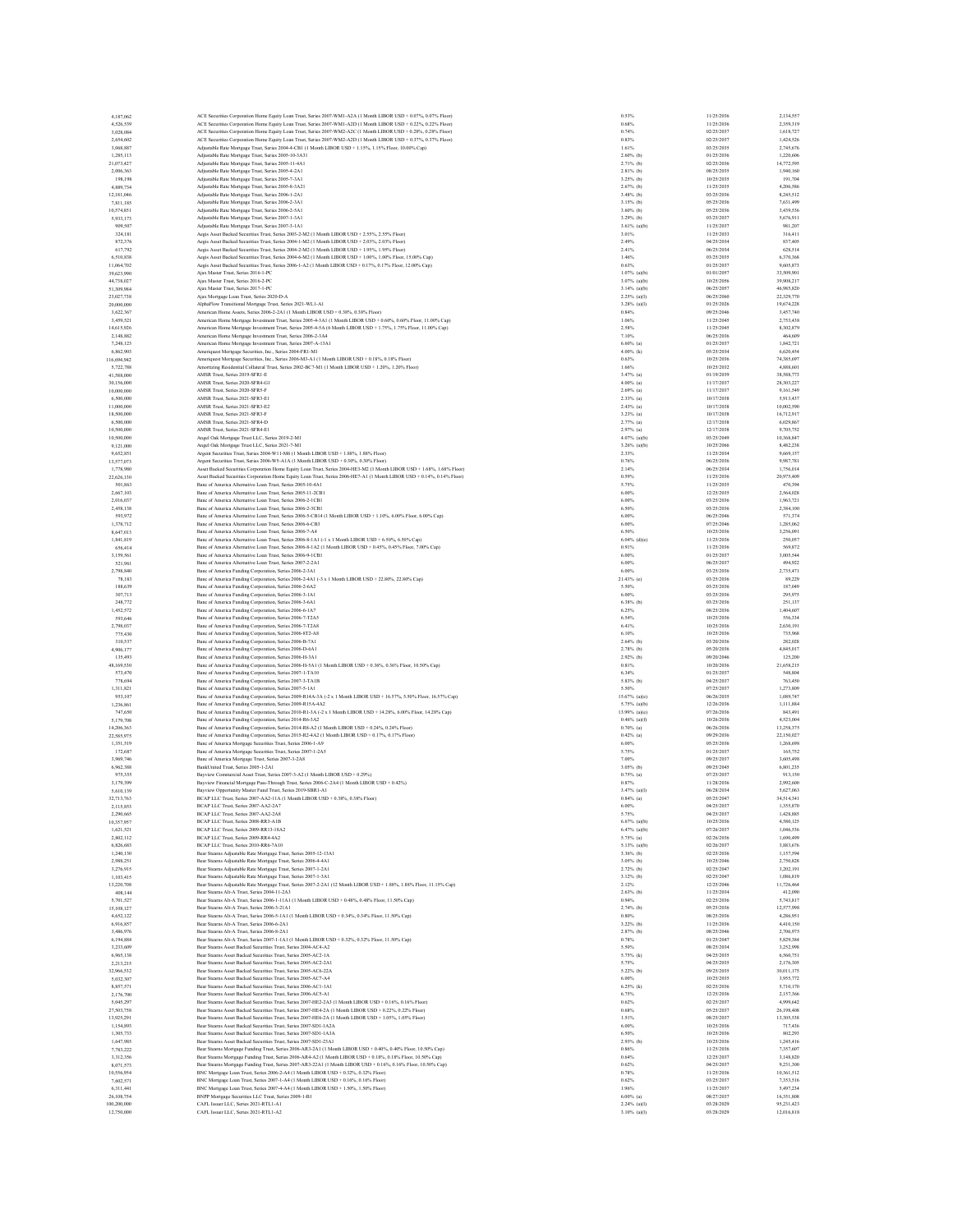| | | | | |
|---|---|---|---|---|
| 4,187,062 | ACE Securities Corporation Home Equity Loan Trust, Series 2007-WM1-A2A (1 Month LIBOR USD + 0.07%, 0.07% Floor) | 0.53% | 11/25/2036 | 2,134,557 |
| 4,526,539 | ACE Securities Corporation Home Equity Loan Trust, Series 2007-WM1-A2D (1 Month LIBOR USD + 0.22%, 0.22% Floor) | 0.68% | 11/25/2036 | 2,359,519 |
| 3,028,084 | ACE Securities Corporation Home Equity Loan Trust, Series 2007-WM2-A2C (1 Month LIBOR USD + 0.28%, 0.28% Floor) | 0.74% | 02/25/2037 | 1,618,727 |
| 2,654,602 | ACE Securities Corporation Home Equity Loan Trust, Series 2007-WM2-A2D (1 Month LIBOR USD + 0.37%, 0.37% Floor) | 0.83% | 02/25/2037 | 1,424,526 |
| 3,008,887 | Adjustable Rate Mortgage Trust, Series 2004-4-CB1 (1 Month LIBOR USD + 1.15%, 1.15% Floor, 10.00% Cap) | 1.61% | 03/25/2035 | 2,745,676 |
| 1,285,113 | Adjustable Rate Mortgage Trust, Series 2005-10-3A31 | 2.60% (b) | 01/25/2036 | 1,220,606 |
| 21,073,427 | Adjustable Rate Mortgage Trust, Series 2005-11-4A1 | 2.71% (b) | 02/25/2036 | 14,772,595 |
| 2,006,563 | Adjustable Rate Mortgage Trust, Series 2005-4-2A1 | 2.81% (b) | 08/25/2035 | 1,940,160 |
| 198,198 | Adjustable Rate Mortgage Trust, Series 2005-7-3A1 | 3.25% (b) | 10/25/2035 | 191,704 |
| 4,889,734 | Adjustable Rate Mortgage Trust, Series 2005-8-3A21 | 2.67% (b) | 11/25/2035 | 4,206,586 |
| 12,181,046 | Adjustable Rate Mortgage Trust, Series 2006-1-2A1 | 3.48% (b) | 03/25/2036 | 8,245,512 |
| 7,811,185 | Adjustable Rate Mortgage Trust, Series 2006-2-3A1 | 3.15% (b) | 05/25/2036 | 7,631,499 |
| 10,574,851 | Adjustable Rate Mortgage Trust, Series 2006-2-5A1 | 3.60% (b) | 05/25/2036 | 3,439,536 |
| 5,933,173 | Adjustable Rate Mortgage Trust, Series 2007-1-3A1 | 3.29% (b) | 03/25/2037 | 5,676,911 |
| 909,507 | Adjustable Rate Mortgage Trust, Series 2007-3-1A1 | 3.61% (a)(b) | 11/25/2037 | 981,207 |
| 324,181 | Aegis Asset Backed Securities Trust, Series 2003-2-M2 (1 Month LIBOR USD + 2.55%, 2.55% Floor) | 3.01% | 11/25/2033 | 316,411 |
| 872,376 | Aegis Asset Backed Securities Trust, Series 2004-1-M2 (1 Month LIBOR USD + 2.03%, 2.03% Floor) | 2.49% | 04/25/2034 | 857,405 |
| 617,792 | Aegis Asset Backed Securities Trust, Series 2004-2-M2 (1 Month LIBOR USD + 1.95%, 1.95% Floor) | 2.41% | 06/25/2034 | 628,514 |
| 6,510,838 | Aegis Asset Backed Securities Trust, Series 2004-6-M2 (1 Month LIBOR USD + 1.00%, 1.00% Floor, 15.00% Cap) | 1.46% | 03/25/2035 | 6,370,368 |
| 11,064,702 | Aegis Asset Backed Securities Trust, Series 2006-1-A2 (1 Month LIBOR USD + 0.17%, 0.17% Floor, 12.00% Cap) | 0.63% | 01/25/2037 | 9,605,873 |
| 39,623,990 | Ajax Master Trust, Series 2016-1-PC | 1.07% (a)(b) | 01/01/2057 | 33,509,901 |
| 44,758,027 | Ajax Master Trust, Series 2016-2-PC | 3.07% (a)(b) | 10/25/2056 | 39,908,217 |
| 51,309,984 | Ajax Master Trust, Series 2017-1-PC | 3.14% (a)(b) | 06/25/2057 | 46,985,820 |
| 23,027,738 | Ajax Mortgage Loan Trust, Series 2020-D-A | 2.25% (a)(f) | 06/25/2060 | 22,329,770 |
| 20,000,000 | AlphaFlow Transitional Mortgage Trust, Series 2021-WL1-A1 | 3.28% (a)(f) | 01/25/2026 | 19,674,228 |
| 3,622,367 | American Home Assets, Series 2006-2-2A1 (1 Month LIBOR USD + 0.38%, 0.38% Floor) | 0.84% | 09/25/2046 | 3,457,740 |
| 3,459,521 | American Home Mortgage Investment Trust, Series 2005-4-5A1 (1 Month LIBOR USD + 0.60%, 0.60% Floor, 11.00% Cap) | 1.06% | 11/25/2045 | 2,753,438 |
| 14,615,926 | American Home Mortgage Investment Trust, Series 2005-4-5A (6 Month LIBOR USD + 1.75%, 1.75% Floor, 11.00% Cap) | 2.58% | 11/25/2045 | 8,302,879 |
| 2,148,882 | American Home Mortgage Investment Trust, Series 2006-2-3A4 | 7.10% | 06/25/2036 | 464,609 |
| 7,248,125 | American Home Mortgage Investment Trust, Series 2007-A-13A1 | 6.60% (a) | 01/25/2037 | 1,842,721 |
| 6,862,903 | Ameriquest Mortgage Securities, Inc., Series 2004-FR1-M1 | 4.00% (k) | 05/25/2034 | 6,620,454 |
| 116,694,942 | Ameriquest Mortgage Securities, Inc., Series 2006-M3-A1 (1 Month LIBOR USD + 0.18%, 0.18% Floor) | 0.63% | 10/25/2036 | 74,385,697 |
| 5,722,788 | Amortizing Residential Collateral Trust, Series 2002-BC7-M1 (1 Month LIBOR USD + 1.20%, 1.20% Floor) | 1.66% | 10/25/2032 | 4,888,601 |
| 41,588,000 | AMSR Trust, Series 2019-SFR1-E | 3.47% (a) | 01/19/2039 | 38,588,773 |
| 30,156,000 | AMSR Trust, Series 2020-SFR4-G1 | 4.00% (a) | 11/17/2037 | 28,303,227 |
| 10,000,000 | AMSR Trust, Series 2020-SFR5-F | 2.69% (a) | 11/17/2037 | 9,161,549 |
| 6,500,000 | AMSR Trust, Series 2021-SFR3-E1 | 2.33% (a) | 10/17/2038 | 5,913,437 |
| 11,000,000 | AMSR Trust, Series 2021-SFR3-E2 | 2.43% (a) | 10/17/2038 | 10,002,590 |
| 18,500,000 | AMSR Trust, Series 2021-SFR3-F | 3.23% (a) | 10/17/2038 | 16,712,917 |
| 6,500,000 | AMSR Trust, Series 2021-SFR4-D | 2.77% (a) | 12/17/2038 | 6,029,867 |
| 10,500,000 | AMSR Trust, Series 2021-SFR4-E1 | 2.97% (a) | 12/17/2038 | 9,705,752 |
| 10,500,000 | Angel Oak Mortgage Trust LLC, Series 2019-2-M1 | 4.07% (a)(b) | 03/25/2049 | 10,568,847 |
| 9,121,000 | Angel Oak Mortgage Trust LLC, Series 2021-7-M1 | 3.26% (a)(b) | 10/25/2066 | 8,482,238 |
| 9,652,851 | Argent Securities Trust, Series 2004-W11-M6 (1 Month LIBOR USD + 1.88%, 1.88% Floor) | 2.33% | 11/25/2034 | 9,669,157 |
| 13,577,073 | Argent Securities Trust, Series 2006-W5-A1A (1 Month LIBOR USD + 0.30%, 0.30% Floor) | 0.76% | 06/25/2036 | 9,067,781 |
| 1,778,990 | Asset Backed Securities Corporation Home Equity Loan Trust, Series 2004-HE3-M2 (1 Month LIBOR USD + 1.68%, 1.68% Floor) | 2.14% | 06/25/2034 | 1,756,014 |
| 22,626,130 | Asset Backed Securities Corporation Home Equity Loan Trust, Series 2006-HE7-A1 (1 Month LIBOR USD + 0.14%, 0.14% Floor) | 0.59% | 11/25/2036 | 20,975,409 |
| 501,863 | Banc of America Alternative Loan Trust, Series 2005-10-4A1 | 5.75% | 11/25/2035 | 470,394 |
| 2,667,103 | Banc of America Alternative Loan Trust, Series 2005-11-2CB1 | 6.00% | 12/25/2035 | 2,564,028 |
| 2,016,037 | Banc of America Alternative Loan Trust, Series 2006-2-1CB1 | 6.00% | 03/25/2036 | 1,963,721 |
| 2,458,138 | Banc of America Alternative Loan Trust, Series 2006-2-3CB1 | 6.50% | 03/25/2036 | 2,384,100 |
| 593,972 | Banc of America Alternative Loan Trust, Series 2006-5-CB14 (1 Month LIBOR USD + 1.10%, 6.00% Floor, 6.00% Cap) | 6.00% | 06/25/2046 | 571,374 |
| 1,378,712 | Banc of America Alternative Loan Trust, Series 2006-6-CB3 | 6.00% | 07/25/2046 | 1,265,062 |
| 8,647,013 | Banc of America Alternative Loan Trust, Series 2006-7-A4 | 6.50% | 10/25/2036 | 3,256,091 |
| 1,841,819 | Banc of America Alternative Loan Trust, Series 2006-8-1A1 (-1 x 1 Month LIBOR USD + 6.50%, 6.50% Cap) | 6.04% (d)(e) | 11/25/2036 | 250,057 |
| 656,414 | Banc of America Alternative Loan Trust, Series 2006-8-1A2 (1 Month LIBOR USD + 0.45%, 0.45% Floor, 7.00% Cap) | 0.91% | 11/25/2036 | 569,872 |
| 3,159,561 | Banc of America Alternative Loan Trust, Series 2006-9-1CB1 | 6.00% | 01/25/2037 | 3,005,544 |
| 521,961 | Banc of America Alternative Loan Trust, Series 2007-2-2A1 | 6.00% | 06/25/2037 | 494,922 |
| 2,798,840 | Banc of America Funding Corporation, Series 2006-2-3A1 | 6.00% | 03/25/2036 | 2,735,471 |
| 78,183 | Banc of America Funding Corporation, Series 2006-2-4A1 (-5 x 1 Month LIBOR USD + 22.80%, 22.80% Cap) | 21.43% (e) | 03/25/2036 | 89,229 |
| 188,639 | Banc of America Funding Corporation, Series 2006-2-6A2 | 5.50% | 03/25/2036 | 187,049 |
| 307,713 | Banc of America Funding Corporation, Series 2006-3-1A1 | 6.00% | 03/25/2036 | 295,975 |
| 248,772 | Banc of America Funding Corporation, Series 2006-3-6A1 | 6.38% (b) | 03/25/2036 | 251,137 |
| 1,452,572 | Banc of America Funding Corporation, Series 2006-6-1A7 | 6.25% | 08/25/2036 | 1,404,607 |
| 593,646 | Banc of America Funding Corporation, Series 2006-7-T2A5 | 6.54% | 10/25/2036 | 556,334 |
| 2,798,037 | Banc of America Funding Corporation, Series 2006-7-T2A8 | 6.41% | 10/25/2036 | 2,630,191 |
| 775,430 | Banc of America Funding Corporation, Series 2006-8T2-A8 | 6.10% | 10/25/2036 | 735,968 |
| 310,537 | Banc of America Funding Corporation, Series 2006-B-7A1 | 2.64% (b) | 03/20/2036 | 282,028 |
| 4,906,177 | Banc of America Funding Corporation, Series 2006-D-6A1 | 2.78% (b) | 05/20/2036 | 4,845,017 |
| 135,493 | Banc of America Funding Corporation, Series 2006-H-3A1 | 2.92% (b) | 09/20/2046 | 125,200 |
| 48,169,530 | Banc of America Funding Corporation, Series 2006-H-5A1 (1 Month LIBOR USD + 0.36%, 0.36% Floor, 10.50% Cap) | 0.81% | 10/20/2036 | 21,658,215 |
| 573,470 | Banc of America Funding Corporation, Series 2007-1-TA10 | 6.34% | 01/25/2037 | 548,804 |
| 778,694 | Banc of America Funding Corporation, Series 2007-3-TA1B | 5.83% (b) | 04/25/2037 | 763,450 |
| 1,311,821 | Banc of America Funding Corporation, Series 2007-5-1A1 | 5.50% | 07/25/2037 | 1,273,809 |
| 953,107 | Banc of America Funding Corporation, Series 2009-R14A-3A (-2 x 1 Month LIBOR USD + 16.57%, 5.50% Floor, 16.57% Cap) | 15.67% (a)(e) | 06/26/2035 | 1,089,747 |
| 1,236,861 | Banc of America Funding Corporation, Series 2009-R15A-4A2 | 5.75% (a)(b) | 12/26/2036 | 1,111,884 |
| 747,650 | Banc of America Funding Corporation, Series 2010-R1-3A (-2 x 1 Month LIBOR USD + 14.28%, 6.00% Floor, 14.28% Cap) | 13.99% (a)(e) | 07/26/2036 | 843,491 |
| 5,179,708 | Banc of America Funding Corporation, Series 2014-R6-2A2 | 0.46% (a)(f) | 10/26/2036 | 4,523,004 |
| 14,206,363 | Banc of America Funding Corporation, Series 2014-R8-A2 (1 Month LIBOR USD + 0.24%, 0.24% Floor) | 0.70% (a) | 06/26/2036 | 13,258,375 |
| 22,585,975 | Banc of America Funding Corporation, Series 2015-R2-4A2 (1 Month LIBOR USD + 0.17%, 0.17% Floor) | 0.42% (a) | 09/29/2036 | 22,150,027 |
| 1,351,519 | Banc of America Mortgage Securities Trust, Series 2006-1-A9 | 6.00% | 05/25/2036 | 1,268,698 |
| 172,687 | Banc of America Mortgage Securities Trust, Series 2007-1-2A5 | 5.75% | 01/25/2037 | 165,752 |
| 3,969,746 | Banc of America Mortgage Trust, Series 2007-3-2A8 | 7.00% | 09/25/2037 | 3,605,498 |
| 6,962,388 | BankUnited Trust, Series 2005-1-2A1 | 3.05% (b) | 09/25/2045 | 6,801,235 |
| 975,355 | Bayview Commercial Asset Trust, Series 2007-3-A2 (1 Month LIBOR USD + 0.29%) | 0.75% (a) | 07/25/2037 | 913,150 |
| 3,179,399 | Bayview Financial Mortgage Pass-Through Trust, Series 2006-C-2A4 (1 Month LIBOR USD + 0.42%) | 0.87% | 11/28/2036 | 2,992,600 |
| 5,610,139 | Bayview Opportunity Master Fund Trust, Series 2019-SBR1-A1 | 3.47% (a)(f) | 06/28/2034 | 5,627,063 |
| 32,713,763 | BCAP LLC Trust, Series 2007-AA2-11A (1 Month LIBOR USD + 0.38%, 0.38% Floor) | 0.84% (a) | 05/25/2047 | 34,514,341 |
| 2,115,853 | BCAP LLC Trust, Series 2007-AA2-2A7 | 6.00% | 04/25/2037 | 1,355,870 |
| 2,290,665 | BCAP LLC Trust, Series 2007-AA2-2A8 | 5.75% | 04/25/2037 | 1,428,885 |
| 10,357,957 | BCAP LLC Trust, Series 2008-RR3-A1B | 6.67% (a)(b) | 10/25/2036 | 4,580,125 |
| 1,621,521 | BCAP LLC Trust, Series 2009-RR13-18A2 | 6.47% (a)(b) | 07/26/2037 | 1,046,536 |
| 2,802,112 | BCAP LLC Trust, Series 2009-RR4-4A2 | 5.75% (a) | 02/26/2036 | 1,690,499 |
| 6,826,683 | BCAP LLC Trust, Series 2010-RR6-7A10 | 5.13% (a)(b) | 02/26/2037 | 3,883,676 |
| 1,240,130 | Bear Stearns Adjustable Rate Mortgage Trust, Series 2005-12-13A1 | 3.36% (b) | 02/25/2036 | 1,157,594 |
| 2,988,251 | Bear Stearns Adjustable Rate Mortgage Trust, Series 2006-4-4A1 | 3.05% (b) | 10/25/2046 | 2,750,828 |
| 3,276,915 | Bear Stearns Adjustable Rate Mortgage Trust, Series 2007-1-2A1 | 2.72% (b) | 02/25/2047 | 3,202,191 |
| 1,103,415 | Bear Stearns Adjustable Rate Mortgage Trust, Series 2007-1-3A1 | 3.12% (b) | 02/25/2047 | 1,086,819 |
| 13,220,708 | Bear Stearns Adjustable Rate Mortgage Trust, Series 2007-2-2A1 (12 Month LIBOR USD + 1.88%, 1.88% Floor, 11.15% Cap) | 2.12% | 12/25/2046 | 11,726,464 |
| 408,144 | Bear Stearns Alt-A Trust, Series 2004-11-2A3 | 2.63% (b) | 11/25/2034 | 412,090 |
| 5,701,527 | Bear Stearns Alt-A Trust, Series 2006-1-11A1 (1 Month LIBOR USD + 0.48%, 0.48% Floor, 11.50% Cap) | 0.94% | 02/25/2036 | 5,743,817 |
| 15,108,127 | Bear Stearns Alt-A Trust, Series 2006-3-21A1 | 2.74% (b) | 05/25/2036 | 12,557,998 |
| 4,652,122 | Bear Stearns Alt-A Trust, Series 2006-5-1A1 (1 Month LIBOR USD + 0.34%, 0.34% Floor, 11.50% Cap) | 0.80% | 08/25/2036 | 4,286,951 |
| 6,916,857 | Bear Stearns Alt-A Trust, Series 2006-6-2A1 | 3.22% (b) | 11/25/2036 | 4,410,150 |
| 3,486,976 | Bear Stearns Alt-A Trust, Series 2006-8-2A1 | 2.87% (b) | 08/25/2046 | 2,700,975 |
| 6,194,884 | Bear Stearns Alt-A Trust, Series 2007-1-1A1 (1 Month LIBOR USD + 0.32%, 0.32% Floor, 11.50% Cap) | 0.78% | 01/25/2047 | 5,829,384 |
| 3,233,609 | Bear Stearns Asset Backed Securities Trust, Series 2004-AC4-A2 | 5.50% | 08/25/2034 | 3,252,998 |
| 6,965,138 | Bear Stearns Asset Backed Securities Trust, Series 2005-AC2-1A | 5.75% (k) | 04/25/2035 | 6,560,751 |
| 2,213,215 | Bear Stearns Asset Backed Securities Trust, Series 2005-AC2-2A1 | 5.75% | 04/25/2035 | 2,176,305 |
| 32,966,532 | Bear Stearns Asset Backed Securities Trust, Series 2005-AC6-22A | 5.22% (b) | 09/25/2035 | 30,011,175 |
| 5,032,307 | Bear Stearns Asset Backed Securities Trust, Series 2005-AC7-A4 | 6.00% | 10/25/2035 | 3,955,772 |
| 8,857,571 | Bear Stearns Asset Backed Securities Trust, Series 2006-AC1-1A1 | 6.25% (k) | 02/25/2036 | 5,710,170 |
| 2,176,700 | Bear Stearns Asset Backed Securities Trust, Series 2006-AC5-A1 | 6.75% | 12/25/2036 | 2,157,366 |
| 5,045,297 | Bear Stearns Asset Backed Securities Trust, Series 2007-HE2-2A3 (1 Month LIBOR USD + 0.16%, 0.16% Floor) | 0.62% | 02/25/2037 | 4,999,642 |
| 27,503,758 | Bear Stearns Asset Backed Securities Trust, Series 2007-HE4-2A (1 Month LIBOR USD + 0.22%, 0.22% Floor) | 0.68% | 05/25/2037 | 26,198,408 |
| 13,925,291 | Bear Stearns Asset Backed Securities Trust, Series 2007-HE6-2A (1 Month LIBOR USD + 1.05%, 1.05% Floor) | 1.51% | 08/25/2037 | 13,305,538 |
| 1,154,893 | Bear Stearns Asset Backed Securities Trust, Series 2007-SD1-1A2A | 6.00% | 10/25/2036 | 717,436 |
| 1,305,733 | Bear Stearns Asset Backed Securities Trust, Series 2007-SD1-1A3A | 6.50% | 10/25/2036 | 802,293 |
| 1,647,985 | Bear Stearns Asset Backed Securities Trust, Series 2007-SD1-23A1 | 2.93% (b) | 10/25/2036 | 1,245,416 |
| 7,783,222 | Bear Stearns Mortgage Funding Trust, Series 2006-AR3-2A1 (1 Month LIBOR USD + 0.40%, 0.40% Floor, 10.50% Cap) | 0.86% | 11/25/2036 | 7,357,607 |
| 3,312,356 | Bear Stearns Mortgage Funding Trust, Series 2006-AR4-A2 (1 Month LIBOR USD + 0.18%, 0.18% Floor, 10.50% Cap) | 0.64% | 12/25/2037 | 3,148,820 |
| 8,071,573 | Bear Stearns Mortgage Funding Trust, Series 2007-AR3-22A1 (1 Month LIBOR USD + 0.16%, 0.16% Floor, 10.50% Cap) | 0.62% | 04/25/2037 | 9,251,300 |
| 10,556,954 | BNC Mortgage Loan Trust, Series 2006-2-A4 (1 Month LIBOR USD + 0.32%, 0.32% Floor) | 0.78% | 11/25/2036 | 10,361,512 |
| 7,602,571 | BNC Mortgage Loan Trust, Series 2007-1-A4 (1 Month LIBOR USD + 0.16%, 0.16% Floor) | 0.62% | 03/25/2037 | 7,353,516 |
| 6,311,441 | BNC Mortgage Loan Trust, Series 2007-4-A4 (1 Month LIBOR USD + 1.50%, 1.50% Floor) | 1.96% | 11/25/2037 | 5,497,234 |
| 26,108,754 | BNPP Mortgage Securities LLC Trust, Series 2009-1-B1 | 6.00% (a) | 08/27/2037 | 16,351,808 |
| 100,200,000 | CAFL Issuer LLC, Series 2021-RTL1-A1 | 2.24% (a)(f) | 03/28/2029 | 95,231,423 |
| 12,750,000 | CAFL Issuer LLC, Series 2021-RTL1-A2 | 3.10% (a)(f) | 03/28/2029 | 12,016,818 |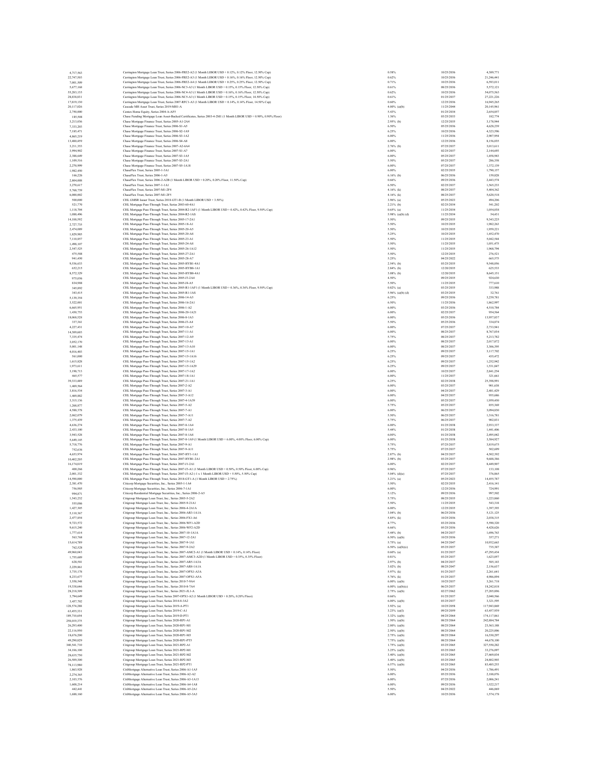| | | | | |
|---|---|---|---|---|
| 4,717,563 | Carrington Mortgage Loan Trust, Series 2006-FRE2-A2 (1 Month LIBOR USD + 0.12%, 0.12% Floor, 12.50% Cap) | 0.58% | 10/25/2036 | 4,389,771 |
| 22,747,503 | Carrington Mortgage Loan Trust, Series 2006-FRE2-A3 (1 Month LIBOR USD + 0.16%, 0.16% Floor, 12.50% Cap) | 0.62% | 10/25/2036 | 21,246,441 |
| 7,001,509 | Carrington Mortgage Loan Trust, Series 2006-FRE2-A4 (1 Month LIBOR USD + 0.25%, 0.25% Floor, 12.50% Cap) | 0.71% | 10/25/2036 | 6,593,011 |
| 5,677,168 | Carrington Mortgage Loan Trust, Series 2006-NC3-A3 (1 Month LIBOR USD + 0.15%, 0.15% Floor, 12.50% Cap) | 0.61% | 08/25/2036 | 5,572,121 |
| 55,283,135 | Carrington Mortgage Loan Trust, Series 2006-NC4-A3 (1 Month LIBOR USD + 0.16%, 0.16% Floor, 12.50% Cap) | 0.62% | 10/25/2036 | 54,075,563 |
| 28,838,831 | Carrington Mortgage Loan Trust, Series 2006-NC5-A3 (1 Month LIBOR USD + 0.15%, 0.15% Floor, 14.50% Cap) | 0.61% | 01/25/2037 | 27,221,226 |
| 17,819,130 | Carrington Mortgage Loan Trust, Series 2007-RFC1-A3 (1 Month LIBOR USD + 0.14%, 0.14% Floor, 14.50% Cap) | 0.60% | 12/25/2036 | 16,945,265 |
| 20,117,026 | Cascade MH Asset Trust, Series 2019-MH1-A | 4.00% (a)(b) | 11/25/2044 | 20,145,961 |
| 2,750,000 | Centex Home Equity, Series 2004-A-AF5 | 5.43% | 01/25/2034 | 2,654,857 |
| 185,508 | Chase Funding Mortgage Loan Asset-Backed Certificates, Series 2003-4-2M1 (1 Month LIBOR USD + 0.90%, 0.90% Floor) | 1.36% | 03/25/2033 | 182,774 |
| 3,213,036 | Chase Mortgage Finance Trust, Series 2005-A1-2A4 | 2.95% (b) | 12/25/2035 | 3,178,944 |
| 7,333,203 | Chase Mortgage Finance Trust, Series 2006-S1-A5 | 6.50% | 05/25/2036 | 4,628,239 |
| 7,185,471 | Chase Mortgage Finance Trust, Series 2006-S2-1A9 | 6.25% | 10/25/2036 | 4,523,596 |
| 4,865,219 | Chase Mortgage Finance Trust, Series 2006-S3-1A2 | 6.00% | 11/25/2036 | 2,907,954 |
| 13,480,459 | Chase Mortgage Finance Trust, Series 2006-S4-A8 | 6.00% | 12/25/2036 | 8,156,035 |
| 3,211,353 | Chase Mortgage Finance Trust, Series 2007-A2-6A4 | 2.76% (b) | 07/25/2037 | 3,013,611 |
| 3,994,902 | Chase Mortgage Finance Trust, Series 2007-S1-A7 | 6.00% | 02/25/2037 | 2,144,693 |
| 2,388,649 | Chase Mortgage Finance Trust, Series 2007-S3-1A5 | 6.00% | 05/25/2037 | 1,458,943 |
| 1,109,516 | Chase Mortgage Finance Trust, Series 2007-S3-2A1 | 5.50% | 05/25/2037 | 286,358 |
| 2,270,999 | Chase Mortgage Finance Trust, Series 2007-S5-1A18 | 6.00% | 07/25/2037 | 1,372,139 |
| 1,982,450 | ChaseFlex Trust, Series 2005-1-3A1 | 6.00% | 02/25/2035 | 1,790,157 |
| 166,226 | ChaseFlex Trust, Series 2006-1-A5 | 6.16% (b) | 06/25/2036 | 159,828 |
| 2,804,008 | ChaseFlex Trust, Series 2006-2-A2B (1 Month LIBOR USD + 0.20%, 0.20% Floor, 11.50% Cap) | 0.66% | 09/25/2036 | 2,443,574 |
| 3,270,617 | ChaseFlex Trust, Series 2007-1-1A1 | 6.50% | 02/25/2037 | 1,565,233 |
| 5,768,759 | ChaseFlex Trust, Series 2007-M1-2F4 | 4.16% (k) | 08/25/2037 | 5,404,362 |
| 6,000,002 | ChaseFlex Trust, Series 2007-M1-2F5 | 4.16% (k) | 08/25/2037 | 5,620,518 |
| 500,000 | CHL GMSR Issuer Trust, Series 2018-GT1-B (1 Month LIBOR USD + 3.50%) | 3.96% (a) | 05/25/2023 | 494,206 |
| 521,770 | CHL Mortgage Pass-Through Trust, Series 2003-60-4A1 | 2.21% (b) | 02/25/2034 | 541,202 |
| 1,118,704 | CHL Mortgage Pass-Through Trust, Series 2004-R2-1AF1 (1 Month LIBOR USD + 0.42%, 0.42% Floor, 9.50% Cap) | 0.65% (a) | 11/25/2034 | 1,054,038 |
| 1,088,496 | CHL Mortgage Pass-Through Trust, Series 2004-R2-1AS | 5.98% (a)(b) (d) | 11/25/2034 | 54,431 |
| 14,188,592 | CHL Mortgage Pass-Through Trust, Series 2005-17-2A1 | 5.50% | 09/25/2035 | 9,343,225 |
| 2,727,735 | CHL Mortgage Pass-Through Trust, Series 2005-18-A1 | 5.50% | 10/25/2035 | 1,982,263 |
| 2,474,089 | CHL Mortgage Pass-Through Trust, Series 2005-20-A5 | 5.50% | 10/25/2035 | 1,959,221 |
| 1,829,985 | CHL Mortgage Pass-Through Trust, Series 2005-20-A8 | 5.25% | 10/25/2035 | 1,452,470 |
| 7,110,857 | CHL Mortgage Pass-Through Trust, Series 2005-23-A1 | 5.50% | 11/25/2035 | 5,042,544 |
| 1,498,107 | CHL Mortgage Pass-Through Trust, Series 2005-24-A8 | 5.50% | 11/25/2035 | 1,051,475 |
| 2,547,525 | CHL Mortgage Pass-Through Trust, Series 2005-26-1A12 | 5.50% | 11/25/2035 | 1,968,794 |
| 475,588 | CHL Mortgage Pass-Through Trust, Series 2005-27-2A1 | 5.50% | 12/25/2035 | 276,521 |
| 941,450 | CHL Mortgage Pass-Through Trust, Series 2005-28-A7 | 5.25% | 04/25/2022 | 665,575 |
| 9,536,633 | CHL Mortgage Pass-Through Trust, Series 2005-HYB1-4A1 | 2.54% (b) | 03/25/2035 | 9,548,056 |
| 652,215 | CHL Mortgage Pass-Through Trust, Series 2005-HYB8-1A1 | 2.84% (b) | 12/20/2035 | 625,533 |
| 8,572,329 | CHL Mortgage Pass-Through Trust, Series 2005-HYB8-4A1 | 3.08% (b) | 12/20/2035 | 8,645,151 |
| 975,056 | CHL Mortgage Pass-Through Trust, Series 2005-J3-2A4 | 4.50% | 09/25/2035 | 924,630 |
| 834,988 | CHL Mortgage Pass-Through Trust, Series 2005-J4-A5 | 5.50% | 11/25/2035 | 777,610 |
| 345,892 | CHL Mortgage Pass-Through Trust, Series 2005-R1-1AF1 (1 Month LIBOR USD + 0.36%, 0.36% Floor, 9.50% Cap) | 0.82% (a) | 03/25/2035 | 333,988 |
| 343,415 | CHL Mortgage Pass-Through Trust, Series 2005-R1-1AS | 5.96% (a)(b) (d) | 03/25/2035 | 32,761 |
| 5,139,354 | CHL Mortgage Pass-Through Trust, Series 2006-14-A5 | 6.25% | 09/25/2036 | 3,239,781 |
| 3,522,001 | CHL Mortgage Pass-Through Trust, Series 2006-16-2A1 | 6.50% | 11/25/2036 | 1,862,997 |
| 6,665,951 | CHL Mortgage Pass-Through Trust, Series 2006-1-A2 | 6.00% | 03/25/2036 | 4,510,784 |
| 1,430,753 | CHL Mortgage Pass-Through Trust, Series 2006-20-1A21 | 6.00% | 02/25/2037 | 954,564 |
| 18,068,528 | CHL Mortgage Pass-Through Trust, Series 2006-8-1A3 | 6.00% | 05/25/2036 | 13,957,837 |
| 337,361 | CHL Mortgage Pass-Through Trust, Series 2006-J3-A4 | 5.50% | 05/25/2036 | 334,874 |
| 4,227,431 | CHL Mortgage Pass-Through Trust, Series 2007-10-A7 | 6.00% | 07/25/2037 | 2,753,941 |
| 14,389,603 | CHL Mortgage Pass-Through Trust, Series 2007-11-A1 | 6.00% | 08/25/2037 | 8,767,034 |
| 7,335,474 | CHL Mortgage Pass-Through Trust, Series 2007-12-A9 | 5.75% | 08/25/2037 | 5,213,782 |
| 3,052,170 | CHL Mortgage Pass-Through Trust, Series 2007-13-A1 | 6.00% | 08/25/2037 | 2,017,872 |
| 5,001,148 | CHL Mortgage Pass-Through Trust, Series 2007-13-A10 | 6.00% | 08/25/2037 | 3,306,395 |
| 4,016,403 | CHL Mortgage Pass-Through Trust, Series 2007-15-1A1 | 6.25% | 09/25/2037 | 3,117,702 |
| 561,000 | CHL Mortgage Pass-Through Trust, Series 2007-15-1A16 | 6.25% | 09/25/2037 | 435,472 |
| 1,615,828 | CHL Mortgage Pass-Through Trust, Series 2007-15-1A2 | 6.25% | 09/25/2037 | 1,252,942 |
| 1,973,611 | CHL Mortgage Pass-Through Trust, Series 2007-15-1A29 | 6.25% | 09/25/2037 | 1,531,847 |
| 3,198,713 | CHL Mortgage Pass-Through Trust, Series 2007-17-1A2 | 6.00% | 10/25/2037 | 2,841,254 |
| 465,577 | CHL Mortgage Pass-Through Trust, Series 2007-18-1A1 | 6.00% | 11/25/2037 | 321,661 |
| 39,333,489 | CHL Mortgage Pass-Through Trust, Series 2007-21-1A1 | 6.25% | 02/25/2038 | 25,398,991 |
| 1,469,564 | CHL Mortgage Pass-Through Trust, Series 2007-2-A2 | 6.00% | 03/25/2037 | 901,638 |
| 3,816,534 | CHL Mortgage Pass-Through Trust, Series 2007-3-A1 | 6.00% | 04/25/2037 | 2,481,429 |
| 1,469,882 | CHL Mortgage Pass-Through Trust, Series 2007-3-A12 | 6.00% | 04/25/2037 | 955,686 |
| 3,315,136 | CHL Mortgage Pass-Through Trust, Series 2007-4-1A39 | 6.00% | 05/25/2037 | 1,959,450 |
| 1,268,877 | CHL Mortgage Pass-Through Trust, Series 2007-5-A2 | 5.75% | 05/25/2037 | 855,369 |
| 4,588,378 | CHL Mortgage Pass-Through Trust, Series 2007-7-A1 | 6.00% | 06/25/2037 | 3,094,630 |
| 2,062,079 | CHL Mortgage Pass-Through Trust, Series 2007-7-A11 | 5.50% | 06/25/2037 | 1,316,781 |
| 1,375,439 | CHL Mortgage Pass-Through Trust, Series 2007-7-A2 | 5.75% | 06/25/2037 | 902,831 |
| 4,636,274 | CHL Mortgage Pass-Through Trust, Series 2007-8-1A4 | 6.00% | 01/25/2038 | 2,953,337 |
| 2,433,100 | CHL Mortgage Pass-Through Trust, Series 2007-8-1A5 | 5.44% | 01/25/2038 | 1,441,406 |
| 3,943,528 | CHL Mortgage Pass-Through Trust, Series 2007-8-1A8 | 6.00% | 01/25/2038 | 2,495,042 |
| 5,649,145 | CHL Mortgage Pass-Through Trust, Series 2007-8-1A9 (1 Month LIBOR USD + 6.00%, 6.00% Floor, 6.00% Cap) | 6.00% | 01/25/2038 | 3,584,927 |
| 5,718,776 | CHL Mortgage Pass-Through Trust, Series 2007-9-A1 | 5.75% | 07/25/2037 | 3,819,675 |
| 752,636 | CHL Mortgage Pass-Through Trust, Series 2007-9-A11 | 5.75% | 07/25/2037 | 502,699 |
| 4,653,974 | CHL Mortgage Pass-Through Trust, Series 2007-HY1-1A1 | 2.87% (b) | 04/25/2037 | 4,502,392 |
| 10,402,205 | CHL Mortgage Pass-Through Trust, Series 2007-HYB1-2A1 | 2.98% (b) | 03/25/2037 | 9,688,586 |
| 16,174,819 | CHL Mortgage Pass-Through Trust, Series 2007-J1-2A1 | 6.00% | 02/25/2037 | 8,449,907 |
| 400,266 | CHL Mortgage Pass-Through Trust, Series 2007-J3-A1 (1 Month LIBOR USD + 0.50%, 0.50% Floor, 6.00% Cap) | 0.96% | 07/25/2037 | 133,108 |
| 2,001,332 | CHL Mortgage Pass-Through Trust, Series 2007-J3-A2 (-1 x 1 Month LIBOR USD + 5.50%, 5.50% Cap) | 5.04% (d)(e) | 07/25/2037 | 376,865 |
| 14,590,000 | CHL Mortgage Pass-Through Trust, Series 2018-GT1-A (1 Month LIBOR USD + 2.75%) | 3.21% (a) | 05/25/2023 | 14,455,787 |
| 2,381,470 | Citicorp Mortgage Securities, Inc., Series 2005-1-1A4 | 5.50% | 02/25/2035 | 2,416,141 |
| 756,985 | Citicorp Mortgage Securities, Inc., Series 2006-7-1A1 | 6.00% | 12/25/2036 | 724,991 |
| 994,871 | Citicorp Residential Mortgage Securities, Inc., Series 2006-2-A5 | 5.12% | 09/25/2036 | 997,502 |
| 1,543,232 | Citigroup Mortgage Loan Trust, Inc., Series 2005-5-2A2 | 5.75% | 08/25/2035 | 1,223,860 |
| 555,086 | Citigroup Mortgage Loan Trust, Inc., Series 2005-9-21A1 | 5.50% | 11/25/2035 | 543,318 |
| 1,427,305 | Citigroup Mortgage Loan Trust, Inc., Series 2006-4-2A1A | 6.00% | 12/25/2035 | 1,397,393 |
| 5,110,367 | Citigroup Mortgage Loan Trust, Inc., Series 2006-AR3-1A1A | 3.04% (b) | 06/25/2036 | 5,121,125 |
| 2,477,854 | Citigroup Mortgage Loan Trust, Inc., Series 2006-FX1-A6 | 5.85% (k) | 10/25/2036 | 2,038,315 |
| 9,723,572 | Citigroup Mortgage Loan Trust, Inc., Series 2006-WF1-A2D | 4.77% | 03/25/2036 | 5,590,320 |
| 9,615,240 | Citigroup Mortgage Loan Trust, Inc., Series 2006-WF2-A2D | 6.66% | 05/25/2036 | 4,428,626 |
| 1,777,614 | Citigroup Mortgage Loan Trust, Inc., Series 2007-10-1A1A | 5.44% (b) | 04/25/2037 | 1,696,763 |
| 563,768 | Citigroup Mortgage Loan Trust, Inc., Series 2007-12-2A1 | 6.50% (a)(b) | 10/25/2036 | 357,271 |
| 15,614,789 | Citigroup Mortgage Loan Trust, Inc., Series 2007-9-1A1 | 5.75% (a) | 04/25/2047 | 10,932,663 |
| 762,528 | Citigroup Mortgage Loan Trust, Inc., Series 2007-9-2A2 | 6.50% (a)(b)(c) | 05/25/2037 | 735,387 |
| 49,960,043 | Citigroup Mortgage Loan Trust, Inc., Series 2007-AMC2-A1 (1 Month LIBOR USD + 0.14%, 0.14% Floor) | 0.60% (a) | 01/25/2037 | 47,295,434 |
| 1,755,689 | Citigroup Mortgage Loan Trust, Inc., Series 2007-AMC3-A2D (1 Month LIBOR USD + 0.35%, 0.35% Floor) | 0.81% | 03/25/2037 | 1,623,057 |
| 628,581 | Citigroup Mortgage Loan Trust, Inc., Series 2007-AR5-1A3A | 2.97% (b) | 04/25/2037 | 585,143 |
| 2,229,861 | Citigroup Mortgage Loan Trust, Inc., Series 2007-AR8-1A1A | 3.02% (b) | 08/25/2047 | 2,156,637 |
| 3,735,178 | Citigroup Mortgage Loan Trust, Inc., Series 2007-OPX1-A3A | 5.97% (k) | 01/25/2037 | 2,261,641 |
| 8,233,677 | Citigroup Mortgage Loan Trust, Inc., Series 2007-OPX1-A5A | 5.76% (k) | 01/25/2037 | 4,986,894 |
| 3,558,548 | Citigroup Mortgage Loan Trust, Inc., Series 2010-7-9A4 | 6.00% (a)(b) | 10/25/2037 | 3,261,718 |
| 19,338,646 | Citigroup Mortgage Loan Trust, Inc., Series 2010-8-7A4 | 6.00% (a)(b)(c) | 06/25/2037 | 18,242,818 |
| 28,218,309 | Citigroup Mortgage Loan Trust, Inc., Series 2021-JL1-A | 2.75% (a)(b) | 02/27/2062 | 27,205,896 |
| 3,794,649 | Citigroup Mortgage Loan Trust, Series 2007-OPX1-A2 (1 Month LIBOR USD + 0.20%, 0.20% Floor) | 0.66% | 01/25/2037 | 2,040,566 |
| 3,457,702 | Citigroup Mortgage Loan Trust, Series 2014-8-3A2 | 6.00% (a)(b) | 03/25/2037 | 3,321,595 |
| 128,574,288 | Citigroup Mortgage Loan Trust, Series 2019-A-PT1 | 3.92% (a) | 10/25/2058 | 117,943,869 |
| 63,455,331 | Citigroup Mortgage Loan Trust, Series 2019-C-A1 | 3.23% (a)(l) | 09/25/2059 | 63,457,939 |
| 189,710,654 | Citigroup Mortgage Loan Trust, Series 2019-D-PT1 | 3.32% (a)(b) | 04/25/2064 | 174,117,861 |
| 258,019,375 | Citigroup Mortgage Loan Trust, Series 2020-RP1-A1 | 1.50% (a)(b) | 08/25/2064 | 242,884,784 |
| 26,293,400 | Citigroup Mortgage Loan Trust, Series 2020-RP1-M1 | 2.00% (a)(b) | 08/25/2064 | 23,563,188 |
| 22,116,950 | Citigroup Mortgage Loan Trust, Series 2020-RP1-M2 | 2.50% (a)(b) | 08/25/2064 | 20,225,006 |
| 18,676,200 | Citigroup Mortgage Loan Trust, Series 2020-RP1-M3 | 2.75% (a)(b) | 08/25/2064 | 16,550,297 |
| 49,290,829 | Citigroup Mortgage Loan Trust, Series 2020-RP1-PT5 | 7.75% (a)(b) | 08/25/2064 | 44,678,100 |
| 340,541,710 | Citigroup Mortgage Loan Trust, Series 2021-RP2-A1 | 1.75% (a)(b) | 03/25/2065 | 327,550,282 |
| 34,186,100 | Citigroup Mortgage Loan Trust, Series 2021-RP2-M1 | 3.25% (a)(b) | 03/25/2065 | 33,276,097 |
| 28,655,750 | Citigroup Mortgage Loan Trust, Series 2021-RP2-M2 | 3.40% (a)(b) | 03/25/2065 | 27,469,834 |
| 26,589,300 | Citigroup Mortgage Loan Trust, Series 2021-RP2-M3 | 3.40% (a)(b) | 03/25/2065 | 24,802,903 |
| 78,113,980 | Citigroup Mortgage Loan Trust, Series 2021-RP2-PT1 | 6.57% (a)(b) | 03/25/2065 | 83,485,253 |
| 1,863,928 | CitiMortgage Alternative Loan Trust, Series 2006-A1-1A5 | 5.50% | 04/25/2036 | 1,786,491 |
| 2,274,365 | CitiMortgage Alternative Loan Trust, Series 2006-A2-A2 | 6.00% | 05/25/2036 | 2,188,076 |
| 2,103,376 | CitiMortgage Alternative Loan Trust, Series 2006-A3-1A13 | 6.00% | 07/25/2036 | 2,006,241 |
| 1,608,214 | CitiMortgage Alternative Loan Trust, Series 2006-A4-1A8 | 6.00% | 09/25/2036 | 1,522,217 |
| 442,441 | CitiMortgage Alternative Loan Trust, Series 2006-A5-2A1 | 5.50% | 04/25/2022 | 446,069 |
| 1,688,160 | CitiMortgage Alternative Loan Trust, Series 2006-A5-3A3 | 6.00% | 10/25/2036 | 1,574,178 |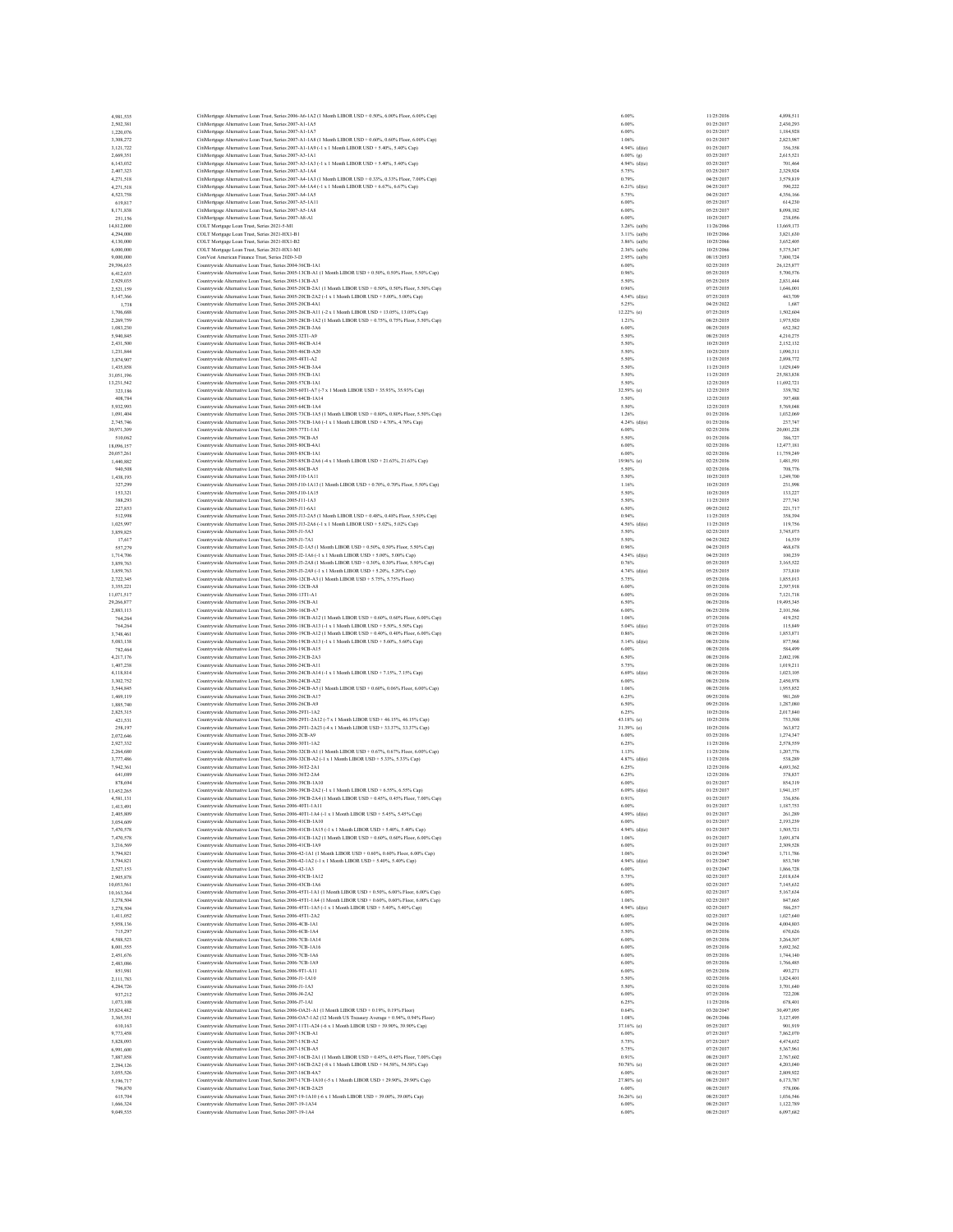| | | | | |
|---|---|---|---|---|
| 4,981,535 | CitiMortgage Alternative Loan Trust, Series 2006-A6-1A2 (1 Month LIBOR USD + 0.50%, 6.00% Floor, 6.00% Cap) | 6.00% | 11/25/2036 | 4,898,511 |
| 2,502,381 | CitiMortgage Alternative Loan Trust, Series 2007-A1-1A5 | 6.00% | 01/25/2037 | 2,430,293 |
| 1,220,076 | CitiMortgage Alternative Loan Trust, Series 2007-A1-1A7 | 6.00% | 01/25/2037 | 1,184,928 |
| 3,308,272 | CitiMortgage Alternative Loan Trust, Series 2007-A1-1A8 (1 Month LIBOR USD + 0.60%, 0.60% Floor, 6.00% Cap) | 1.06% | 01/25/2037 | 2,623,987 |
| 3,121,722 | CitiMortgage Alternative Loan Trust, Series 2007-A1-1A9 (-1 x 1 Month LIBOR USD + 5.40%, 5.40% Cap) | 4.94% (d)(e) | 01/25/2037 | 356,358 |
| 2,669,351 | CitiMortgage Alternative Loan Trust, Series 2007-A3-1A1 | 6.00% (g) | 03/25/2037 | 2,615,521 |
| 6,143,032 | CitiMortgage Alternative Loan Trust, Series 2007-A3-1A3 (-1 x 1 Month LIBOR USD + 5.40%, 5.40% Cap) | 4.94% (d)(e) | 03/25/2037 | 701,464 |
| 2,407,323 | CitiMortgage Alternative Loan Trust, Series 2007-A3-1A4 | 5.75% | 03/25/2037 | 2,329,924 |
| 4,271,518 | CitiMortgage Alternative Loan Trust, Series 2007-A4-1A3 (1 Month LIBOR USD + 0.33%, 0.33% Floor, 7.00% Cap) | 0.79% | 04/25/2037 | 3,579,819 |
| 4,271,518 | CitiMortgage Alternative Loan Trust, Series 2007-A4-1A4 (-1 x 1 Month LIBOR USD + 6.67%, 6.67% Cap) | 6.21% (d)(e) | 04/25/2037 | 590,222 |
| 4,523,758 | CitiMortgage Alternative Loan Trust, Series 2007-A4-1A5 | 5.75% | 04/25/2037 | 4,356,166 |
| 619,817 | CitiMortgage Alternative Loan Trust, Series 2007-A5-1A11 | 6.00% | 05/25/2037 | 614,230 |
| 8,171,838 | CitiMortgage Alternative Loan Trust, Series 2007-A5-1A8 | 6.00% | 05/25/2037 | 8,098,182 |
| 251,156 | CitiMortgage Alternative Loan Trust, Series 2007-A8-A1 | 6.00% | 10/25/2037 | 238,056 |
| 14,812,000 | COLT Mortgage Loan Trust, Series 2021-5-M1 | 3.26% (a)(b) | 11/26/2066 | 13,669,173 |
| 4,294,000 | COLT Mortgage Loan Trust, Series 2021-HX1-B1 | 3.11% (a)(b) | 10/25/2066 | 3,821,630 |
| 4,130,000 | COLT Mortgage Loan Trust, Series 2021-HX1-B2 | 3.86% (a)(b) | 10/25/2066 | 3,652,405 |
| 6,000,000 | COLT Mortgage Loan Trust, Series 2021-HX1-M1 | 2.36% (a)(b) | 10/25/2066 | 5,375,547 |
| 9,000,000 | CoreVest American Finance Trust, Series 2020-3-D | 2.95% (a)(b) | 08/15/2053 | 7,800,724 |
| 29,596,635 | Countrywide Alternative Loan Trust, Series 2004-36CB-1A1 | 6.00% | 02/25/2035 | 26,125,877 |
| 6,412,635 | Countrywide Alternative Loan Trust, Series 2005-13CB-A1 (1 Month LIBOR USD + 0.50%, 0.50% Floor, 5.50% Cap) | 0.96% | 05/25/2035 | 5,700,576 |
| 2,929,035 | Countrywide Alternative Loan Trust, Series 2005-13CB-A3 | 5.50% | 05/25/2035 | 2,831,444 |
| 2,521,159 | Countrywide Alternative Loan Trust, Series 2005-20CB-2A1 (1 Month LIBOR USD + 0.50%, 0.50% Floor, 5.50% Cap) | 0.96% | 07/25/2035 | 1,646,001 |
| 5,147,366 | Countrywide Alternative Loan Trust, Series 2005-20CB-2A2 (-1 x 1 Month LIBOR USD + 5.00%, 5.00% Cap) | 4.54% (d)(e) | 07/25/2035 | 443,709 |
| 1,738 | Countrywide Alternative Loan Trust, Series 2005-20CB-4A1 | 5.25% | 04/25/2022 | 1,687 |
| 1,706,688 | Countrywide Alternative Loan Trust, Series 2005-26CB-A11 (-2 x 1 Month LIBOR USD + 13.05%, 13.05% Cap) | 12.22% (e) | 07/25/2035 | 1,502,604 |
| 2,269,759 | Countrywide Alternative Loan Trust, Series 2005-28CB-1A2 (1 Month LIBOR USD + 0.75%, 0.75% Floor, 5.50% Cap) | 1.21% | 08/25/2035 | 1,975,920 |
| 1,083,230 | Countrywide Alternative Loan Trust, Series 2005-28CB-3A6 | 6.00% | 08/25/2035 | 652,382 |
| 5,940,845 | Countrywide Alternative Loan Trust, Series 2005-32T1-A9 | 5.50% | 08/25/2035 | 4,210,275 |
| 2,431,500 | Countrywide Alternative Loan Trust, Series 2005-46CB-A14 | 5.50% | 10/25/2035 | 2,152,132 |
| 1,231,844 | Countrywide Alternative Loan Trust, Series 2005-46CB-A20 | 5.50% | 10/25/2035 | 1,090,311 |
| 3,874,907 | Countrywide Alternative Loan Trust, Series 2005-48T1-A2 | 5.50% | 11/25/2035 | 2,898,772 |
| 1,435,858 | Countrywide Alternative Loan Trust, Series 2005-54CB-3A4 | 5.50% | 11/25/2035 | 1,029,049 |
| 31,051,196 | Countrywide Alternative Loan Trust, Series 2005-55CB-1A1 | 5.50% | 11/25/2035 | 25,583,838 |
| 13,231,542 | Countrywide Alternative Loan Trust, Series 2005-57CB-1A1 | 5.50% | 12/25/2035 | 11,692,721 |
| 323,186 | Countrywide Alternative Loan Trust, Series 2005-60T1-A7 (-7 x 1 Month LIBOR USD + 35.93%, 35.93% Cap) | 32.59% (e) | 12/25/2035 | 339,782 |
| 408,784 | Countrywide Alternative Loan Trust, Series 2005-64CB-1A14 | 5.50% | 12/25/2035 | 397,468 |
| 5,932,993 | Countrywide Alternative Loan Trust, Series 2005-64CB-1A4 | 5.50% | 12/25/2035 | 5,769,048 |
| 1,091,404 | Countrywide Alternative Loan Trust, Series 2005-73CB-1A5 (1 Month LIBOR USD + 0.80%, 0.80% Floor, 5.50% Cap) | 1.26% | 01/25/2036 | 1,052,069 |
| 2,745,746 | Countrywide Alternative Loan Trust, Series 2005-73CB-1A6 (-1 x 1 Month LIBOR USD + 4.70%, 4.70% Cap) | 4.24% (d)(e) | 01/25/2036 | 237,747 |
| 30,971,309 | Countrywide Alternative Loan Trust, Series 2005-77T1-1A1 | 6.00% | 02/25/2036 | 20,001,228 |
| 510,062 | Countrywide Alternative Loan Trust, Series 2005-79CB-A5 | 5.50% | 01/25/2036 | 386,727 |
| 18,096,157 | Countrywide Alternative Loan Trust, Series 2005-80CB-4A1 | 6.00% | 02/25/2036 | 12,477,181 |
| 20,057,261 | Countrywide Alternative Loan Trust, Series 2005-85CB-1A1 | 6.00% | 02/25/2036 | 11,759,249 |
| 1,440,882 | Countrywide Alternative Loan Trust, Series 2005-85CB-2A6 (-4 x 1 Month LIBOR USD + 21.63%, 21.63% Cap) | 19.96% (e) | 02/25/2036 | 1,481,591 |
| 940,508 | Countrywide Alternative Loan Trust, Series 2005-86CB-A5 | 5.50% | 02/25/2036 | 708,776 |
| 1,438,193 | Countrywide Alternative Loan Trust, Series 2005-J10-1A11 | 5.50% | 10/25/2035 | 1,249,700 |
| 327,299 | Countrywide Alternative Loan Trust, Series 2005-J10-1A13 (1 Month LIBOR USD + 0.70%, 0.70% Floor, 5.50% Cap) | 1.16% | 10/25/2035 | 251,998 |
| 153,321 | Countrywide Alternative Loan Trust, Series 2005-J10-1A15 | 5.50% | 10/25/2035 | 133,227 |
| 388,293 | Countrywide Alternative Loan Trust, Series 2005-J11-1A3 | 5.50% | 11/25/2035 | 277,743 |
| 227,853 | Countrywide Alternative Loan Trust, Series 2005-J11-6A1 | 6.50% | 09/25/2032 | 221,717 |
| 512,998 | Countrywide Alternative Loan Trust, Series 2005-J13-2A5 (1 Month LIBOR USD + 0.48%, 0.48% Floor, 5.50% Cap) | 0.94% | 11/25/2035 | 358,394 |
| 1,025,997 | Countrywide Alternative Loan Trust, Series 2005-J13-2A6 (-1 x 1 Month LIBOR USD + 5.02%, 5.02% Cap) | 4.56% (d)(e) | 11/25/2035 | 119,756 |
| 3,859,825 | Countrywide Alternative Loan Trust, Series 2005-J1-5A3 | 5.50% | 02/25/2035 | 3,745,075 |
| 17,617 | Countrywide Alternative Loan Trust, Series 2005-J1-7A1 | 5.50% | 04/25/2022 | 16,539 |
| 557,279 | Countrywide Alternative Loan Trust, Series 2005-J2-1A5 (1 Month LIBOR USD + 0.50%, 0.50% Floor, 5.50% Cap) | 0.96% | 04/25/2035 | 468,678 |
| 1,714,706 | Countrywide Alternative Loan Trust, Series 2005-J2-1A6 (-1 x 1 Month LIBOR USD + 5.00%, 5.00% Cap) | 4.54% (d)(e) | 04/25/2035 | 100,239 |
| 3,859,763 | Countrywide Alternative Loan Trust, Series 2005-J3-2A8 (1 Month LIBOR USD + 0.30%, 0.30% Floor, 5.50% Cap) | 0.76% | 05/25/2035 | 3,165,522 |
| 3,859,763 | Countrywide Alternative Loan Trust, Series 2005-J3-2A9 (-1 x 1 Month LIBOR USD + 5.20%, 5.20% Cap) | 4.74% (d)(e) | 05/25/2035 | 373,810 |
| 2,722,345 | Countrywide Alternative Loan Trust, Series 2006-12CB-A3 (1 Month LIBOR USD + 5.75%, 5.75% Floor) | 5.75% | 05/25/2036 | 1,855,013 |
| 3,355,221 | Countrywide Alternative Loan Trust, Series 2006-12CB-A8 | 6.00% | 05/25/2036 | 2,397,918 |
| 11,071,517 | Countrywide Alternative Loan Trust, Series 2006-13T1-A1 | 6.00% | 05/25/2036 | 7,121,718 |
| 29,266,877 | Countrywide Alternative Loan Trust, Series 2006-15CB-A1 | 6.50% | 06/25/2036 | 19,495,345 |
| 2,883,113 | Countrywide Alternative Loan Trust, Series 2006-16CB-A7 | 6.00% | 06/25/2036 | 2,101,566 |
| 764,264 | Countrywide Alternative Loan Trust, Series 2006-18CB-A12 (1 Month LIBOR USD + 0.60%, 0.60% Floor, 6.00% Cap) | 1.06% | 07/25/2036 | 419,252 |
| 764,264 | Countrywide Alternative Loan Trust, Series 2006-18CB-A13 (-1 x 1 Month LIBOR USD + 5.50%, 5.50% Cap) | 5.04% (d)(e) | 07/25/2036 | 115,849 |
| 3,748,461 | Countrywide Alternative Loan Trust, Series 2006-19CB-A12 (1 Month LIBOR USD + 0.40%, 0.40% Floor, 6.00% Cap) | 0.86% | 08/25/2036 | 1,853,871 |
| 5,083,138 | Countrywide Alternative Loan Trust, Series 2006-19CB-A13 (-1 x 1 Month LIBOR USD + 5.60%, 5.60% Cap) | 5.14% (d)(e) | 08/25/2036 | 877,968 |
| 782,464 | Countrywide Alternative Loan Trust, Series 2006-19CB-A15 | 6.00% | 08/25/2036 | 584,499 |
| 4,217,176 | Countrywide Alternative Loan Trust, Series 2006-23CB-2A3 | 6.50% | 08/25/2036 | 2,002,198 |
| 1,407,238 | Countrywide Alternative Loan Trust, Series 2006-24CB-A11 | 5.75% | 08/25/2036 | 1,019,211 |
| 4,118,814 | Countrywide Alternative Loan Trust, Series 2006-24CB-A14 (-1 x 1 Month LIBOR USD + 7.15%, 7.15% Cap) | 6.69% (d)(e) | 08/25/2036 | 1,023,105 |
| 3,302,752 | Countrywide Alternative Loan Trust, Series 2006-24CB-A22 | 6.00% | 08/25/2036 | 2,450,978 |
| 3,544,845 | Countrywide Alternative Loan Trust, Series 2006-24CB-A5 (1 Month LIBOR USD + 0.60%, 0.60% Floor, 6.00% Cap) | 1.06% | 08/25/2036 | 1,955,852 |
| 1,469,119 | Countrywide Alternative Loan Trust, Series 2006-26CB-A17 | 6.25% | 09/25/2036 | 981,269 |
| 1,885,740 | Countrywide Alternative Loan Trust, Series 2006-26CB-A9 | 6.50% | 09/25/2036 | 1,287,080 |
| 2,825,315 | Countrywide Alternative Loan Trust, Series 2006-29T1-1A2 | 6.25% | 10/25/2036 | 2,017,840 |
| 421,531 | Countrywide Alternative Loan Trust, Series 2006-29T1-2A12 (-7 x 1 Month LIBOR USD + 46.15%, 46.15% Cap) | 43.18% (e) | 10/25/2036 | 753,508 |
| 258,197 | Countrywide Alternative Loan Trust, Series 2006-29T1-2A23 (-4 x 1 Month LIBOR USD + 33.37%, 33.37% Cap) | 31.39% (e) | 10/25/2036 | 363,872 |
| 2,072,646 | Countrywide Alternative Loan Trust, Series 2006-2CB-A9 | 6.00% | 03/25/2036 | 1,274,347 |
| 2,927,332 | Countrywide Alternative Loan Trust, Series 2006-30T1-1A2 | 6.25% | 11/25/2036 | 2,578,559 |
| 2,264,680 | Countrywide Alternative Loan Trust, Series 2006-32CB-A1 (1 Month LIBOR USD + 0.67%, 0.67% Floor, 6.00% Cap) | 1.13% | 11/25/2036 | 1,207,776 |
| 3,777,486 | Countrywide Alternative Loan Trust, Series 2006-32CB-A2 (-1 x 1 Month LIBOR USD + 5.33%, 5.33% Cap) | 4.87% (d)(e) | 11/25/2036 | 538,289 |
| 7,942,361 | Countrywide Alternative Loan Trust, Series 2006-36T2-2A1 | 6.25% | 12/25/2036 | 4,693,362 |
| 641,089 | Countrywide Alternative Loan Trust, Series 2006-36T2-2A4 | 6.25% | 12/25/2036 | 378,837 |
| 878,694 | Countrywide Alternative Loan Trust, Series 2006-39CB-1A10 | 6.00% | 01/25/2037 | 854,319 |
| 13,452,265 | Countrywide Alternative Loan Trust, Series 2006-39CB-2A2 (-1 x 1 Month LIBOR USD + 6.55%, 6.55% Cap) | 6.09% (d)(e) | 01/25/2037 | 1,941,157 |
| 4,581,131 | Countrywide Alternative Loan Trust, Series 2006-39CB-2A4 (1 Month LIBOR USD + 0.45%, 0.45% Floor, 7.00% Cap) | 0.91% | 01/25/2037 | 336,856 |
| 1,413,491 | Countrywide Alternative Loan Trust, Series 2006-40T1-1A11 | 6.00% | 01/25/2037 | 1,187,753 |
| 2,405,809 | Countrywide Alternative Loan Trust, Series 2006-40T1-1A4 (-1 x 1 Month LIBOR USD + 5.45%, 5.45% Cap) | 4.99% (d)(e) | 01/25/2037 | 261,289 |
| 3,054,609 | Countrywide Alternative Loan Trust, Series 2006-41CB-1A10 | 6.00% | 01/25/2037 | 2,193,239 |
| 7,470,578 | Countrywide Alternative Loan Trust, Series 2006-41CB-1A15 (-1 x 1 Month LIBOR USD + 5.40%, 5.40% Cap) | 4.94% (d)(e) | 01/25/2037 | 1,505,721 |
| 7,470,578 | Countrywide Alternative Loan Trust, Series 2006-41CB-1A2 (1 Month LIBOR USD + 0.60%, 0.60% Floor, 6.00% Cap) | 1.06% | 01/25/2037 | 3,691,874 |
| 3,216,569 | Countrywide Alternative Loan Trust, Series 2006-41CB-1A9 | 6.00% | 01/25/2037 | 2,309,528 |
| 3,794,821 | Countrywide Alternative Loan Trust, Series 2006-42-1A1 (1 Month LIBOR USD + 0.60%, 0.60% Floor, 6.00% Cap) | 1.06% | 01/25/2047 | 1,711,786 |
| 3,794,821 | Countrywide Alternative Loan Trust, Series 2006-42-1A2 (-1 x 1 Month LIBOR USD + 5.40%, 5.40% Cap) | 4.94% (d)(e) | 01/25/2047 | 853,749 |
| 2,527,153 | Countrywide Alternative Loan Trust, Series 2006-42-1A3 | 6.00% | 01/25/2047 | 1,866,728 |
| 2,905,878 | Countrywide Alternative Loan Trust, Series 2006-43CB-1A12 | 5.75% | 02/25/2037 | 2,018,634 |
| 10,053,561 | Countrywide Alternative Loan Trust, Series 2006-43CB-1A6 | 6.00% | 02/25/2037 | 7,145,632 |
| 10,163,364 | Countrywide Alternative Loan Trust, Series 2006-45T1-1A1 (1 Month LIBOR USD + 0.50%, 6.00% Floor, 6.00% Cap) | 6.00% | 02/25/2037 | 5,167,634 |
| 3,278,504 | Countrywide Alternative Loan Trust, Series 2006-45T1-1A4 (1 Month LIBOR USD + 0.60%, 0.60% Floor, 6.00% Cap) | 1.06% | 02/25/2037 | 847,665 |
| 3,278,504 | Countrywide Alternative Loan Trust, Series 2006-45T1-1A5 (-1 x 1 Month LIBOR USD + 5.40%, 5.40% Cap) | 4.94% (d)(e) | 02/25/2037 | 586,257 |
| 1,411,052 | Countrywide Alternative Loan Trust, Series 2006-45T1-2A2 | 6.00% | 02/25/2037 | 1,027,640 |
| 5,958,136 | Countrywide Alternative Loan Trust, Series 2006-4CB-1A1 | 6.00% | 04/25/2036 | 4,004,803 |
| 715,297 | Countrywide Alternative Loan Trust, Series 2006-6CB-1A4 | 5.50% | 05/25/2036 | 670,626 |
| 4,588,523 | Countrywide Alternative Loan Trust, Series 2006-7CB-1A14 | 6.00% | 05/25/2036 | 3,264,307 |
| 8,001,555 | Countrywide Alternative Loan Trust, Series 2006-7CB-1A16 | 6.00% | 05/25/2036 | 5,692,362 |
| 2,451,676 | Countrywide Alternative Loan Trust, Series 2006-7CB-1A6 | 6.00% | 05/25/2036 | 1,744,140 |
| 2,483,086 | Countrywide Alternative Loan Trust, Series 2006-7CB-1A9 | 6.00% | 05/25/2036 | 1,766,485 |
| 851,981 | Countrywide Alternative Loan Trust, Series 2006-9T1-A11 | 6.00% | 05/25/2036 | 493,271 |
| 2,111,783 | Countrywide Alternative Loan Trust, Series 2006-J1-1A10 | 5.50% | 02/25/2036 | 1,824,401 |
| 4,284,726 | Countrywide Alternative Loan Trust, Series 2006-J1-1A3 | 5.50% | 02/25/2036 | 3,701,640 |
| 937,212 | Countrywide Alternative Loan Trust, Series 2006-J4-2A2 | 6.00% | 07/25/2036 | 722,208 |
| 1,073,108 | Countrywide Alternative Loan Trust, Series 2006-J7-1A1 | 6.25% | 11/25/2036 | 678,401 |
| 35,824,482 | Countrywide Alternative Loan Trust, Series 2006-OA21-A1 (1 Month LIBOR USD + 0.19%, 0.19% Floor) | 0.64% | 03/20/2047 | 30,497,095 |
| 3,365,351 | Countrywide Alternative Loan Trust, Series 2006-OA7-1A2 (12 Month US Treasury Average + 0.94%, 0.94% Floor) | 1.08% | 06/25/2046 | 3,127,495 |
| 610,163 | Countrywide Alternative Loan Trust, Series 2007-11T1-A24 (-6 x 1 Month LIBOR USD + 39.90%, 39.90% Cap) | 37.16% (e) | 05/25/2037 | 901,919 |
| 9,773,458 | Countrywide Alternative Loan Trust, Series 2007-15CB-A1 | 6.00% | 07/25/2037 | 7,862,070 |
| 5,828,093 | Countrywide Alternative Loan Trust, Series 2007-15CB-A2 | 5.75% | 07/25/2037 | 4,474,652 |
| 6,991,600 | Countrywide Alternative Loan Trust, Series 2007-15CB-A5 | 5.75% | 07/25/2037 | 5,367,961 |
| 7,887,858 | Countrywide Alternative Loan Trust, Series 2007-16CB-2A1 (1 Month LIBOR USD + 0.45%, 0.45% Floor, 7.00% Cap) | 0.91% | 08/25/2037 | 2,767,602 |
| 2,284,126 | Countrywide Alternative Loan Trust, Series 2007-16CB-2A2 (-8 x 1 Month LIBOR USD + 54.58%, 54.58% Cap) | 50.78% (e) | 08/25/2037 | 4,203,040 |
| 3,055,526 | Countrywide Alternative Loan Trust, Series 2007-16CB-4A7 | 6.00% | 08/25/2037 | 2,809,922 |
| 5,196,717 | Countrywide Alternative Loan Trust, Series 2007-17CB-1A10 (-5 x 1 Month LIBOR USD + 29.90%, 29.90% Cap) | 27.80% (e) | 08/25/2037 | 6,173,787 |
| 796,870 | Countrywide Alternative Loan Trust, Series 2007-18CB-2A25 | 6.00% | 08/25/2037 | 578,006 |
| 615,704 | Countrywide Alternative Loan Trust, Series 2007-19-1A10 (-6 x 1 Month LIBOR USD + 39.00%, 39.00% Cap) | 36.26% (e) | 08/25/2037 | 1,036,546 |
| 1,666,324 | Countrywide Alternative Loan Trust, Series 2007-19-1A34 | 6.00% | 08/25/2037 | 1,122,789 |
| 9,049,535 | Countrywide Alternative Loan Trust, Series 2007-19-1A4 | 6.00% | 08/25/2037 | 6,097,682 |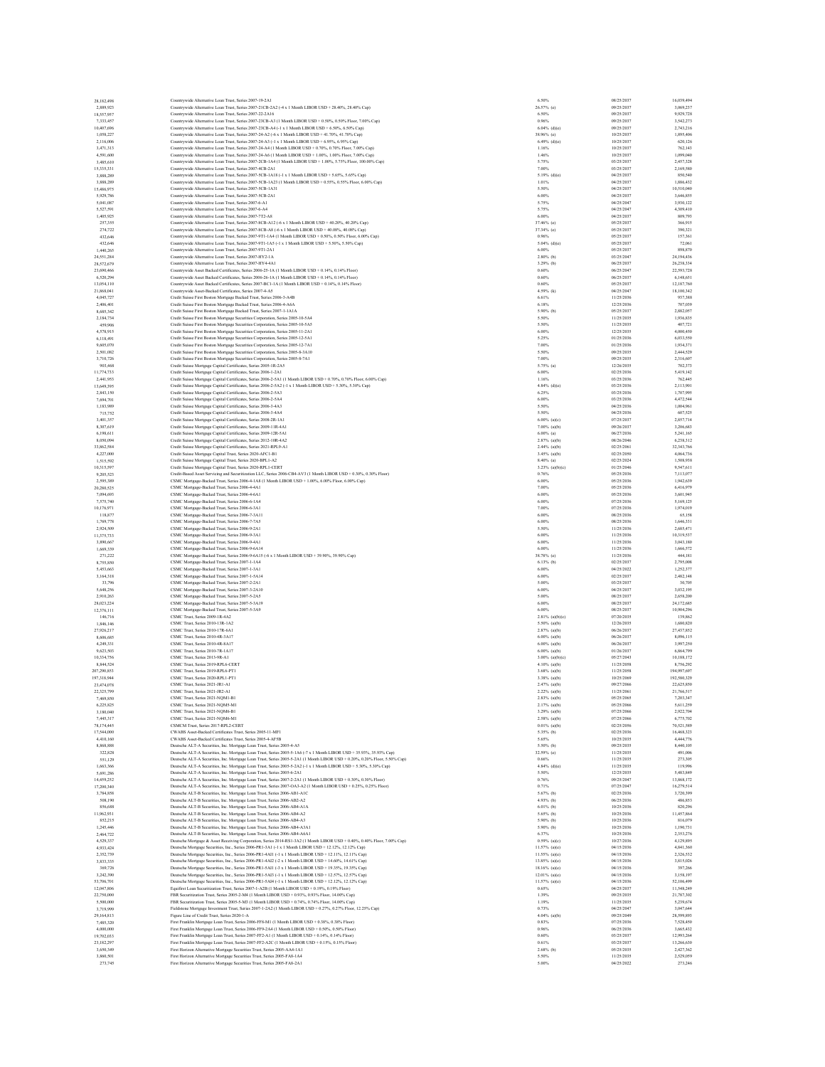| | | | | |
|---|---|---|---|---|
| 28,182,498 | Countrywide Alternative Loan Trust, Series 2007-19-2A1 | 6.50% | 08/25/2037 | 16,039,494 |
| 2,889,923 | Countrywide Alternative Loan Trust, Series 2007-21CB-2A2 (-4 x 1 Month LIBOR USD + 28.40%, 28.40% Cap) | 26.57% (e) | 09/25/2037 | 3,069,237 |
| 18,557,957 | Countrywide Alternative Loan Trust, Series 2007-22-2A16 | 6.50% | 09/25/2037 | 9,929,728 |
| 7,333,457 | Countrywide Alternative Loan Trust, Series 2007-23CB-A3 (1 Month LIBOR USD + 0.50%, 0.50% Floor, 7.00% Cap) | 0.96% | 09/25/2037 | 3,542,273 |
| 10,407,696 | Countrywide Alternative Loan Trust, Series 2007-23CB-A4 (-1 x 1 Month LIBOR USD + 6.50%, 6.50% Cap) | 6.04% (d)(e) | 09/25/2037 | 2,743,216 |
| 1,058,227 | Countrywide Alternative Loan Trust, Series 2007-24-A2 (-6 x 1 Month LIBOR USD + 41.70%, 41.70% Cap) | 38.96% (e) | 10/25/2037 | 1,895,406 |
| 2,116,006 | Countrywide Alternative Loan Trust, Series 2007-24-A3 (-1 x 1 Month LIBOR USD + 6.95%, 6.95% Cap) | 6.49% (d)(e) | 10/25/2037 | 620,126 |
| 3,471,313 | Countrywide Alternative Loan Trust, Series 2007-24-A4 (1 Month LIBOR USD + 0.70%, 0.70% Floor, 7.00% Cap) | 1.16% | 10/25/2037 | 762,143 |
| 4,591,600 | Countrywide Alternative Loan Trust, Series 2007-24-A6 (1 Month LIBOR USD + 1.00%, 1.00% Floor, 7.00% Cap) | 1.46% | 10/25/2037 | 1,099,040 |
| 3,485,610 | Countrywide Alternative Loan Trust, Series 2007-2CB-1A4 (1 Month LIBOR USD + 1.00%, 5.75% Floor, 100.00% Cap) | 5.75% | 03/25/2037 | 2,457,328 |
| 15,335,331 | Countrywide Alternative Loan Trust, Series 2007-4CB-2A1 | 7.00% | 03/25/2037 | 2,169,580 |
| 3,888,289 | Countrywide Alternative Loan Trust, Series 2007-5CB-1A18 (-1 x 1 Month LIBOR USD + 5.65%, 5.65% Cap) | 5.19% (d)(e) | 04/25/2037 | 850,540 |
| 3,888,289 | Countrywide Alternative Loan Trust, Series 2007-5CB-1A23 (1 Month LIBOR USD + 0.55%, 0.55% Floor, 6.00% Cap) | 1.01% | 04/25/2037 | 1,886,432 |
| 15,486,975 | Countrywide Alternative Loan Trust, Series 2007-5CB-1A31 | 5.50% | 04/25/2037 | 10,510,040 |
| 5,929,786 | Countrywide Alternative Loan Trust, Series 2007-5CB-2A1 | 6.00% | 04/25/2037 | 3,646,855 |
| 5,041,087 | Countrywide Alternative Loan Trust, Series 2007-6-A1 | 5.75% | 04/25/2047 | 3,930,122 |
| 5,527,591 | Countrywide Alternative Loan Trust, Series 2007-6-A4 | 5.75% | 04/25/2047 | 4,309,410 |
| 1,405,925 | Countrywide Alternative Loan Trust, Series 2007-7T2-A8 | 6.00% | 04/25/2037 | 809,793 |
| 257,355 | Countrywide Alternative Loan Trust, Series 2007-8CB-A12 (-6 x 1 Month LIBOR USD + 40.20%, 40.20% Cap) | 37.46% (e) | 05/25/2037 | 366,915 |
| 274,722 | Countrywide Alternative Loan Trust, Series 2007-8CB-A8 (-6 x 1 Month LIBOR USD + 40.08%, 40.08% Cap) | 37.34% (e) | 05/25/2037 | 390,321 |
| 432,646 | Countrywide Alternative Loan Trust, Series 2007-9T1-1A4 (1 Month LIBOR USD + 0.50%, 0.50% Floor, 6.00% Cap) | 0.96% | 05/25/2037 | 157,361 |
| 432,646 | Countrywide Alternative Loan Trust, Series 2007-9T1-1A5 (-1 x 1 Month LIBOR USD + 5.50%, 5.50% Cap) | 5.04% (d)(e) | 05/25/2037 | 72,061 |
| 1,440,265 | Countrywide Alternative Loan Trust, Series 2007-9T1-2A1 | 6.00% | 05/25/2037 | 898,870 |
| 24,551,284 | Countrywide Alternative Loan Trust, Series 2007-HY2-1A | 2.80% (b) | 03/25/2047 | 24,194,436 |
| 28,572,679 | Countrywide Alternative Loan Trust, Series 2007-HY4-4A1 | 3.29% (b) | 06/25/2037 | 26,258,334 |
| 23,690,466 | Countrywide Asset Backed Certificates, Series 2006-23-1A (1 Month LIBOR USD + 0.14%, 0.14% Floor) | 0.60% | 06/25/2047 | 22,593,728 |
| 6,520,294 | Countrywide Asset Backed Certificates, Series 2006-26-1A (1 Month LIBOR USD + 0.14%, 0.14% Floor) | 0.60% | 06/25/2037 | 6,148,651 |
| 13,054,110 | Countrywide Asset Backed Certificates, Series 2007-BC1-1A (1 Month LIBOR USD + 0.14%, 0.14% Floor) | 0.60% | 05/25/2037 | 12,187,760 |
| 21,868,041 | Countrywide Asset-Backed Certificates, Series 2007-4-A5 | 4.59% (k) | 04/25/2047 | 18,100,342 |
| 4,045,727 | Credit Suisse First Boston Mortgage Backed Trust, Series 2006-3-A4B | 6.61% | 11/25/2036 | 937,388 |
| 2,406,401 | Credit Suisse First Boston Mortgage Backed Trust, Series 2006-4-A6A | 6.18% | 12/25/2036 | 707,039 |
| 8,685,542 | Credit Suisse First Boston Mortgage Backed Trust, Series 2007-1-1A1A | 5.90% (b) | 05/25/2037 | 2,882,057 |
| 2,184,734 | Credit Suisse First Boston Mortgage Securities Corporation, Series 2005-10-5A4 | 5.50% | 11/25/2035 | 1,956,835 |
| 459,906 | Credit Suisse First Boston Mortgage Securities Corporation, Series 2005-10-5A5 | 5.50% | 11/25/2035 | 407,721 |
| 4,578,915 | Credit Suisse First Boston Mortgage Securities Corporation, Series 2005-11-2A1 | 6.00% | 12/25/2035 | 4,000,450 |
| 6,118,491 | Credit Suisse First Boston Mortgage Securities Corporation, Series 2005-12-5A1 | 5.25% | 01/25/2036 | 6,053,550 |
| 9,605,070 | Credit Suisse First Boston Mortgage Securities Corporation, Series 2005-12-7A1 | 7.00% | 01/25/2036 | 1,934,371 |
| 2,501,082 | Credit Suisse First Boston Mortgage Securities Corporation, Series 2005-8-3A10 | 5.50% | 09/25/2035 | 2,444,529 |
| 3,710,726 | Credit Suisse First Boston Mortgage Securities Corporation, Series 2005-8-7A1 | 7.00% | 09/25/2035 | 2,316,607 |
| 903,468 | Credit Suisse Mortgage Capital Certificates, Series 2005-1R-2A5 | 5.75% (a) | 12/26/2035 | 702,373 |
| 11,774,733 | Credit Suisse Mortgage Capital Certificates, Series 2006-1-2A1 | 6.00% | 02/25/2036 | 5,419,142 |
| 2,441,953 | Credit Suisse Mortgage Capital Certificates, Series 2006-2-5A1 (1 Month LIBOR USD + 0.70%, 0.70% Floor, 6.00% Cap) | 1.16% | 03/25/2036 | 762,445 |
| 13,649,395 | Credit Suisse Mortgage Capital Certificates, Series 2006-2-5A2 (-1 x 1 Month LIBOR USD + 5.30%, 5.30% Cap) | 4.84% (d)(e) | 03/25/2036 | 2,113,901 |
| 2,843,150 | Credit Suisse Mortgage Capital Certificates, Series 2006-2-5A3 | 6.25% | 03/25/2036 | 1,707,995 |
| 7,694,701 | Credit Suisse Mortgage Capital Certificates, Series 2006-2-5A4 | 6.00% | 03/25/2036 | 4,472,544 |
| 1,183,989 | Credit Suisse Mortgage Capital Certificates, Series 2006-3-4A3 | 5.50% | 04/25/2036 | 1,004,961 |
| 715,752 | Credit Suisse Mortgage Capital Certificates, Series 2006-3-4A4 | 5.50% | 04/25/2036 | 607,525 |
| 3,401,357 | Credit Suisse Mortgage Capital Certificates, Series 2008-2R-1A1 | 6.00% (a)(c) | 07/25/2037 | 2,857,714 |
| 8,307,619 | Credit Suisse Mortgage Capital Certificates, Series 2009-11R-4A1 | 7.00% (a)(b) | 09/26/2037 | 3,208,683 |
| 6,198,611 | Credit Suisse Mortgage Capital Certificates, Series 2009-12R-5A1 | 6.00% (a) | 06/27/2036 | 5,241,165 |
| 8,050,094 | Credit Suisse Mortgage Capital Certificates, Series 2012-10R-4A2 | 2.87% (a)(b) | 08/26/2046 | 6,258,312 |
| 33,862,584 | Credit Suisse Mortgage Capital Certificates, Series 2021-RPL9-A1 | 2.44% (a)(b) | 02/25/2061 | 32,363,766 |
| 4,227,000 | Credit Suisse Mortgage Capital Trust, Series 2020-AFC1-B1 | 3.45% (a)(b) | 02/25/2050 | 4,064,736 |
| 1,515,592 | Credit Suisse Mortgage Capital Trust, Series 2020-BPL2-A2 | 8.40% (a) | 02/25/2024 | 1,508,938 |
| 10,315,597 | Credit Suisse Mortgage Capital Trust, Series 2020-RPL1-CERT | 3.23% (a)(b)(c) | 01/25/2046 | 9,547,611 |
| 9,205,525 | Credit-Based Asset Servicing and Securitization LLC, Series 2006-CB4-AV3 (1 Month LIBOR USD + 0.30%, 0.30% Floor) | 0.76% | 05/25/2036 | 7,113,077 |
| 2,595,389 | CSMC Mortgage-Backed Trust, Series 2006-4-1A8 (1 Month LIBOR USD + 1.00%, 6.00% Floor, 6.00% Cap) | 6.00% | 05/25/2036 | 1,942,639 |
| 20,280,525 | CSMC Mortgage-Backed Trust, Series 2006-4-4A1 | 7.00% | 05/25/2036 | 6,416,979 |
| 7,094,693 | CSMC Mortgage-Backed Trust, Series 2006-6-1A4 | 6.00% | 07/25/2036 | 5,169,125 |
| 7,575,740 | CSMC Mortgage-Backed Trust, Series 2006-6-6A1 | 6.00% | 05/25/2036 | 3,601,945 |
| 10,176,971 | CSMC Mortgage-Backed Trust, Series 2006-6-3A1 | 7.00% | 07/25/2036 | 1,974,019 |
| 118,877 | CSMC Mortgage-Backed Trust, Series 2006-7-3A11 | 6.00% | 08/25/2036 | 65,158 |
| 1,769,778 | CSMC Mortgage-Backed Trust, Series 2006-7-7A5 | 6.00% | 08/25/2036 | 1,646,331 |
| 2,924,509 | CSMC Mortgage-Backed Trust, Series 2006-9-2A1 | 5.50% | 11/25/2036 | 2,685,471 |
| 11,375,733 | CSMC Mortgage-Backed Trust, Series 2006-9-3A1 | 6.00% | 11/25/2036 | 10,319,537 |
| 3,890,667 | CSMC Mortgage-Backed Trust, Series 2006-9-4A1 | 6.00% | 11/25/2036 | 3,043,180 |
| 1,669,339 | CSMC Mortgage-Backed Trust, Series 2006-9-6A14 | 6.00% | 11/25/2036 | 1,666,572 |
| 271,222 | CSMC Mortgage-Backed Trust, Series 2006-9-6A15 (-6 x 1 Month LIBOR USD + 39.90%, 39.90% Cap) | 38.78% (e) | 11/25/2036 | 444,181 |
| 8,755,850 | CSMC Mortgage-Backed Trust, Series 2007-1-1A4 | 6.13% (b) | 02/25/2037 | 2,795,008 |
| 5,453,663 | CSMC Mortgage-Backed Trust, Series 2007-1-3A1 | 6.00% | 04/25/2022 | 1,252,377 |
| 3,164,518 | CSMC Mortgage-Backed Trust, Series 2007-1-5A14 | 6.00% | 02/25/2037 | 2,482,148 |
| 33,796 | CSMC Mortgage-Backed Trust, Series 2007-2-2A1 | 5.00% | 03/25/2037 | 30,705 |
| 5,648,256 | CSMC Mortgage-Backed Trust, Series 2007-3-2A10 | 6.00% | 04/25/2037 | 3,052,195 |
| 2,910,263 | CSMC Mortgage-Backed Trust, Series 2007-5-2A5 | 5.00% | 08/25/2037 | 2,658,200 |
| 28,023,224 | CSMC Mortgage-Backed Trust, Series 2007-5-3A19 | 6.00% | 08/25/2037 | 24,172,685 |
| 12,376,111 | CSMC Mortgage-Backed Trust, Series 2007-5-3A9 | 6.00% | 08/25/2037 | 10,904,296 |
| 146,716 | CSMC Trust, Series 2009-1R-4A2 | 2.81% (a)(b)(c) | 07/20/2035 | 139,862 |
| 1,846,146 | CSMC Trust, Series 2010-13R-1A2 | 5.50% (a)(b) | 12/26/2035 | 1,680,820 |
| 27,926,217 | CSMC Trust, Series 2010-17R-6A1 | 2.87% (a)(b) | 06/26/2037 | 27,457,852 |
| 8,606,685 | CSMC Trust, Series 2010-4R-3A17 | 6.00% (a)(b) | 06/26/2037 | 8,096,115 |
| 4,249,331 | CSMC Trust, Series 2010-4R-8A17 | 6.00% (a)(b) | 06/26/2037 | 3,997,250 |
| 9,623,503 | CSMC Trust, Series 2010-7R-1A17 | 6.00% (a)(b) | 01/26/2037 | 6,864,799 |
| 10,534,756 | CSMC Trust, Series 2013-9R-A1 | 3.00% (a)(b)(c) | 05/27/2043 | 10,188,172 |
| 8,844,524 | CSMC Trust, Series 2019-RPL6-CERT | 4.10% (a)(b) | 11/25/2058 | 8,756,292 |
| 207,290,853 | CSMC Trust, Series 2019-RPL6-PT1 | 3.68% (a)(b) | 11/25/2058 | 194,997,697 |
| 197,318,944 | CSMC Trust, Series 2020-RPL1-PT1 | 3.38% (a)(b) | 10/25/2069 | 192,580,329 |
| 23,474,078 | CSMC Trust, Series 2021-JR1-A1 | 2.47% (a)(b) | 09/27/2066 | 22,625,850 |
| 22,325,799 | CSMC Trust, Series 2021-JR2-A1 | 2.22% (a)(b) | 11/25/2061 | 21,766,517 |
| 7,489,850 | CSMC Trust, Series 2021-NQM3-B1 | 2.83% (a)(b) | 05/25/2065 | 7,203,347 |
| 6,225,825 | CSMC Trust, Series 2021-NQM5-M1 | 2.17% (a)(b) | 05/25/2066 | 5,611,259 |
| 3,180,040 | CSMC Trust, Series 2021-NQM6-B1 | 3.29% (a)(b) | 07/25/2066 | 2,922,704 |
| 7,445,317 | CSMC Trust, Series 2021-NQM6-M1 | 2.58% (a)(b) | 07/25/2066 | 6,775,702 |
| 78,174,445 | CSMCM Trust, Series 2017-RPL2-CERT | 0.01% (a)(b) | 02/25/2056 | 70,521,589 |
| 17,544,000 | CWABS Asset-Backed Certificates Trust, Series 2005-11-MF1 | 5.35% (b) | 02/25/2036 | 16,468,323 |
| 4,410,160 | CWABS Asset-Backed Certificates Trust, Series 2005-4-AF5B | 5.65% | 10/25/2035 | 4,444,776 |
| 8,868,888 | Deutsche ALT-A Securities, Inc. Mortgage Loan Trust, Series 2005-4-A5 | 5.50% (b) | 09/25/2035 | 8,460,105 |
| 322,828 | Deutsche ALT-A Securities, Inc. Mortgage Loan Trust, Series 2005-5-1A6 (-7 x 1 Month LIBOR USD + 35.93%, 35.93% Cap) | 32.59% (e) | 11/25/2035 | 491,006 |
| 551,129 | Deutsche ALT-A Securities, Inc. Mortgage Loan Trust, Series 2005-5-2A1 (1 Month LIBOR USD + 0.20%, 0.20% Floor, 5.50% Cap) | 0.66% | 11/25/2035 | 273,305 |
| 1,663,366 | Deutsche ALT-A Securities, Inc. Mortgage Loan Trust, Series 2005-5-2A2 (-1 x 1 Month LIBOR USD + 5.30%, 5.30% Cap) | 4.84% (d)(e) | 11/25/2035 | 119,996 |
| 5,691,286 | Deutsche ALT-A Securities, Inc. Mortgage Loan Trust, Series 2005-6-2A1 | 5.50% | 12/25/2035 | 5,483,849 |
| 14,459,252 | Deutsche ALT-A Securities, Inc. Mortgage Loan Trust, Series 2007-2-2A1 (1 Month LIBOR USD + 0.30%, 0.30% Floor) | 0.76% | 09/25/2047 | 13,868,172 |
| 17,200,540 | Deutsche ALT-A Securities, Inc. Mortgage Loan Trust, Series 2007-OA3-A2 (1 Month LIBOR USD + 0.25%, 0.25% Floor) | 0.71% | 07/25/2047 | 16,279,514 |
| 3,784,858 | Deutsche ALT-B Securities, Inc. Mortgage Loan Trust, Series 2006-AB1-A1C | 5.67% (b) | 02/25/2036 | 3,720,399 |
| 508,190 | Deutsche ALT-B Securities, Inc. Mortgage Loan Trust, Series 2006-AB2-A2 | 4.93% (b) | 06/25/2036 | 486,853 |
| 856,688 | Deutsche ALT-B Securities, Inc. Mortgage Loan Trust, Series 2006-AB4-A1A | 6.01% (b) | 10/25/2036 | 820,296 |
| 11,962,951 | Deutsche ALT-B Securities, Inc. Mortgage Loan Trust, Series 2006-AB4-A2 | 5.65% (b) | 10/25/2036 | 11,457,864 |
| 852,215 | Deutsche ALT-B Securities, Inc. Mortgage Loan Trust, Series 2006-AB4-A3 | 5.90% (b) | 10/25/2036 | 816,079 |
| 1,245,446 | Deutsche ALT-B Securities, Inc. Mortgage Loan Trust, Series 2006-AB4-A3A1 | 5.90% (b) | 10/25/2036 | 1,190,731 |
| 2,464,722 | Deutsche ALT-B Securities, Inc. Mortgage Loan Trust, Series 2006-AB4-A6A1 | 6.37% | 10/25/2036 | 2,353,276 |
| 4,529,337 | Deutsche Mortgage & Asset Receiving Corporation, Series 2014-RS1-3A2 (1 Month LIBOR USD + 0.40%, 0.40% Floor, 7.00% Cap) | 0.59% (a)(c) | 10/27/2036 | 4,129,895 |
| 4,933,424 | Deutsche Mortgage Securities, Inc., Series 2006-PR1-3A1 (-1 x 1 Month LIBOR USD + 12.12%, 12.12% Cap) | 11.57% (a)(e) | 04/15/2036 | 4,841,360 |
| 2,352,759 | Deutsche Mortgage Securities, Inc., Series 2006-PR1-4AI1 (-1 x 1 Month LIBOR USD + 12.11%, 12.11% Cap) | 11.55% (a)(e) | 04/15/2036 | 2,326,532 |
| 3,833,335 | Deutsche Mortgage Securities, Inc., Series 2006-PR1-4AI2 (-2 x 1 Month LIBOR USD + 14.60%, 14.61% Cap) | 13.85% (a)(e) | 04/15/2036 | 3,815,026 |
| 369,726 | Deutsche Mortgage Securities, Inc., Series 2006-PR1-5AI1 (-3 x 1 Month LIBOR USD + 19.35%, 19.35% Cap) | 18.16% (a)(e) | 04/15/2036 | 397,266 |
| 3,242,390 | Deutsche Mortgage Securities, Inc., Series 2006-PR1-5AI3 (-1 x 1 Month LIBOR USD + 12.57%, 12.57% Cap) | 12.01% (a)(e) | 04/15/2036 | 3,158,197 |
| 53,706,701 | Deutsche Mortgage Securities, Inc., Series 2006-PR1-5AI4 (-1 x 1 Month LIBOR USD + 12.12%, 12.12% Cap) | 11.57% (a)(e) | 04/15/2036 | 52,106,499 |
| 12,047,806 | Equifirst Loan Securitization Trust, Series 2007-1-A2B (1 Month LIBOR USD + 0.19%, 0.19% Floor) | 0.65% | 04/25/2037 | 11,548,249 |
| 22,750,000 | FBR Securitization Trust, Series 2005-2-M4 (1 Month LIBOR USD + 0.93%, 0.93% Floor, 14.00% Cap) | 1.39% | 09/25/2035 | 21,787,302 |
| 5,500,000 | FBR Securitization Trust, Series 2005-5-M3 (1 Month LIBOR USD + 0.74%, 0.74% Floor, 14.00% Cap) | 1.19% | 11/25/2035 | 5,259,674 |
| 3,719,999 | Fieldstone Mortgage Investment Trust, Series 2007-1-2A2 (1 Month LIBOR USD + 0.27%, 0.27% Floor, 12.25% Cap) | 0.73% | 04/25/2047 | 3,047,644 |
| 29,164,813 | Figure Line of Credit Trust, Series 2020-1-A | 4.04% (a)(b) | 09/25/2049 | 28,599,895 |
| 7,485,520 | First Franklin Mortgage Loan Trust, Series 2006-FF8-M1 (1 Month LIBOR USD + 0.38%, 0.38% Floor) | 0.83% | 07/25/2036 | 7,528,450 |
| 4,000,000 | First Franklin Mortgage Loan Trust, Series 2006-FF9-2A4 (1 Month LIBOR USD + 0.50%, 0.50% Floor) | 0.96% | 06/25/2036 | 3,665,432 |
| 19,702,033 | First Franklin Mortgage Loan Trust, Series 2007-FF2-A1 (1 Month LIBOR USD + 0.14%, 0.14% Floor) | 0.60% | 03/25/2037 | 12,993,264 |
| 23,182,297 | First Franklin Mortgage Loan Trust, Series 2007-FF2-A2C (1 Month LIBOR USD + 0.15%, 0.15% Floor) | 0.61% | 03/25/2037 | 13,266,630 |
| 3,650,349 | First Horizon Alternative Mortgage Securities Trust, Series 2005-AA4-1A1 | 2.68% (b) | 05/25/2035 | 2,427,362 |
| 3,860,501 | First Horizon Alternative Mortgage Securities Trust, Series 2005-FA8-1A4 | 5.50% | 11/25/2035 | 2,529,059 |
| 273,745 | First Horizon Alternative Mortgage Securities Trust, Series 2005-FA8-2A1 | 5.00% | 04/25/2022 | 273,246 |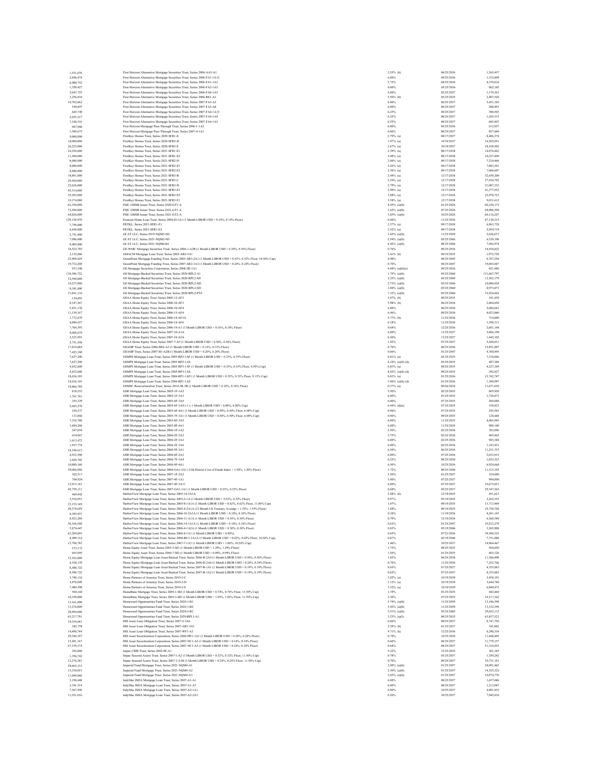| | | | | |
|---|---|---|---|---|
| 1,531,076 | First Horizon Alternative Mortgage Securities Trust, Series 2006-AA3-A1 | 2.55% (b) | 06/25/2036 | 1,365,457 |
| 2,056,474 | First Horizon Alternative Mortgage Securities Trust, Series 2006-FA1-1A12 | 6.00% | 04/25/2036 | 1,332,809 |
| 6,900,752 | First Horizon Alternative Mortgage Securities Trust, Series 2006-FA1-1A3 | 5.75% | 04/25/2036 | 4,339,816 |
| 1,359,427 | First Horizon Alternative Mortgage Securities Trust, Series 2006-FA2-1A5 | 6.00% | 05/25/2036 | 802,185 |
| 2,047,725 | First Horizon Alternative Mortgage Securities Trust, Series 2006-FA8-1A5 | 6.00% | 02/25/2037 | 1,179,361 |
| 3,256,834 | First Horizon Alternative Mortgage Securities Trust, Series 2006-RE1-A1 | 5.50% (b) | 05/25/2035 | 2,497,526 |
| 10,702,462 | First Horizon Alternative Mortgage Securities Trust, Series 2007-FA3-A3 | 6.00% | 06/25/2037 | 5,451,185 |
| 550,697 | First Horizon Alternative Mortgage Securities Trust, Series 2007-FA3-A4 | 6.00% | 06/25/2037 | 280,491 |
| 665,749 | First Horizon Alternative Mortgage Securities Trust, Series 2007-FA4-1A13 | 6.25% | 08/25/2037 | 390,503 |
| 2,055,217 | First Horizon Alternative Mortgage Securities Trust, Series 2007-FA4-1A4 | 6.25% | 08/25/2037 | 1,205,513 |
| 1,168,516 | First Horizon Alternative Mortgage Securities Trust, Series 2007-FA4-1A5 | 6.25% | 08/25/2037 | 685,407 |
| 967,986 | First Horizon Mortgage Pass-Through Trust, Series 2006-1-1A2 | 6.00% | 05/25/2036 | 612,937 |
| 1,589,675 | First Horizon Mortgage Pass-Through Trust, Series 2007-4-1A1 | 6.00% | 08/25/2037 | 857,440 |
| 9,000,000 | FirstKey Homes Trust, Series 2020-SFR1-E | 2.79% (a) | 08/17/2037 | 8,406,374 |
| 18,000,000 | FirstKey Homes Trust, Series 2020-SFR2-D | 1.97% (a) | 10/19/2037 | 16,505,051 |
| 26,225,000 | FirstKey Homes Trust, Series 2020-SFR2-E | 2.67% (a) | 10/19/2037 | 24,169,505 |
| 16,250,000 | FirstKey Homes Trust, Series 2021-SFR1-E1 | 2.39% (a) | 08/17/2038 | 14,676,462 |
| 11,500,000 | FirstKey Homes Trust, Series 2021-SFR1-E2 | 2.49% (a) | 08/17/2038 | 10,227,409 |
| 8,000,000 | FirstKey Homes Trust, Series 2021-SFR2-D | 2.06% (a) | 09/17/2038 | 7,234,466 |
| 8,000,000 | FirstKey Homes Trust, Series 2021-SFR2-E1 | 2.26% (a) | 09/17/2038 | 7,083,301 |
| 8,000,000 | FirstKey Homes Trust, Series 2021-SFR2-E2 | 2.36% (a) | 09/17/2038 | 7,060,607 |
| 34,891,000 | FirstKey Homes Trust, Series 2021-SFR3-B | 2.44% (a) | 12/17/2038 | 32,650,300 |
| 29,584,000 | FirstKey Homes Trust, Series 2021-SFR3-C | 2.54% (a) | 12/17/2038 | 27,434,793 |
| 22,626,000 | FirstKey Homes Trust, Series 2021-SFR3-D | 2.79% (a) | 12/17/2038 | 21,087,332 |
| 45,514,000 | FirstKey Homes Trust, Series 2021-SFR3-E1 | 2.99% (a) | 12/17/2038 | 41,277,932 |
| 25,293,000 | FirstKey Homes Trust, Series 2021-SFR3-E2 | 3.08% (a) | 12/17/2038 | 22,970,723 |
| 10,174,000 | FirstKey Homes Trust, Series 2021-SFR3-F1 | 3.58% (a) | 12/17/2038 | 9,031,612 |
| 62,350,000 | FMC GMSR Issuer Trust, Series 2020-GT1-A | 4.45% (a)(b) | 01/25/2026 | 60,228,173 |
| 72,500,000 | FMC GMSR Issuer Trust, Series 2021-GT1-A | 3.62% (a)(b) | 07/25/2026 | 68,096,596 |
| 64,820,000 | FMC GMSR Issuer Trust, Series 2021-GT2-A | 3.85% (a)(b) | 10/25/2026 | 60,114,207 |
| 129,158,970 | Fremont Home Loan Trust, Series 2006-D-1A1 (1 Month LIBOR USD + 0.14%, 0.14% Floor) | 0.60% | 11/25/2036 | 87,150,215 |
| 7,750,000 | FRTKL, Series 2021-SFR1-E1 | 2.37% (a) | 09/17/2038 | 6,963,728 |
| 6,650,000 | FRTKL, Series 2021-SFR1-E2 | 2.52% (a) | 09/17/2038 | 5,954,719 |
| 2,751,000 | GCAT LLC, Series 2019-NQM3-M1 | 3.45% (a)(b) | 11/25/2059 | 2,626,671 |
| 7,096,000 | GCAT LLC, Series 2021-NQM2-M1 | 2.54% (a)(b) | 05/25/2066 | 6,529,196 |
| 8,405,000 | GCAT LLC, Series 2021-NQM6-B1 | 4.42% (a)(b) | 08/25/2066 | 7,962,974 |
| 34,522,795 | GE-WMC Mortgage Securities Trust, Series 2006-1-A2B (1 Month LIBOR USD + 0.30%, 0.30% Floor) | 0.76% | 08/25/2036 | 18,938,822 |
| 2,132,686 | GMACM Mortgage Loan Trust, Series 2005-AR5-3A1 | 3.41% (b) | 09/19/2035 | 1,972,720 |
| 22,908,429 | GreenPoint Mortgage Funding Trust, Series 2005-AR3-2A1 (1 Month LIBOR USD + 0.52%, 0.52% Floor, 10.50% Cap) | 0.98% | 08/25/2045 | 6,707,256 |
| 19,752,208 | GreenPoint Mortgage Funding Trust, Series 2007-AR2-1A3 (1 Month LIBOR USD + 0.24%, 0.24% Floor) | 0.70% | 04/25/2047 | 19,003,847 |
| 931,546 | GS Mortgage Securities Corporation, Series 2008-2R-1A1 | 4.04% (a)(b)(c) | 09/25/2036 | 421,486 |
| 134,396,722 | GS Mortgage-Backed Securities Trust, Series 2020-RPL2-A1 | 1.75% (a)(b) | 05/25/2060 | 131,667,797 |
| 12,540,000 | GS Mortgage-Backed Securities Trust, Series 2020-RPL2-M1 | 2.25% (a)(b) | 05/25/2060 | 12,302,179 |
| 10,237,000 | GS Mortgage-Backed Securities Trust, Series 2020-RPL2-M2 | 2.75% (a)(b) | 05/25/2060 | 10,080,824 |
| 9,341,000 | GS Mortgage-Backed Securities Trust, Series 2020-RPL2-M3 | 3.00% (a)(b) | 05/25/2060 | 8,973,871 |
| 31,841,110 | GS Mortgage-Backed Securities Trust, Series 2020-RPL2-PT4 | 7.32% (a)(b) | 05/25/2060 | 33,024,442 |
| 124,891 | GSAA Home Equity Trust, Series 2005-12-AF3 | 5.07% (b) | 09/25/2035 | 101,439 |
| 8,147,267 | GSAA Home Equity Trust, Series 2006-10-AF3 | 5.98% (b) | 06/25/2036 | 2,884,650 |
| 5,831,138 | GSAA Home Equity Trust, Series 2006-10-AF4 | 6.80% | 06/25/2036 | 2,060,041 |
| 11,139,167 | GSAA Home Equity Trust, Series 2006-15-AF4 | 6.46% | 09/25/2036 | 4,023,060 |
| 1,772,679 | GSAA Home Equity Trust, Series 2006-18-AF3A | 5.77% (b) | 11/25/2036 | 714,890 |
| 4,090,657 | GSAA Home Equity Trust, Series 2006-18-AF6 | 6.18% | 11/25/2036 | 1,398,313 |
| 7,704,393 | GSAA Home Equity Trust, Series 2006-19-A1 (1 Month LIBOR USD + 0.18%, 0.18% Floor) | 0.64% | 12/25/2036 | 2,681,148 |
| 4,068,674 | GSAA Home Equity Trust, Series 2007-10-A1A | 6.00% | 11/25/2037 | 3,066,198 |
| 2,523,955 | GSAA Home Equity Trust, Series 2007-10-A2A | 6.50% | 11/25/2037 | 1,442,102 |
| 5,751,438 | GSAA Home Equity Trust, Series 2007-7-A5 (1 Month LIBOR USD + 0.56%, 0.56% Floor) | 1.02% | 07/25/2037 | 3,420,831 |
| 17,819,684 | GSAMP Trust, Series 2006-HE6-A3 (1 Month LIBOR USD + 0.15%, 0.15% Floor) | 0.76% | 08/25/2036 | 15,951,007 |
| 7,423,180 | GSAMP Trust, Series 2007-H1-A2B (1 Month LIBOR USD + 0.20%, 0.20% Floor) | 0.66% | 01/25/2047 | 4,760,495 |
| 7,627,200 | GSMPS Mortgage Loan Trust, Series 2005-RP2-1AF (1 Month LIBOR USD + 0.35%, 0.35% Floor) | 0.81% (a) | 03/25/2035 | 7,318,866 |
| 7,627,200 | GSMPS Mortgage Loan Trust, Series 2005-RP2-1AS | 4.24% (a)(b)(d) | 03/25/2035 | 487,384 |
| 4,832,600 | GSMPS Mortgage Loan Trust, Series 2005-RP3-1AF (1 Month LIBOR USD + 0.35%, 0.35% Floor, 9.50% Cap) | 0.81% (a) | 09/25/2035 | 4,227,349 |
| 4,832,600 | GSMPS Mortgage Loan Trust, Series 2005-RP3-1AS | 4.02% (a)(b)(d) | 09/25/2035 | 292,827 |
| 18,636,105 | GSMPS Mortgage Loan Trust, Series 2006-RP1-1AF1 (1 Month LIBOR USD + 0.35%, 0.35% Floor, 9.15% Cap) | 0.81% (a) | 01/25/2036 | 15,762,747 |
| 18,636,105 | GSMPS Mortgage Loan Trust, Series 2006-RP1-1AS | 3.96% (a)(b)(d) | 01/25/2036 | 1,309,097 |
| 18,866,769 | GSMSC Resecuritization Trust, Series 2014-3R-2B (1 Month LIBOR USD + 0.18%, 0.18% Floor) | 0.37% (a) | 09/26/2036 | 11,671,630 |
| 818,553 | GSR Mortgage Loan Trust, Series 2005-1F-1A2 | 5.50% | 02/25/2035 | 805,928 |
| 1,761,761 | GSR Mortgage Loan Trust, Series 2005-1F-3A3 | 6.00% | 01/25/2035 | 1,720,873 |
| 255,229 | GSR Mortgage Loan Trust, Series 2005-6F-3A5 | 6.00% | 07/25/2035 | 260,880 |
| 2,665,278 | GSR Mortgage Loan Trust, Series 2005-6F-3A9 (-1 x 1 Month LIBOR USD + 6.90%, 6.90% Cap) | 6.44% (d)(e) | 07/25/2035 | 338,423 |
| 254,537 | GSR Mortgage Loan Trust, Series 2005-6F-4A1 (1 Month LIBOR USD + 0.50%, 0.50% Floor, 6.00% Cap) | 0.96% | 07/25/2035 | 245,583 |
| 131,086 | GSR Mortgage Loan Trust, Series 2005-7F-3A1 (1 Month LIBOR USD + 0.50%, 0.50% Floor, 6.00% Cap) | 0.96% | 09/25/2035 | 128,444 |
| 7,318,760 | GSR Mortgage Loan Trust, Series 2005-8F-3A5 | 6.00% | 11/25/2035 | 4,085,945 |
| 1,684,268 | GSR Mortgage Loan Trust, Series 2005-8F-4A1 | 6.00% | 11/25/2035 | 989,140 |
| 247,054 | GSR Mortgage Loan Trust, Series 2006-1F-1A2 | 5.50% | 02/25/2036 | 383,096 |
| 414,967 | GSR Mortgage Loan Trust, Series 2006-2F-2A3 | 5.75% | 02/25/2036 | 405,463 |
| 1,613,472 | GSR Mortgage Loan Trust, Series 2006-2F-3A3 | 6.00% | 02/25/2036 | 985,388 |
| 1,937,774 | GSR Mortgage Loan Trust, Series 2006-2F-3A6 | 6.00% | 02/25/2036 | 1,183,451 |
| 18,148,615 | GSR Mortgage Loan Trust, Series 2006-5F-3A1 | 6.50% | 06/25/2036 | 11,251,753 |
| 4,912,596 | GSR Mortgage Loan Trust, Series 2006-6F-2A3 | 6.00% | 07/25/2036 | 3,633,015 |
| 3,929,705 | GSR Mortgage Loan Trust, Series 2006-7F-3A4 | 6.25% | 08/25/2036 | 1,823,525 |
| 10,880,160 | GSR Mortgage Loan Trust, Series 2006-9F-4A1 | 6.50% | 10/25/2036 | 6,924,668 |
| 29,086,896 | GSR Mortgage Loan Trust, Series 2006-OA1-3A1 (11th District Cost of Funds Index + 1.50%, 1.50% Floor) | 1.72% | 08/25/2046 | 11,515,105 |
| 302,517 | GSR Mortgage Loan Trust, Series 2007-1F-2A2 | 5.50% | 01/25/2037 | 524,600 |
| 704,924 | GSR Mortgage Loan Trust, Series 2007-4F-1A1 | 5.00% | 07/25/2037 | 994,890 |
| 12,915,143 | GSR Mortgage Loan Trust, Series 2007-4F-3A11 | 6.00% | 07/25/2037 | 10,675,851 |
| 45,729,111 | GSR Mortgage Loan Trust, Series 2007-OA1-1A1 (1 Month LIBOR USD + 0.23%, 0.23% Floor) | 0.69% | 05/25/2037 | 29,347,265 |
| 469,462 | HarborView Mortgage Loan Trust, Series 2005-14-3A1A | 2.48% (b) | 12/19/2035 | 451,621 |
| 5,510,051 | HarborView Mortgage Loan Trust, Series 2005-2-1A (1 Month LIBOR USD + 0.52%, 0.52% Floor) | 0.97% | 05/19/2035 | 2,282,352 |
| 23,153,149 | HarborView Mortgage Loan Trust, Series 2005-8-1A1A (1 Month LIBOR USD + 0.62%, 0.62% Floor, 11.00% Cap) | 1.07% | 09/19/2035 | 13,713,969 |
| 44,379,659 | HarborView Mortgage Loan Trust, Series 2005-8-2A1A (12 Month US Treasury Average + 1.55%, 1.55% Floor) | 1.60% | 09/19/2035 | 25,758,704 |
| 4,395,937 | HarborView Mortgage Loan Trust, Series 2006-10-2A1A (1 Month LIBOR USD + 0.18%, 0.18% Floor) | 0.34% | 11/19/2036 | 4,261,143 |
| 6,923,284 | HarborView Mortgage Loan Trust, Series 2006-11-A1A (1 Month LIBOR USD + 0.34%, 0.34% Floor) | 0.79% | 12/19/2036 | 6,360,549 |
| 36,166,958 | HarborView Mortgage Loan Trust, Series 2006-14-1A1A (1 Month LIBOR USD + 0.18%, 0.18% Floor) | 0.63% | 01/25/2047 | 35,612,279 |
| 5,874,447 | HarborView Mortgage Loan Trust, Series 2006-4-1A2A (1 Month LIBOR USD + 0.38%, 0.38% Floor) | 0.83% | 05/19/2046 | 3,265,908 |
| 63,209,695 | HarborView Mortgage Loan Trust, Series 2006-8-1A1 (1 Month LIBOR USD + 0.40%) | 0.65% | 07/21/2036 | 39,300,325 |
| 8,499,314 | HarborView Mortgage Loan Trust, Series 2006-BU1-1A1A (1 Month LIBOR USD + 0.42%, 0.42% Floor, 10.50% Cap) | 0.87% | 02/19/2046 | 7,751,088 |
| 15,798,785 | HarborView Mortgage Loan Trust, Series 2007-7-1A1 (1 Month LIBOR USD + 1.00%, 10.50% Cap) | 1.46% | 10/25/2037 | 14,964,467 |
| 573,172 | Home Equity Asset Trust, Series 2003-5-M1 (1 Month LIBOR USD + 1.29%, 1.29% Floor) | 1.75% | 08/25/2033 | 568,850 |
| 603,998 | Home Equity Asset Trust, Series 2004-7-M2 (1 Month LIBOR USD + 0.99%, 0.99% Floor) | 1.45% | 01/25/2035 | 603,126 |
| 12,182,000 | Home Equity Mortgage Loan Asset Backed Trust, Series 2006-B-2A4 (1 Month LIBOR USD + 0.56%, 0.56% Floor) | 1.02% | 06/25/2036 | 11,386,498 |
| 8,528,139 | Home Equity Mortgage Loan Asset Backed Trust, Series 2006-D-2A4 (1 Month LIBOR USD + 0.24%, 0.24% Floor) | 0.70% | 11/25/2036 | 7,252,766 |
| 8,500,722 | Home Equity Mortgage Loan Asset Backed Trust, Series 2007-B-1A1 (1 Month LIBOR USD + 0.19%, 0.19% Floor) | 0.65% | 07/25/2037 | 4,355,883 |
| 8,500,722 | Home Equity Mortgage Loan Asset Backed Trust, Series 2007-B-1A2 (1 Month LIBOR USD + 0.19%, 0.19% Floor) | 0.65% | 07/25/2037 | 4,355,883 |
| 3,740,118 | Home Partners of America Trust, Series 2019-2-C | 3.02% (a) | 10/19/2039 | 3,458,191 |
| 3,978,849 | Home Partners of America Trust, Series 2019-2-D | 3.12% (a) | 10/19/2039 | 3,644,780 |
| 7,489,598 | Home Partners of America Trust, Series 2019-2-E | 3.32% (a) | 10/19/2039 | 6,849,472 |
| 504,168 | HomeBanc Mortgage Trust, Series 2005-1-M2 (1 Month LIBOR USD + 0.74%, 0.74% Floor, 11.50% Cap) | 1.19% | 03/25/2035 | 442,460 |
| 10,350,000 | HomeBanc Mortgage Trust, Series 2005-3-M5 (1 Month LIBOR USD + 1.85%, 1.85% Floor, 11.50% Cap) | 2.30% | 07/25/2035 | 10,117,362 |
| 13,161,000 | Homeward Opportunities Fund Trust, Series 2020-1-B1 | 5.74% (a)(b) | 11/25/2059 | 13,180,398 |
| 13,276,000 | Homeward Opportunities Fund Trust, Series 2020-1-B2 | 5.92% (a)(b) | 11/25/2059 | 13,332,394 |
| 28,994,000 | Homeward Opportunities Fund Trust, Series 2020-2-B2 | 5.51% (a)(b) | 05/25/2065 | 29,652,112 |
| 65,217,791 | Homeward Opportunities Fund Trust, Series 2020-BPL1-A1 | 3.23% (a)(f) | 08/25/2025 | 63,837,521 |
| 19,339,443 | HSI Asset Loan Obligation Trust, Series 2007-2-3A6 | 6.00% | 09/25/2037 | 8,747,750 |
| 385,758 | HSI Asset Loan Obligation Trust, Series 2007-AR1-3A1 | 2.39% (b) | 01/25/2037 | 341,882 |
| 14,498,744 | HSI Asset Loan Obligation Trust, Series 2007-WF1-A3 | 4.71% (k) | 12/25/2036 | 6,280,334 |
| 29,540,197 | HSI Asset Securitization Corporation, Series 2006-HE1-1A1 (1 Month LIBOR USD + 0.28%, 0.28% Floor) | 0.74% | 10/25/2036 | 11,848,405 |
| 13,491,167 | HSI Asset Securitization Corporation, Series 2007-NC1-A2 (1 Month LIBOR USD + 0.14%, 0.14% Floor) | 0.60% | 04/25/2037 | 11,779,157 |
| 67,159,174 | HSI Asset Securitization Corporation, Series 2007-NC1-A3 (1 Month LIBOR USD + 0.18%, 0.18% Floor) | 0.64% | 04/25/2037 | 51,316,923 |
| 303,806 | Impac CMB Trust, Series 2002-9F-A1 | 5.22% | 12/25/2032 | 301,185 |
| 1,356,742 | Impac Secured Assets Trust, Series 2007-1-A2 (1 Month LIBOR USD + 0.32%, 0.32% Floor, 11.50% Cap) | 0.78% | 03/25/2037 | 1,350,242 |
| 12,276,281 | Impac Secured Assets Trust, Series 2007-3-A1B (1 Month LIBOR USD + 0.24%, 0.24% Floor, 11.50% Cap) | 0.70% | 09/25/2037 | 10,731,141 |
| 29,665,133 | Imperial Fund Mortgage Trust, Series 2021-NQM4-A1 | 2.09% (a)(b) | 01/25/2057 | 28,091,463 |
| 15,338,851 | Imperial Fund Mortgage Trust, Series 2021-NQM4-A2 | 2.30% (a)(b) | 01/25/2057 | 14,525,325 |
| 11,690,040 | Imperial Fund Mortgage Trust, Series 2021-NQM4-A3 | 2.45% (a)(b) | 01/25/2057 | 10,974,776 |
| 3,198,448 | IndyMac IMJA Mortgage Loan Trust, Series 2007-A1-A1 | 6.00% | 08/25/2037 | 1,657,046 |
| 2,341,514 | IndyMac IMJA Mortgage Loan Trust, Series 2007-A1-A7 | 6.00% | 08/25/2037 | 1,213,087 |
| 7,567,950 | IndyMac IMJA Mortgage Loan Trust, Series 2007-A2-1A1 | 6.00% | 10/25/2037 | 4,801,435 |
| 11,521,016 | IndyMac IMJA Mortgage Loan Trust, Series 2007-A2-2A3 | 6.50% | 10/25/2037 | 7,945,810 |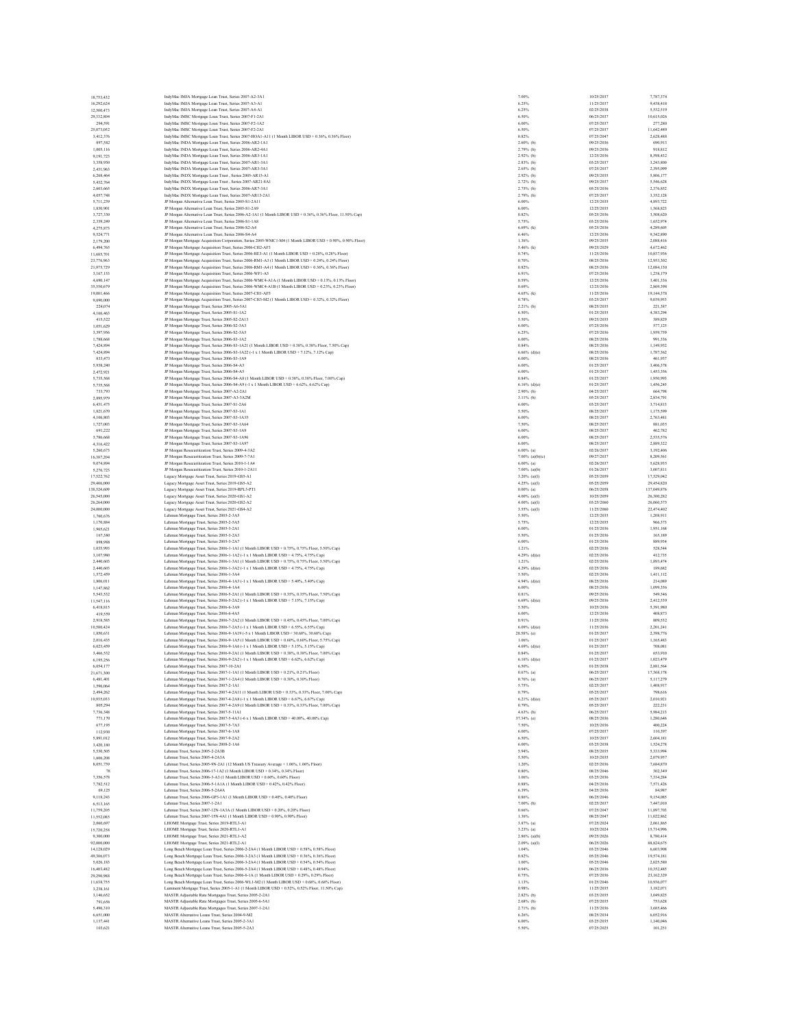| | | | | |
|---|---|---|---|---|
| 18,753,432 | IndyMac IMJA Mortgage Loan Trust, Series 2007-A2-3A1 | 7.00% | 10/25/2037 | 7,787,374 |
| 16,292,624 | IndyMac IMJA Mortgage Loan Trust, Series 2007-A3-A1 | 6.25% | 11/25/2037 | 9,438,418 |
| 12,500,473 | IndyMac IMJA Mortgage Loan Trust, Series 2007-A4-A1 | 6.25% | 02/25/2038 | 5,552,519 |
| 29,532,804 | IndyMac IMSC Mortgage Loan Trust, Series 2007-F1-2A1 | 6.50% | 06/25/2037 | 10,615,026 |
| 294,591 | IndyMac IMSC Mortgage Loan Trust, Series 2007-F2-1A2 | 6.00% | 07/25/2037 | 277,280 |
| 25,073,052 | IndyMac IMSC Mortgage Loan Trust, Series 2007-F2-2A1 | 6.50% | 07/25/2037 | 11,642,489 |
| 3,412,376 | IndyMac IMSC Mortgage Loan Trust, Series 2007-HOA1-A11 (1 Month LIBOR USD + 0.36%, 0.36% Floor) | 0.82% | 07/25/2047 | 2,628,488 |
| 897,582 | IndyMac INDA Mortgage Loan Trust, Series 2006-AR2-1A1 | 2.60% (b) | 09/25/2036 | 690,913 |
| 1,005,116 | IndyMac INDA Mortgage Loan Trust, Series 2006-AR2-4A1 | 2.79% (b) | 09/25/2036 | 918,812 |
| 9,191,723 | IndyMac INDA Mortgage Loan Trust, Series 2006-AR3-1A1 | 2.92% (b) | 12/25/2036 | 8,598,432 |
| 3,358,930 | IndyMac INDA Mortgage Loan Trust, Series 2007-AR1-3A1 | 2.83% (b) | 03/25/2037 | 3,243,800 |
| 2,431,963 | IndyMac INDA Mortgage Loan Trust, Series 2007-AR3-3A1 | 2.65% (b) | 07/25/2037 | 2,395,099 |
| 6,268,464 | IndyMac INDX Mortgage Loan Trust , Series 2005-AR15-A1 | 2.92% (b) | 09/25/2035 | 5,806,177 |
| 5,432,764 | IndyMac INDX Mortgage Loan Trust , Series 2007-AR21-8A1 | 2.72% (b) | 09/25/2037 | 5,546,628 |
| 2,603,665 | IndyMac INDX Mortgage Loan Trust, Series 2006-AR7-3A1 | 2.75% (b) | 05/25/2036 | 2,376,852 |
| 4,057,748 | IndyMac INDX Mortgage Loan Trust, Series 2007-AR13-2A1 | 2.79% (b) | 07/25/2037 | 3,352,128 |
| 5,711,239 | JP Morgan Alternative Loan Trust, Series 2005-S1-2A11 | 6.00% | 12/25/2035 | 4,093,722 |
| 1,830,901 | JP Morgan Alternative Loan Trust, Series 2005-S1-2A9 | 6.00% | 12/25/2035 | 1,568,823 |
| 3,727,330 | JP Morgan Alternative Loan Trust, Series 2006-A2-1A1 (1 Month LIBOR USD + 0.36%, 0.36% Floor, 11.50% Cap) | 0.82% | 05/25/2036 | 3,508,620 |
| 2,339,249 | JP Morgan Alternative Loan Trust, Series 2006-S1-1A8 | 5.75% | 03/25/2036 | 1,652,974 |
| 4,275,873 | JP Morgan Alternative Loan Trust, Series 2006-S2-A4 | 6.69% (k) | 05/25/2036 | 4,289,605 |
| 9,524,771 | JP Morgan Alternative Loan Trust, Series 2006-S4-A4 | 6.46% | 12/25/2036 | 9,342,890 |
| 2,179,200 | JP Morgan Mortgage Acquisition Corporation, Series 2005-WMC1-M4 (1 Month LIBOR USD + 0.90%, 0.90% Floor) | 1.36% | 09/25/2035 | 2,088,416 |
| 6,494,765 | JP Morgan Mortgage Acquisition Trust, Series 2006-CH2-AF3 | 5.46% (k) | 09/25/2029 | 4,672,462 |
| 11,685,701 | JP Morgan Mortgage Acquisition Trust, Series 2006-HE3-A1 (1 Month LIBOR USD + 0.28%, 0.28% Floor) | 0.74% | 11/25/2036 | 10,837,936 |
| 23,776,963 | JP Morgan Mortgage Acquisition Trust, Series 2006-RM1-A3 (1 Month LIBOR USD + 0.24%, 0.24% Floor) | 0.70% | 08/25/2036 | 12,953,302 |
| 21,975,729 | JP Morgan Mortgage Acquisition Trust, Series 2006-RM1-A4 (1 Month LIBOR USD + 0.36%, 0.36% Floor) | 0.82% | 08/25/2036 | 12,084,130 |
| 3,167,153 | JP Morgan Mortgage Acquisition Trust, Series 2006-WF1-A5 | 6.91% | 07/25/2036 | 1,258,179 |
| 4,690,147 | JP Morgan Mortgage Acquisition Trust, Series 2006-WMC4-A1A (1 Month LIBOR USD + 0.13%, 0.13% Floor) | 0.59% | 12/25/2036 | 3,401,336 |
| 35,550,670 | JP Morgan Mortgage Acquisition Trust, Series 2006-WMC4-A1B (1 Month LIBOR USD + 0.23%, 0.23% Floor) | 0.69% | 12/25/2036 | 2,869,398 |
| 19,081,466 | JP Morgan Mortgage Acquisition Trust, Series 2007-CH1-AF5 | 4.65% (k) | 11/25/2036 | 19,144,378 |
| 9,690,000 | JP Morgan Mortgage Acquisition Trust, Series 2007-CH3-M2 (1 Month LIBOR USD + 0.32%, 0.32% Floor) | 0.78% | 03/25/2037 | 9,039,953 |
| 224,074 | JP Morgan Mortgage Trust, Series 2005-A6-5A1 | 2.21% (b) | 08/25/2035 | 221,387 |
| 4,166,463 | JP Morgan Mortgage Trust, Series 2005-S1-1A2 | 6.50% | 01/25/2035 | 4,383,294 |
| 415,522 | JP Morgan Mortgage Trust, Series 2005-S2-2A13 | 5.50% | 09/25/2035 | 389,829 |
| 1,051,629 | JP Morgan Mortgage Trust, Series 2006-S2-3A3 | 6.00% | 07/25/2036 | 577,125 |
| 3,397,956 | JP Morgan Mortgage Trust, Series 2006-S2-3A5 | 6.25% | 07/25/2036 | 1,959,759 |
| 1,788,668 | JP Morgan Mortgage Trust, Series 2006-S3-1A2 | 6.00% | 08/25/2036 | 991,336 |
| 7,424,894 | JP Morgan Mortgage Trust, Series 2006-S3-1A21 (1 Month LIBOR USD + 0.38%, 0.38% Floor, 7.50% Cap) | 0.84% | 08/25/2036 | 1,149,932 |
| 7,424,894 | JP Morgan Mortgage Trust, Series 2006-S3-1A22 (-1 x 1 Month LIBOR USD + 7.12%, 7.12% Cap) | 6.66% (d)(e) | 08/25/2036 | 1,787,362 |
| 833,473 | JP Morgan Mortgage Trust, Series 2006-S3-1A9 | 6.00% | 08/25/2036 | 461,937 |
| 5,938,240 | JP Morgan Mortgage Trust, Series 2006-S4-A3 | 6.00% | 01/25/2037 | 3,406,378 |
| 2,472,921 | JP Morgan Mortgage Trust, Series 2006-S4-A5 | 6.00% | 01/25/2037 | 1,453,356 |
| 5,735,568 | JP Morgan Mortgage Trust, Series 2006-S4-A8 (1 Month LIBOR USD + 0.38%, 0.38% Floor, 7.00% Cap) | 0.84% | 01/25/2037 | 1,950,993 |
| 5,735,568 | JP Morgan Mortgage Trust, Series 2006-S4-A9 (-1 x 1 Month LIBOR USD + 6.62%, 6.62% Cap) | 6.16% (d)(e) | 01/25/2037 | 1,456,245 |
| 733,793 | JP Morgan Mortgage Trust, Series 2007-A2-2A1 | 2.90% (b) | 04/25/2037 | 664,798 |
| 2,895,979 | JP Morgan Mortgage Trust, Series 2007-A3-3A2M | 3.11% (b) | 05/25/2037 | 2,834,791 |
| 6,431,475 | JP Morgan Mortgage Trust, Series 2007-S1-2A6 | 6.00% | 03/25/2037 | 3,714,813 |
| 1,821,670 | JP Morgan Mortgage Trust, Series 2007-S3-1A1 | 5.50% | 08/25/2037 | 1,175,599 |
| 4,106,803 | JP Morgan Mortgage Trust, Series 2007-S3-1A35 | 6.00% | 08/25/2037 | 2,763,481 |
| 1,727,003 | JP Morgan Mortgage Trust, Series 2007-S3-1A64 | 7.50% | 08/25/2037 | 881,035 |
| 691,222 | JP Morgan Mortgage Trust, Series 2007-S3-1A9 | 6.00% | 08/25/2037 | 462,782 |
| 3,786,668 | JP Morgan Mortgage Trust, Series 2007-S3-1A96 | 6.00% | 08/25/2037 | 2,535,576 |
| 4,316,422 | JP Morgan Mortgage Trust, Series 2007-S3-1A97 | 6.00% | 08/25/2037 | 2,889,322 |
| 5,260,673 | JP Morgan Resecuritization Trust, Series 2009-4-3A2 | 6.00% (a) | 02/26/2037 | 3,192,406 |
| 16,387,204 | JP Morgan Resecuritization Trust, Series 2009-7-7A1 | 7.00% (a)(b)(c) | 09/27/2037 | 8,209,561 |
| 9,074,894 | JP Morgan Resecuritization Trust, Series 2010-1-1A4 | 6.00% (a) | 02/26/2037 | 5,628,935 |
| 5,276,723 | JP Morgan Resecuritization Trust, Series 2010-1-2A11 | 7.00% (a)(b) | 01/26/2037 | 3,007,811 |
| 17,522,762 | Legacy Mortgage Asset Trust, Series 2019-GS5-A1 | 3.20% (a)(l) | 05/25/2059 | 17,529,042 |
| 29,406,000 | Legacy Mortgage Asset Trust, Series 2019-GS5-A2 | 4.25% (a)(l) | 05/25/2059 | 29,454,820 |
| 138,524,609 | Legacy Mortgage Asset Trust, Series 2019-RPL3-PT1 | 0.00% (a) | 06/25/2058 | 137,049,876 |
| 26,545,000 | Legacy Mortgage Asset Trust, Series 2020-GS1-A2 | 4.00% (a)(l) | 10/25/2059 | 26,300,282 |
| 26,264,000 | Legacy Mortgage Asset Trust, Series 2020-GS2-A2 | 4.00% (a)(l) | 03/25/2060 | 26,060,375 |
| 24,000,000 | Legacy Mortgage Asset Trust, Series 2021-GS4-A2 | 3.55% (a)(l) | 11/25/2060 | 22,474,402 |
| 1,760,676 | Lehman Mortgage Trust, Series 2005-2-3A5 | 5.50% | 12/25/2035 | 1,208,911 |
| 1,170,884 | Lehman Mortgage Trust, Series 2005-2-5A5 | 5.75% | 12/25/2035 | 966,373 |
| 1,965,621 | Lehman Mortgage Trust, Series 2005-3-2A1 | 6.00% | 01/25/2036 | 1,951,168 |
| 167,380 | Lehman Mortgage Trust, Series 2005-3-2A3 | 5.50% | 01/25/2036 | 165,189 |
| 898,988 | Lehman Mortgage Trust, Series 2005-3-2A7 | 6.00% | 01/25/2036 | 889,934 |
| 1,035,993 | Lehman Mortgage Trust, Series 2006-1-1A1 (1 Month LIBOR USD + 0.75%, 0.75% Floor, 5.50% Cap) | 1.21% | 02/25/2036 | 528,544 |
| 3,107,980 | Lehman Mortgage Trust, Series 2006-1-1A2 (-1 x 1 Month LIBOR USD + 4.75%, 4.75% Cap) | 4.29% (d)(e) | 02/25/2036 | 412,735 |
| 2,440,603 | Lehman Mortgage Trust, Series 2006-1-3A1 (1 Month LIBOR USD + 0.75%, 0.75% Floor, 5.50% Cap) | 1.21% | 02/25/2036 | 1,893,474 |
| 2,440,603 | Lehman Mortgage Trust, Series 2006-1-3A2 (-1 x 1 Month LIBOR USD + 4.75%, 4.75% Cap) | 4.29% (d)(e) | 02/25/2036 | 189,682 |
| 1,572,459 | Lehman Mortgage Trust, Series 2006-1-3A4 | 5.50% | 02/25/2036 | 1,411,112 |
| 1,806,011 | Lehman Mortgage Trust, Series 2006-4-1A3 (-1 x 1 Month LIBOR USD + 5.40%, 5.40% Cap) | 4.94% (d)(e) | 08/25/2036 | 214,089 |
| 1,147,862 | Lehman Mortgage Trust, Series 2006-4-1A4 | 6.00% | 08/25/2036 | 1,099,556 |
| 5,543,532 | Lehman Mortgage Trust, Series 2006-5-2A1 (1 Month LIBOR USD + 0.35%, 0.35% Floor, 7.50% Cap) | 0.81% | 09/25/2036 | 549,346 |
| 11,547,116 | Lehman Mortgage Trust, Series 2006-5-2A2 (-1 x 1 Month LIBOR USD + 7.15%, 7.15% Cap) | 6.69% (d)(e) | 09/25/2036 | 2,412,539 |
| 6,418,815 | Lehman Mortgage Trust, Series 2006-6-3A9 | 5.50% | 10/25/2036 | 5,391,980 |
| 419,559 | Lehman Mortgage Trust, Series 2006-6-4A5 | 6.00% | 12/25/2036 | 408,873 |
| 2,918,585 | Lehman Mortgage Trust, Series 2006-7-2A2 (1 Month LIBOR USD + 0.45%, 0.45% Floor, 7.00% Cap) | 0.91% | 11/25/2036 | 809,532 |
| 10,580,424 | Lehman Mortgage Trust, Series 2006-7-2A5 (-1 x 1 Month LIBOR USD + 6.55%, 6.55% Cap) | 6.09% (d)(e) | 11/25/2036 | 2,201,241 |
| 1,850,631 | Lehman Mortgage Trust, Series 2006-9-1A19 (-5 x 1 Month LIBOR USD + 30.68%, 30.68% Cap) | 28.58% (e) | 01/25/2037 | 2,398,776 |
| 2,016,435 | Lehman Mortgage Trust, Series 2006-9-1A5 (1 Month LIBOR USD + 0.60%, 0.60% Floor, 5.75% Cap) | 1.06% | 01/25/2037 | 1,165,483 |
| 6,023,459 | Lehman Mortgage Trust, Series 2006-9-1A6 (-1 x 1 Month LIBOR USD + 5.15%, 5.15% Cap) | 4.69% (d)(e) | 01/25/2037 | 708,081 |
| 3,466,532 | Lehman Mortgage Trust, Series 2006-9-2A1 (1 Month LIBOR USD + 0.38%, 0.38% Floor, 7.00% Cap) | 0.84% | 01/25/2037 | 653,910 |
| 6,195,256 | Lehman Mortgage Trust, Series 2006-9-2A2 (-1 x 1 Month LIBOR USD + 6.62%, 6.62% Cap) | 6.16% (d)(e) | 01/25/2037 | 1,023,479 |
| 6,054,177 | Lehman Mortgage Trust, Series 2007-10-2A1 | 6.50% | 01/25/2038 | 2,881,564 |
| 21,671,300 | Lehman Mortgage Trust, Series 2007-1-1A1 (1 Month LIBOR USD + 0.21%, 0.21% Floor) | 0.67% (a) | 06/25/2037 | 17,368,178 |
| 6,481,401 | Lehman Mortgage Trust, Series 2007-1-2A4 (1 Month LIBOR USD + 0.30%, 0.30% Floor) | 0.76% (a) | 06/25/2037 | 5,117,279 |
| 1,596,064 | Lehman Mortgage Trust, Series 2007-2-1A1 | 5.75% | 02/25/2037 | 1,408,917 |
| 2,494,262 | Lehman Mortgage Trust, Series 2007-4-2A11 (1 Month LIBOR USD + 0.33%, 0.33% Floor, 7.00% Cap) | 0.79% | 05/25/2037 | 798,616 |
| 10,955,033 | Lehman Mortgage Trust, Series 2007-4-2A8 (-1 x 1 Month LIBOR USD + 6.67%, 6.67% Cap) | 6.21% (d)(e) | 05/25/2037 | 2,010,921 |
| 805,294 | Lehman Mortgage Trust, Series 2007-4-2A9 (1 Month LIBOR USD + 0.33%, 0.33% Floor, 7.00% Cap) | 0.79% | 05/25/2037 | 222,231 |
| 7,736,348 | Lehman Mortgage Trust, Series 2007-5-11A1 | 4.63% (b) | 06/25/2037 | 5,964,213 |
| 771,170 | Lehman Mortgage Trust, Series 2007-5-4A3 (-6 x 1 Month LIBOR USD + 40.08%, 40.08% Cap) | 37.34% (e) | 08/25/2036 | 1,280,646 |
| 677,195 | Lehman Mortgage Trust, Series 2007-5-7A3 | 7.50% | 10/25/2036 | 400,224 |
| 112,930 | Lehman Mortgage Trust, Series 2007-6-1A8 | 6.00% | 07/25/2037 | 110,397 |
| 5,891,012 | Lehman Mortgage Trust, Series 2007-9-2A2 | 6.50% | 10/25/2037 | 2,604,181 |
| 3,420,180 | Lehman Mortgage Trust, Series 2008-2-1A6 | 6.00% | 03/25/2038 | 1,524,278 |
| 5,530,505 | Lehman Trust, Series 2005-2-2A3B | 5.94% | 08/25/2035 | 5,333,994 |
| 1,606,208 | Lehman Trust, Series 2005-4-2A3A | 5.50% | 10/25/2035 | 2,079,957 |
| 8,051,739 | Lehman Trust, Series 2005-9N-2A1 (12 Month US Treasury Average + 1.06%, 1.06% Floor) | 1.20% | 02/25/2036 | 7,684,870 |
| 78 | Lehman Trust, Series 2006-17-1A2 (1 Month LIBOR USD + 0.34%, 0.34% Floor) | 0.80% | 08/25/2046 | 302,349 |
| 7,356,578 | Lehman Trust, Series 2006-3-A3 (1 Month LIBOR USD + 0.60%, 0.60% Floor) | 1.06% | 03/25/2036 | 7,354,284 |
| 7,782,512 | Lehman Trust, Series 2006-5-1A1A (1 Month LIBOR USD + 0.42%, 0.42% Floor) | 0.88% | 04/25/2036 | 7,571,426 |
| 69,125 | Lehman Trust, Series 2006-5-2A4A | 6.39% | 04/25/2036 | 84,987 |
| 9,118,243 | Lehman Trust, Series 2006-GP5-1A1 (1 Month LIBOR USD + 0.40%, 0.40% Floor) | 0.86% | 06/25/2046 | 9,154,085 |
| 6,513,165 | Lehman Trust, Series 2007-1-2A1 | 7.00% (b) | 02/25/2037 | 7,447,010 |
| 11,759,205 | Lehman Trust, Series 2007-12N-1A3A (1 Month LIBOR USD + 0.20%, 0.20% Floor) | 0.66% | 07/25/2047 | 11,897,703 |
| 11,552,085 | Lehman Trust, Series 2007-15N-4A1 (1 Month LIBOR USD + 0.90%, 0.90% Floor) | 1.36% | 08/25/2047 | 11,022,862 |
| 2,060,697 | LHOME Mortgage Trust, Series 2019-RTL3-A1 | 3.87% (a) | 07/25/2024 | 2,061,865 |
| 15,720,258 | LHOME Mortgage Trust, Series 2020-RTL1-A1 | 3.23% (a) | 10/25/2024 | 15,714,996 |
| 9,300,000 | LHOME Mortgage Trust, Series 2021-RTL1-A2 | 2.86% (a)(b) | 09/25/2026 | 8,780,414 |
| 92,000,000 | LHOME Mortgage Trust, Series 2021-RTL2-A1 | 2.09% (a)(l) | 06/25/2026 | 88,824,675 |
| 14,128,029 | Long Beach Mortgage Loan Trust, Series 2006-2-2A4 (1 Month LIBOR USD + 0.58%, 0.58% Floor) | 1.04% | 03/25/2046 | 6,603,908 |
| 49,306,073 | Long Beach Mortgage Loan Trust, Series 2006-3-2A3 (1 Month LIBOR USD + 0.36%, 0.36% Floor) | 0.82% | 05/25/2046 | 19,574,181 |
| 5,026,183 | Long Beach Mortgage Loan Trust, Series 2006-3-2A4 (1 Month LIBOR USD + 0.54%, 0.54% Floor) | 1.00% | 05/25/2046 | 2,025,580 |
| 16,403,482 | Long Beach Mortgage Loan Trust, Series 2006-5-2A4 (1 Month LIBOR USD + 0.48%, 0.48% Floor) | 0.94% | 06/25/2036 | 10,352,485 |
| 29,290,988 | Long Beach Mortgage Loan Trust, Series 2006-6-1A (1 Month LIBOR USD + 0.29%, 0.29% Floor) | 0.75% | 07/25/2036 | 23,162,329 |
| 11,638,755 | Long Beach Mortgage Loan Trust, Series 2006-WL1-M2 (1 Month LIBOR USD + 0.68%, 0.68% Floor) | 1.13% | 01/25/2046 | 10,956,077 |
| 3,238,161 | Luminent Mortgage Trust, Series 2005-1-A1 (1 Month LIBOR USD + 0.52%, 0.52% Floor, 11.50% Cap) | 0.98% | 11/25/2035 | 3,182,071 |
| 3,146,652 | MASTR Adjustable Rate Mortgages Trust, Series 2005-2-2A1 | 2.82% (b) | 03/25/2035 | 3,049,825 |
| 791,656 | MASTR Adjustable Rate Mortgages Trust, Series 2005-6-5A1 | 2.68% (b) | 07/25/2035 | 753,628 |
| 5,496,310 | MASTR Adjustable Rate Mortgages Trust, Series 2007-1-2A1 | 2.71% (b) | 11/25/2036 | 3,685,466 |
| 6,651,000 | MASTR Alternative Loans Trust, Series 2004-9-M2 | 6.26% | 08/25/2034 | 6,052,916 |
| 1,137,441 | MASTR Alternative Loans Trust, Series 2005-2-3A1 | 6.00% | 03/25/2035 | 1,140,046 |
| 103,621 | MASTR Alternative Loans Trust, Series 2005-5-2A3 | 5.50% | 07/25/2025 | 101,251 |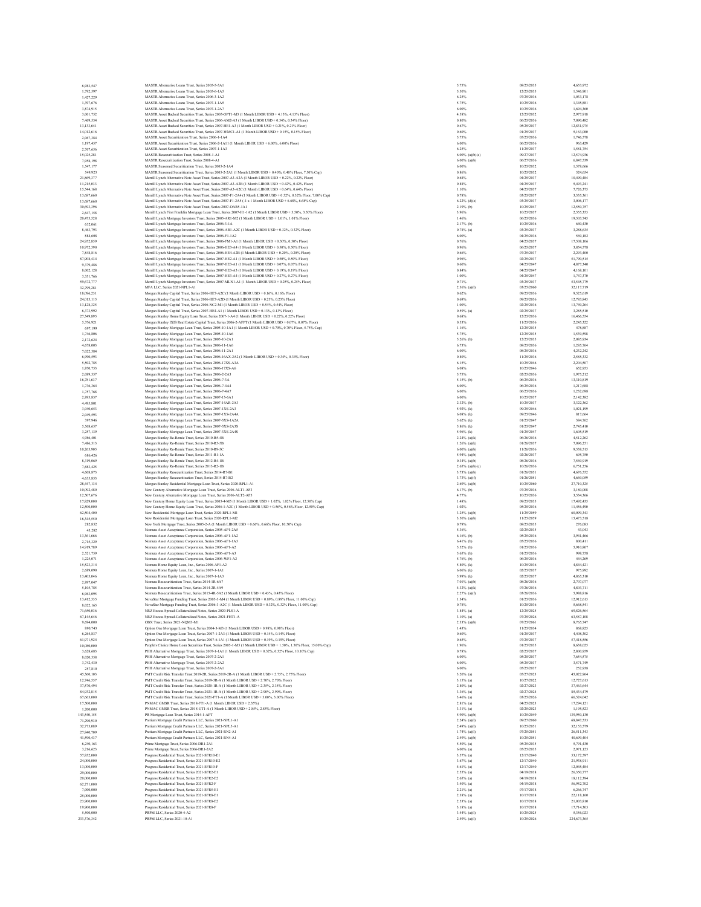| | | | | |
|---|---|---|---|---|
| 6,983,547 | MASTR Alternative Loans Trust, Series 2005-5-3A1 | 5.75% | 08/25/2035 | 4,653,972 |
| 1,792,597 | MASTR Alternative Loans Trust, Series 2005-6-1A5 | 5.50% | 12/25/2035 | 1,546,901 |
| 1,427,229 | MASTR Alternative Loans Trust, Series 2006-3-1A2 | 6.25% | 07/25/2036 | 1,033,178 |
| 1,397,676 | MASTR Alternative Loans Trust, Series 2007-1-1A5 | 5.75% | 10/25/2036 | 1,345,881 |
| 3,874,915 | MASTR Alternative Loans Trust, Series 2007-1-2A7 | 6.00% | 10/25/2036 | 1,694,360 |
| 3,001,752 | MASTR Asset Backed Securities Trust, Series 2003-OPT1-M3 (1 Month LIBOR USD + 4.13%, 4.13% Floor) | 4.58% | 12/25/2032 | 2,977,918 |
| 7,469,534 | MASTR Asset Backed Securities Trust, Series 2006-AM2-A3 (1 Month LIBOR USD + 0.34%, 0.34% Floor) | 0.80% | 06/25/2036 | 7,090,482 |
| 13,133,641 | MASTR Asset Backed Securities Trust, Series 2007-HE1-A3 (1 Month LIBOR USD + 0.21%, 0.21% Floor) | 0.67% | 05/25/2037 | 12,851,975 |
| 14,012,616 | MASTR Asset Backed Securities Trust, Series 2007-WMC1-A1 (1 Month LIBOR USD + 0.15%, 0.15% Floor) | 0.60% | 01/25/2037 | 5,163,080 |
| 2,067,384 | MASTR Asset Securitization Trust, Series 2006-1-1A4 | 5.75% | 05/25/2036 | 1,746,578 |
| 1,197,457 | MASTR Asset Securitization Trust, Series 2006-2-1A11 (1 Month LIBOR USD + 6.00%, 6.00% Floor) | 6.00% | 06/25/2036 | 963,429 |
| 2,767,656 | MASTR Asset Securitization Trust, Series 2007-1-1A3 | 6.25% | 11/25/2037 | 1,581,754 |
| 15,025,281 | MASTR Resecuritization Trust, Series 2008-1-A1 | 6.00% (a)(b)(c) | 09/27/2037 | 12,574,936 |
| 7,958,198 | MASTR Resecuritization Trust, Series 2008-4-A1 | 6.00% (a)(b) | 06/27/2036 | 6,847,539 |
| 1,547,177 | MASTR Seasoned Securitization Trust, Series 2005-2-1A4 | 6.00% | 10/25/2032 | 1,578,666 |
| 549,923 | MASTR Seasoned Securitization Trust, Series 2005-2-2A1 (1 Month LIBOR USD + 0.40%, 0.40% Floor, 7.50% Cap) | 0.86% | 10/25/2032 | 524,654 |
| 21,869,377 | Merrill Lynch Alternative Note Asset Trust, Series 2007-A3-A2A (1 Month LIBOR USD + 0.22%, 0.22% Floor) | 0.68% | 04/25/2037 | 10,490,484 |
| 11,215,033 | Merrill Lynch Alternative Note Asset Trust, Series 2007-A3-A2B (1 Month LIBOR USD + 0.42%, 0.42% Floor) | 0.88% | 04/25/2037 | 5,493,241 |
| 15,544,168 | Merrill Lynch Alternative Note Asset Trust, Series 2007-A3-A2C (1 Month LIBOR USD + 0.64%, 0.64% Floor) | 1.10% | 04/25/2037 | 7,726,375 |
| 13,687,660 | Merrill Lynch Alternative Note Asset Trust, Series 2007-F1-2A4 (1 Month LIBOR USD + 0.32%, 0.32% Floor, 7.00% Cap) | 0.78% | 03/25/2037 | 3,335,561 |
| 13,687,660 | Merrill Lynch Alternative Note Asset Trust, Series 2007-F1-2A5 (-1 x 1 Month LIBOR USD + 6.68%, 6.68% Cap) | 6.22% (d)(e) | 03/25/2037 | 3,006,177 |
| 30,693,396 | Merrill Lynch Alternative Note Asset Trust, Series 2007-OAR5-1A1 | 2.19% (b) | 10/25/2047 | 12,550,757 |
| 2,647,158 | Merrill Lynch First Franklin Mortgage Loan Trust, Series 2007-H1-1A2 (1 Month LIBOR USD + 3.50%, 3.50% Floor) | 3.96% | 10/25/2037 | 2,555,353 |
| 20,473,528 | Merrill Lynch Mortgage Investors Trust, Series 2005-AR1-M2 (1 Month LIBOR USD + 1.01%, 1.01% Floor) | 1.46% | 06/25/2036 | 19,503,745 |
| 632,061 | Merrill Lynch Mortgage Investors Trust, Series 2006-3-1A | 2.17% (b) | 10/25/2036 | 640,430 |
| 8,463,793 | Merrill Lynch Mortgage Investors Trust, Series 2006-AR1-A2C (1 Month LIBOR USD + 0.32%, 0.32% Floor) | 0.78% (a) | 03/25/2037 | 3,288,635 |
| 884,608 | Merrill Lynch Mortgage Investors Trust, Series 2006-F1-1A2 | 6.00% | 04/25/2036 | 569,182 |
| 24,952,859 | Merrill Lynch Mortgage Investors Trust, Series 2006-FM1-A1 (1 Month LIBOR USD + 0.30%, 0.30% Floor) | 0.76% | 04/25/2037 | 17,508,106 |
| 10,972,390 | Merrill Lynch Mortgage Investors Trust, Series 2006-HE3-A4 (1 Month LIBOR USD + 0.50%, 0.50% Floor) | 0.96% | 06/25/2037 | 3,654,578 |
| 7,848,816 | Merrill Lynch Mortgage Investors Trust, Series 2006-HE4-A2B (1 Month LIBOR USD + 0.20%, 0.20% Floor) | 0.66% | 07/25/2037 | 2,293,400 |
| 87,908,434 | Merrill Lynch Mortgage Investors Trust, Series 2007-HE2-A1 (1 Month LIBOR USD + 0.50%, 0.50% Floor) | 0.96% | 02/25/2037 | 51,790,515 |
| 9,379,486 | Merrill Lynch Mortgage Investors Trust, Series 2007-HE3-A1 (1 Month LIBOR USD + 0.07%, 0.07% Floor) | 0.60% | 04/25/2047 | 4,877,340 |
| 8,002,128 | Merrill Lynch Mortgage Investors Trust, Series 2007-HE3-A3 (1 Month LIBOR USD + 0.19%, 0.19% Floor) | 0.84% | 04/25/2047 | 4,168,101 |
| 3,351,766 | Merrill Lynch Mortgage Investors Trust, Series 2007-HE3-A4 (1 Month LIBOR USD + 0.27%, 0.27% Floor) | 1.00% | 04/25/2047 | 1,747,370 |
| 59,672,777 | Merrill Lynch Mortgage Investors Trust, Series 2007-MLN1-A1 (1 Month LIBOR USD + 0.25%, 0.25% Floor) | 0.71% | 03/25/2037 | 53,545,779 |
| 32,799,281 | MFA LLC, Series 2021-NPL1-A1 | 2.36% (a)(f) | 03/25/2060 | 32,117,719 |
| 18,096,231 | Morgan Stanley Capital Trust, Series 2006-HE7-A2C (1 Month LIBOR USD + 0.16%, 0.16% Floor) | 0.62% | 09/25/2036 | 9,525,619 |
| 24,013,115 | Morgan Stanley Capital Trust, Series 2006-HE7-A2D (1 Month LIBOR USD + 0.23%, 0.23% Floor) | 0.69% | 09/25/2036 | 12,783,843 |
| 13,128,325 | Morgan Stanley Capital Trust, Series 2006-NC2-M1 (1 Month LIBOR USD + 0.54%, 0.54% Floor) | 1.00% | 02/25/2036 | 13,749,264 |
| 6,373,992 | Morgan Stanley Capital Trust, Series 2007-HE4-A1 (1 Month LIBOR USD + 0.13%, 0.13% Floor) | 0.59% (a) | 02/25/2037 | 3,285,510 |
| 27,349,895 | Morgan Stanley Home Equity Loan Trust, Series 2007-1-A4 (1 Month LIBOR USD + 0.22%, 0.22% Floor) | 0.68% | 12/25/2036 | 16,466,554 |
| 5,376,921 | Morgan Stanley IXIS Real Estate Capital Trust, Series 2006-2-A7PT (1 Month LIBOR USD + 0.07%, 0.07% Floor) | 0.53% | 11/25/2036 | 2,245,322 |
| 697,159 | Morgan Stanley Mortgage Loan Trust, Series 2005-10-1A1 (1 Month LIBOR USD + 0.70%, 0.70% Floor, 5.75% Cap) | 1.16% | 12/25/2035 | 478,887 |
| 1,746,806 | Morgan Stanley Mortgage Loan Trust, Series 2005-10-1A6 | 5.75% | 12/25/2035 | 1,539,598 |
| 2,172,624 | Morgan Stanley Mortgage Loan Trust, Series 2005-10-2A1 | 5.26% (b) | 12/25/2035 | 2,085,934 |
| 4,678,003 | Morgan Stanley Mortgage Loan Trust, Series 2006-11-1A6 | 6.73% | 08/25/2036 | 1,285,764 |
| 7,022,384 | Morgan Stanley Mortgage Loan Trust, Series 2006-11-2A1 | 6.00% | 08/25/2036 | 4,252,242 |
| 6,990,593 | Morgan Stanley Mortgage Loan Trust, Series 2006-16AX-2A2 (1 Month LIBOR USD + 0.34%, 0.34% Floor) | 0.80% | 11/25/2036 | 2,585,232 |
| 5,902,785 | Morgan Stanley Mortgage Loan Trust, Series 2006-17XS-A3A | 6.15% | 10/25/2046 | 2,204,507 |
| 1,870,753 | Morgan Stanley Mortgage Loan Trust, Series 2006-17XS-A6 | 6.08% | 10/25/2046 | 652,953 |
| 2,089,357 | Morgan Stanley Mortgage Loan Trust, Series 2006-2-2A3 | 5.75% | 02/25/2036 | 1,975,212 |
| 16,781,637 | Morgan Stanley Mortgage Loan Trust, Series 2006-7-3A | 5.15% (b) | 06/25/2036 | 13,310,839 |
| 1,736,364 | Morgan Stanley Mortgage Loan Trust, Series 2006-7-4A4 | 6.00% | 06/25/2036 | 1,217,688 |
| 1,757,768 | Morgan Stanley Mortgage Loan Trust, Series 2006-7-4A7 | 6.00% | 06/25/2036 | 1,232,698 |
| 2,893,837 | Morgan Stanley Mortgage Loan Trust, Series 2007-13-6A1 | 6.00% | 10/25/2037 | 2,142,382 |
| 4,495,801 | Morgan Stanley Mortgage Loan Trust, Series 2007-14AR-2A3 | 2.32% (b) | 10/25/2037 | 3,522,362 |
| 3,040,653 | Morgan Stanley Mortgage Loan Trust, Series 2007-1XS-2A3 | 5.92% (k) | 09/25/2046 | 1,021,199 |
| 2,049,593 | Morgan Stanley Mortgage Loan Trust, Series 2007-1XS-2A4A | 6.08% (k) | 09/25/2046 | 817,664 |
| 397,946 | Morgan Stanley Mortgage Loan Trust, Series 2007-3XS-1A2A | 5.62% (k) | 01/25/2047 | 384,762 |
| 5,568,657 | Morgan Stanley Mortgage Loan Trust, Series 2007-3XS-2A3S | 5.86% (k) | 01/25/2047 | 2,745,410 |
| 3,257,139 | Morgan Stanley Mortgage Loan Trust, Series 2007-3XS-2A4S | 5.96% (k) | 01/25/2047 | 1,605,519 |
| 4,986,401 | Morgan Stanley Re-Remic Trust, Series 2010-R5-4B | 2.24% (a)(k) | 06/26/2036 | 4,512,262 |
| 7,486,313 | Morgan Stanley Re-Remic Trust, Series 2010-R5-5B | 1.26% (a)(k) | 01/26/2037 | 7,096,251 |
| 10,263,905 | Morgan Stanley Re-Remic Trust, Series 2010-R9-3C | 6.00% (a)(b) | 11/26/2036 | 9,538,515 |
| 686,426 | Morgan Stanley Re-Remic Trust, Series 2011-R1-1A | 5.94% (a)(b) | 02/26/2037 | 695,750 |
| 8,319,069 | Morgan Stanley Re-Remic Trust, Series 2012-R4-1B | 0.34% (a)(b) | 08/26/2036 | 7,569,919 |
| 7,683,425 | Morgan Stanley Re-Remic Trust, Series 2013-R2-1B | 2.65% (a)(b)(c) | 10/26/2036 | 6,751,256 |
| 4,608,873 | Morgan Stanley Resecuritization Trust, Series 2014-R7-B1 | 3.73% (a)(b) | 01/26/2051 | 4,676,552 |
| 4,635,853 | Morgan Stanley Resecuritization Trust, Series 2014-R7-B2 | 3.73% (a)(f) | 01/26/2051 | 4,669,059 |
| 28,447,134 | Morgan Stanley Residential Mortgage Loan Trust, Series 2020-RPL1-A1 | 2.69% (a)(b) | 10/25/2060 | 27,710,325 |
| 10,092,480 | New Century Alternative Mortgage Loan Trust, Series 2006-ALT1-AF3 | 6.17% (b) | 07/25/2036 | 3,180,008 |
| 12,507,676 | New Century Alternative Mortgage Loan Trust, Series 2006-ALT2-AF5 | 4.77% | 10/25/2036 | 3,554,366 |
| 17,829,000 | New Century Home Equity Loan Trust, Series 2005-4-M3 (1 Month LIBOR USD + 1.02%, 1.02% Floor, 12.50% Cap) | 1.48% | 09/25/2035 | 17,492,435 |
| 12,500,000 | New Century Home Equity Loan Trust, Series 2006-1-A2C (1 Month LIBOR USD + 0.56%, 0.56% Floor, 12.50% Cap) | 1.02% | 05/25/2036 | 11,456,400 |
| 62,504,400 | New Residential Mortgage Loan Trust, Series 2020-RPL1-M1 | 3.25% (a)(b) | 11/25/2059 | 60,099,343 |
| 16,345,550 | New Residential Mortgage Loan Trust, Series 2020-RPL1-M2 | 3.50% (a)(b) | 11/25/2059 | 15,473,518 |
| 282,852 | New York Mortgage Trust, Series 2005-2-A (1 Month LIBOR USD + 0.66%, 0.66% Floor, 10.50% Cap) | 0.79% | 08/25/2035 | 276,083 |
| 43,282 | Nomura Asset Acceptance Corporation, Series 2005-AP1-2A5 | 5.36% | 02/25/2035 | 43,043 |
| 13,361,666 | Nomura Asset Acceptance Corporation, Series 2006-AF1-1A2 | 6.16% (b) | 05/25/2036 | 3,941,466 |
| 2,715,329 | Nomura Asset Acceptance Corporation, Series 2006-AF1-1A3 | 6.41% (b) | 05/25/2036 | 800,411 |
| 14,919,789 | Nomura Asset Acceptance Corporation, Series 2006-AP1-A2 | 5.52% (b) | 01/25/2036 | 5,910,807 |
| 2,521,759 | Nomura Asset Acceptance Corporation, Series 2006-AP1-A3 | 5.65% (b) | 01/25/2036 | 998,758 |
| 1,225,071 | Nomura Asset Acceptance Corporation, Series 2006-WF1-A2 | 5.76% (k) | 06/25/2036 | 444,269 |
| 15,523,314 | Nomura Home Equity Loan, Inc., Series 2006-AF1-A2 | 5.80% (k) | 10/25/2036 | 4,844,421 |
| 2,689,090 | Nomura Home Equity Loan, Inc., Series 2007-1-1A1 | 6.06% (k) | 02/25/2037 | 975,992 |
| 13,403,046 | Nomura Home Equity Loan, Inc., Series 2007-1-1A3 | 5.99% (k) | 02/25/2037 | 4,865,510 |
| 2,897,047 | Nomura Resecuritization Trust, Series 2014-1R-6A7 | 7.01% (a)(b) | 08/26/2036 | 2,707,077 |
| 5,105,785 | Nomura Resecuritization Trust, Series 2014-2R-4A9 | 4.32% (a)(k) | 07/26/2036 | 4,803,711 |
| 6,963,095 | Nomura Resecuritization Trust, Series 2015-4R-5A2 (1 Month LIBOR USD + 0.43%, 0.43% Floor) | 2.27% (a)(f) | 03/26/2036 | 5,988,816 |
| 13,412,535 | NovaStar Mortgage Funding Trust, Series 2005-3-M4 (1 Month LIBOR USD + 0.89%, 0.89% Floor, 11.00% Cap) | 1.34% | 01/25/2036 | 12,912,613 |
| 8,022,165 | NovaStar Mortgage Funding Trust, Series 2006-3-A2C (1 Month LIBOR USD + 0.32%, 0.32% Floor, 11.00% Cap) | 0.78% | 10/25/2036 | 5,668,541 |
| 71,650,036 | NRZ Excess Spread-Collateralized Notes, Series 2020-PLS1-A | 3.84% (a) | 12/25/2025 | 69,826,564 |
| 67,145,646 | NRZ Excess Spread-Collateralized Notes, Series 2021-FHT1-A | 3.10% (a) | 07/25/2026 | 63,587,108 |
| 9,694,000 | OBX Trust, Series 2021-NQM3-M1 | 2.33% (a)(b) | 07/25/2061 | 8,765,747 |
| 890,743 | Option One Mortgage Loan Trust, Series 2004-3-M3 (1 Month LIBOR USD + 0.98%, 0.98% Floor) | 1.43% | 11/25/2034 | 868,825 |
| 6,264,837 | Option One Mortgage Loan Trust, Series 2007-1-2A3 (1 Month LIBOR USD + 0.14%, 0.14% Floor) | 0.60% | 01/25/2037 | 4,408,302 |
| 61,971,924 | Option One Mortgage Loan Trust, Series 2007-6-1A1 (1 Month LIBOR USD + 0.19%, 0.19% Floor) | 0.65% | 07/25/2037 | 57,418,556 |
| 10,080,000 | People's Choice Home Loan Securities Trust, Series 2005-1-M5 (1 Month LIBOR USD + 1.50%, 1.50% Floor, 15.00% Cap) | 1.96% | 01/25/2035 | 8,638,025 |
| 3,628,685 | PHH Alternative Mortgage Trust, Series 2007-1-1A1 (1 Month LIBOR USD + 0.32%, 0.32% Floor, 10.10% Cap) | 0.78% | 02/25/2037 | 2,800,959 |
| 8,020,358 | PHH Alternative Mortgage Trust, Series 2007-2-2A1 | 6.00% | 05/25/2037 | 7,654,575 |
| 3,742,430 | PHH Alternative Mortgage Trust, Series 2007-2-2A2 | 6.00% | 05/25/2037 | 3,571,749 |
| 257,010 | PHH Alternative Mortgage Trust, Series 2007-2-3A1 | 6.00% | 05/25/2037 | 252,938 |
| 45,360,103 | PMT Credit Risk Transfer Trust, Series 2019-2R, Series 2019-2R-A (1 Month LIBOR USD + 2.75%, 2.75% Floor) | 3.20% (a) | 05/27/2023 | 45,022,964 |
| 12,746,557 | PMT Credit Risk Transfer Trust, Series 2019-3R-A (1 Month LIBOR USD + 2.70%, 2.70% Floor) | 3.15% (a) | 10/27/2022 | 12,727,613 |
| 37,570,494 | PMT Credit Risk Transfer Trust, Series 2020-1R-A (1 Month LIBOR USD + 2.35%, 2.35% Floor) | 2.80% (a) | 02/27/2023 | 37,463,644 |
| 84,932,815 | PMT Credit Risk Transfer Trust, Series 2021-1R-A (1 Month LIBOR USD + 2.90%, 2.90% Floor) | 3.36% (a) | 02/27/2024 | 85,434,479 |
| 67,663,000 | PMT Credit Risk Transfer Trust, Series 2021-FT1-A (1 Month LIBOR USD + 3.00%, 3.00% Floor) | 3.46% (a) | 03/25/2026 | 66,524,042 |
| 17,500,000 | PNMAC GMSR Trust, Series 2018-FT1-A (1 Month LIBOR USD + 2.35%) | 2.81% (a) | 04/25/2023 | 17,294,121 |
| 1,200,000 | PNMAC GMSR Trust, Series 2018-GT1-A (1 Month LIBOR USD + 2.85%, 2.85% Floor) | 3.31% (a) | 02/25/2023 | 1,193,523 |
| 143,540,155 | PR Mortgage Loan Trust, Series 2014-1-APT | 5.90% (a)(b) | 10/25/2049 | 139,950,130 |
| 71,290,930 | Pretium Mortgage Credit Partners LLC, Series 2021-NPL1-A1 | 2.24% (a)(f) | 09/27/2060 | 68,847,533 |
| 32,773,089 | Pretium Mortgage Credit Partners LLC, Series 2021-NPL5-A1 | 2.49% (a)(f) | 10/25/2051 | 32,153,579 |
| 27,840,709 | Pretium Mortgage Credit Partners LLC, Series 2021-RN2-A1 | 1.74% (a)(f) | 07/25/2051 | 26,511,343 |
| 41,590,437 | Pretium Mortgage Credit Partners LLC, Series 2021-RN4-A1 | 2.49% (a)(b) | 10/25/2051 | 40,699,404 |
| 6,240,163 | Prime Mortgage Trust, Series 2006-DR1-2A1 | 5.50% (a) | 05/25/2035 | 5,791,430 |
| 3,216,623 | Prime Mortgage Trust, Series 2006-DR1-2A2 | 6.00% (a) | 05/25/2035 | 2,971,125 |
| 57,832,000 | Progress Residential Trust, Series 2021-SFR10-E1 | 3.57% (a) | 12/17/2040 | 53,172,597 |
| 24,000,000 | Progress Residential Trust, Series 2021-SFR10-E2 | 3.67% (a) | 12/17/2040 | 21,958,911 |
| 13,000,000 | Progress Residential Trust, Series 2021-SFR10-F | 4.61% (a) | 12/17/2040 | 12,045,484 |
| 29,000,000 | Progress Residential Trust, Series 2021-SFR2-E1 | 2.55% (a) | 04/19/2038 | 26,350,777 |
| 20,000,000 | Progress Residential Trust, Series 2021-SFR2-E2 | 2.65% (a) | 04/19/2038 | 18,112,394 |
| 62,271,000 | Progress Residential Trust, Series 2021-SFR2-F | 3.40% (a) | 04/19/2038 | 56,952,702 |
| 7,000,000 | Progress Residential Trust, Series 2021-SFR5-E1 | 2.21% (a) | 07/17/2038 | 6,266,747 |
| 25,000,000 | Progress Residential Trust, Series 2021-SFR8-E1 | 2.38% (a) | 10/17/2038 | 22,118,160 |
| 23,900,000 | Progress Residential Trust, Series 2021-SFR8-E2 | 2.53% (a) | 10/17/2038 | 21,003,810 |
| 19,900,000 | Progress Residential Trust, Series 2021-SFR8-F | 3.18% (a) | 10/17/2038 | 17,714,303 |
| 5,500,000 | PRPM LLC, Series 2020-4-A2 | 3.44% (a)(f) | 10/25/2025 | 5,356,023 |
| 233,376,342 | PRPM LLC, Series 2021-10-A1 | 2.49% (a)(f) | 10/25/2026 | 224,673,365 |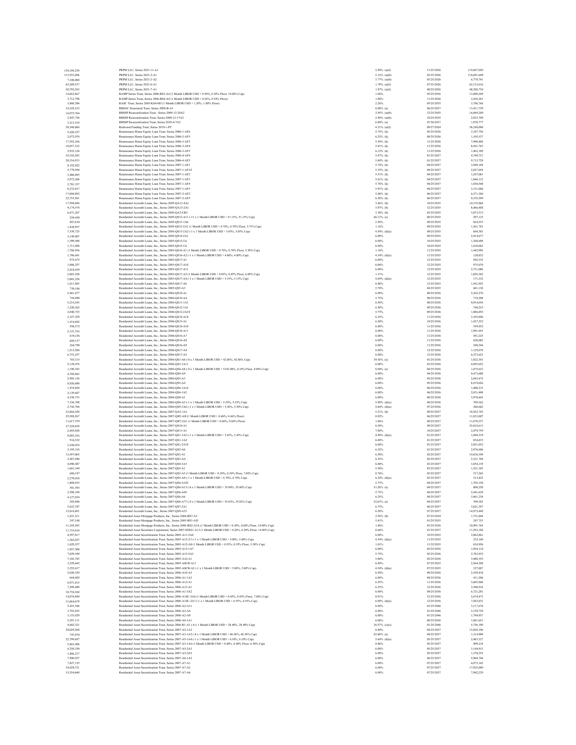| | | | | |
|---|---|---|---|---|
| 124,104,230 | PRPM LLC, Series 2021-11-A1 | 2.49% (a)(l) | 11/25/2026 | 119,067,050 |
| 113,933,894 | PRPM LLC, Series 2021-2-A1 | 2.12% (a)(b) | 03/25/2026 | 110,691,609 |
| 7,100,000 | PRPM LLC, Series 2021-2-A2 | 3.77% (a)(b) | 03/25/2026 | 6,778,741 |
| 65,209,537 | PRPM LLC, Series 2021-6-A1 | 1.79% (a)(l) | 07/25/2026 | 62,133,616 |
| 50,792,243 | PRPM LLC, Series 2021-7-A1 | 1.87% (a)(l) | 08/25/2026 | 48,288,754 |
| 14,662,467 | RAMP Series Trust, Series 2006-RS3-A4 (1 Month LIBOR USD + 0.30%, 0.30% Floor, 14.00% Cap) | 1.06% | 05/25/2036 | 13,800,549 |
| 3,712,798 | RAMP Series Trust, Series 2006-RS6-A4 (1 Month LIBOR USD + 0.54%, 0.54% Floor) | 1.00% | 11/25/2036 | 3,456,281 |
| 3,860,296 | RASC Trust, Series 2005-KS4-M5 (1 Month LIBOR USD + 1.20%, 1.80% Floor) | 2.26% | 05/25/2035 | 3,786,766 |
| 14,320,332 | RBSGC Structured Trust, Series 2008-B-A1 | 6.00% (a) | 06/25/2037 | 13,411,759 |
| 16,975,784 | RBSSP Resecuritization Trust , Series 2009-12-20A2 | 2.95% (a)(b) | 12/25/2035 | 16,069,209 |
| 2,947,758 | RBSSP Resecuritization Trust, Series 2009-12-17A2 | 2.40% (a)(b) | 10/25/2035 | 2,023,709 |
| 3,213,519 | RBSSP Resecuritization Trust, Series 2010-4-7A2 | 6.00% (a) | 07/26/2037 | 1,970,777 |
| 58,340,686 | Redwood Funding Trust, Series 2019-1-PT | 4.21% (a)(l) | 09/27/2024 | 58,188,008 |
| 5,426,527 | Renaissance Home Equity Loan Trust, Series 2006-1-AF6 | 5.75% (k) | 05/25/2036 | 3,547,756 |
| 2,072,976 | Renaissance Home Equity Loan Trust, Series 2006-2-AF5 | 6.25% (k) | 08/25/2036 | 1,105,537 |
| 17,392,166 | Renaissance Home Equity Loan Trust, Series 2006-3-AF3 | 5.59% (k) | 11/25/2036 | 7,940,486 |
| 18,057,122 | Renaissance Home Equity Loan Trust, Series 2006-3-AF4 | 5.81% (k) | 11/25/2036 | 8,561,763 |
| 2,935,126 | Renaissance Home Equity Loan Trust, Series 2006-3-AF5 | 6.12% (k) | 11/25/2036 | 1,462,189 |
| 10,326,283 | Renaissance Home Equity Loan Trust, Series 2006-4-AF4 | 5.47% (k) | 01/25/2037 | 4,749,721 |
| 20,334,553 | Renaissance Home Equity Loan Trust, Series 2006-4-AF5 | 5.69% (k) | 01/25/2037 | 9,715,729 |
| 8,192,822 | Renaissance Home Equity Loan Trust, Series 2007-1-AF1 | 5.74% (k) | 04/25/2037 | 3,049,184 |
| 5,779,950 | Renaissance Home Equity Loan Trust, Series 2007-1-AF1Z | 5.35% (k) | 04/25/2037 | 2,027,054 |
| 3,486,895 | Renaissance Home Equity Loan Trust, Series 2007-1-AF2 | 5.51% (k) | 04/25/2037 | 1,247,081 |
| 5,072,268 | Renaissance Home Equity Loan Trust, Series 2007-1-AF3 | 5.61% (k) | 04/25/2037 | 1,846,112 |
| 2,781,357 | Renaissance Home Equity Loan Trust, Series 2007-1-AF4 | 5.76% (k) | 04/25/2037 | 1,038,500 |
| 8,232,817 | Renaissance Home Equity Loan Trust, Series 2007-1-AF5 | 5.91% (k) | 04/25/2037 | 3,151,068 |
| 17,690,892 | Renaissance Home Equity Loan Trust, Series 2007-2-AF2 | 5.68% (k) | 06/25/2037 | 6,571,380 |
| 22,755,581 | Renaissance Home Equity Loan Trust, Series 2007-2-AF5 | 6.20% (k) | 06/25/2037 | 9,355,299 |
| 17,598,696 | Residential Accredit Loans, Inc., Series 2005-QA11-4A1 | 3.66% (b) | 10/25/2035 | 14,155,886 |
| 9,174,574 | Residential Accredit Loans, Inc., Series 2005-QA13-2A1 | 3.97% (b) | 12/25/2035 | 8,466,488 |
| 6,671,267 | Residential Accredit Loans, Inc., Series 2005-QA3-CB1 | 3.30% (b) | 03/25/2035 | 3,073,515 |
| 224,450 | Residential Accredit Loans, Inc., Series 2005-QS12-A11 (-11 x 1 Month LIBOR USD + 51.15%, 51.15% Cap) | 46.13% (e) | 08/25/2035 | 297,125 |
| 887,634 | Residential Accredit Loans, Inc., Series 2005-QS13-1A6 | 5.50% | 09/25/2035 | 824,553 |
| 1,838,957 | Residential Accredit Loans, Inc., Series 2005-QS13-2A1 (1 Month LIBOR USD + 0.70%, 0.70% Floor, 5.75% Cap) | 1.16% | 09/25/2035 | 1,561,743 |
| 7,539,725 | Residential Accredit Loans, Inc., Series 2005-QS13-2A2 (-1 x 1 Month LIBOR USD + 5.05%, 5.05% Cap) | 4.59% (d)(e) | 09/25/2035 | 604,383 |
| 5,149,907 | Residential Accredit Loans, Inc., Series 2005-QS14-2A1 | 6.00% | 09/25/2035 | 2,414,677 |
| 1,399,508 | Residential Accredit Loans, Inc., Series 2005-QS15-2A | 6.00% | 10/25/2035 | 1,368,698 |
| 1,711,898 | Residential Accredit Loans, Inc., Series 2005-QS15-3A | 6.00% | 10/25/2035 | 1,638,063 |
| 1,706,936 | Residential Accredit Loans, Inc., Series 2005-QS16-A1 (1 Month LIBOR USD + 0.70%, 0.70% Floor, 5.50% Cap) | 1.16% | 11/25/2035 | 1,442,995 |
| 1,706,641 | Residential Accredit Loans, Inc., Series 2005-QS16-A2 (-1 x 1 Month LIBOR USD + 4.80%, 4.80% Cap) | 4.34% (d)(e) | 11/25/2035 | 128,832 |
| 972,475 | Residential Accredit Loans, Inc., Series 2005-QS17-A1 | 6.00% | 12/25/2035 | 942,335 |
| 1,006,257 | Residential Accredit Loans, Inc., Series 2005-QS17-A10 | 6.00% | 12/25/2035 | 975,070 |
| 2,818,439 | Residential Accredit Loans, Inc., Series 2005-QS17-A11 | 6.00% | 12/25/2035 | 2,731,086 |
| 2,003,258 | Residential Accredit Loans, Inc., Series 2005-QS17-A2 (1 Month LIBOR USD + 0.85%, 0.85% Floor, 6.00% Cap) | 1.31% | 12/25/2035 | 1,695,242 |
| 2,003,258 | Residential Accredit Loans, Inc., Series 2005-QS17-A4 (-1 x 1 Month LIBOR USD + 5.15%, 5.15% Cap) | 4.69% (d)(e) | 12/25/2035 | 171,332 |
| 1,611,883 | Residential Accredit Loans, Inc., Series 2005-QS17-A6 | 6.00% | 12/25/2035 | 1,561,925 |
| 730,106 | Residential Accredit Loans, Inc., Series 2005-QS5-A3 | 5.70% | 04/25/2035 | 681,138 |
| 2,461,677 | Residential Accredit Loans, Inc., Series 2006-QS10-A1 | 6.00% | 08/25/2036 | 2,362,270 |
| 756,990 | Residential Accredit Loans, Inc., Series 2006-QS10-A4 | 5.75% | 08/25/2036 | 719,208 |
| 5,214,243 | Residential Accredit Loans, Inc., Series 2006-QS11-1A1 | 6.50% | 08/25/2036 | 4,914,034 |
| 1,220,562 | Residential Accredit Loans, Inc., Series 2006-QS12-1A1 | 6.50% | 09/25/2036 | 748,253 |
| 2,040,725 | Residential Accredit Loans, Inc., Series 2006-QS12-2A18 | 5.75% | 09/25/2036 | 1,886,893 |
| 3,327,229 | Residential Accredit Loans, Inc., Series 2006-QS14-A18 | 6.25% | 11/25/2036 | 3,105,896 |
| 1,514,842 | Residential Accredit Loans, Inc., Series 2006-QS15-A1 | 6.50% | 10/25/2036 | 1,457,252 |
| 596,572 | Residential Accredit Loans, Inc., Series 2006-QS16-A10 | 6.00% | 11/25/2036 | 559,952 |
| 2,121,316 | Residential Accredit Loans, Inc., Series 2006-QS16-A11 | 6.00% | 11/25/2036 | 1,991,053 |
| 619,236 | Residential Accredit Loans, Inc., Series 2006-QS16-A7 | 6.00% | 11/25/2036 | 581,225 |
| 669,157 | Residential Accredit Loans, Inc., Series 2006-QS16-A8 | 6.00% | 11/25/2036 | 628,082 |
| 264,798 | Residential Accredit Loans, Inc., Series 2006-QS16-A9 | 6.00% | 11/25/2036 | 248,544 |
| 1,215,584 | Residential Accredit Loans, Inc., Series 2006-QS17-A4 | 6.00% | 12/25/2036 | 1,129,070 |
| 6,753,257 | Residential Accredit Loans, Inc., Series 2006-QS17-A5 | 6.00% | 12/25/2036 | 6,272,623 |
| 765,515 | Residential Accredit Loans, Inc., Series 2006-QS1-A6 (-8 x 1 Month LIBOR USD + 42.86%, 42.86% Cap) | 39.36% (e) | 01/25/2036 | 1,022,341 |
| 5,139,476 | Residential Accredit Loans, Inc., Series 2006-QS3-1A11 | 6.00% | 03/25/2036 | 4,895,032 |
| 1,190,543 | Residential Accredit Loans, Inc., Series 2006-QS4-A8 (-8 x 1 Month LIBOR USD + 5143.00%, 0.10% Floor, 8.00% Cap) | 8.00% (e) | 04/25/2036 | 1,075,633 |
| 4,708,863 | Residential Accredit Loans, Inc., Series 2006-QS4-A9 | 6.00% | 04/25/2036 | 4,473,680 |
| 2,995,156 | Residential Accredit Loans, Inc., Series 2006-QS5-A3 | 6.00% | 05/25/2036 | 2,843,475 |
| 8,926,690 | Residential Accredit Loans, Inc., Series 2006-QS5-A4 | 6.00% | 05/25/2036 | 8,474,626 |
| 1,474,850 | Residential Accredit Loans, Inc., Series 2006-QS6-1A16 | 6.00% | 06/25/2036 | 1,400,215 |
| 2,139,687 | Residential Accredit Loans, Inc., Series 2006-QS6-1A2 | 6.00% | 06/25/2036 | 2,031,408 |
| 4,230,733 | Residential Accredit Loans, Inc., Series 2006-QS8-A1 | 6.00% | 08/25/2036 | 3,978,443 |
| 7,336,708 | Residential Accredit Loans, Inc., Series 2006-QS8-A5 (-1 x 1 Month LIBOR USD + 5.55%, 5.55% Cap) | 5.09% (d)(e) | 08/25/2036 | 709,362 |
| 2,742,704 | Residential Accredit Loans, Inc., Series 2006-QS9-1A6 (-1 x 1 Month LIBOR USD + 5.30%, 5.30% Cap) | 4.84% (d)(e) | 07/25/2036 | 286,662 |
| 23,666,348 | Residential Accredit Loans, Inc., Series 2007-QA5-1A1 | 5.21% (b) | 09/25/2037 | 18,922,745 |
| 25,508,267 | Residential Accredit Loans, Inc., Series 2007-QH5-AII (1 Month LIBOR USD + 0.46%, 0.46% Floor) | 0.92% | 06/25/2037 | 11,833,007 |
| 11,617,759 | Residential Accredit Loans, Inc., Series 2007-QH7-2A1 (1 Month LIBOR USD + 0.60%, 0.60% Floor) | 1.06% | 08/25/2037 | 11,070,537 |
| 27,328,658 | Residential Accredit Loans, Inc., Series 2007-QS10-A1 | 6.50% | 09/25/2037 | 25,818,613 |
| 2,695,828 | Residential Accredit Loans, Inc., Series 2007-QS11-A1 | 7.00% | 10/25/2037 | 2,479,759 |
| 9,083,216 | Residential Accredit Loans, Inc., Series 2007-QS1-1A2 (-1 x 1 Month LIBOR USD + 5.45%, 5.45% Cap) | 4.99% (d)(e) | 01/25/2037 | 1,049,339 |
| 914,522 | Residential Accredit Loans, Inc., Series 2007-QS1-1A4 | 6.00% | 01/25/2037 | 854,435 |
| 2,244,018 | Residential Accredit Loans, Inc., Series 2007-QS1-2A10 | 6.00% | 01/25/2037 | 2,051,052 |
| 3,195,318 | Residential Accredit Loans, Inc., Series 2007-QS2-A6 | 6.25% | 01/25/2037 | 2,976,606 |
| 15,597,005 | Residential Accredit Loans, Inc., Series 2007-QS3-A1 | 6.50% | 02/25/2037 | 14,836,399 |
| 2,487,040 | Residential Accredit Loans, Inc., Series 2007-QS3-A4 | 6.25% | 02/25/2037 | 2,321,704 |
| 4,090,487 | Residential Accredit Loans, Inc., Series 2007-QS4-3A3 | 6.00% | 03/25/2037 | 3,854,139 |
| 1,663,344 | Residential Accredit Loans, Inc., Series 2007-QS5-A1 | 5.50% | 03/25/2037 | 1,521,345 |
| 686,197 | Residential Accredit Loans, Inc., Series 2007-QS5-A5 (1 Month LIBOR USD + 0.30%, 0.30% Floor, 7.00% Cap) | 0.76% | 03/25/2037 | 517,262 |
| 2,279,018 | Residential Accredit Loans, Inc., Series 2007-QS5-A8 (-1 x 1 Month LIBOR USD + 6.70%, 6.70% Cap) | 6.24% (d)(e) | 03/25/2037 | 313,422 |
| 1,808,835 | Residential Accredit Loans, Inc., Series 2007-QS6-A102 | 5.75% | 04/25/2037 | 1,705,150 |
| 581,593 | Residential Accredit Loans, Inc., Series 2007-QS6-A13 (-8 x 1 Month LIBOR USD + 55.00%, 55.00% Cap) | 51.20% (e) | 04/25/2037 | 800,258 |
| 2,590,109 | Residential Accredit Loans, Inc., Series 2007-QS6-A45 | 5.75% | 04/25/2037 | 2,441,639 |
| 4,127,834 | Residential Accredit Loans, Inc., Series 2007-QS6-A6 | 6.25% | 04/25/2037 | 3,961,234 |
| 285,096 | Residential Accredit Loans, Inc., Series 2007-QS6-A77 (-8 x 1 Month LIBOR USD + 55.83%, 55.83% Cap) | 52.03% (e) | 04/25/2037 | 399,383 |
| 9,622,787 | Residential Accredit Loans, Inc., Series 2007-QS7-2A1 | 6.75% | 06/25/2037 | 3,021,397 |
| 15,810,491 | Residential Accredit Loans, Inc., Series 2007-QS9-A33 | 6.50% | 07/25/2037 | 14,975,449 |
| 1,831,511 | Residential Asset Mortgage Products, Inc., Series 2004-RS7-A3 | 2.92% (b) | 07/25/2034 | 1,751,844 |
| 247,168 | Residential Asset Mortgage Products, Inc., Series 2005-RS1-AI5 | 5.41% | 01/25/2035 | 247,753 |
| 11,169,385 | Residential Asset Mortgage Products, Inc., Series 2006-RS2-A3A (1 Month LIBOR USD + 0.30%, 0.60% Floor, 14.00% Cap) | 1.06% | 03/25/2036 | 10,991,765 |
| 11,735,010 | Residential Asset Securities Corporation, Series 2007-EMX1-A13 (1 Month LIBOR USD + 0.20%, 0.20% Floor, 14.00% Cap) | 0.66% | 01/25/2037 | 11,293,184 |
| 4,597,817 | Residential Asset Securitization Trust, Series 2005-A11-2A4 | 6.00% | 10/25/2035 | 3,062,861 |
| 1,565,027 | Residential Asset Securitization Trust, Series 2005-A12-A7 (-1 x 1 Month LIBOR USD + 5.00%, 5.00% Cap) | 4.54% (d)(e) | 11/25/2035 | 252,160 |
| 1,629,557 | Residential Asset Securitization Trust, Series 2005-A12-A8 (1 Month LIBOR USD + 0.55%, 0.55% Floor, 5.50% Cap) | 1.01% | 11/25/2035 | 810,956 |
| 1,957,500 | Residential Asset Securitization Trust, Series 2005-A15-1A7 | 6.00% | 02/25/2036 | 1,054,118 |
| 7,029,549 | Residential Asset Securitization Trust, Series 2005-A15-5A3 | 5.75% | 02/25/2036 | 3,763,952 |
| 7,102,783 | Residential Asset Securitization Trust, Series 2005-A16-A1 | 5.00% | 02/25/2036 | 3,480,193 |
| 3,229,642 | Residential Asset Securitization Trust, Series 2005-A8CB-A11 | 6.00% | 07/25/2035 | 2,564,308 |
| 3,255,617 | Residential Asset Securitization Trust, Series 2005-A8CB-A2 (-1 x 1 Month LIBOR USD + 5.00%, 5.00% Cap) | 4.54% (d)(e) | 07/25/2035 | 327,887 |
| 5,020,359 | Residential Asset Securitization Trust, Series 2006-A10-A5 | 6.50% | 09/25/2036 | 2,559,418 |
| 664,402 | Residential Asset Securitization Trust, Series 2006-A1-1A3 | 6.00% | 04/25/2036 | 411,206 |
| 6,971,815 | Residential Asset Securitization Trust, Series 2006-A12-A1 | 6.25% | 11/25/2036 | 3,605,968 |
| 7,299,489 | Residential Asset Securitization Trust, Series 2006-A13-A1 | 6.25% | 12/25/2036 | 3,590,916 |
| 10,758,360 | Residential Asset Securitization Trust, Series 2006-A1-3A2 | 6.00% | 04/25/2036 | 6,721,281 |
| 14,076,480 | Residential Asset Securitization Trust, Series 2006-A14C-2A6 (1 Month LIBOR USD + 0.45%, 0.45% Floor, 7.00% Cap) | 0.91% | 12/25/2036 | 2,674,473 |
| 31,064,679 | Residential Asset Securitization Trust, Series 2006-A14C-2A7 (-1 x 1 Month LIBOR USD + 6.55%, 6.55% Cap) | 6.09% (d)(e) | 12/25/2036 | 7,583,833 |
| 5,453,546 | Residential Asset Securitization Trust, Series 2006-A2-A11 | 6.00% | 01/25/2046 | 3,117,676 |
| 3,793,835 | Residential Asset Securitization Trust, Series 2006-A2-A4 | 6.00% | 01/25/2046 | 2,159,729 |
| 3,153,029 | Residential Asset Securitization Trust, Series 2006-A2-A9 | 6.00% | 01/25/2046 | 1,794,937 |
| 2,297,111 | Residential Asset Securitization Trust, Series 2006-A8-1A1 | 6.00% | 08/25/2036 | 1,861,651 |
| 4,682,321 | Residential Asset Securitization Trust, Series 2006-R1-A1 (-4 x 1 Month LIBOR USD + 28.40%, 28.40% Cap) | 26.57% (c)(e) | 01/25/2046 | 5,756,190 |
| 20,029,208 | Residential Asset Securitization Trust, Series 2007-A2-1A2 | 6.00% | 04/25/2037 | 15,026,196 |
| 747,070 | Residential Asset Securitization Trust, Series 2007-A3-1A2 (-8 x 1 Month LIBOR USD + 46.38%, 46.38% Cap) | 42.88% (e) | 04/25/2037 | 1,314,909 |
| 22,799,697 | Residential Asset Securitization Trust, Series 2007-A5-1A4 (-1 x 1 Month LIBOR USD + 6.10%, 6.10% Cap) | 5.64% (d)(e) | 05/25/2037 | 2,483,327 |
| 5,863,496 | Residential Asset Securitization Trust, Series 2007-A5-1A6 (1 Month LIBOR USD + 0.40%, 0.40% Floor, 6.50% Cap) | 0.86% | 05/25/2037 | 499,214 |
| 4,258,350 | Residential Asset Securitization Trust, Series 2007-A5-2A3 | 6.00% | 05/25/2037 | 3,144,913 |
| 1,866,217 | Residential Asset Securitization Trust, Series 2007-A5-2A5 | 6.00% | 05/25/2037 | 1,378,255 |
| 7,990,927 | Residential Asset Securitization Trust, Series 2007-A6-1A2 | 6.00% | 06/25/2037 | 5,968,744 |
| 7,827,125 | Residential Asset Securitization Trust, Series 2007-A7-A1 | 6.00% | 07/25/2037 | 4,075,142 |
| 34,428,721 | Residential Asset Securitization Trust, Series 2007-A7-A2 | 6.00% | 07/25/2037 | 17,925,090 |
| 15,254,640 | Residential Asset Securitization Trust, Series 2007-A7-A6 | 6.00% | 07/25/2037 | 7,942,229 |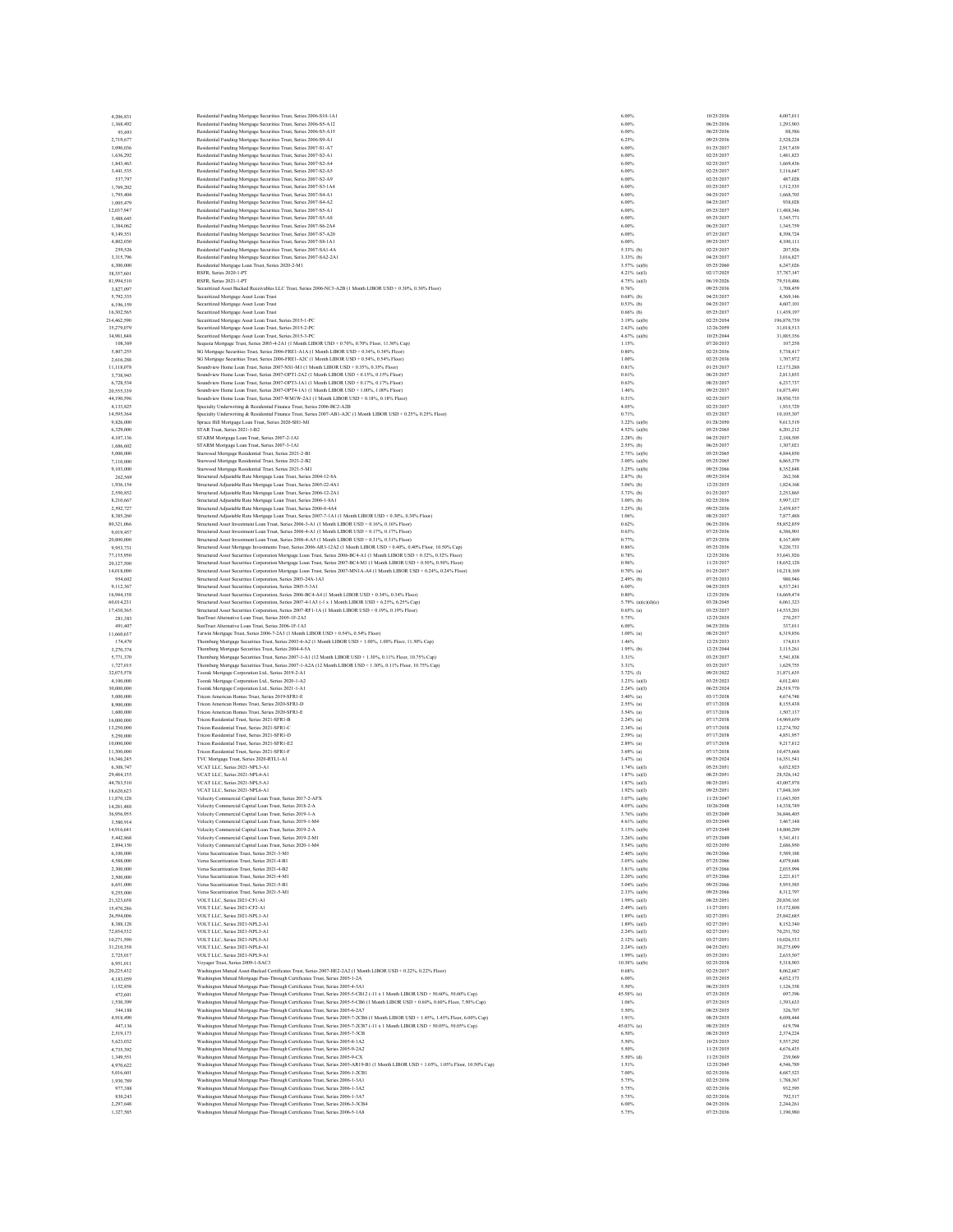| | | | | |
|---|---|---|---|---|
| 4,206,831 | Residential Funding Mortgage Securities Trust, Series 2006-S10-1A1 | 6.00% | 10/25/2036 | 4,007,011 |
| 1,368,492 | Residential Funding Mortgage Securities Trust, Series 2006-S5-A12 | 6.00% | 06/25/2036 | 1,293,903 |
| 93,693 | Residential Funding Mortgage Securities Trust, Series 2006-S5-A15 | 6.00% | 06/25/2036 | 88,586 |
| 2,719,677 | Residential Funding Mortgage Securities Trust, Series 2006-S9-A1 | 6.25% | 09/25/2036 | 2,528,224 |
| 3,090,036 | Residential Funding Mortgage Securities Trust, Series 2007-S1-A7 | 6.00% | 01/25/2037 | 2,917,439 |
| 1,636,292 | Residential Funding Mortgage Securities Trust, Series 2007-S2-A1 | 6.00% | 02/25/2037 | 1,481,823 |
| 1,843,463 | Residential Funding Mortgage Securities Trust, Series 2007-S2-A4 | 6.00% | 02/25/2037 | 1,669,436 |
| 3,441,535 | Residential Funding Mortgage Securities Trust, Series 2007-S2-A5 | 6.00% | 02/25/2037 | 3,116,647 |
| 537,797 | Residential Funding Mortgage Securities Trust, Series 2007-S2-A9 | 6.00% | 02/25/2037 | 487,028 |
| 1,769,202 | Residential Funding Mortgage Securities Trust, Series 2007-S3-1A4 | 6.00% | 03/25/2037 | 1,512,535 |
| 1,795,404 | Residential Funding Mortgage Securities Trust, Series 2007-S4-A1 | 6.00% | 04/25/2037 | 1,668,703 |
| 1,005,479 | Residential Funding Mortgage Securities Trust, Series 2007-S4-A2 | 6.00% | 04/25/2037 | 938,028 |
| 12,037,947 | Residential Funding Mortgage Securities Trust, Series 2007-S5-A1 | 6.00% | 05/25/2037 | 11,488,346 |
| 3,488,645 | Residential Funding Mortgage Securities Trust, Series 2007-S5-A8 | 6.00% | 05/25/2037 | 3,345,771 |
| 1,384,062 | Residential Funding Mortgage Securities Trust, Series 2007-S6-2A4 | 6.00% | 06/25/2037 | 1,345,759 |
| 9,149,551 | Residential Funding Mortgage Securities Trust, Series 2007-S7-A20 | 6.00% | 07/25/2037 | 8,398,724 |
| 4,802,030 | Residential Funding Mortgage Securities Trust, Series 2007-S8-1A1 | 6.00% | 09/25/2037 | 4,100,111 |
| 259,526 | Residential Funding Mortgage Securities Trust, Series 2007-SA1-4A | 5.33% (b) | 02/25/2037 | 207,926 |
| 3,315,796 | Residential Funding Mortgage Securities Trust, Series 2007-SA2-2A1 | 3.33% (b) | 04/25/2037 | 3,016,827 |
| 6,300,000 | Residential Mortgage Loan Trust, Series 2020-2-M1 | 3.57% (a)(b) | 05/25/2060 | 6,247,026 |
| 38,357,601 | RSFR, Series 2020-1-PT | 4.21% (a)(l) | 02/17/2025 | 37,787,147 |
| 81,994,510 | RSFR, Series 2021-1-PT | 4.75% (a)(l) | 06/19/2026 | 79,510,486 |
| 3,827,097 | Securitized Asset Backed Receivables LLC Trust, Series 2006-NC3-A2B (1 Month LIBOR USD + 0.30%, 0.30% Floor) | 0.76% | 09/25/2036 | 1,708,459 |
| 5,792,335 | Securitized Mortgage Asset Loan Trust | 0.68% (b) | 04/25/2037 | 4,369,146 |
| 6,196,159 | Securitized Mortgage Asset Loan Trust | 0.53% (b) | 04/25/2037 | 4,607,101 |
| 16,302,565 | Securitized Mortgage Asset Loan Trust | 0.66% (b) | 05/25/2037 | 11,459,197 |
| 214,462,590 | Securitized Mortgage Asset Loan Trust, Series 2015-1-PC | 3.19% (a)(b) | 02/25/2054 | 196,870,739 |
| 35,279,079 | Securitized Mortgage Asset Loan Trust, Series 2015-2-PC | 2.63% (a)(b) | 12/26/2059 | 31,018,513 |
| 34,981,848 | Securitized Mortgage Asset Loan Trust, Series 2015-3-PC | 4.67% (a)(b) | 10/25/2044 | 31,885,556 |
| 108,569 | Sequoia Mortgage Trust, Series 2003-4-2A1 (1 Month LIBOR USD + 0.70%, 0.70% Floor, 11.50% Cap) | 1.15% | 07/20/2033 | 107,258 |
| 5,807,255 | SG Mortgage Securities Trust, Series 2006-FRE1-A1A (1 Month LIBOR USD + 0.34%, 0.34% Floor) | 0.80% | 02/25/2036 | 5,758,417 |
| 2,616,288 | SG Mortgage Securities Trust, Series 2006-FRE1-A2C (1 Month LIBOR USD + 0.54%, 0.54% Floor) | 1.00% | 02/25/2036 | 1,707,972 |
| 11,118,078 | Soundview Home Loan Trust, Series 2007-NS1-M1 (1 Month LIBOR USD + 0.35%, 0.35% Floor) | 0.81% | 01/25/2037 | 12,173,288 |
| 3,738,943 | Soundview Home Loan Trust, Series 2007-OPT1-2A2 (1 Month LIBOR USD + 0.15%, 0.15% Floor) | 0.61% | 06/25/2037 | 2,813,853 |
| 6,728,534 | Soundview Home Loan Trust, Series 2007-OPT3-1A1 (1 Month LIBOR USD + 0.17%, 0.17% Floor) | 0.63% | 08/25/2037 | 6,257,737 |
| 20,555,339 | Soundview Home Loan Trust, Series 2007-OPT4-1A1 (1 Month LIBOR USD + 1.00%, 1.00% Floor) | 1.46% | 09/25/2037 | 16,875,491 |
| 44,190,596 | Soundview Home Loan Trust, Series 2007-WMC1-2A1 (1 Month LIBOR USD + 0.18%, 0.18% Floor) | 0.31% | 02/25/2037 | 38,930,735 |
| 4,133,825 | Specialty Underwriting & Residential Finance Trust, Series 2006-BC2-A2B | 4.05% | 02/25/2037 | 1,955,729 |
| 14,595,564 | Specialty Underwriting & Residential Finance Trust, Series 2007-AB1-A2C (1 Month LIBOR USD + 0.25%, 0.25% Floor) | 0.71% | 03/25/2037 | 10,105,307 |
| 9,826,000 | Spruce Hill Mortgage Loan Trust, Series 2020-SH1-M1 | 3.22% (a)(b) | 01/28/2050 | 9,613,519 |
| 6,329,000 | STAR Trust, Series 2021-1-B2 | 4.52% (a)(b) | 05/25/2065 | 6,201,212 |
| 4,107,136 | STARM Mortgage Loan Trust, Series 2007-2-1A1 | 2.28% (b) | 04/25/2037 | 2,188,505 |
| 1,686,602 | STARM Mortgage Loan Trust, Series 2007-3-1A1 | 2.55% (b) | 06/25/2037 | 1,307,021 |
| 5,000,000 | Starwood Mortgage Residential Trust, Series 2021-2-B1 | 2.75% (a)(b) | 05/25/2065 | 4,844,850 |
| 7,110,000 | Starwood Mortgage Residential Trust, Series 2021-2-B2 | 3.00% (a)(b) | 05/25/2065 | 6,865,379 |
| 9,103,000 | Starwood Mortgage Residential Trust, Series 2021-5-M1 | 3.25% (a)(b) | 09/25/2066 | 8,852,848 |
| 262,569 | Structured Adjustable Rate Mortgage Loan Trust, Series 2004-12-8A | 2.87% (b) | 09/25/2034 | 262,368 |
| 1,936,154 | Structured Adjustable Rate Mortgage Loan Trust, Series 2005-22-4A1 | 3.06% (b) | 12/25/2035 | 1,824,168 |
| 2,550,852 | Structured Adjustable Rate Mortgage Loan Trust, Series 2006-12-2A1 | 3.73% (b) | 01/25/2037 | 2,253,865 |
| 8,210,667 | Structured Adjustable Rate Mortgage Loan Trust, Series 2006-1-8A1 | 3.00% (b) | 02/25/2036 | 5,997,127 |
| 2,592,727 | Structured Adjustable Rate Mortgage Loan Trust, Series 2006-8-4A4 | 3.25% (b) | 09/25/2036 | 2,459,857 |
| 8,385,260 | Structured Adjustable Rate Mortgage Loan Trust, Series 2007-7-1A1 (1 Month LIBOR USD + 0.30%, 0.30% Floor) | 1.06% | 08/25/2037 | 7,877,488 |
| 80,321,066 | Structured Asset Investment Loan Trust, Series 2006-3-A1 (1 Month LIBOR USD + 0.16%, 0.16% Floor) | 0.62% | 06/25/2036 | 58,852,859 |
| 9,019,457 | Structured Asset Investment Loan Trust, Series 2006-4-A1 (1 Month LIBOR USD + 0.17%, 0.17% Floor) | 0.63% | 07/25/2036 | 6,386,901 |
| 20,000,000 | Structured Asset Investment Loan Trust, Series 2006-4-A5 (1 Month LIBOR USD + 0.31%, 0.31% Floor) | 0.77% | 07/25/2036 | 8,167,409 |
| 9,953,731 | Structured Asset Mortgage Investments Trust, Series 2006-AR3-12A2 (1 Month LIBOR USD + 0.40%, 0.40% Floor, 10.50% Cap) | 0.86% | 05/25/2036 | 9,220,733 |
| 77,155,950 | Structured Asset Securities Corporation Mortgage Loan Trust, Series 2006-BC4-A1 (1 Month LIBOR USD + 0.32%, 0.32% Floor) | 0.78% | 12/25/2036 | 53,641,926 |
| 20,127,500 | Structured Asset Securities Corporation Mortgage Loan Trust, Series 2007-BC4-M1 (1 Month LIBOR USD + 0.50%, 0.50% Floor) | 0.96% | 11/25/2037 | 18,652,128 |
| 14,018,000 | Structured Asset Securities Corporation Mortgage Loan Trust, Series 2007-MN1A-A4 (1 Month LIBOR USD + 0.24%, 0.24% Floor) | 0.70% (a) | 01/25/2037 | 10,218,169 |
| 954,602 | Structured Asset Securities Corporation, Series 2003-24A-1A3 | 2.49% (b) | 07/25/2033 | 980,946 |
| 9,112,367 | Structured Asset Securities Corporation, Series 2005-5-3A1 | 6.00% | 04/25/2035 | 6,537,241 |
| 16,944,158 | Structured Asset Securities Corporation, Series 2006-BC4-A4 (1 Month LIBOR USD + 0.34%, 0.34% Floor) | 0.80% | 12/25/2036 | 16,669,474 |
| 60,014,231 | Structured Asset Securities Corporation, Series 2007-4-1A3 (-1 x 1 Month LIBOR USD + 6.25%, 6.25% Cap) | 5.79% (a)(c)(d)(e) | 03/28/2045 | 6,061,323 |
| 17,430,365 | Structured Asset Securities Corporation, Series 2007-RF1-1A (1 Month LIBOR USD + 0.19%, 0.19% Floor) | 0.65% (a) | 03/25/2037 | 14,535,201 |
| 281,583 | SunTrust Alternative Loan Trust, Series 2005-1F-2A3 | 5.75% | 12/25/2035 | 270,257 |
| 491,407 | SunTrust Alternative Loan Trust, Series 2006-1F-1A3 | 6.00% | 04/25/2036 | 337,011 |
| 11,660,637 | Terwin Mortgage Trust, Series 2006-7-2A3 (1 Month LIBOR USD + 0.54%, 0.54% Floor) | 1.00% (a) | 08/25/2037 | 6,519,856 |
| 174,470 | Thornburg Mortgage Securities Trust, Series 2003-6-A2 (1 Month LIBOR USD + 1.00%, 1.00% Floor, 11.50% Cap) | 1.46% | 12/25/2033 | 174,815 |
| 3,270,374 | Thornburg Mortgage Securities Trust, Series 2004-4-5A | 1.95% (b) | 12/25/2044 | 3,115,261 |
| 5,771,370 | Thornburg Mortgage Securities Trust, Series 2007-1-A1 (12 Month LIBOR USD + 1.30%, 0.11% Floor, 10.75% Cap) | 3.31% | 03/25/2037 | 5,541,838 |
| 1,727,015 | Thornburg Mortgage Securities Trust, Series 2007-1-A2A (12 Month LIBOR USD + 1.30%, 0.11% Floor, 10.75% Cap) | 3.31% | 03/25/2037 | 1,629,755 |
| 32,075,578 | Toorak Mortgage Corporation Ltd., Series 2019-2-A1 | 3.72% (l) | 09/25/2022 | 31,871,635 |
| 4,100,000 | Toorak Mortgage Corporation Ltd., Series 2020-1-A2 | 3.23% (a)(l) | 03/25/2023 | 4,012,401 |
| 30,000,000 | Toorak Mortgage Corporation Ltd., Series 2021-1-A1 | 2.24% (a)(l) | 06/25/2024 | 28,919,770 |
| 5,000,000 | Tricon American Homes Trust, Series 2019-SFR1-E | 3.40% (a) | 03/17/2038 | 4,674,748 |
| 8,900,000 | Tricon American Homes Trust, Series 2020-SFR1-D | 2.55% (a) | 07/17/2038 | 8,155,438 |
| 1,600,000 | Tricon American Homes Trust, Series 2020-SFR1-E | 3.54% (a) | 07/17/2038 | 1,507,157 |
| 16,000,000 | Tricon Residential Trust, Series 2021-SFR1-B | 2.24% (a) | 07/17/2038 | 14,969,659 |
| 13,250,000 | Tricon Residential Trust, Series 2021-SFR1-C | 2.34% (a) | 07/17/2038 | 12,274,702 |
| 5,250,000 | Tricon Residential Trust, Series 2021-SFR1-D | 2.59% (a) | 07/17/2038 | 4,851,957 |
| 10,000,000 | Tricon Residential Trust, Series 2021-SFR1-E2 | 2.89% (a) | 07/17/2038 | 9,217,812 |
| 11,300,000 | Tricon Residential Trust, Series 2021-SFR1-F | 3.69% (a) | 07/17/2038 | 10,475,668 |
| 16,546,245 | TVC Mortgage Trust, Series 2020-RTL1-A1 | 3.47% (a) | 09/25/2024 | 16,351,541 |
| 6,308,747 | VCAT LLC, Series 2021-NPL3-A1 | 1.74% (a)(l) | 05/25/2051 | 6,032,925 |
| 29,484,155 | VCAT LLC, Series 2021-NPL4-A1 | 1.87% (a)(l) | 08/25/2051 | 28,526,142 |
| 44,783,510 | VCAT LLC, Series 2021-NPL5-A1 | 1.87% (a)(l) | 08/25/2051 | 43,007,978 |
| 18,620,623 | VCAT LLC, Series 2021-NPL6-A1 | 1.92% (a)(l) | 09/25/2051 | 17,848,169 |
| 11,870,128 | Velocity Commercial Capital Loan Trust, Series 2017-2-AFX | 3.07% (a)(b) | 11/25/2047 | 11,643,505 |
| 14,281,488 | Velocity Commercial Capital Loan Trust, Series 2018-2-A | 4.05% (a)(b) | 10/26/2048 | 14,338,749 |
| 36,956,955 | Velocity Commercial Capital Loan Trust, Series 2019-1-A | 3.76% (a)(b) | 03/25/2049 | 36,846,405 |
| 3,580,914 | Velocity Commercial Capital Loan Trust, Series 2019-1-M4 | 4.61% (a)(b) | 03/25/2049 | 3,467,148 |
| 14,916,641 | Velocity Commercial Capital Loan Trust, Series 2019-2-A | 3.13% (a)(b) | 07/25/2049 | 14,800,209 |
| 5,442,868 | Velocity Commercial Capital Loan Trust, Series 2019-2-M1 | 3.26% (a)(b) | 07/25/2049 | 5,341,411 |
| 2,894,150 | Velocity Commercial Capital Loan Trust, Series 2020-1-M4 | 3.54% (a)(b) | 02/25/2050 | 2,686,950 |
| 6,100,000 | Verus Securitization Trust, Series 2021-3-M1 | 2.40% (a)(b) | 06/25/2066 | 5,889,188 |
| 4,588,000 | Verus Securitization Trust, Series 2021-4-B1 | 3.05% (a)(b) | 07/25/2066 | 4,079,648 |
| 2,300,000 | Verus Securitization Trust, Series 2021-4-B2 | 3.81% (a)(b) | 07/25/2066 | 2,035,994 |
| 2,500,000 | Verus Securitization Trust, Series 2021-4-M1 | 2.20% (a)(b) | 07/25/2066 | 2,221,817 |
| 6,651,000 | Verus Securitization Trust, Series 2021-5-B1 | 3.04% (a)(b) | 09/25/2066 | 5,935,585 |
| 9,255,000 | Verus Securitization Trust, Series 2021-5-M1 | 2.33% (a)(b) | 09/25/2066 | 8,512,797 |
| 21,323,658 | VOLT LLC, Series 2021-CF1-A1 | 1.99% (a)(l) | 08/25/2051 | 20,830,165 |
| 15,470,286 | VOLT LLC, Series 2021-CF2-A1 | 2.49% (a)(l) | 11/27/2051 | 15,172,808 |
| 26,594,006 | VOLT LLC, Series 2021-NPL1-A1 | 1.89% (a)(l) | 02/27/2051 | 25,842,685 |
| 8,388,128 | VOLT LLC, Series 2021-NPL2-A1 | 1.89% (a)(l) | 02/27/2051 | 8,152,340 |
| 72,854,532 | VOLT LLC, Series 2021-NPL3-A1 | 2.24% (a)(l) | 02/27/2051 | 70,251,702 |
| 10,271,590 | VOLT LLC, Series 2021-NPL5-A1 | 2.12% (a)(l) | 03/27/2051 | 10,026,533 |
| 31,210,358 | VOLT LLC, Series 2021-NPL6-A1 | 2.24% (a)(l) | 04/25/2051 | 30,275,099 |
| 2,725,017 | VOLT LLC, Series 2021-NPL9-A1 | 1.99% (a)(l) | 05/25/2051 | 2,635,507 |
| 6,951,011 | Voyager Trust, Series 2009-1-SAC3 | 10.38% (a)(b) | 02/25/2038 | 5,318,903 |
| 20,225,432 | Washington Mutual Asset-Backed Certificates Trust, Series 2007-HE2-2A2 (1 Month LIBOR USD + 0.22%, 0.22% Floor) | 0.68% | 02/25/2037 | 8,062,687 |
| 4,183,059 | Washington Mutual Mortgage Pass-Through Certificates Trust, Series 2005-1-2A | 6.00% | 03/25/2035 | 4,032,173 |
| 1,152,858 | Washington Mutual Mortgage Pass-Through Certificates Trust, Series 2005-4-5A1 | 5.50% | 06/25/2035 | 1,126,358 |
| 472,601 | Washington Mutual Mortgage Pass-Through Certificates Trust, Series 2005-5-CB12 (-11 x 1 Month LIBOR USD + 50.60%, 50.60% Cap) | 45.58% (e) | 07/25/2035 | 697,396 |
| 1,530,399 | Washington Mutual Mortgage Pass-Through Certificates Trust, Series 2005-5-CB6 (1 Month LIBOR USD + 0.60%, 0.60% Floor, 7.50% Cap) | 1.06% | 07/25/2035 | 1,393,633 |
| 344,188 | Washington Mutual Mortgage Pass-Through Certificates Trust, Series 2005-6-2A7 | 5.50% | 08/25/2035 | 326,707 |
| 4,918,490 | Washington Mutual Mortgage Pass-Through Certificates Trust, Series 2005-7-2CB6 (1 Month LIBOR USD + 1.45%, 1.45% Floor, 6.00% Cap) | 1.91% | 08/25/2035 | 4,698,844 |
| 447,136 | Washington Mutual Mortgage Pass-Through Certificates Trust, Series 2005-7-2CB7 (-11 x 1 Month LIBOR USD + 50.05%, 50.05% Cap) | 45.03% (e) | 08/25/2035 | 619,794 |
| 2,519,173 | Washington Mutual Mortgage Pass-Through Certificates Trust, Series 2005-7-3CB | 6.50% | 08/25/2035 | 2,574,224 |
| 5,623,032 | Washington Mutual Mortgage Pass-Through Certificates Trust, Series 2005-8-1A2 | 5.50% | 10/25/2035 | 5,557,292 |
| 4,735,392 | Washington Mutual Mortgage Pass-Through Certificates Trust, Series 2005-9-2A2 | 5.50% | 11/25/2035 | 4,676,435 |
| 1,349,551 | Washington Mutual Mortgage Pass-Through Certificates Trust, Series 2005-9-CX | 5.50% (d) | 11/25/2035 | 239,069 |
| 4,970,622 | Washington Mutual Mortgage Pass-Through Certificates Trust, Series 2005-AR19-B1 (1 Month LIBOR USD + 1.05%, 1.05% Floor, 10.50% Cap) | 1.51% | 12/25/2045 | 4,546,789 |
| 5,016,601 | Washington Mutual Mortgage Pass-Through Certificates Trust, Series 2006-1-2CB1 | 7.00% | 02/25/2036 | 4,687,523 |
| 1,930,789 | Washington Mutual Mortgage Pass-Through Certificates Trust, Series 2006-1-3A1 | 5.75% | 02/25/2036 | 1,788,267 |
| 977,588 | Washington Mutual Mortgage Pass-Through Certificates Trust, Series 2006-1-3A2 | 5.75% | 02/25/2036 | 932,595 |
| 830,243 | Washington Mutual Mortgage Pass-Through Certificates Trust, Series 2006-1-3A7 | 5.75% | 02/25/2036 | 792,517 |
| 2,297,648 | Washington Mutual Mortgage Pass-Through Certificates Trust, Series 2006-3-3CB4 | 6.00% | 04/25/2036 | 2,244,261 |
| 1,327,585 | Washington Mutual Mortgage Pass-Through Certificates Trust, Series 2006-5-1A8 | 5.75% | 07/25/2036 | 1,190,980 |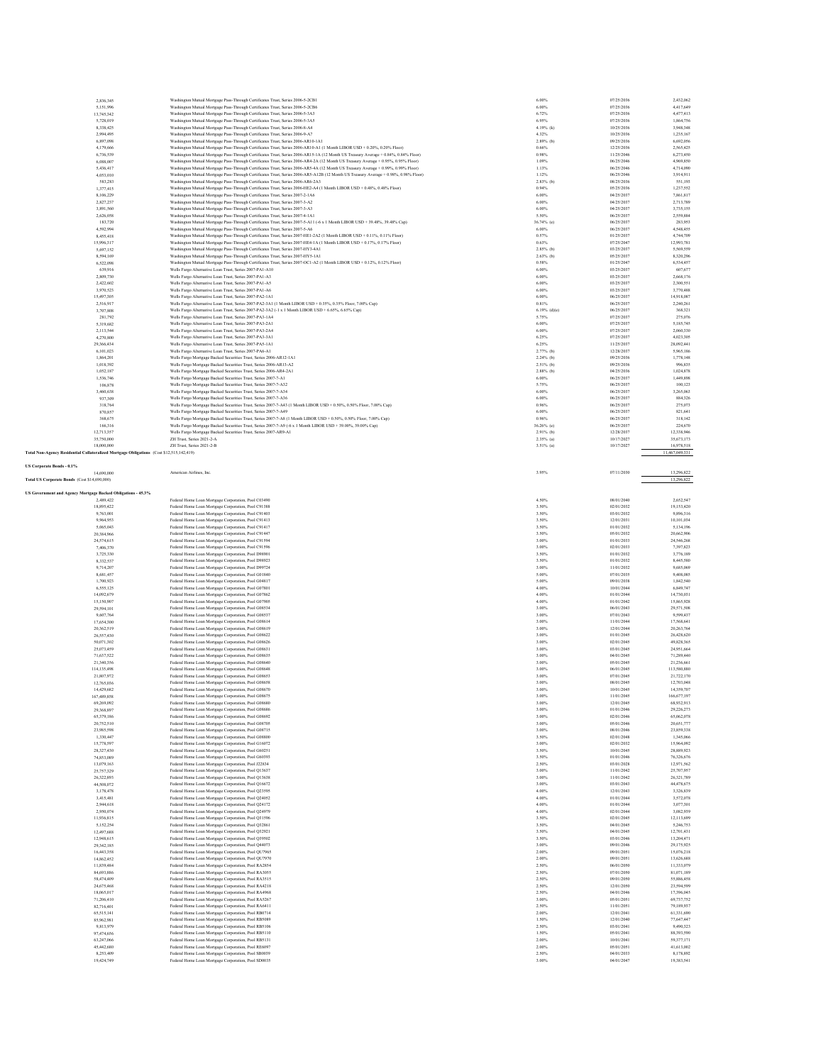| Principal Amount | Description | Rate | Maturity | Value |
|---|---|---|---|---|
| 2,836,345 | Washington Mutual Mortgage Pass-Through Certificates Trust, Series 2006-5-2CB1 | 6.00% | 07/25/2036 | 2,452,062 |
| 5,151,996 | Washington Mutual Mortgage Pass-Through Certificates Trust, Series 2006-5-2CB6 | 6.00% | 07/25/2036 | 4,417,649 |
| 13,745,342 | Washington Mutual Mortgage Pass-Through Certificates Trust, Series 2006-5-3A3 | 6.72% | 07/25/2036 | 4,477,413 |
| 5,728,019 | Washington Mutual Mortgage Pass-Through Certificates Trust, Series 2006-5-3A5 | 6.95% | 07/25/2036 | 1,864,756 |
| 8,338,425 | Washington Mutual Mortgage Pass-Through Certificates Trust, Series 2006-8-A4 | 4.19% (k) | 10/25/2036 | 3,948,348 |
| 2,994,495 | Washington Mutual Mortgage Pass-Through Certificates Trust, Series 2006-9-A7 | 4.32% | 10/25/2036 | 1,255,167 |
| 6,897,098 | Washington Mutual Mortgage Pass-Through Certificates Trust, Series 2006-AR10-1A1 | 2.89% (b) | 09/25/2036 | 6,692,056 |
| 4,179,666 | Washington Mutual Mortgage Pass-Through Certificates Trust, Series 2006-AR10-A1 (1 Month LIBOR USD + 0.20%, 0.20% Floor) | 0.66% | 12/25/2036 | 2,565,425 |
| 6,736,539 | Washington Mutual Mortgage Pass-Through Certificates Trust, Series 2006-AR15-1A (12 Month US Treasury Average + 0.84%, 0.84% Floor) | 0.98% | 11/25/2046 | 6,273,450 |
| 6,088,007 | Washington Mutual Mortgage Pass-Through Certificates Trust, Series 2006-AR4-2A (12 Month US Treasury Average + 0.95%, 0.95% Floor) | 1.09% | 06/25/2046 | 4,069,850 |
| 5,456,417 | Washington Mutual Mortgage Pass-Through Certificates Trust, Series 2006-AR5-4A (12 Month US Treasury Average + 0.99%, 0.99% Floor) | 1.13% | 06/25/2046 | 4,714,090 |
| 4,053,010 | Washington Mutual Mortgage Pass-Through Certificates Trust, Series 2006-AR5-A12B (12 Month US Treasury Average + 0.98%, 0.98% Floor) | 1.12% | 06/25/2046 | 3,914,911 |
| 583,283 | Washington Mutual Mortgage Pass-Through Certificates Trust, Series 2006-AR6-2A3 | 2.83% (b) | 08/25/2036 | 551,193 |
| 1,377,415 | Washington Mutual Mortgage Pass-Through Certificates Trust, Series 2006-HE2-A4 (1 Month LIBOR USD + 0.48%, 0.48% Floor) | 0.94% | 05/25/2036 | 1,257,552 |
| 8,106,229 | Washington Mutual Mortgage Pass-Through Certificates Trust, Series 2007-2-1A6 | 6.00% | 04/25/2037 | 7,861,817 |
| 2,827,237 | Washington Mutual Mortgage Pass-Through Certificates Trust, Series 2007-3-A2 | 6.00% | 04/25/2037 | 2,713,789 |
| 3,891,560 | Washington Mutual Mortgage Pass-Through Certificates Trust, Series 2007-3-A3 | 6.00% | 04/25/2037 | 3,735,155 |
| 2,626,058 | Washington Mutual Mortgage Pass-Through Certificates Trust, Series 2007-4-1A1 | 5.50% | 06/25/2037 | 2,559,884 |
| 183,720 | Washington Mutual Mortgage Pass-Through Certificates Trust, Series 2007-5-A11 (-6 x 1 Month LIBOR USD + 39.48%, 39.48% Cap) | 36.74% (e) | 06/25/2037 | 283,953 |
| 4,592,994 | Washington Mutual Mortgage Pass-Through Certificates Trust, Series 2007-5-A6 | 6.00% | 06/25/2037 | 4,548,455 |
| 8,455,418 | Washington Mutual Mortgage Pass-Through Certificates Trust, Series 2007-HE1-2A2 (1 Month LIBOR USD + 0.11%, 0.11% Floor) | 0.57% | 01/25/2037 | 4,744,709 |
| 15,996,317 | Washington Mutual Mortgage Pass-Through Certificates Trust, Series 2007-HE4-1A (1 Month LIBOR USD + 0.17%, 0.17% Floor) | 0.63% | 07/25/2047 | 12,993,781 |
| 5,697,152 | Washington Mutual Mortgage Pass-Through Certificates Trust, Series 2007-HY3-4A1 | 2.85% (b) | 03/25/2037 | 5,569,559 |
| 8,594,169 | Washington Mutual Mortgage Pass-Through Certificates Trust, Series 2007-HY5-1A1 | 2.63% (b) | 05/25/2037 | 8,320,296 |
| 6,522,098 | Washington Mutual Mortgage Pass-Through Certificates Trust, Series 2007-OC1-A2 (1 Month LIBOR USD + 0.12%, 0.12% Floor) | 0.58% | 01/25/2047 | 6,554,457 |
| 639,916 | Wells Fargo Alternative Loan Trust, Series 2007-PA1-A10 | 6.00% | 03/25/2037 | 607,677 |
| 2,809,730 | Wells Fargo Alternative Loan Trust, Series 2007-PA1-A3 | 6.00% | 03/25/2037 | 2,668,176 |
| 2,422,602 | Wells Fargo Alternative Loan Trust, Series 2007-PA1-A5 | 6.00% | 03/25/2037 | 2,300,551 |
| 3,970,523 | Wells Fargo Alternative Loan Trust, Series 2007-PA1-A6 | 6.00% | 03/25/2037 | 3,770,488 |
| 15,497,305 | Wells Fargo Alternative Loan Trust, Series 2007-PA2-1A1 | 6.00% | 06/25/2037 | 14,918,087 |
| 2,516,917 | Wells Fargo Alternative Loan Trust, Series 2007-PA2-3A1 (1 Month LIBOR USD + 0.35%, 0.35% Floor, 7.00% Cap) | 0.81% | 06/25/2037 | 2,240,261 |
| 3,707,808 | Wells Fargo Alternative Loan Trust, Series 2007-PA2-3A2 (-1 x 1 Month LIBOR USD + 6.65%, 6.65% Cap) | 6.19% (d)(e) | 06/25/2037 | 368,321 |
| 281,792 | Wells Fargo Alternative Loan Trust, Series 2007-PA3-1A4 | 5.75% | 07/25/2037 | 275,076 |
| 5,319,682 | Wells Fargo Alternative Loan Trust, Series 2007-PA3-2A1 | 6.00% | 07/25/2037 | 5,185,745 |
| 2,113,544 | Wells Fargo Alternative Loan Trust, Series 2007-PA3-2A4 | 6.00% | 07/25/2037 | 2,060,330 |
| 4,270,800 | Wells Fargo Alternative Loan Trust, Series 2007-PA3-3A1 | 6.25% | 07/25/2037 | 4,023,305 |
| 29,366,434 | Wells Fargo Alternative Loan Trust, Series 2007-PA5-1A1 | 6.25% | 11/25/2037 | 28,092,441 |
| 6,101,023 | Wells Fargo Alternative Loan Trust, Series 2007-PA6-A1 | 2.77% (b) | 12/28/2037 | 5,965,186 |
| 1,864,201 | Wells Fargo Mortgage Backed Securities Trust, Series 2006-AR12-1A1 | 2.24% (b) | 09/25/2036 | 1,778,148 |
| 1,018,592 | Wells Fargo Mortgage Backed Securities Trust, Series 2006-AR13-A2 | 2.51% (b) | 09/25/2036 | 996,835 |
| 1,052,187 | Wells Fargo Mortgage Backed Securities Trust, Series 2006-AR4-2A1 | 2.88% (b) | 04/25/2036 | 1,024,878 |
| 1,556,746 | Wells Fargo Mortgage Backed Securities Trust, Series 2007-7-A1 | 6.00% | 06/25/2037 | 1,449,898 |
| 106,878 | Wells Fargo Mortgage Backed Securities Trust, Series 2007-7-A32 | 5.75% | 06/25/2037 | 100,123 |
| 3,460,638 | Wells Fargo Mortgage Backed Securities Trust, Series 2007-7-A34 | 6.00% | 06/25/2037 | 3,265,063 |
| 937,309 | Wells Fargo Mortgage Backed Securities Trust, Series 2007-7-A36 | 6.00% | 06/25/2037 | 884,326 |
| 318,764 | Wells Fargo Mortgage Backed Securities Trust, Series 2007-7-A43 (1 Month LIBOR USD + 0.50%, 0.50% Floor, 7.00% Cap) | 0.96% | 06/25/2037 | 275,073 |
| 870,857 | Wells Fargo Mortgage Backed Securities Trust, Series 2007-7-A49 | 6.00% | 06/25/2037 | 821,641 |
| 368,675 | Wells Fargo Mortgage Backed Securities Trust, Series 2007-7-A8 (1 Month LIBOR USD + 0.50%, 0.50% Floor, 7.00% Cap) | 0.96% | 06/25/2037 | 318,142 |
| 166,316 | Wells Fargo Mortgage Backed Securities Trust, Series 2007-7-A9 (-6 x 1 Month LIBOR USD + 39.00%, 39.00% Cap) | 36.26% (e) | 06/25/2037 | 224,670 |
| 12,713,357 | Wells Fargo Mortgage Backed Securities Trust, Series 2007-AR9-A1 | 2.91% (b) | 12/28/2037 | 12,358,946 |
| 35,750,000 | ZH Trust, Series 2021-2-A | 2.35% (a) | 10/17/2027 | 35,673,173 |
| 18,000,000 | ZH Trust, Series 2021-2-B | 3.51% (a) | 10/17/2027 | 16,978,518 |
| **Total Non-Agency Residential Collateralized Mortgage Obligations** (Cost $12,515,142,419) | | | | 11,467,049,331 |

**US Corporate Bonds - 0.1%**

| Principal Amount | Description | Rate | Maturity | Value |
|---|---|---|---|---|
| 14,690,000 | American Airlines, Inc. | 3.95% | 07/11/2030 | 13,296,822 |
| **Total US Corporate Bonds** (Cost $14,690,000) | | | | 13,296,822 |

**US Government and Agency Mortgage Backed Obligations - 45.3%**

| Principal Amount | Description | Rate | Maturity | Value |
|---|---|---|---|---|
| 2,489,422 | Federal Home Loan Mortgage Corporation, Pool C03490 | 4.50% | 08/01/2040 | 2,652,547 |
| 18,895,422 | Federal Home Loan Mortgage Corporation, Pool C91388 | 3.50% | 02/01/2032 | 19,153,420 |
| 9,763,001 | Federal Home Loan Mortgage Corporation, Pool C91403 | 3.50% | 03/01/2032 | 9,896,316 |
| 9,964,953 | Federal Home Loan Mortgage Corporation, Pool C91413 | 3.50% | 12/01/2031 | 10,101,034 |
| 5,065,043 | Federal Home Loan Mortgage Corporation, Pool C91417 | 3.50% | 01/01/2032 | 5,134,196 |
| 20,384,966 | Federal Home Loan Mortgage Corporation, Pool C91447 | 3.50% | 05/01/2032 | 20,662,906 |
| 24,574,615 | Federal Home Loan Mortgage Corporation, Pool C91594 | 3.00% | 01/01/2033 | 24,546,268 |
| 7,406,370 | Federal Home Loan Mortgage Corporation, Pool C91596 | 3.00% | 02/01/2033 | 7,397,823 |
| 3,725,330 | Federal Home Loan Mortgage Corporation, Pool D98901 | 3.50% | 01/01/2032 | 3,776,189 |
| 8,332,537 | Federal Home Loan Mortgage Corporation, Pool D98923 | 3.50% | 01/01/2032 | 8,445,580 |
| 9,714,207 | Federal Home Loan Mortgage Corporation, Pool D99724 | 3.00% | 11/01/2032 | 9,685,069 |
| 8,681,457 | Federal Home Loan Mortgage Corporation, Pool G01840 | 5.00% | 07/01/2035 | 9,408,085 |
| 1,700,923 | Federal Home Loan Mortgage Corporation, Pool G04817 | 5.00% | 09/01/2038 | 1,842,540 |
| 6,555,125 | Federal Home Loan Mortgage Corporation, Pool G07801 | 4.00% | 10/01/2044 | 6,849,747 |
| 14,092,679 | Federal Home Loan Mortgage Corporation, Pool G07862 | 4.00% | 01/01/2044 | 14,730,031 |
| 15,150,907 | Federal Home Loan Mortgage Corporation, Pool G07905 | 4.00% | 01/01/2042 | 15,865,928 |
| 29,594,101 | Federal Home Loan Mortgage Corporation, Pool G08534 | 3.00% | 06/01/2043 | 29,571,508 |
| 9,607,764 | Federal Home Loan Mortgage Corporation, Pool G08537 | 3.00% | 07/01/2043 | 9,599,437 |
| 17,654,300 | Federal Home Loan Mortgage Corporation, Pool G08614 | 3.00% | 11/01/2044 | 17,568,641 |
| 20,362,519 | Federal Home Loan Mortgage Corporation, Pool G08619 | 3.00% | 12/01/2044 | 20,263,764 |
| 26,557,430 | Federal Home Loan Mortgage Corporation, Pool G08622 | 3.00% | 01/01/2045 | 26,428,620 |
| 50,071,302 | Federal Home Loan Mortgage Corporation, Pool G08626 | 3.00% | 02/01/2045 | 49,828,365 |
| 25,073,459 | Federal Home Loan Mortgage Corporation, Pool G08631 | 3.00% | 03/01/2045 | 24,951,664 |
| 71,637,522 | Federal Home Loan Mortgage Corporation, Pool G08635 | 3.00% | 04/01/2045 | 71,289,440 |
| 21,340,556 | Federal Home Loan Mortgage Corporation, Pool G08640 | 3.00% | 05/01/2045 | 21,236,661 |
| 114,135,498 | Federal Home Loan Mortgage Corporation, Pool G08648 | 3.00% | 06/01/2045 | 113,580,880 |
| 21,807,972 | Federal Home Loan Mortgage Corporation, Pool G08653 | 3.00% | 07/01/2045 | 21,722,170 |
| 12,765,036 | Federal Home Loan Mortgage Corporation, Pool G08658 | 3.00% | 08/01/2045 | 12,703,048 |
| 14,429,682 | Federal Home Loan Mortgage Corporation, Pool G08670 | 3.00% | 10/01/2045 | 14,359,707 |
| 167,489,858 | Federal Home Loan Mortgage Corporation, Pool G08675 | 3.00% | 11/01/2045 | 166,677,197 |
| 69,269,092 | Federal Home Loan Mortgage Corporation, Pool G08680 | 3.00% | 12/01/2045 | 68,932,913 |
| 29,368,897 | Federal Home Loan Mortgage Corporation, Pool G08686 | 3.00% | 01/01/2046 | 29,226,273 |
| 65,379,186 | Federal Home Loan Mortgage Corporation, Pool G08692 | 3.00% | 02/01/2046 | 65,062,078 |
| 20,752,510 | Federal Home Loan Mortgage Corporation, Pool G08705 | 3.00% | 05/01/2046 | 20,651,777 |
| 23,985,598 | Federal Home Loan Mortgage Corporation, Pool G08715 | 3.00% | 08/01/2046 | 23,859,338 |
| 1,330,447 | Federal Home Loan Mortgage Corporation, Pool G08800 | 3.50% | 02/01/2048 | 1,345,066 |
| 15,778,597 | Federal Home Loan Mortgage Corporation, Pool G16072 | 3.00% | 02/01/2032 | 15,964,092 |
| 28,327,430 | Federal Home Loan Mortgage Corporation, Pool G60251 | 3.50% | 10/01/2045 | 28,889,923 |
| 74,853,089 | Federal Home Loan Mortgage Corporation, Pool G60393 | 3.50% | 01/01/2046 | 76,326,676 |
| 13,079,163 | Federal Home Loan Mortgage Corporation, Pool J22834 | 2.50% | 03/01/2028 | 12,971,562 |
| 25,757,329 | Federal Home Loan Mortgage Corporation, Pool Q13637 | 3.00% | 11/01/2042 | 25,707,957 |
| 26,322,893 | Federal Home Loan Mortgage Corporation, Pool Q13638 | 3.00% | 11/01/2042 | 26,321,789 |
| 44,508,072 | Federal Home Loan Mortgage Corporation, Pool Q16672 | 3.00% | 03/01/2043 | 44,478,675 |
| 3,178,478 | Federal Home Loan Mortgage Corporation, Pool Q23595 | 4.00% | 12/01/2043 | 3,326,839 |
| 3,415,481 | Federal Home Loan Mortgage Corporation, Pool Q24052 | 4.00% | 01/01/2044 | 3,572,078 |
| 2,944,618 | Federal Home Loan Mortgage Corporation, Pool Q24172 | 4.00% | 01/01/2044 | 3,077,301 |
| 2,950,074 | Federal Home Loan Mortgage Corporation, Pool Q24979 | 4.00% | 02/01/2044 | 3,082,939 |
| 11,956,815 | Federal Home Loan Mortgage Corporation, Pool Q31596 | 3.50% | 02/01/2045 | 12,113,699 |
| 5,152,254 | Federal Home Loan Mortgage Corporation, Pool Q32861 | 3.50% | 04/01/2045 | 5,246,753 |
| 12,497,688 | Federal Home Loan Mortgage Corporation, Pool Q32921 | 3.50% | 04/01/2045 | 12,701,431 |
| 12,948,615 | Federal Home Loan Mortgage Corporation, Pool Q39502 | 3.50% | 03/01/2046 | 13,204,471 |
| 29,342,185 | Federal Home Loan Mortgage Corporation, Pool Q44073 | 3.00% | 09/01/2046 | 29,175,925 |
| 16,443,358 | Federal Home Loan Mortgage Corporation, Pool QU7965 | 2.00% | 09/01/2051 | 15,076,218 |
| 14,862,452 | Federal Home Loan Mortgage Corporation, Pool QU7970 | 2.00% | 09/01/2051 | 13,626,688 |
| 11,839,484 | Federal Home Loan Mortgage Corporation, Pool RA2854 | 2.50% | 06/01/2050 | 11,333,079 |
| 84,693,886 | Federal Home Loan Mortgage Corporation, Pool RA3055 | 2.50% | 07/01/2050 | 81,071,189 |
| 58,474,409 | Federal Home Loan Mortgage Corporation, Pool RA3515 | 2.50% | 09/01/2050 | 55,886,458 |
| 24,675,468 | Federal Home Loan Mortgage Corporation, Pool RA4218 | 2.50% | 12/01/2050 | 23,594,599 |
| 18,065,017 | Federal Home Loan Mortgage Corporation, Pool RA4968 | 2.50% | 04/01/2046 | 17,396,045 |
| 71,206,410 | Federal Home Loan Mortgage Corporation, Pool RA5267 | 3.00% | 05/01/2051 | 69,757,752 |
| 82,716,401 | Federal Home Loan Mortgage Corporation, Pool RA6411 | 2.50% | 11/01/2051 | 79,189,957 |
| 65,515,141 | Federal Home Loan Mortgage Corporation, Pool RB0714 | 2.00% | 12/01/2041 | 61,331,690 |
| 85,962,981 | Federal Home Loan Mortgage Corporation, Pool RB5089 | 1.50% | 12/01/2040 | 77,647,447 |
| 9,813,979 | Federal Home Loan Mortgage Corporation, Pool RB5106 | 2.50% | 03/01/2041 | 9,490,323 |
| 97,474,656 | Federal Home Loan Mortgage Corporation, Pool RB5110 | 1.50% | 05/01/2041 | 88,393,590 |
| 63,247,066 | Federal Home Loan Mortgage Corporation, Pool RB5131 | 2.00% | 10/01/2041 | 59,377,171 |
| 45,442,680 | Federal Home Loan Mortgage Corporation, Pool RE6097 | 2.00% | 05/01/2051 | 41,613,002 |
| 8,253,409 | Federal Home Loan Mortgage Corporation, Pool SB0039 | 2.50% | 04/01/2033 | 8,178,892 |
| 19,424,749 | Federal Home Loan Mortgage Corporation, Pool SD0035 | 3.00% | 04/01/2047 | 19,383,541 |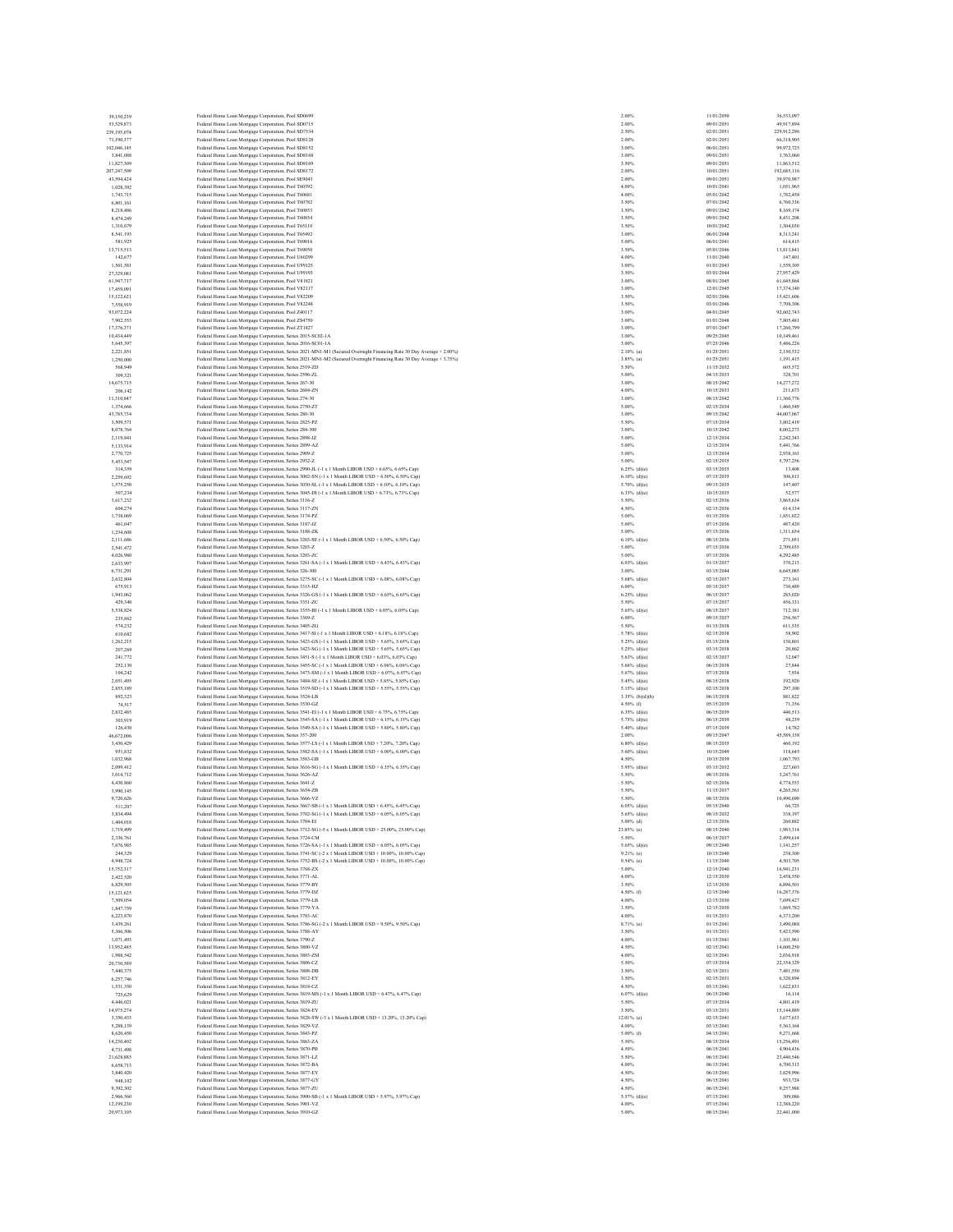| | | | | |
|---|---|---|---|---|
| 39,150,239 | Federal Home Loan Mortgage Corporation, Pool SD0699 | 2.00% | 11/01/2050 | 36,533,097 |
| 53,529,873 | Federal Home Loan Mortgage Corporation, Pool SD0715 | 2.00% | 09/01/2051 | 49,917,894 |
| 239,195,074 | Federal Home Loan Mortgage Corporation, Pool SD7534 | 2.50% | 02/01/2051 | 229,912,296 |
| 71,190,377 | Federal Home Loan Mortgage Corporation, Pool SD8128 | 2.00% | 02/01/2051 | 66,318,905 |
| 102,046,145 | Federal Home Loan Mortgage Corporation, Pool SD8152 | 3.00% | 06/01/2051 | 99,972,725 |
| 3,841,088 | Federal Home Loan Mortgage Corporation, Pool SD8168 | 3.00% | 09/01/2051 | 3,763,060 |
| 11,827,309 | Federal Home Loan Mortgage Corporation, Pool SD8169 | 3.50% | 09/01/2051 | 11,863,512 |
| 207,247,509 | Federal Home Loan Mortgage Corporation, Pool SD8172 | 2.00% | 10/01/2051 | 192,685,116 |
| 43,594,424 | Federal Home Loan Mortgage Corporation, Pool SE9043 | 2.00% | 09/01/2051 | 39,970,987 |
| 1,028,392 | Federal Home Loan Mortgage Corporation, Pool T60392 | 4.00% | 10/01/2041 | 1,051,965 |
| 1,743,715 | Federal Home Loan Mortgage Corporation, Pool T60681 | 4.00% | 05/01/2042 | 1,782,458 |
| 6,801,161 | Federal Home Loan Mortgage Corporation, Pool T60782 | 3.50% | 07/01/2042 | 6,760,336 |
| 8,218,486 | Federal Home Loan Mortgage Corporation, Pool T60853 | 3.50% | 09/01/2042 | 8,169,174 |
| 8,474,249 | Federal Home Loan Mortgage Corporation, Pool T60854 | 3.50% | 09/01/2042 | 8,451,208 |
| 1,310,679 | Federal Home Loan Mortgage Corporation, Pool T65110 | 3.50% | 10/01/2042 | 1,304,030 |
| 8,541,193 | Federal Home Loan Mortgage Corporation, Pool T65492 | 3.00% | 06/01/2048 | 8,313,241 |
| 581,925 | Federal Home Loan Mortgage Corporation, Pool T69016 | 5.00% | 06/01/2041 | 614,415 |
| 13,715,513 | Federal Home Loan Mortgage Corporation, Pool T69050 | 3.50% | 05/01/2046 | 13,813,841 |
| 142,677 | Federal Home Loan Mortgage Corporation, Pool U60299 | 4.00% | 11/01/2040 | 147,401 |
| 1,561,581 | Federal Home Loan Mortgage Corporation, Pool U99125 | 3.00% | 01/01/2043 | 1,559,305 |
| 27,329,081 | Federal Home Loan Mortgage Corporation, Pool U99193 | 3.50% | 03/01/2044 | 27,957,429 |
| 61,947,717 | Federal Home Loan Mortgage Corporation, Pool V81821 | 3.00% | 08/01/2045 | 61,645,864 |
| 17,459,091 | Federal Home Loan Mortgage Corporation, Pool V82117 | 3.00% | 12/01/2045 | 17,374,140 |
| 15,122,621 | Federal Home Loan Mortgage Corporation, Pool V82209 | 3.50% | 02/01/2046 | 15,421,606 |
| 7,558,919 | Federal Home Loan Mortgage Corporation, Pool V82248 | 3.50% | 03/01/2046 | 7,708,306 |
| 93,072,224 | Federal Home Loan Mortgage Corporation, Pool Z40117 | 3.00% | 04/01/2045 | 92,602,743 |
| 7,902,553 | Federal Home Loan Mortgage Corporation, Pool ZS4750 | 3.00% | 01/01/2048 | 7,805,481 |
| 17,376,371 | Federal Home Loan Mortgage Corporation, Pool ZT1827 | 3.00% | 07/01/2047 | 17,260,799 |
| 10,454,449 | Federal Home Loan Mortgage Corporation, Series 2015-SC02-1A | 3.00% | 09/25/2045 | 10,149,461 |
| 5,645,397 | Federal Home Loan Mortgage Corporation, Series 2016-SC01-1A | 3.00% | 07/25/2046 | 5,486,226 |
| 2,221,851 | Federal Home Loan Mortgage Corporation, Series 2021-MN1-M1 (Secured Overnight Financing Rate 30 Day Average + 2.00%) | 2.10% (a) | 01/25/2051 | 2,150,532 |
| 1,250,000 | Federal Home Loan Mortgage Corporation, Series 2021-MN1-M2 (Secured Overnight Financing Rate 30 Day Average + 3.75%) | 3.85% (a) | 01/25/2051 | 1,191,415 |
| 568,949 | Federal Home Loan Mortgage Corporation, Series 2519-ZD | 5.50% | 11/15/2032 | 605,572 |
| 309,321 | Federal Home Loan Mortgage Corporation, Series 2596-ZL | 5.00% | 04/15/2033 | 328,701 |
| 14,675,715 | Federal Home Loan Mortgage Corporation, Series 267-30 | 3.00% | 08/15/2042 | 14,277,272 |
| 206,142 | Federal Home Loan Mortgage Corporation, Series 2684-ZN | 4.00% | 10/15/2033 | 211,673 |
| 11,310,847 | Federal Home Loan Mortgage Corporation, Series 274-30 | 3.00% | 08/15/2042 | 11,360,776 |
| 1,374,666 | Federal Home Loan Mortgage Corporation, Series 2750-ZT | 5.00% | 02/15/2034 | 1,460,549 |
| 43,785,734 | Federal Home Loan Mortgage Corporation, Series 280-30 | 3.00% | 09/15/2042 | 44,007,067 |
| 3,509,571 | Federal Home Loan Mortgage Corporation, Series 2825-PZ | 5.50% | 07/15/2034 | 3,802,419 |
| 8,078,764 | Federal Home Loan Mortgage Corporation, Series 284-300 | 3.00% | 10/15/2042 | 8,002,273 |
| 2,119,841 | Federal Home Loan Mortgage Corporation, Series 2898-JZ | 5.00% | 12/15/2034 | 2,242,343 |
| 5,133,914 | Federal Home Loan Mortgage Corporation, Series 2899-AZ | 5.00% | 12/15/2034 | 5,441,766 |
| 2,770,725 | Federal Home Loan Mortgage Corporation, Series 2909-Z | 5.00% | 12/15/2034 | 2,938,163 |
| 5,451,547 | Federal Home Loan Mortgage Corporation, Series 2932-Z | 5.00% | 02/15/2035 | 5,797,276 |
| 314,359 | Federal Home Loan Mortgage Corporation, Series 2990-JL (-1 x 1 Month LIBOR USD + 6.65%, 6.65% Cap) | 6.25% (d)(e) | 03/15/2035 | 13,408 |
| 2,259,692 | Federal Home Loan Mortgage Corporation, Series 3002-SN (-1 x 1 Month LIBOR USD + 6.50%, 6.50% Cap) | 6.10% (d)(e) | 07/15/2035 | 306,813 |
| 1,575,250 | Federal Home Loan Mortgage Corporation, Series 3030-SL (-1 x 1 Month LIBOR USD + 6.10%, 6.10% Cap) | 5.70% (d)(e) | 09/15/2035 | 147,407 |
| 507,234 | Federal Home Loan Mortgage Corporation, Series 3045-DI (-1 x 1 Month LIBOR USD + 6.73%, 6.73% Cap) | 6.33% (d)(e) | 10/15/2035 | 52,577 |
| 3,617,232 | Federal Home Loan Mortgage Corporation, Series 3116-Z | 5.50% | 02/15/2036 | 3,865,634 |
| 604,274 | Federal Home Loan Mortgage Corporation, Series 3117-ZN | 4.50% | 02/15/2036 | 614,134 |
| 1,738,069 | Federal Home Loan Mortgage Corporation, Series 3174-PZ | 5.00% | 01/15/2036 | 1,851,022 |
| 461,047 | Federal Home Loan Mortgage Corporation, Series 3187-JZ | 5.00% | 07/15/2036 | 487,420 |
| 1,234,608 | Federal Home Loan Mortgage Corporation, Series 3188-ZK | 5.00% | 07/15/2036 | 1,311,654 |
| 2,111,686 | Federal Home Loan Mortgage Corporation, Series 3203-SE (-1 x 1 Month LIBOR USD + 6.50%, 6.50% Cap) | 6.10% (d)(e) | 08/15/2036 | 271,051 |
| 2,541,472 | Federal Home Loan Mortgage Corporation, Series 3203-Z | 5.00% | 07/15/2036 | 2,709,035 |
| 4,026,980 | Federal Home Loan Mortgage Corporation, Series 3203-ZC | 5.00% | 07/15/2036 | 4,292,485 |
| 2,633,997 | Federal Home Loan Mortgage Corporation, Series 3261-SA (-1 x 1 Month LIBOR USD + 6.43%, 6.43% Cap) | 6.03% (d)(e) | 01/15/2037 | 379,213 |
| 6,731,291 | Federal Home Loan Mortgage Corporation, Series 326-300 | 3.00% | 03/15/2044 | 6,645,085 |
| 2,632,804 | Federal Home Loan Mortgage Corporation, Series 3275-SC (-1 x 1 Month LIBOR USD + 6.08%, 6.08% Cap) | 5.68% (d)(e) | 02/15/2037 | 273,161 |
| 675,913 | Federal Home Loan Mortgage Corporation, Series 3315-HZ | 6.00% | 05/15/2037 | 730,489 |
| 1,943,062 | Federal Home Loan Mortgage Corporation, Series 3326-GS (-1 x 1 Month LIBOR USD + 6.65%, 6.65% Cap) | 6.25% (d)(e) | 06/15/2037 | 285,020 |
| 429,540 | Federal Home Loan Mortgage Corporation, Series 3351-ZC | 5.50% | 07/15/2037 | 456,331 |
| 5,538,824 | Federal Home Loan Mortgage Corporation, Series 3355-BI (-1 x 1 Month LIBOR USD + 6.05%, 6.05% Cap) | 5.65% (d)(e) | 08/15/2037 | 712,181 |
| 235,862 | Federal Home Loan Mortgage Corporation, Series 3369-Z | 6.00% | 09/15/2037 | 256,567 |
| 574,232 | Federal Home Loan Mortgage Corporation, Series 3405-ZG | 5.50% | 01/15/2038 | 611,535 |
| 610,682 | Federal Home Loan Mortgage Corporation, Series 3417-SI (-1 x 1 Month LIBOR USD + 6.18%, 6.18% Cap) | 5.78% (d)(e) | 02/15/2038 | 58,902 |
| 1,262,215 | Federal Home Loan Mortgage Corporation, Series 3423-GS (-1 x 1 Month LIBOR USD + 5.65%, 5.65% Cap) | 5.25% (d)(e) | 03/15/2038 | 130,801 |
| 207,269 | Federal Home Loan Mortgage Corporation, Series 3423-SG (-1 x 1 Month LIBOR USD + 5.65%, 5.65% Cap) | 5.25% (d)(e) | 03/15/2038 | 20,862 |
| 241,772 | Federal Home Loan Mortgage Corporation, Series 3451-S (-1 x 1 Month LIBOR USD + 6.03%, 6.03% Cap) | 5.63% (d)(e) | 02/15/2037 | 32,047 |
| 252,130 | Federal Home Loan Mortgage Corporation, Series 3455-SC (-1 x 1 Month LIBOR USD + 6.06%, 6.06% Cap) | 5.66% (d)(e) | 06/15/2038 | 27,844 |
| 104,242 | Federal Home Loan Mortgage Corporation, Series 3473-SM (-1 x 1 Month LIBOR USD + 6.07%, 6.07% Cap) | 5.67% (d)(e) | 07/15/2038 | 7,934 |
| 2,051,495 | Federal Home Loan Mortgage Corporation, Series 3484-SE (-1 x 1 Month LIBOR USD + 5.85%, 5.85% Cap) | 5.45% (d)(e) | 08/15/2038 | 192,920 |
| 2,855,189 | Federal Home Loan Mortgage Corporation, Series 3519-SD (-1 x 1 Month LIBOR USD + 5.55%, 5.55% Cap) | 5.15% (d)(e) | 02/15/2038 | 297,100 |
| 892,523 | Federal Home Loan Mortgage Corporation, Series 3524-LB | 3.35% (b)(d)(h) | 06/15/2038 | 881,822 |
| 74,517 | Federal Home Loan Mortgage Corporation, Series 3530-GZ | 4.50% (f) | 05/15/2039 | 71,356 |
| 2,832,485 | Federal Home Loan Mortgage Corporation, Series 3541-EI (-1 x 1 Month LIBOR USD + 6.75%, 6.75% Cap) | 6.35% (d)(e) | 06/15/2039 | 440,513 |
| 303,919 | Federal Home Loan Mortgage Corporation, Series 3545-SA (-1 x 1 Month LIBOR USD + 6.15%, 6.15% Cap) | 5.75% (d)(e) | 06/15/2039 | 48,239 |
| 126,430 | Federal Home Loan Mortgage Corporation, Series 3549-SA (-1 x 1 Month LIBOR USD + 5.80%, 5.80% Cap) | 5.40% (d)(e) | 07/15/2039 | 14,782 |
| 46,672,006 | Federal Home Loan Mortgage Corporation, Series 357-200 | 2.00% | 09/15/2047 | 45,589,158 |
| 3,430,429 | Federal Home Loan Mortgage Corporation, Series 3577-LS (-1 x 1 Month LIBOR USD + 7.20%, 7.20% Cap) | 6.80% (d)(e) | 08/15/2035 | 460,192 |
| 951,832 | Federal Home Loan Mortgage Corporation, Series 3582-SA (-1 x 1 Month LIBOR USD + 6.00%, 6.00% Cap) | 5.60% (d)(e) | 10/15/2049 | 118,645 |
| 1,032,968 | Federal Home Loan Mortgage Corporation, Series 3583-GB | 4.50% | 10/15/2039 | 1,067,793 |
| 2,099,412 | Federal Home Loan Mortgage Corporation, Series 3616-SG (-1 x 1 Month LIBOR USD + 6.35%, 6.35% Cap) | 5.95% (d)(e) | 03/15/2032 | 227,603 |
| 3,014,712 | Federal Home Loan Mortgage Corporation, Series 3626-AZ | 5.50% | 08/15/2036 | 3,247,761 |
| 4,430,860 | Federal Home Loan Mortgage Corporation, Series 3641-Z | 5.50% | 02/15/2036 | 4,774,553 |
| 3,990,145 | Federal Home Loan Mortgage Corporation, Series 3654-ZB | 5.50% | 11/15/2037 | 4,265,561 |
| 9,720,626 | Federal Home Loan Mortgage Corporation, Series 3666-VZ | 5.50% | 08/15/2036 | 10,490,690 |
| 511,207 | Federal Home Loan Mortgage Corporation, Series 3667-SB (-1 x 1 Month LIBOR USD + 6.45%, 6.45% Cap) | 6.05% (d)(e) | 05/15/2040 | 66,725 |
| 3,834,494 | Federal Home Loan Mortgage Corporation, Series 3702-SG (-1 x 1 Month LIBOR USD + 6.05%, 6.05% Cap) | 5.65% (d)(e) | 08/15/2032 | 338,197 |
| 1,404,018 | Federal Home Loan Mortgage Corporation, Series 3704-EI | 5.00% (d) | 12/15/2036 | 260,882 |
| 1,719,499 | Federal Home Loan Mortgage Corporation, Series 3712-SG (-5 x 1 Month LIBOR USD + 25.00%, 25.00% Cap) | 23.85% (e) | 08/15/2040 | 1,983,314 |
| 2,336,761 | Federal Home Loan Mortgage Corporation, Series 3724-CM | 5.50% | 06/15/2037 | 2,499,614 |
| 7,676,985 | Federal Home Loan Mortgage Corporation, Series 3726-SA (-1 x 1 Month LIBOR USD + 6.05%, 6.05% Cap) | 5.65% (d)(e) | 09/15/2040 | 1,141,257 |
| 244,529 | Federal Home Loan Mortgage Corporation, Series 3741-SC (-2 x 1 Month LIBOR USD + 10.00%, 10.00% Cap) | 9.21% (e) | 10/15/2040 | 258,500 |
| 4,948,724 | Federal Home Loan Mortgage Corporation, Series 3752-BS (-2 x 1 Month LIBOR USD + 10.00%, 10.00% Cap) | 9.54% (e) | 11/15/2040 | 4,503,705 |
| 15,752,317 | Federal Home Loan Mortgage Corporation, Series 3768-ZX | 5.00% | 12/15/2040 | 16,941,231 |
| 2,422,520 | Federal Home Loan Mortgage Corporation, Series 3771-AL | 4.00% | 12/15/2030 | 2,458,550 |
| 6,829,505 | Federal Home Loan Mortgage Corporation, Series 3779-BY | 3.50% | 12/15/2030 | 6,896,501 |
| 15,121,625 | Federal Home Loan Mortgage Corporation, Series 3779-DZ | 4.50% (f) | 12/15/2040 | 16,287,376 |
| 7,509,054 | Federal Home Loan Mortgage Corporation, Series 3779-LB | 4.00% | 12/15/2030 | 7,699,427 |
| 1,847,759 | Federal Home Loan Mortgage Corporation, Series 3779-YA | 3.50% | 12/15/2030 | 1,869,782 |
| 6,223,870 | Federal Home Loan Mortgage Corporation, Series 3783-AC | 4.00% | 01/15/2031 | 6,373,200 |
| 3,439,261 | Federal Home Loan Mortgage Corporation, Series 3786-SG (-2 x 1 Month LIBOR USD + 9.50%, 9.50% Cap) | 8.71% (e) | 01/15/2041 | 3,490,008 |
| 5,366,506 | Federal Home Loan Mortgage Corporation, Series 3788-AY | 3.50% | 01/15/2031 | 5,423,590 |
| 1,071,493 | Federal Home Loan Mortgage Corporation, Series 3790-Z | 4.00% | 01/15/2041 | 1,101,961 |
| 13,952,485 | Federal Home Loan Mortgage Corporation, Series 3800-VZ | 4.50% | 02/15/2041 | 14,600,250 |
| 1,988,542 | Federal Home Loan Mortgage Corporation, Series 3803-ZM | 4.00% | 02/15/2041 | 2,036,918 |
| 20,730,589 | Federal Home Loan Mortgage Corporation, Series 3806-CZ | 5.50% | 07/15/2034 | 22,354,329 |
| 7,440,375 | Federal Home Loan Mortgage Corporation, Series 3808-DB | 3.50% | 02/15/2031 | 7,481,550 |
| 6,257,746 | Federal Home Loan Mortgage Corporation, Series 3812-EY | 3.50% | 02/15/2031 | 6,320,894 |
| 1,531,350 | Federal Home Loan Mortgage Corporation, Series 3818-CZ | 4.50% | 03/15/2041 | 1,622,831 |
| 725,629 | Federal Home Loan Mortgage Corporation, Series 3819-MS (-1 x 1 Month LIBOR USD + 6.47%, 6.47% Cap) | 6.07% (d)(e) | 06/15/2040 | 16,114 |
| 4,446,021 | Federal Home Loan Mortgage Corporation, Series 3819-ZU | 5.50% | 07/15/2034 | 4,801,419 |
| 14,975,274 | Federal Home Loan Mortgage Corporation, Series 3824-EY | 3.50% | 03/15/2031 | 15,144,889 |
| 3,350,433 | Federal Home Loan Mortgage Corporation, Series 3828-SW (-3 x 1 Month LIBOR USD + 13.20%, 13.20% Cap) | 12.01% (e) | 02/15/2041 | 3,677,633 |
| 5,288,139 | Federal Home Loan Mortgage Corporation, Series 3829-VZ | 4.00% | 03/15/2041 | 5,363,164 |
| 8,620,450 | Federal Home Loan Mortgage Corporation, Series 3843-PZ | 5.00% (f) | 04/15/2041 | 9,271,668 |
| 14,250,402 | Federal Home Loan Mortgage Corporation, Series 3863-ZA | 5.50% | 08/15/2034 | 15,256,491 |
| 4,731,498 | Federal Home Loan Mortgage Corporation, Series 3870-PB | 4.50% | 06/15/2041 | 4,904,436 |
| 21,628,885 | Federal Home Loan Mortgage Corporation, Series 3871-LZ | 5.50% | 06/15/2041 | 23,440,546 |
| 6,658,713 | Federal Home Loan Mortgage Corporation, Series 3872-BA | 4.00% | 06/15/2041 | 6,700,315 |
| 3,840,420 | Federal Home Loan Mortgage Corporation, Series 3877-EY | 4.50% | 06/15/2041 | 3,829,996 |
| 948,102 | Federal Home Loan Mortgage Corporation, Series 3877-GY | 4.50% | 06/15/2041 | 933,724 |
| 9,392,302 | Federal Home Loan Mortgage Corporation, Series 3877-ZU | 4.50% | 06/15/2041 | 9,257,968 |
| 2,966,560 | Federal Home Loan Mortgage Corporation, Series 3900-SB (-1 x 1 Month LIBOR USD + 5.97%, 5.97% Cap) | 5.57% (d)(e) | 07/15/2041 | 309,086 |
| 12,199,230 | Federal Home Loan Mortgage Corporation, Series 3901-VZ | 4.00% | 07/15/2041 | 12,388,220 |
| 20,973,105 | Federal Home Loan Mortgage Corporation, Series 3910-GZ | 5.00% | 08/15/2041 | 22,441,000 |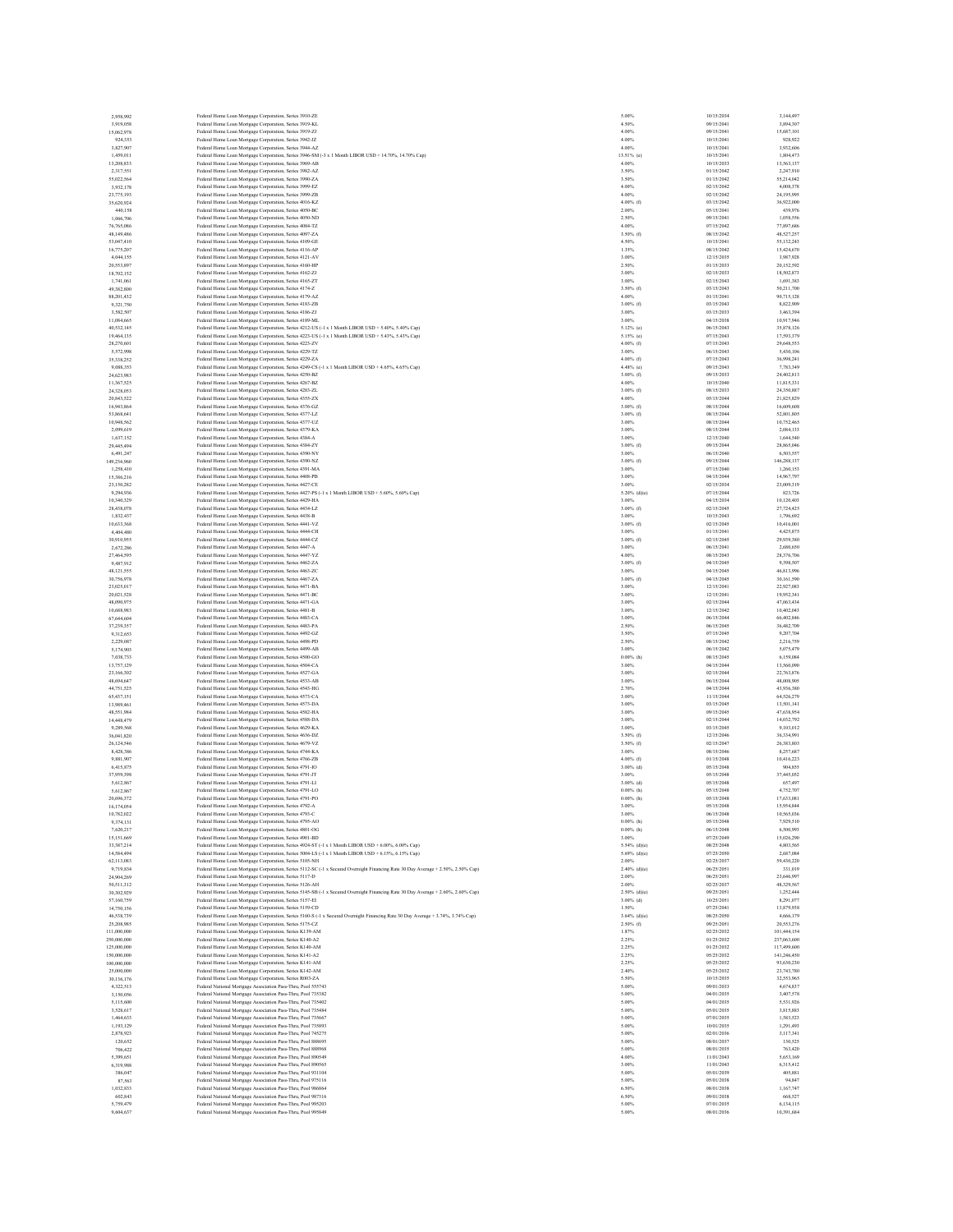| | | | | |
|---|---|---|---|---|
| 2,958,992 | Federal Home Loan Mortgage Corporation, Series 3910-ZE | 5.00% | 10/15/2034 | 3,144,497 |
| 3,919,058 | Federal Home Loan Mortgage Corporation, Series 3919-KL | 4.50% | 09/15/2041 | 3,894,507 |
| 15,062,978 | Federal Home Loan Mortgage Corporation, Series 3919-ZJ | 4.00% | 09/15/2041 | 15,687,101 |
| 924,353 | Federal Home Loan Mortgage Corporation, Series 3942-JZ | 4.00% | 10/15/2041 | 928,922 |
| 3,827,907 | Federal Home Loan Mortgage Corporation, Series 3944-AZ | 4.00% | 10/15/2041 | 3,952,606 |
| 1,459,011 | Federal Home Loan Mortgage Corporation, Series 3946-SM (-3 x 1 Month LIBOR USD + 14.70%, 14.70% Cap) | 13.51% (e) | 10/15/2041 | 1,804,473 |
| 13,208,833 | Federal Home Loan Mortgage Corporation, Series 3969-AB | 4.00% | 10/15/2033 | 13,563,137 |
| 2,317,551 | Federal Home Loan Mortgage Corporation, Series 3982-AZ | 3.50% | 01/15/2042 | 2,247,910 |
| 55,022,564 | Federal Home Loan Mortgage Corporation, Series 3990-ZA | 3.50% | 01/15/2042 | 55,214,042 |
| 3,932,178 | Federal Home Loan Mortgage Corporation, Series 3999-EZ | 4.00% | 02/15/2042 | 4,008,378 |
| 23,775,193 | Federal Home Loan Mortgage Corporation, Series 3999-ZB | 4.00% | 02/15/2042 | 24,193,995 |
| 35,620,924 | Federal Home Loan Mortgage Corporation, Series 4016-KZ | 4.00% (f) | 03/15/2042 | 36,922,000 |
| 440,158 | Federal Home Loan Mortgage Corporation, Series 4050-BC | 2.00% | 05/15/2041 | 439,976 |
| 1,066,706 | Federal Home Loan Mortgage Corporation, Series 4050-ND | 2.50% | 09/15/2041 | 1,058,556 |
| 76,765,086 | Federal Home Loan Mortgage Corporation, Series 4084-TZ | 4.00% | 07/15/2042 | 77,897,686 |
| 48,149,486 | Federal Home Loan Mortgage Corporation, Series 4097-ZA | 3.50% (f) | 08/15/2042 | 48,527,257 |
| 53,047,410 | Federal Home Loan Mortgage Corporation, Series 4109-GE | 4.50% | 10/15/2041 | 55,152,243 |
| 16,775,207 | Federal Home Loan Mortgage Corporation, Series 4116-AP | 1.35% | 08/15/2042 | 15,424,670 |
| 4,044,155 | Federal Home Loan Mortgage Corporation, Series 4121-AV | 3.00% | 12/15/2035 | 3,987,928 |
| 20,553,897 | Federal Home Loan Mortgage Corporation, Series 4160-HP | 2.50% | 01/15/2033 | 20,152,592 |
| 18,702,152 | Federal Home Loan Mortgage Corporation, Series 4162-ZJ | 3.00% | 02/15/2033 | 18,502,873 |
| 1,741,061 | Federal Home Loan Mortgage Corporation, Series 4165-ZT | 3.00% | 02/15/2043 | 1,691,383 |
| 49,382,800 | Federal Home Loan Mortgage Corporation, Series 4174-Z | 3.50% (f) | 03/15/2043 | 50,211,700 |
| 88,201,432 | Federal Home Loan Mortgage Corporation, Series 4179-AZ | 4.00% | 01/15/2041 | 90,715,128 |
| 9,321,750 | Federal Home Loan Mortgage Corporation, Series 4183-ZB | 3.00% (f) | 03/15/2043 | 8,822,909 |
| 3,582,507 | Federal Home Loan Mortgage Corporation, Series 4186-ZJ | 3.00% | 03/15/2033 | 3,463,394 |
| 11,084,665 | Federal Home Loan Mortgage Corporation, Series 4189-ML | 3.00% | 04/15/2038 | 10,917,946 |
| 40,532,145 | Federal Home Loan Mortgage Corporation, Series 4212-US (-1 x 1 Month LIBOR USD + 5.40%, 5.40% Cap) | 5.12% (e) | 06/15/2043 | 35,878,126 |
| 19,464,135 | Federal Home Loan Mortgage Corporation, Series 4223-US (-1 x 1 Month LIBOR USD + 5.43%, 5.43% Cap) | 5.15% (e) | 07/15/2043 | 17,593,379 |
| 28,270,601 | Federal Home Loan Mortgage Corporation, Series 4223-ZV | 4.00% (f) | 07/15/2043 | 29,648,553 |
| 5,572,998 | Federal Home Loan Mortgage Corporation, Series 4229-TZ | 3.00% | 06/15/2043 | 5,450,106 |
| 35,338,252 | Federal Home Loan Mortgage Corporation, Series 4229-ZA | 4.00% (f) | 07/15/2043 | 36,998,241 |
| 9,088,353 | Federal Home Loan Mortgage Corporation, Series 4249-CS (-1 x 1 Month LIBOR USD + 4.65%, 4.65% Cap) | 4.48% (e) | 09/15/2043 | 7,783,349 |
| 24,623,983 | Federal Home Loan Mortgage Corporation, Series 4250-BZ | 3.00% (f) | 09/15/2033 | 24,402,813 |
| 11,367,525 | Federal Home Loan Mortgage Corporation, Series 4267-BZ | 4.00% | 10/15/2040 | 11,815,331 |
| 24,328,053 | Federal Home Loan Mortgage Corporation, Series 4283-ZL | 3.00% (f) | 08/15/2033 | 24,350,087 |
| 20,843,522 | Federal Home Loan Mortgage Corporation, Series 4355-ZX | 4.00% | 05/15/2044 | 21,825,829 |
| 16,943,864 | Federal Home Loan Mortgage Corporation, Series 4376-GZ | 3.00% (f) | 08/15/2044 | 16,609,608 |
| 53,868,641 | Federal Home Loan Mortgage Corporation, Series 4377-LZ | 3.00% (f) | 08/15/2044 | 52,801,805 |
| 10,948,562 | Federal Home Loan Mortgage Corporation, Series 4377-UZ | 3.00% | 08/15/2044 | 10,752,465 |
| 2,099,619 | Federal Home Loan Mortgage Corporation, Series 4379-KA | 3.00% | 08/15/2044 | 2,084,133 |
| 1,637,152 | Federal Home Loan Mortgage Corporation, Series 4384-A | 3.00% | 12/15/2040 | 1,644,540 |
| 29,445,494 | Federal Home Loan Mortgage Corporation, Series 4384-ZY | 3.00% (f) | 09/15/2044 | 28,865,046 |
| 6,491,247 | Federal Home Loan Mortgage Corporation, Series 4390-NY | 3.00% | 06/15/2040 | 6,503,557 |
| 149,234,960 | Federal Home Loan Mortgage Corporation, Series 4390-NZ | 3.00% (f) | 09/15/2044 | 146,288,137 |
| 1,258,410 | Federal Home Loan Mortgage Corporation, Series 4391-MA | 3.00% | 07/15/2040 | 1,260,153 |
| 15,386,216 | Federal Home Loan Mortgage Corporation, Series 4408-PB | 3.00% | 04/15/2044 | 14,967,797 |
| 23,150,282 | Federal Home Loan Mortgage Corporation, Series 4427-CE | 3.00% | 02/15/2034 | 23,009,319 |
| 9,294,936 | Federal Home Loan Mortgage Corporation, Series 4427-PS (-1 x 1 Month LIBOR USD + 5.60%, 5.60% Cap) | 5.20% (d)(e) | 07/15/2044 | 823,726 |
| 10,340,329 | Federal Home Loan Mortgage Corporation, Series 4429-HA | 3.00% | 04/15/2034 | 10,120,403 |
| 28,458,078 | Federal Home Loan Mortgage Corporation, Series 4434-LZ | 3.00% (f) | 02/15/2045 | 27,724,425 |
| 1,832,437 | Federal Home Loan Mortgage Corporation, Series 4438-B | 3.00% | 10/15/2043 | 1,796,692 |
| 10,653,368 | Federal Home Loan Mortgage Corporation, Series 4441-VZ | 3.00% (f) | 02/15/2045 | 10,416,001 |
| 4,404,480 | Federal Home Loan Mortgage Corporation, Series 4444-CH | 3.00% | 01/15/2041 | 4,425,875 |
| 30,910,955 | Federal Home Loan Mortgage Corporation, Series 4444-CZ | 3.00% (f) | 02/15/2045 | 29,939,380 |
| 2,672,286 | Federal Home Loan Mortgage Corporation, Series 4447-A | 3.00% | 06/15/2041 | 2,680,650 |
| 27,464,595 | Federal Home Loan Mortgage Corporation, Series 4447-YZ | 4.00% | 08/15/2043 | 28,376,706 |
| 9,487,912 | Federal Home Loan Mortgage Corporation, Series 4462-ZA | 3.00% (f) | 04/15/2045 | 9,398,507 |
| 48,121,555 | Federal Home Loan Mortgage Corporation, Series 4463-ZC | 3.00% | 04/15/2045 | 46,813,996 |
| 30,756,978 | Federal Home Loan Mortgage Corporation, Series 4467-ZA | 3.00% (f) | 04/15/2045 | 30,161,590 |
| 23,025,017 | Federal Home Loan Mortgage Corporation, Series 4471-BA | 3.00% | 12/15/2041 | 22,927,083 |
| 20,021,528 | Federal Home Loan Mortgage Corporation, Series 4471-BC | 3.00% | 12/15/2041 | 19,952,541 |
| 48,090,975 | Federal Home Loan Mortgage Corporation, Series 4471-GA | 3.00% | 02/15/2044 | 47,063,434 |
| 10,688,983 | Federal Home Loan Mortgage Corporation, Series 4481-B | 3.00% | 12/15/2042 | 10,402,043 |
| 67,644,604 | Federal Home Loan Mortgage Corporation, Series 4483-CA | 3.00% | 06/15/2044 | 66,402,846 |
| 37,259,357 | Federal Home Loan Mortgage Corporation, Series 4483-PA | 2.50% | 06/15/2045 | 36,482,709 |
| 9,312,653 | Federal Home Loan Mortgage Corporation, Series 4492-GZ | 3.50% | 07/15/2045 | 9,207,704 |
| 2,229,087 | Federal Home Loan Mortgage Corporation, Series 4498-PD | 2.50% | 08/15/2042 | 2,216,759 |
| 5,174,903 | Federal Home Loan Mortgage Corporation, Series 4499-AB | 3.00% | 06/15/2042 | 5,075,479 |
| 7,038,733 | Federal Home Loan Mortgage Corporation, Series 4500-GO | 0.00% (h) | 08/15/2045 | 6,159,084 |
| 13,757,129 | Federal Home Loan Mortgage Corporation, Series 4504-CA | 3.00% | 04/15/2044 | 13,560,090 |
| 23,166,302 | Federal Home Loan Mortgage Corporation, Series 4527-GA | 3.00% | 02/15/2044 | 22,763,876 |
| 48,694,647 | Federal Home Loan Mortgage Corporation, Series 4533-AB | 3.00% | 06/15/2044 | 48,008,905 |
| 44,751,525 | Federal Home Loan Mortgage Corporation, Series 4543-HG | 2.70% | 04/15/2044 | 43,956,380 |
| 65,457,151 | Federal Home Loan Mortgage Corporation, Series 4573-CA | 3.00% | 11/15/2044 | 64,526,279 |
| 13,989,461 | Federal Home Loan Mortgage Corporation, Series 4573-DA | 3.00% | 03/15/2045 | 13,501,141 |
| 48,551,984 | Federal Home Loan Mortgage Corporation, Series 4582-HA | 3.00% | 09/15/2045 | 47,638,954 |
| 14,448,479 | Federal Home Loan Mortgage Corporation, Series 4588-DA | 3.00% | 02/15/2044 | 14,032,792 |
| 9,289,568 | Federal Home Loan Mortgage Corporation, Series 4629-KA | 3.00% | 03/15/2045 | 9,103,012 |
| 36,041,820 | Federal Home Loan Mortgage Corporation, Series 4636-DZ | 3.50% (f) | 12/15/2046 | 36,354,991 |
| 26,124,546 | Federal Home Loan Mortgage Corporation, Series 4679-VZ | 3.50% (f) | 02/15/2047 | 26,383,803 |
| 8,428,386 | Federal Home Loan Mortgage Corporation, Series 4744-KA | 3.00% | 08/15/2046 | 8,257,687 |
| 9,881,907 | Federal Home Loan Mortgage Corporation, Series 4766-ZB | 4.00% (f) | 01/15/2048 | 10,416,223 |
| 6,415,875 | Federal Home Loan Mortgage Corporation, Series 4791-IO | 3.00% (d) | 05/15/2048 | 904,655 |
| 37,959,398 | Federal Home Loan Mortgage Corporation, Series 4791-JT | 3.00% | 05/15/2048 | 37,445,052 |
| 5,612,867 | Federal Home Loan Mortgage Corporation, Series 4791-LI | 3.00% (d) | 05/15/2048 | 657,497 |
| 5,612,867 | Federal Home Loan Mortgage Corporation, Series 4791-LO | 0.00% (h) | 05/15/2048 | 4,752,707 |
| 20,696,372 | Federal Home Loan Mortgage Corporation, Series 4791-PO | 0.00% (h) | 05/15/2048 | 17,633,081 |
| 16,174,054 | Federal Home Loan Mortgage Corporation, Series 4792-A | 3.00% | 05/15/2048 | 15,954,844 |
| 10,782,022 | Federal Home Loan Mortgage Corporation, Series 4793-C | 3.00% | 06/15/2048 | 10,565,036 |
| 9,374,131 | Federal Home Loan Mortgage Corporation, Series 4795-AO | 0.00% (h) | 05/15/2048 | 7,929,510 |
| 7,620,217 | Federal Home Loan Mortgage Corporation, Series 4801-OG | 0.00% (h) | 06/15/2048 | 6,500,993 |
| 15,151,669 | Federal Home Loan Mortgage Corporation, Series 4901-BD | 3.00% | 07/25/2049 | 15,026,290 |
| 33,387,214 | Federal Home Loan Mortgage Corporation, Series 4924-ST (-1 x 1 Month LIBOR USD + 6.00%, 6.00% Cap) | 5.54% (d)(e) | 08/25/2048 | 4,803,565 |
| 14,584,494 | Federal Home Loan Mortgage Corporation, Series 5004-LS (-1 x 1 Month LIBOR USD + 6.15%, 6.15% Cap) | 5.69% (d)(e) | 07/25/2050 | 2,687,084 |
| 62,113,083 | Federal Home Loan Mortgage Corporation, Series 5105-NH | 2.00% | 02/25/2037 | 59,450,220 |
| 9,719,834 | Federal Home Loan Mortgage Corporation, Series 5112-SC (-1 x Secured Overnight Financing Rate 30 Day Average + 2.50%, 2.50% Cap) | 2.40% (d)(e) | 06/25/2051 | 331,019 |
| 24,904,269 | Federal Home Loan Mortgage Corporation, Series 5117-D | 2.00% | 06/25/2051 | 21,646,997 |
| 50,511,312 | Federal Home Loan Mortgage Corporation, Series 5126-AH | 2.00% | 02/25/2037 | 48,329,567 |
| 30,302,929 | Federal Home Loan Mortgage Corporation, Series 5145-SB (-1 x Secured Overnight Financing Rate 30 Day Average + 2.60%, 2.60% Cap) | 2.50% (d)(e) | 09/25/2051 | 1,252,444 |
| 57,160,759 | Federal Home Loan Mortgage Corporation, Series 5157-EI | 3.00% (d) | 10/25/2051 | 8,291,077 |
| 14,750,156 | Federal Home Loan Mortgage Corporation, Series 5159-CD | 1.50% | 07/25/2041 | 13,879,938 |
| 46,538,739 | Federal Home Loan Mortgage Corporation, Series 5160-S (-1 x Secured Overnight Financing Rate 30 Day Average + 3.74%, 3.74% Cap) | 3.64% (d)(e) | 08/25/2050 | 4,666,179 |
| 25,208,985 | Federal Home Loan Mortgage Corporation, Series 5175-CZ | 2.50% (f) | 09/25/2051 | 20,553,276 |
| 111,000,000 | Federal Home Loan Mortgage Corporation, Series K139-AM | 1.87% | 02/25/2032 | 101,444,154 |
| 250,000,000 | Federal Home Loan Mortgage Corporation, Series K140-A2 | 2.25% | 01/25/2032 | 237,063,600 |
| 125,000,000 | Federal Home Loan Mortgage Corporation, Series K140-AM | 2.25% | 01/25/2032 | 117,499,600 |
| 150,000,000 | Federal Home Loan Mortgage Corporation, Series K141-A2 | 2.25% | 02/25/2032 | 141,246,450 |
| 100,000,000 | Federal Home Loan Mortgage Corporation, Series K141-AM | 2.25% | 02/25/2032 | 93,630,230 |
| 25,000,000 | Federal Home Loan Mortgage Corporation, Series K142-AM | 2.40% | 03/25/2032 | 23,743,780 |
| 30,136,176 | Federal Home Loan Mortgage Corporation, Series R003-ZA | 5.50% | 10/15/2035 | 32,553,065 |
| 4,322,515 | Federal National Mortgage Association Pass-Thru, Pool 555743 | 5.00% | 09/01/2033 | 4,674,837 |
| 3,150,056 | Federal National Mortgage Association Pass-Thru, Pool 735382 | 5.00% | 04/01/2035 | 3,407,578 |
| 5,115,600 | Federal National Mortgage Association Pass-Thru, Pool 735402 | 5.00% | 04/01/2035 | 5,531,926 |
| 3,528,617 | Federal National Mortgage Association Pass-Thru, Pool 735484 | 5.00% | 05/01/2035 | 3,815,883 |
| 1,464,633 | Federal National Mortgage Association Pass-Thru, Pool 735667 | 5.00% | 07/01/2035 | 1,583,523 |
| 1,193,129 | Federal National Mortgage Association Pass-Thru, Pool 735893 | 5.00% | 10/01/2035 | 1,291,493 |
| 2,878,923 | Federal National Mortgage Association Pass-Thru, Pool 745275 | 5.00% | 02/01/2036 | 3,117,341 |
| 120,652 | Federal National Mortgage Association Pass-Thru, Pool 888695 | 5.00% | 08/01/2037 | 130,525 |
| 706,422 | Federal National Mortgage Association Pass-Thru, Pool 888968 | 5.00% | 08/01/2035 | 763,420 |
| 5,399,651 | Federal National Mortgage Association Pass-Thru, Pool 890549 | 4.00% | 11/01/2043 | 5,653,169 |
| 6,319,988 | Federal National Mortgage Association Pass-Thru, Pool 890565 | 3.00% | 11/01/2043 | 6,315,412 |
| 386,047 | Federal National Mortgage Association Pass-Thru, Pool 931104 | 5.00% | 05/01/2039 | 405,881 |
| 87,563 | Federal National Mortgage Association Pass-Thru, Pool 975116 | 5.00% | 05/01/2038 | 94,847 |
| 1,032,833 | Federal National Mortgage Association Pass-Thru, Pool 986864 | 6.50% | 08/01/2038 | 1,167,747 |
| 602,843 | Federal National Mortgage Association Pass-Thru, Pool 987316 | 6.50% | 09/01/2038 | 668,527 |
| 5,759,479 | Federal National Mortgage Association Pass-Thru, Pool 995203 | 5.00% | 07/01/2035 | 6,134,115 |
| 9,604,637 | Federal National Mortgage Association Pass-Thru, Pool 995849 | 5.00% | 08/01/2036 | 10,391,684 |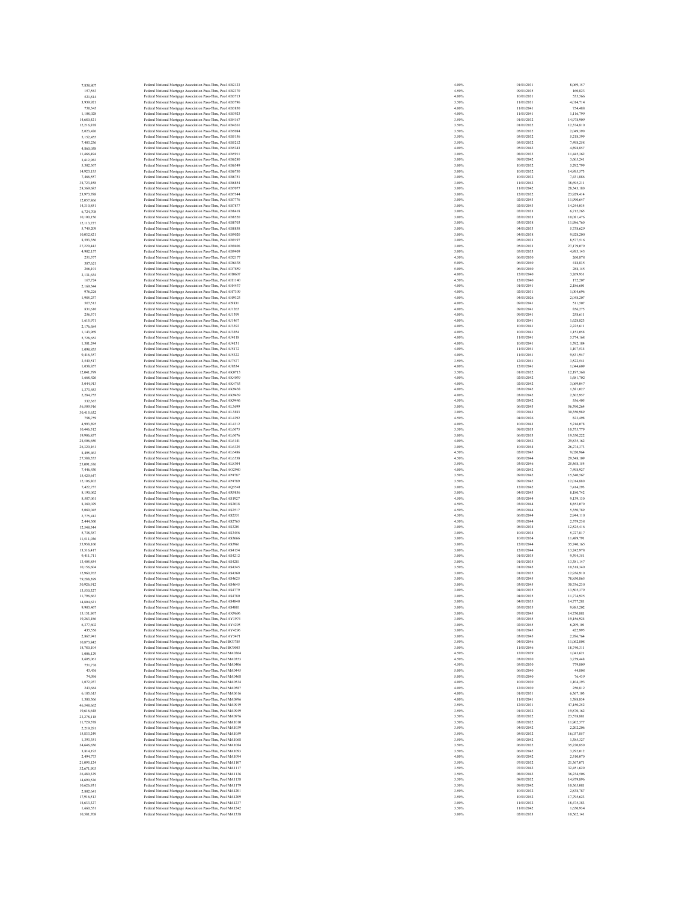| | | | | |
|---|---|---|---|---|
| 7,838,807 | Federal National Mortgage Association Pass-Thru, Pool AB2123 | 4.00% | 01/01/2031 | 8,069,157 |
| 157,563 | Federal National Mortgage Association Pass-Thru, Pool AB2370 | 4.50% | 09/01/2035 | 160,823 |
| 521,814 | Federal National Mortgage Association Pass-Thru, Pool AB3713 | 4.00% | 10/01/2031 | 535,566 |
| 3,939,921 | Federal National Mortgage Association Pass-Thru, Pool AB3796 | 3.50% | 11/01/2031 | 4,014,714 |
| 750,345 | Federal National Mortgage Association Pass-Thru, Pool AB3850 | 4.00% | 11/01/2041 | 754,488 |
| 1,108,028 | Federal National Mortgage Association Pass-Thru, Pool AB3923 | 4.00% | 11/01/2041 | 1,116,799 |
| 14,680,421 | Federal National Mortgage Association Pass-Thru, Pool AB4167 | 3.50% | 01/01/2032 | 14,978,909 |
| 12,216,878 | Federal National Mortgage Association Pass-Thru, Pool AB4261 | 3.50% | 01/01/2032 | 12,374,810 |
| 2,023,426 | Federal National Mortgage Association Pass-Thru, Pool AB5084 | 3.50% | 05/01/2032 | 2,049,390 |
| 5,152,455 | Federal National Mortgage Association Pass-Thru, Pool AB5156 | 3.50% | 05/01/2032 | 5,218,399 |
| 7,403,236 | Federal National Mortgage Association Pass-Thru, Pool AB5212 | 3.50% | 05/01/2032 | 7,498,258 |
| 4,860,058 | Federal National Mortgage Association Pass-Thru, Pool AB5243 | 4.00% | 05/01/2042 | 4,898,857 |
| 11,466,494 | Federal National Mortgage Association Pass-Thru, Pool AB5911 | 3.00% | 08/01/2032 | 11,445,362 |
| 3,612,982 | Federal National Mortgage Association Pass-Thru, Pool AB6280 | 3.00% | 09/01/2042 | 3,605,241 |
| 5,302,567 | Federal National Mortgage Association Pass-Thru, Pool AB6349 | 3.00% | 10/01/2032 | 5,292,799 |
| 14,923,155 | Federal National Mortgage Association Pass-Thru, Pool AB6750 | 3.00% | 10/01/2032 | 14,895,573 |
| 7,466,557 | Federal National Mortgage Association Pass-Thru, Pool AB6751 | 3.00% | 10/01/2032 | 7,451,886 |
| 38,723,458 | Federal National Mortgage Association Pass-Thru, Pool AB6854 | 3.00% | 11/01/2042 | 38,695,211 |
| 28,369,685 | Federal National Mortgage Association Pass-Thru, Pool AB7077 | 3.00% | 11/01/2042 | 28,343,180 |
| 21,973,788 | Federal National Mortgage Association Pass-Thru, Pool AB7344 | 3.00% | 12/01/2032 | 21,929,414 |
| 12,057,866 | Federal National Mortgage Association Pass-Thru, Pool AB7776 | 3.00% | 02/01/2043 | 11,990,647 |
| 14,310,851 | Federal National Mortgage Association Pass-Thru, Pool AB7877 | 3.00% | 02/01/2043 | 14,244,034 |
| 6,724,708 | Federal National Mortgage Association Pass-Thru, Pool AB8418 | 3.00% | 02/01/2033 | 6,712,265 |
| 10,100,156 | Federal National Mortgage Association Pass-Thru, Pool AB8520 | 3.00% | 02/01/2033 | 10,081,476 |
| 12,113,727 | Federal National Mortgage Association Pass-Thru, Pool AB8703 | 3.00% | 03/01/2038 | 11,986,760 |
| 5,749,209 | Federal National Mortgage Association Pass-Thru, Pool AB8858 | 3.00% | 04/01/2033 | 5,738,629 |
| 10,032,821 | Federal National Mortgage Association Pass-Thru, Pool AB9020 | 3.00% | 04/01/2038 | 9,928,200 |
| 8,593,356 | Federal National Mortgage Association Pass-Thru, Pool AB9197 | 3.00% | 05/01/2033 | 8,577,516 |
| 27,229,443 | Federal National Mortgage Association Pass-Thru, Pool AB9406 | 3.00% | 05/01/2033 | 27,179,079 |
| 4,902,157 | Federal National Mortgage Association Pass-Thru, Pool AB9409 | 3.00% | 05/01/2033 | 4,893,143 |
| 251,577 | Federal National Mortgage Association Pass-Thru, Pool AD2177 | 4.50% | 06/01/2030 | 260,878 |
| 387,621 | Federal National Mortgage Association Pass-Thru, Pool AD6438 | 5.00% | 06/01/2040 | 418,835 |
| 266,101 | Federal National Mortgage Association Pass-Thru, Pool AD7859 | 5.00% | 06/01/2040 | 288,145 |
| 3,131,634 | Federal National Mortgage Association Pass-Thru, Pool AH0607 | 4.00% | 12/01/2040 | 3,269,931 |
| 167,724 | Federal National Mortgage Association Pass-Thru, Pool AH1140 | 4.50% | 12/01/2040 | 172,207 |
| 2,169,344 | Federal National Mortgage Association Pass-Thru, Pool AH4437 | 4.00% | 01/01/2041 | 2,186,601 |
| 976,226 | Federal National Mortgage Association Pass-Thru, Pool AH7309 | 4.00% | 02/01/2031 | 1,004,696 |
| 1,985,237 | Federal National Mortgage Association Pass-Thru, Pool AH9323 | 4.00% | 04/01/2026 | 2,048,207 |
| 507,513 | Federal National Mortgage Association Pass-Thru, Pool AI9831 | 4.00% | 09/01/2041 | 511,507 |
| 831,610 | Federal National Mortgage Association Pass-Thru, Pool AJ1265 | 4.00% | 09/01/2041 | 856,275 |
| 256,571 | Federal National Mortgage Association Pass-Thru, Pool AJ1399 | 4.00% | 09/01/2041 | 258,611 |
| 1,615,971 | Federal National Mortgage Association Pass-Thru, Pool AJ1467 | 4.00% | 10/01/2041 | 1,628,823 |
| 2,176,684 | Federal National Mortgage Association Pass-Thru, Pool AJ3392 | 4.00% | 10/01/2041 | 2,225,611 |
| 1,143,969 | Federal National Mortgage Association Pass-Thru, Pool AJ3854 | 4.00% | 10/01/2041 | 1,153,058 |
| 5,728,652 | Federal National Mortgage Association Pass-Thru, Pool AJ4118 | 4.00% | 11/01/2041 | 5,774,168 |
| 1,381,244 | Federal National Mortgage Association Pass-Thru, Pool AJ4151 | 4.00% | 10/01/2041 | 1,392,184 |
| 1,098,835 | Federal National Mortgage Association Pass-Thru, Pool AJ5172 | 4.00% | 11/01/2041 | 1,107,534 |
| 9,416,357 | Federal National Mortgage Association Pass-Thru, Pool AJ5322 | 4.00% | 11/01/2041 | 9,831,947 |
| 3,549,517 | Federal National Mortgage Association Pass-Thru, Pool AJ7677 | 3.50% | 12/01/2041 | 3,522,541 |
| 1,038,857 | Federal National Mortgage Association Pass-Thru, Pool AJ8334 | 4.00% | 12/01/2041 | 1,044,609 |
| 12,041,799 | Federal National Mortgage Association Pass-Thru, Pool AK0713 | 3.50% | 01/01/2032 | 12,197,368 |
| 1,668,426 | Federal National Mortgage Association Pass-Thru, Pool AK4039 | 4.00% | 02/01/2042 | 1,681,702 |
| 3,044,913 | Federal National Mortgage Association Pass-Thru, Pool AK4763 | 4.00% | 02/01/2042 | 3,069,047 |
| 1,373,453 | Federal National Mortgage Association Pass-Thru, Pool AK9438 | 4.00% | 03/01/2042 | 1,381,027 |
| 2,284,755 | Federal National Mortgage Association Pass-Thru, Pool AK9439 | 4.00% | 03/01/2042 | 2,302,957 |
| 532,367 | Federal National Mortgage Association Pass-Thru, Pool AK9446 | 4.50% | 03/01/2042 | 556,405 |
| 56,509,916 | Federal National Mortgage Association Pass-Thru, Pool AL3699 | 3.00% | 06/01/2043 | 56,390,264 |
| 30,415,632 | Federal National Mortgage Association Pass-Thru, Pool AL3883 | 3.00% | 07/01/2043 | 30,350,989 |
| 798,759 | Federal National Mortgage Association Pass-Thru, Pool AL4292 | 4.50% | 04/01/2026 | 823,498 |
| 4,993,895 | Federal National Mortgage Association Pass-Thru, Pool AL4312 | 4.00% | 10/01/2043 | 5,216,078 |
| 10,446,512 | Federal National Mortgage Association Pass-Thru, Pool AL6075 | 3.50% | 09/01/2053 | 10,375,779 |
| 19,906,857 | Federal National Mortgage Association Pass-Thru, Pool AL6076 | 3.00% | 06/01/2053 | 19,550,222 |
| 28,506,650 | Federal National Mortgage Association Pass-Thru, Pool AL6141 | 4.00% | 04/01/2042 | 29,835,162 |
| 26,320,161 | Federal National Mortgage Association Pass-Thru, Pool AL6325 | 3.00% | 10/01/2044 | 26,274,373 |
| 8,495,463 | Federal National Mortgage Association Pass-Thru, Pool AL6486 | 4.50% | 02/01/2045 | 9,020,964 |
| 27,588,555 | Federal National Mortgage Association Pass-Thru, Pool AL6538 | 4.50% | 06/01/2044 | 29,348,109 |
| 25,091,676 | Federal National Mortgage Association Pass-Thru, Pool AL8304 | 3.50% | 03/01/2046 | 25,568,154 |
| 7,446,430 | Federal National Mortgage Association Pass-Thru, Pool AO2980 | 4.00% | 05/01/2042 | 7,498,927 |
| 15,429,647 | Federal National Mortgage Association Pass-Thru, Pool AP4787 | 3.50% | 09/01/2042 | 15,340,567 |
| 12,106,802 | Federal National Mortgage Association Pass-Thru, Pool AP4789 | 3.50% | 09/01/2042 | 12,014,880 |
| 7,422,737 | Federal National Mortgage Association Pass-Thru, Pool AQ5541 | 3.00% | 12/01/2042 | 7,414,293 |
| 8,190,062 | Federal National Mortgage Association Pass-Thru, Pool AR9856 | 3.00% | 04/01/2043 | 8,180,742 |
| 8,587,061 | Federal National Mortgage Association Pass-Thru, Pool AS1927 | 4.50% | 03/01/2044 | 9,139,130 |
| 8,369,029 | Federal National Mortgage Association Pass-Thru, Pool AS2038 | 4.50% | 03/01/2044 | 8,852,070 |
| 5,069,045 | Federal National Mortgage Association Pass-Thru, Pool AS2517 | 4.50% | 05/01/2044 | 5,350,789 |
| 2,775,412 | Federal National Mortgage Association Pass-Thru, Pool AS2551 | 4.50% | 06/01/2044 | 2,944,110 |
| 2,444,560 | Federal National Mortgage Association Pass-Thru, Pool AS2765 | 4.50% | 07/01/2044 | 2,579,238 |
| 12,548,544 | Federal National Mortgage Association Pass-Thru, Pool AS3201 | 3.00% | 08/01/2034 | 12,525,416 |
| 5,738,387 | Federal National Mortgage Association Pass-Thru, Pool AS3456 | 3.00% | 10/01/2034 | 5,727,817 |
| 11,511,036 | Federal National Mortgage Association Pass-Thru, Pool AS3666 | 3.00% | 10/01/2034 | 11,489,791 |
| 35,938,160 | Federal National Mortgage Association Pass-Thru, Pool AS3961 | 3.00% | 12/01/2044 | 35,740,165 |
| 13,316,417 | Federal National Mortgage Association Pass-Thru, Pool AS4154 | 3.00% | 12/01/2044 | 13,242,978 |
| 9,411,711 | Federal National Mortgage Association Pass-Thru, Pool AS4212 | 3.00% | 01/01/2035 | 9,394,351 |
| 13,405,854 | Federal National Mortgage Association Pass-Thru, Pool AS4281 | 3.00% | 01/01/2035 | 13,381,147 |
| 10,156,604 | Federal National Mortgage Association Pass-Thru, Pool AS4345 | 3.50% | 01/01/2045 | 10,318,340 |
| 12,960,765 | Federal National Mortgage Association Pass-Thru, Pool AS4360 | 3.00% | 01/01/2035 | 12,936,910 |
| 79,288,399 | Federal National Mortgage Association Pass-Thru, Pool AS4625 | 3.00% | 03/01/2045 | 78,850,865 |
| 30,926,912 | Federal National Mortgage Association Pass-Thru, Pool AS4645 | 3.00% | 03/01/2045 | 30,756,230 |
| 13,530,327 | Federal National Mortgage Association Pass-Thru, Pool AS4779 | 3.00% | 04/01/2035 | 13,505,379 |
| 11,796,663 | Federal National Mortgage Association Pass-Thru, Pool AS4780 | 3.00% | 04/01/2035 | 11,774,925 |
| 14,804,621 | Federal National Mortgage Association Pass-Thru, Pool AS4840 | 3.00% | 04/01/2035 | 14,777,281 |
| 9,903,467 | Federal National Mortgage Association Pass-Thru, Pool AS4881 | 3.00% | 05/01/2035 | 9,885,202 |
| 15,131,967 | Federal National Mortgage Association Pass-Thru, Pool AX9696 | 3.00% | 07/01/2045 | 14,730,881 |
| 19,263,186 | Federal National Mortgage Association Pass-Thru, Pool AY3974 | 3.00% | 03/01/2045 | 19,156,924 |
| 6,377,602 | Federal National Mortgage Association Pass-Thru, Pool AY4295 | 3.00% | 02/01/2045 | 6,209,101 |
| 435,556 | Federal National Mortgage Association Pass-Thru, Pool AY4296 | 3.00% | 01/01/2045 | 422,995 |
| 2,867,941 | Federal National Mortgage Association Pass-Thru, Pool AY5471 | 3.00% | 03/01/2045 | 2,786,764 |
| 10,873,842 | Federal National Mortgage Association Pass-Thru, Pool BC0785 | 3.50% | 04/01/2046 | 11,062,808 |
| 18,780,104 | Federal National Mortgage Association Pass-Thru, Pool BC9003 | 3.00% | 11/01/2046 | 18,740,311 |
| 1,006,129 | Federal National Mortgage Association Pass-Thru, Pool MA0264 | 4.50% | 12/01/2029 | 1,043,621 |
| 3,605,061 | Federal National Mortgage Association Pass-Thru, Pool MA0353 | 4.50% | 03/01/2030 | 3,739,448 |
| 751,776 | Federal National Mortgage Association Pass-Thru, Pool MA0406 | 4.50% | 05/01/2030 | 779,809 |
| 41,436 | Federal National Mortgage Association Pass-Thru, Pool MA0445 | 5.00% | 06/01/2040 | 44,808 |
| 74,096 | Federal National Mortgage Association Pass-Thru, Pool MA0468 | 5.00% | 07/01/2040 | 76,439 |
| 1,072,937 | Federal National Mortgage Association Pass-Thru, Pool MA0534 | 4.00% | 10/01/2030 | 1,104,393 |
| 243,664 | Federal National Mortgage Association Pass-Thru, Pool MA0587 | 4.00% | 12/01/2030 | 250,812 |
| 6,185,615 | Federal National Mortgage Association Pass-Thru, Pool MA0616 | 4.00% | 01/01/2031 | 6,367,103 |
| 1,380,366 | Federal National Mortgage Association Pass-Thru, Pool MA0896 | 4.00% | 11/01/2041 | 1,388,834 |
| 46,548,662 | Federal National Mortgage Association Pass-Thru, Pool MA0919 | 3.50% | 12/01/2031 | 47,150,252 |
| 19,616,648 | Federal National Mortgage Association Pass-Thru, Pool MA0949 | 3.50% | 01/01/2032 | 19,870,162 |
| 23,278,118 | Federal National Mortgage Association Pass-Thru, Pool MA0976 | 3.50% | 02/01/2032 | 23,578,881 |
| 11,729,578 | Federal National Mortgage Association Pass-Thru, Pool MA1010 | 3.50% | 03/01/2032 | 11,902,577 |
| 2,219,281 | Federal National Mortgage Association Pass-Thru, Pool MA1039 | 3.50% | 04/01/2042 | 2,202,206 |
| 15,833,249 | Federal National Mortgage Association Pass-Thru, Pool MA1059 | 3.50% | 05/01/2032 | 16,037,857 |
| 1,393,351 | Federal National Mortgage Association Pass-Thru, Pool MA1068 | 3.50% | 05/01/2042 | 1,385,327 |
| 34,646,656 | Federal National Mortgage Association Pass-Thru, Pool MA1084 | 3.50% | 06/01/2032 | 35,220,850 |
| 3,814,193 | Federal National Mortgage Association Pass-Thru, Pool MA1093 | 3.50% | 06/01/2042 | 3,792,012 |
| 2,494,773 | Federal National Mortgage Association Pass-Thru, Pool MA1094 | 4.00% | 06/01/2042 | 2,510,070 |
| 21,095,124 | Federal National Mortgage Association Pass-Thru, Pool MA1107 | 3.50% | 07/01/2032 | 21,367,071 |
| 32,671,903 | Federal National Mortgage Association Pass-Thru, Pool MA1117 | 3.50% | 07/01/2042 | 32,451,620 |
| 36,480,329 | Federal National Mortgage Association Pass-Thru, Pool MA1136 | 3.50% | 08/01/2042 | 36,254,506 |
| 14,690,526 | Federal National Mortgage Association Pass-Thru, Pool MA1138 | 3.50% | 08/01/2032 | 14,879,896 |
| 10,626,931 | Federal National Mortgage Association Pass-Thru, Pool MA1179 | 3.50% | 09/01/2042 | 10,565,081 |
| 2,802,641 | Federal National Mortgage Association Pass-Thru, Pool MA1201 | 3.50% | 10/01/2032 | 2,838,787 |
| 17,916,513 | Federal National Mortgage Association Pass-Thru, Pool MA1209 | 3.50% | 10/01/2042 | 17,795,623 |
| 18,633,327 | Federal National Mortgage Association Pass-Thru, Pool MA1237 | 3.00% | 11/01/2032 | 18,475,383 |
| 1,660,531 | Federal National Mortgage Association Pass-Thru, Pool MA1242 | 3.50% | 11/01/2042 | 1,650,934 |
| 10,581,708 | Federal National Mortgage Association Pass-Thru, Pool MA1338 | 3.00% | 02/01/2033 | 10,562,141 |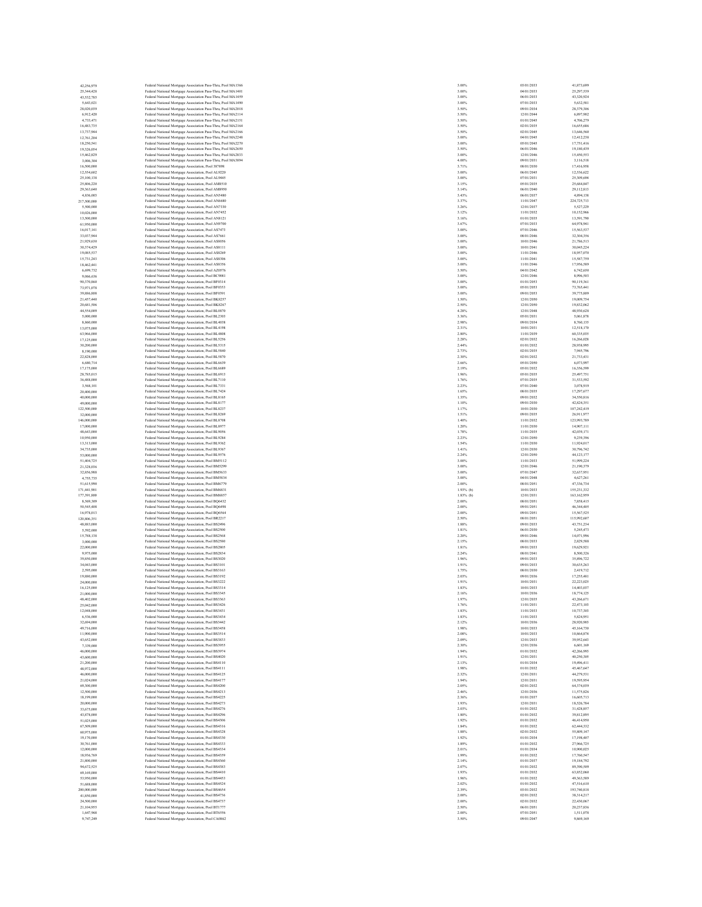| | | | | |
|---|---|---|---|---|
| 42,256,979 | Federal National Mortgage Association Pass-Thru, Pool MA1366 | 3.00% | 03/01/2033 | 41,873,699 |
| 25,344,428 | Federal National Mortgage Association Pass-Thru, Pool MA1401 | 3.00% | 04/01/2033 | 25,297,539 |
| 43,532,785 | Federal National Mortgage Association Pass-Thru, Pool MA1459 | 3.00% | 06/01/2033 | 43,320,924 |
| 5,643,021 | Federal National Mortgage Association Pass-Thru, Pool MA1490 | 3.00% | 07/01/2033 | 5,632,581 |
| 28,020,039 | Federal National Mortgage Association Pass-Thru, Pool MA2018 | 3.50% | 09/01/2034 | 28,379,306 |
| 6,912,420 | Federal National Mortgage Association Pass-Thru, Pool MA2114 | 3.50% | 12/01/2044 | 6,897,902 |
| 4,733,471 | Federal National Mortgage Association Pass-Thru, Pool MA2151 | 3.50% | 01/01/2045 | 4,706,279 |
| 16,483,735 | Federal National Mortgage Association Pass-Thru, Pool MA2164 | 3.50% | 02/01/2035 | 16,655,686 |
| 13,757,944 | Federal National Mortgage Association Pass-Thru, Pool MA2166 | 3.50% | 02/01/2045 | 13,646,560 |
| 12,761,204 | Federal National Mortgage Association Pass-Thru, Pool MA2248 | 3.00% | 04/01/2045 | 12,412,238 |
| 18,250,541 | Federal National Mortgage Association Pass-Thru, Pool MA2270 | 3.00% | 05/01/2045 | 17,751,416 |
| 19,326,054 | Federal National Mortgage Association Pass-Thru, Pool MA2650 | 3.50% | 06/01/2046 | 19,180,439 |
| 15,462,829 | Federal National Mortgage Association Pass-Thru, Pool MA2833 | 3.00% | 12/01/2046 | 15,450,553 |
| 3,006,504 | Federal National Mortgage Association Pass-Thru, Pool MA3894 | 4.00% | 09/01/2031 | 3,116,518 |
| 16,500,000 | Federal National Mortgage Association, Pool 387898 | 3.71% | 08/01/2030 | 17,416,958 |
| 12,554,602 | Federal National Mortgage Association, Pool AL9220 | 3.00% | 06/01/2045 | 12,556,622 |
| 25,100,138 | Federal National Mortgage Association, Pool AL9445 | 3.00% | 07/01/2031 | 25,309,694 |
| 25,806,220 | Federal National Mortgage Association, Pool AM8510 | 3.15% | 05/01/2035 | 25,684,847 |
| 29,363,640 | Federal National Mortgage Association, Pool AM8950 | 3.14% | 06/01/2040 | 29,112,813 |
| 4,836,003 | Federal National Mortgage Association, Pool AN5480 | 3.43% | 06/01/2037 | 4,894,138 |
| 217,500,000 | Federal National Mortgage Association, Pool AN6680 | 3.37% | 11/01/2047 | 224,725,713 |
| 5,500,000 | Federal National Mortgage Association, Pool AN7330 | 3.26% | 12/01/2037 | 5,527,229 |
| 10,026,000 | Federal National Mortgage Association, Pool AN7452 | 3.12% | 11/01/2032 | 10,152,966 |
| 13,500,000 | Federal National Mortgage Association, Pool AN8121 | 3.16% | 01/01/2035 | 13,591,790 |
| 61,950,000 | Federal National Mortgage Association, Pool AN9700 | 3.67% | 07/01/2033 | 64,978,941 |
| 16,017,141 | Federal National Mortgage Association, Pool AS7473 | 3.00% | 07/01/2046 | 15,563,537 |
| 33,037,944 | Federal National Mortgage Association, Pool AS7661 | 3.00% | 08/01/2046 | 32,304,556 |
| 21,929,630 | Federal National Mortgage Association, Pool AS8056 | 3.00% | 10/01/2046 | 21,786,513 |
| 30,374,429 | Federal National Mortgage Association, Pool AS8111 | 3.00% | 10/01/2041 | 30,045,224 |
| 19,085,537 | Federal National Mortgage Association, Pool AS8269 | 3.00% | 11/01/2046 | 18,957,070 |
| 15,731,243 | Federal National Mortgage Association, Pool AS8306 | 3.00% | 11/01/2041 | 15,587,759 |
| 18,462,441 | Federal National Mortgage Association, Pool AS8356 | 3.00% | 11/01/2046 | 17,956,589 |
| 6,699,752 | Federal National Mortgage Association, Pool AZ0576 | 3.50% | 04/01/2042 | 6,742,650 |
| 9,066,636 | Federal National Mortgage Association, Pool BC9081 | 3.00% | 12/01/2046 | 8,996,503 |
| 90,570,860 | Federal National Mortgage Association, Pool BF0314 | 3.00% | 01/01/2053 | 90,119,361 |
| 73,971,078 | Federal National Mortgage Association, Pool BF0353 | 3.00% | 05/01/2053 | 73,765,441 |
| 39,886,808 | Federal National Mortgage Association, Pool BF0391 | 3.00% | 09/01/2053 | 39,775,809 |
| 21,457,440 | Federal National Mortgage Association, Pool BK8257 | 1.50% | 12/01/2050 | 19,009,754 |
| 20,681,506 | Federal National Mortgage Association, Pool BK8267 | 2.50% | 12/01/2050 | 19,852,062 |
| 44,554,009 | Federal National Mortgage Association, Pool BL0870 | 4.28% | 12/01/2048 | 48,950,628 |
| 5,000,000 | Federal National Mortgage Association, Pool BL2303 | 3.36% | 05/01/2031 | 5,061,878 |
| 8,860,000 | Federal National Mortgage Association, Pool BL4038 | 2.98% | 09/01/2034 | 8,760,135 |
| 13,075,000 | Federal National Mortgage Association, Pool BL4198 | 2.31% | 10/01/2031 | 12,518,170 |
| 63,966,000 | Federal National Mortgage Association, Pool BL4808 | 2.80% | 11/01/2039 | 60,335,035 |
| 17,125,000 | Federal National Mortgage Association, Pool BL5256 | 2.28% | 02/01/2032 | 16,266,028 |
| 30,200,000 | Federal National Mortgage Association, Pool BL5315 | 2.44% | 01/01/2032 | 28,938,995 |
| 8,190,000 | Federal National Mortgage Association, Pool BL5840 | 2.73% | 02/01/2035 | 7,945,796 |
| 22,828,000 | Federal National Mortgage Association, Pool BL5870 | 2.30% | 02/01/2032 | 21,753,451 |
| 6,680,714 | Federal National Mortgage Association, Pool BL6639 | 2.66% | 05/01/2050 | 6,073,997 |
| 17,175,000 | Federal National Mortgage Association, Pool BL6689 | 2.19% | 05/01/2032 | 16,356,599 |
| 28,785,015 | Federal National Mortgage Association, Pool BL6913 | 1.96% | 05/01/2035 | 25,497,751 |
| 36,488,000 | Federal National Mortgage Association, Pool BL7110 | 1.76% | 07/01/2035 | 31,533,592 |
| 3,588,101 | Federal National Mortgage Association, Pool BL7331 | 2.23% | 07/01/2040 | 3,078,919 |
| 20,400,000 | Federal National Mortgage Association, Pool BL7424 | 1.65% | 08/01/2035 | 17,297,677 |
| 40,000,000 | Federal National Mortgage Association, Pool BL8165 | 1.35% | 09/01/2032 | 34,550,816 |
| 49,000,000 | Federal National Mortgage Association, Pool BL8177 | 1.10% | 09/01/2030 | 42,824,351 |
| 122,500,000 | Federal National Mortgage Association, Pool BL8237 | 1.17% | 10/01/2030 | 107,242,419 |
| 32,000,000 | Federal National Mortgage Association, Pool BL8269 | 1.51% | 09/01/2035 | 26,911,977 |
| 146,000,000 | Federal National Mortgage Association, Pool BL8708 | 1.40% | 11/01/2032 | 123,993,789 |
| 17,000,000 | Federal National Mortgage Association, Pool BL8977 | 1.20% | 11/01/2030 | 14,907,111 |
| 48,643,000 | Federal National Mortgage Association, Pool BL9056 | 1.78% | 11/01/2035 | 42,039,171 |
| 10,950,000 | Federal National Mortgage Association, Pool BL9284 | 2.23% | 12/01/2050 | 9,239,396 |
| 13,313,000 | Federal National Mortgage Association, Pool BL9362 | 1.54% | 11/01/2030 | 11,924,017 |
| 34,735,000 | Federal National Mortgage Association, Pool BL9367 | 1.41% | 12/01/2030 | 30,796,742 |
| 53,000,000 | Federal National Mortgage Association, Pool BL9576 | 2.24% | 12/01/2050 | 44,123,177 |
| 51,404,725 | Federal National Mortgage Association, Pool BM5112 | 3.00% | 11/01/2033 | 51,099,224 |
| 21,528,036 | Federal National Mortgage Association, Pool BM5299 | 3.00% | 12/01/2046 | 21,190,379 |
| 32,856,988 | Federal National Mortgage Association, Pool BM5633 | 3.00% | 07/01/2047 | 32,657,951 |
| 4,755,735 | Federal National Mortgage Association, Pool BM5834 | 3.00% | 04/01/2048 | 4,627,261 |
| 51,615,990 | Federal National Mortgage Association, Pool BM6779 | 2.00% | 08/01/2051 | 47,336,734 |
| 171,441,901 | Federal National Mortgage Association, Pool BM6831 | 1.93% (b) | 10/01/2033 | 155,251,352 |
| 177,391,800 | Federal National Mortgage Association, Pool BM6857 | 1.83% (b) | 12/01/2031 | 163,162,959 |
| 8,569,309 | Federal National Mortgage Association, Pool BQ6432 | 2.00% | 08/01/2051 | 7,858,415 |
| 50,545,408 | Federal National Mortgage Association, Pool BQ6498 | 2.00% | 09/01/2051 | 46,344,405 |
| 16,978,013 | Federal National Mortgage Association, Pool BQ6564 | 2.00% | 09/01/2051 | 15,567,525 |
| 120,806,351 | Federal National Mortgage Association, Pool BR2217 | 2.50% | 08/01/2051 | 115,992,607 |
| 48,883,000 | Federal National Mortgage Association, Pool BS2496 | 1.88% | 09/01/2033 | 43,751,234 |
| 5,592,000 | Federal National Mortgage Association, Pool BS2500 | 1.81% | 06/01/2030 | 5,245,473 |
| 15,788,138 | Federal National Mortgage Association, Pool BS2568 | 2.20% | 09/01/2046 | 14,071,996 |
| 3,000,000 | Federal National Mortgage Association, Pool BS2580 | 2.15% | 08/01/2033 | 2,829,588 |
| 22,000,000 | Federal National Mortgage Association, Pool BS2805 | 1.81% | 09/01/2033 | 19,629,921 |
| 9,975,000 | Federal National Mortgage Association, Pool BS2834 | 2.24% | 08/01/2041 | 8,500,326 |
| 39,850,000 | Federal National Mortgage Association, Pool BS3020 | 1.96% | 09/01/2033 | 35,896,722 |
| 34,043,000 | Federal National Mortgage Association, Pool BS3101 | 1.91% | 09/01/2033 | 30,635,263 |
| 2,595,000 | Federal National Mortgage Association, Pool BS3163 | 1.75% | 08/01/2030 | 2,419,712 |
| 19,880,000 | Federal National Mortgage Association, Pool BS3192 | 2.03% | 09/01/2036 | 17,255,481 |
| 24,000,000 | Federal National Mortgage Association, Pool BS3222 | 1.91% | 10/01/2031 | 22,223,025 |
| 16,125,000 | Federal National Mortgage Association, Pool BS3314 | 1.83% | 10/01/2033 | 14,403,037 |
| 21,000,000 | Federal National Mortgage Association, Pool BS3345 | 2.16% | 10/01/2036 | 18,774,125 |
| 48,402,000 | Federal National Mortgage Association, Pool BS3363 | 1.97% | 12/01/2035 | 43,266,671 |
| 25,042,000 | Federal National Mortgage Association, Pool BS3426 | 1.76% | 11/01/2031 | 22,473,103 |
| 12,048,000 | Federal National Mortgage Association, Pool BS3431 | 1.83% | 11/01/2033 | 10,757,305 |
| 6,536,000 | Federal National Mortgage Association, Pool BS3434 | 1.83% | 11/01/2033 | 5,824,951 |
| 32,694,000 | Federal National Mortgage Association, Pool BS3442 | 2.12% | 10/01/2036 | 28,920,903 |
| 49,716,000 | Federal National Mortgage Association, Pool BS3458 | 1.98% | 10/01/2033 | 45,164,730 |
| 11,900,000 | Federal National Mortgage Association, Pool BS3514 | 2.08% | 10/01/2033 | 10,864,874 |
| 43,652,000 | Federal National Mortgage Association, Pool BS3853 | 2.09% | 12/01/2033 | 39,952,643 |
| 7,339,000 | Federal National Mortgage Association, Pool BS3955 | 2.30% | 12/01/2036 | 6,601,169 |
| 46,000,000 | Federal National Mortgage Association, Pool BS3974 | 1.94% | 01/01/2032 | 42,266,993 |
| 43,600,000 | Federal National Mortgage Association, Pool BS4020 | 1.91% | 12/01/2031 | 40,250,305 |
| 21,200,000 | Federal National Mortgage Association, Pool BS4110 | 2.13% | 01/01/2034 | 19,496,411 |
| 48,972,000 | Federal National Mortgage Association, Pool BS4111 | 1.98% | 01/01/2032 | 45,467,647 |
| 46,000,000 | Federal National Mortgage Association, Pool BS4125 | 2.32% | 12/01/2031 | 44,279,531 |
| 21,024,000 | Federal National Mortgage Association, Pool BS4177 | 1.94% | 12/01/2031 | 19,595,954 |
| 69,300,000 | Federal National Mortgage Association, Pool BS4200 | 2.05% | 02/01/2032 | 64,574,059 |
| 12,500,000 | Federal National Mortgage Association, Pool BS4213 | 2.46% | 12/01/2036 | 11,575,826 |
| 18,199,000 | Federal National Mortgage Association, Pool BS4225 | 2.36% | 01/01/2037 | 16,605,713 |
| 20,000,000 | Federal National Mortgage Association, Pool BS4273 | 1.93% | 12/01/2031 | 18,526,784 |
| 33,675,000 | Federal National Mortgage Association, Pool BS4276 | 2.03% | 01/01/2032 | 31,428,857 |
| 43,878,000 | Federal National Mortgage Association, Pool BS4296 | 1.80% | 01/01/2032 | 39,812,895 |
| 51,025,000 | Federal National Mortgage Association, Pool BS4306 | 1.92% | 01/01/2032 | 46,414,950 |
| 67,509,000 | Federal National Mortgage Association, Pool BS4316 | 1.84% | 01/01/2032 | 62,444,332 |
| 60,975,000 | Federal National Mortgage Association, Pool BS4328 | 1.88% | 02/01/2032 | 55,809,147 |
| 19,170,000 | Federal National Mortgage Association, Pool BS4330 | 1.92% | 01/01/2034 | 17,198,407 |
| 30,761,000 | Federal National Mortgage Association, Pool BS4333 | 1.89% | 01/01/2032 | 27,966,725 |
| 12,000,000 | Federal National Mortgage Association, Pool BS4334 | 2.01% | 01/01/2034 | 10,900,025 |
| 18,956,769 | Federal National Mortgage Association, Pool BS4359 | 1.99% | 01/01/2032 | 17,760,547 |
| 21,800,000 | Federal National Mortgage Association, Pool BS4360 | 2.14% | 01/01/2037 | 19,184,792 |
| 94,672,525 | Federal National Mortgage Association, Pool BS4383 | 2.07% | 01/01/2032 | 89,390,509 |
| 69,169,000 | Federal National Mortgage Association, Pool BS4410 | 1.93% | 01/01/2032 | 63,852,060 |
| 53,950,000 | Federal National Mortgage Association, Pool BS4453 | 1.96% | 01/01/2032 | 49,363,589 |
| 51,688,000 | Federal National Mortgage Association, Pool BS4524 | 2.02% | 01/01/2032 | 47,516,610 |
| 200,000,000 | Federal National Mortgage Association, Pool BS4654 | 2.39% | 03/01/2032 | 193,740,818 |
| 41,850,000 | Federal National Mortgage Association, Pool BS4736 | 2.00% | 02/01/2032 | 38,314,217 |
| 24,500,000 | Federal National Mortgage Association, Pool BS4757 | 2.00% | 02/01/2032 | 22,450,067 |
| 21,104,955 | Federal National Mortgage Association, Pool BT1777 | 2.50% | 06/01/2051 | 20,257,836 |
| 1,647,968 | Federal National Mortgage Association, Pool BT6556 | 2.00% | 07/01/2051 | 1,511,078 |
| 9,747,249 | Federal National Mortgage Association, Pool CA0862 | 3.50% | 09/01/2047 | 9,869,169 |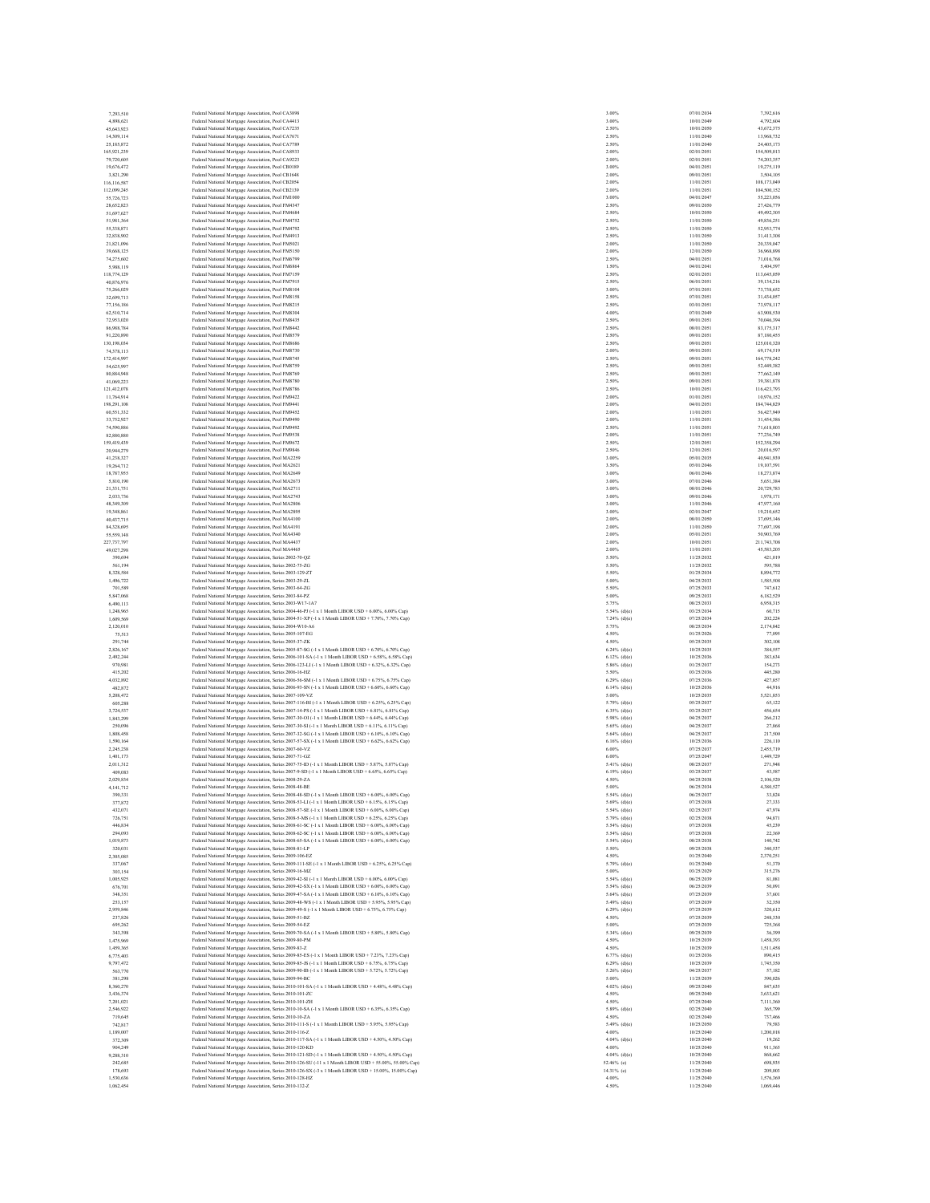| | | | | |
|---|---|---|---|---|
| 7,293,510 | Federal National Mortgage Association, Pool CA3898 | 3.00% | 07/01/2034 | 7,392,616 |
| 4,898,621 | Federal National Mortgage Association, Pool CA4413 | 3.00% | 10/01/2049 | 4,792,604 |
| 45,643,923 | Federal National Mortgage Association, Pool CA7235 | 2.50% | 10/01/2050 | 43,672,375 |
| 14,309,114 | Federal National Mortgage Association, Pool CA7671 | 2.50% | 11/01/2040 | 13,968,732 |
| 25,185,872 | Federal National Mortgage Association, Pool CA7789 | 2.50% | 11/01/2040 | 24,405,173 |
| 165,921,239 | Federal National Mortgage Association, Pool CA8933 | 2.00% | 02/01/2051 | 154,509,013 |
| 79,720,605 | Federal National Mortgage Association, Pool CA9225 | 2.00% | 02/01/2051 | 74,203,357 |
| 19,676,472 | Federal National Mortgage Association, Pool CB0189 | 3.00% | 04/01/2051 | 19,275,119 |
| 3,821,290 | Federal National Mortgage Association, Pool CB1648 | 2.00% | 09/01/2051 | 3,504,105 |
| 116,116,387 | Federal National Mortgage Association, Pool CB2054 | 2.00% | 11/01/2051 | 108,173,049 |
| 112,099,245 | Federal National Mortgage Association, Pool CB2139 | 2.00% | 11/01/2051 | 104,500,152 |
| 55,726,723 | Federal National Mortgage Association, Pool FM1000 | 3.00% | 04/01/2047 | 55,223,056 |
| 28,652,823 | Federal National Mortgage Association, Pool FM4347 | 2.50% | 09/01/2050 | 27,426,779 |
| 51,697,627 | Federal National Mortgage Association, Pool FM4684 | 2.50% | 10/01/2050 | 49,492,305 |
| 51,981,364 | Federal National Mortgage Association, Pool FM4752 | 2.50% | 11/01/2050 | 49,856,251 |
| 55,338,871 | Federal National Mortgage Association, Pool FM4792 | 2.50% | 11/01/2050 | 52,953,774 |
| 32,838,902 | Federal National Mortgage Association, Pool FM4913 | 2.50% | 11/01/2050 | 31,413,308 |
| 21,821,096 | Federal National Mortgage Association, Pool FM5021 | 2.00% | 11/01/2050 | 20,339,047 |
| 39,668,125 | Federal National Mortgage Association, Pool FM5150 | 2.00% | 12/01/2050 | 36,968,898 |
| 74,275,602 | Federal National Mortgage Association, Pool FM6799 | 2.50% | 04/01/2051 | 71,016,768 |
| 5,988,119 | Federal National Mortgage Association, Pool FM6864 | 1.50% | 04/01/2041 | 5,404,597 |
| 118,774,129 | Federal National Mortgage Association, Pool FM7159 | 2.50% | 02/01/2051 | 113,645,059 |
| 40,876,976 | Federal National Mortgage Association, Pool FM7915 | 2.50% | 06/01/2051 | 39,134,216 |
| 75,266,029 | Federal National Mortgage Association, Pool FM8104 | 3.00% | 07/01/2051 | 73,758,652 |
| 32,699,713 | Federal National Mortgage Association, Pool FM8158 | 2.50% | 07/01/2051 | 31,454,057 |
| 77,156,186 | Federal National Mortgage Association, Pool FM8215 | 2.50% | 03/01/2051 | 73,978,117 |
| 62,510,714 | Federal National Mortgage Association, Pool FM8304 | 4.00% | 07/01/2049 | 63,908,530 |
| 72,953,020 | Federal National Mortgage Association, Pool FM8435 | 2.50% | 09/01/2051 | 70,046,394 |
| 86,988,784 | Federal National Mortgage Association, Pool FM8442 | 2.50% | 08/01/2051 | 83,175,317 |
| 91,220,890 | Federal National Mortgage Association, Pool FM8579 | 2.50% | 09/01/2051 | 87,180,455 |
| 130,198,034 | Federal National Mortgage Association, Pool FM8686 | 2.50% | 09/01/2051 | 125,010,320 |
| 74,378,113 | Federal National Mortgage Association, Pool FM8730 | 2.00% | 09/01/2051 | 69,174,519 |
| 172,414,997 | Federal National Mortgage Association, Pool FM8745 | 2.50% | 09/01/2051 | 164,778,242 |
| 54,625,997 | Federal National Mortgage Association, Pool FM8759 | 2.50% | 09/01/2051 | 52,449,382 |
| 80,884,948 | Federal National Mortgage Association, Pool FM8769 | 2.50% | 09/01/2051 | 77,662,149 |
| 41,069,223 | Federal National Mortgage Association, Pool FM8780 | 2.50% | 09/01/2051 | 39,381,878 |
| 121,412,078 | Federal National Mortgage Association, Pool FM8786 | 2.50% | 10/01/2051 | 116,423,793 |
| 11,764,914 | Federal National Mortgage Association, Pool FM9422 | 2.00% | 01/01/2051 | 10,976,152 |
| 198,291,108 | Federal National Mortgage Association, Pool FM9441 | 2.00% | 04/01/2051 | 184,744,829 |
| 60,551,332 | Federal National Mortgage Association, Pool FM9452 | 2.00% | 11/01/2051 | 56,427,949 |
| 33,752,927 | Federal National Mortgage Association, Pool FM9490 | 2.00% | 11/01/2051 | 31,454,386 |
| 74,590,886 | Federal National Mortgage Association, Pool FM9492 | 2.50% | 11/01/2051 | 71,618,803 |
| 82,880,880 | Federal National Mortgage Association, Pool FM9538 | 2.00% | 11/01/2051 | 77,256,749 |
| 159,419,439 | Federal National Mortgage Association, Pool FM9672 | 2.50% | 12/01/2051 | 152,358,294 |
| 20,944,279 | Federal National Mortgage Association, Pool FM9846 | 2.50% | 12/01/2051 | 20,016,597 |
| 41,258,327 | Federal National Mortgage Association, Pool MA2259 | 3.00% | 05/01/2035 | 40,941,939 |
| 19,264,712 | Federal National Mortgage Association, Pool MA2621 | 3.50% | 05/01/2046 | 19,107,591 |
| 18,787,955 | Federal National Mortgage Association, Pool MA2649 | 3.00% | 06/01/2046 | 18,273,874 |
| 5,810,190 | Federal National Mortgage Association, Pool MA2673 | 3.00% | 07/01/2046 | 5,651,384 |
| 21,331,751 | Federal National Mortgage Association, Pool MA2711 | 3.00% | 08/01/2046 | 20,729,783 |
| 2,033,736 | Federal National Mortgage Association, Pool MA2743 | 3.00% | 09/01/2046 | 1,978,171 |
| 48,349,309 | Federal National Mortgage Association, Pool MA2806 | 3.00% | 11/01/2046 | 47,977,160 |
| 19,348,861 | Federal National Mortgage Association, Pool MA2895 | 3.00% | 02/01/2047 | 19,210,652 |
| 40,457,715 | Federal National Mortgage Association, Pool MA4100 | 2.00% | 08/01/2050 | 37,695,146 |
| 84,328,695 | Federal National Mortgage Association, Pool MA4191 | 2.00% | 11/01/2050 | 77,697,198 |
| 55,559,148 | Federal National Mortgage Association, Pool MA4340 | 2.00% | 05/01/2051 | 50,903,769 |
| 227,737,797 | Federal National Mortgage Association, Pool MA4437 | 2.00% | 10/01/2051 | 211,743,708 |
| 49,027,298 | Federal National Mortgage Association, Pool MA4465 | 2.00% | 11/01/2051 | 45,583,205 |
| 390,694 | Federal National Mortgage Association, Series 2002-70-QZ | 5.50% | 11/25/2032 | 421,019 |
| 561,194 | Federal National Mortgage Association, Series 2002-75-ZG | 5.50% | 11/25/2032 | 595,788 |
| 8,328,584 | Federal National Mortgage Association, Series 2003-129-ZT | 5.50% | 01/25/2034 | 8,894,772 |
| 1,496,722 | Federal National Mortgage Association, Series 2003-29-ZL | 5.00% | 04/25/2033 | 1,585,508 |
| 701,589 | Federal National Mortgage Association, Series 2003-64-ZG | 5.50% | 07/25/2033 | 747,612 |
| 5,847,068 | Federal National Mortgage Association, Series 2003-84-PZ | 5.00% | 09/25/2033 | 6,182,529 |
| 6,490,113 | Federal National Mortgage Association, Series 2003-W17-1A7 | 5.75% | 08/25/2033 | 6,958,315 |
| 1,248,965 | Federal National Mortgage Association, Series 2004-46-PJ (-1 x 1 Month LIBOR USD + 6.00%, 6.00% Cap) | 5.54% (d)(e) | 03/25/2034 | 60,715 |
| 1,609,569 | Federal National Mortgage Association, Series 2004-51-XP (-1 x 1 Month LIBOR USD + 7.70%, 7.70% Cap) | 7.24% (d)(e) | 07/25/2034 | 202,224 |
| 2,120,010 | Federal National Mortgage Association, Series 2004-W10-A6 | 5.75% | 08/25/2034 | 2,174,842 |
| 75,513 | Federal National Mortgage Association, Series 2005-107-EG | 4.50% | 01/25/2026 | 77,095 |
| 291,744 | Federal National Mortgage Association, Series 2005-37-ZK | 4.50% | 05/25/2035 | 302,108 |
| 2,826,167 | Federal National Mortgage Association, Series 2005-87-SG (-1 x 1 Month LIBOR USD + 6.70%, 6.70% Cap) | 6.24% (d)(e) | 10/25/2035 | 384,557 |
| 2,492,244 | Federal National Mortgage Association, Series 2006-101-SA (-1 x 1 Month LIBOR USD + 6.58%, 6.58% Cap) | 6.12% (d)(e) | 10/25/2036 | 383,634 |
| 970,981 | Federal National Mortgage Association, Series 2006-123-LI (-1 x 1 Month LIBOR USD + 6.32%, 6.32% Cap) | 5.86% (d)(e) | 01/25/2037 | 154,273 |
| 415,202 | Federal National Mortgage Association, Series 2006-16-HZ | 5.50% | 03/25/2036 | 445,280 |
| 4,032,892 | Federal National Mortgage Association, Series 2006-56-SM (-1 x 1 Month LIBOR USD + 6.75%, 6.75% Cap) | 6.29% (d)(e) | 07/25/2036 | 427,857 |
| 482,872 | Federal National Mortgage Association, Series 2006-93-SN (-1 x 1 Month LIBOR USD + 6.60%, 6.60% Cap) | 6.14% (d)(e) | 10/25/2036 | 44,916 |
| 5,208,472 | Federal National Mortgage Association, Series 2007-109-VZ | 5.00% | 10/25/2035 | 5,521,853 |
| 605,288 | Federal National Mortgage Association, Series 2007-116-BI (-1 x 1 Month LIBOR USD + 6.25%, 6.25% Cap) | 5.79% (d)(e) | 05/25/2037 | 65,122 |
| 3,724,537 | Federal National Mortgage Association, Series 2007-14-PS (-1 x 1 Month LIBOR USD + 6.81%, 6.81% Cap) | 6.35% (d)(e) | 03/25/2037 | 456,654 |
| 1,843,299 | Federal National Mortgage Association, Series 2007-30-OI (-1 x 1 Month LIBOR USD + 6.44%, 6.44% Cap) | 5.98% (d)(e) | 04/25/2037 | 266,212 |
| 250,096 | Federal National Mortgage Association, Series 2007-30-SI (-1 x 1 Month LIBOR USD + 6.11%, 6.11% Cap) | 5.65% (d)(e) | 04/25/2037 | 27,868 |
| 1,808,458 | Federal National Mortgage Association, Series 2007-32-SG (-1 x 1 Month LIBOR USD + 6.10%, 6.10% Cap) | 5.64% (d)(e) | 04/25/2037 | 217,500 |
| 1,590,164 | Federal National Mortgage Association, Series 2007-57-SX (-1 x 1 Month LIBOR USD + 6.62%, 6.62% Cap) | 6.16% (d)(e) | 10/25/2036 | 226,110 |
| 2,245,238 | Federal National Mortgage Association, Series 2007-60-VZ | 6.00% | 07/25/2037 | 2,455,719 |
| 1,401,173 | Federal National Mortgage Association, Series 2007-71-GZ | 6.00% | 07/25/2047 | 1,449,729 |
| 2,011,512 | Federal National Mortgage Association, Series 2007-75-ID (-1 x 1 Month LIBOR USD + 5.87%, 5.87% Cap) | 5.41% (d)(e) | 08/25/2037 | 271,948 |
| 409,083 | Federal National Mortgage Association, Series 2007-9-SD (-1 x 1 Month LIBOR USD + 6.65%, 6.65% Cap) | 6.19% (d)(e) | 03/25/2037 | 43,587 |
| 2,029,834 | Federal National Mortgage Association, Series 2008-29-ZA | 4.50% | 04/25/2038 | 2,106,520 |
| 4,141,712 | Federal National Mortgage Association, Series 2008-48-BE | 5.00% | 06/25/2034 | 4,380,527 |
| 390,531 | Federal National Mortgage Association, Series 2008-48-SD (-1 x 1 Month LIBOR USD + 6.00%, 6.00% Cap) | 5.54% (d)(e) | 06/25/2037 | 33,824 |
| 377,872 | Federal National Mortgage Association, Series 2008-53-LI (-1 x 1 Month LIBOR USD + 6.15%, 6.15% Cap) | 5.69% (d)(e) | 07/25/2038 | 27,333 |
| 432,071 | Federal National Mortgage Association, Series 2008-57-SE (-1 x 1 Month LIBOR USD + 6.00%, 6.00% Cap) | 5.54% (d)(e) | 02/25/2037 | 47,974 |
| 726,751 | Federal National Mortgage Association, Series 2008-5-MS (-1 x 1 Month LIBOR USD + 6.25%, 6.25% Cap) | 5.79% (d)(e) | 02/25/2038 | 94,871 |
| 446,834 | Federal National Mortgage Association, Series 2008-61-SC (-1 x 1 Month LIBOR USD + 6.00%, 6.00% Cap) | 5.54% (d)(e) | 07/25/2038 | 45,239 |
| 294,093 | Federal National Mortgage Association, Series 2008-62-SC (-1 x 1 Month LIBOR USD + 6.00%, 6.00% Cap) | 5.54% (d)(e) | 07/25/2038 | 22,369 |
| 1,019,873 | Federal National Mortgage Association, Series 2008-65-SA (-1 x 1 Month LIBOR USD + 6.00%, 6.00% Cap) | 5.54% (d)(e) | 08/25/2038 | 140,742 |
| 320,031 | Federal National Mortgage Association, Series 2008-81-LP | 5.50% | 09/25/2038 | 340,537 |
| 2,305,085 | Federal National Mortgage Association, Series 2009-106-EZ | 4.50% | 01/25/2040 | 2,370,251 |
| 337,067 | Federal National Mortgage Association, Series 2009-111-SE (-1 x 1 Month LIBOR USD + 6.25%, 6.25% Cap) | 5.79% (d)(e) | 01/25/2040 | 51,370 |
| 303,154 | Federal National Mortgage Association, Series 2009-16-MZ | 5.00% | 03/25/2029 | 315,276 |
| 1,005,925 | Federal National Mortgage Association, Series 2009-42-SI (-1 x 1 Month LIBOR USD + 6.00%, 6.00% Cap) | 5.54% (d)(e) | 06/25/2039 | 81,081 |
| 676,701 | Federal National Mortgage Association, Series 2009-42-SX (-1 x 1 Month LIBOR USD + 6.00%, 6.00% Cap) | 5.54% (d)(e) | 06/25/2039 | 50,091 |
| 348,351 | Federal National Mortgage Association, Series 2009-47-SA (-1 x 1 Month LIBOR USD + 6.10%, 6.10% Cap) | 5.64% (d)(e) | 07/25/2039 | 37,601 |
| 253,137 | Federal National Mortgage Association, Series 2009-48-WS (-1 x 1 Month LIBOR USD + 5.95%, 5.95% Cap) | 5.49% (d)(e) | 07/25/2039 | 32,350 |
| 2,959,846 | Federal National Mortgage Association, Series 2009-49-S (-1 x 1 Month LIBOR USD + 6.75%, 6.75% Cap) | 6.29% (d)(e) | 07/25/2039 | 320,612 |
| 237,826 | Federal National Mortgage Association, Series 2009-51-BZ | 4.50% | 07/25/2039 | 248,330 |
| 695,262 | Federal National Mortgage Association, Series 2009-54-EZ | 5.00% | 07/25/2039 | 725,368 |
| 343,398 | Federal National Mortgage Association, Series 2009-70-SA (-1 x 1 Month LIBOR USD + 5.80%, 5.80% Cap) | 5.34% (d)(e) | 09/25/2039 | 36,399 |
| 1,475,969 | Federal National Mortgage Association, Series 2009-80-PM | 4.50% | 10/25/2039 | 1,458,393 |
| 1,459,365 | Federal National Mortgage Association, Series 2009-83-Z | 4.50% | 10/25/2039 | 1,511,458 |
| 6,775,403 | Federal National Mortgage Association, Series 2009-85-ES (-1 x 1 Month LIBOR USD + 7.23%, 7.23% Cap) | 6.77% (d)(e) | 01/25/2036 | 890,415 |
| 9,797,472 | Federal National Mortgage Association, Series 2009-85-JS (-1 x 1 Month LIBOR USD + 6.75%, 6.75% Cap) | 6.29% (d)(e) | 10/25/2039 | 1,745,350 |
| 563,770 | Federal National Mortgage Association, Series 2009-90-IB (-1 x 1 Month LIBOR USD + 5.72%, 5.72% Cap) | 5.26% (d)(e) | 04/25/2037 | 57,182 |
| 381,298 | Federal National Mortgage Association, Series 2009-94-BC | 5.00% | 11/25/2039 | 390,026 |
| 8,360,270 | Federal National Mortgage Association, Series 2010-101-SA (-1 x 1 Month LIBOR USD + 4.48%, 4.48% Cap) | 4.02% (d)(e) | 09/25/2040 | 847,635 |
| 3,436,374 | Federal National Mortgage Association, Series 2010-101-ZC | 4.50% | 09/25/2040 | 3,633,621 |
| 7,201,021 | Federal National Mortgage Association, Series 2010-101-ZH | 4.50% | 07/25/2040 | 7,111,360 |
| 2,546,922 | Federal National Mortgage Association, Series 2010-10-SA (-1 x 1 Month LIBOR USD + 6.35%, 6.35% Cap) | 5.89% (d)(e) | 02/25/2040 | 365,799 |
| 719,645 | Federal National Mortgage Association, Series 2010-10-ZA | 4.50% | 02/25/2040 | 737,466 |
| 742,817 | Federal National Mortgage Association, Series 2010-111-S (-1 x 1 Month LIBOR USD + 5.95%, 5.95% Cap) | 5.49% (d)(e) | 10/25/2050 | 79,583 |
| 1,189,007 | Federal National Mortgage Association, Series 2010-116-Z | 4.00% | 10/25/2040 | 1,200,018 |
| 372,509 | Federal National Mortgage Association, Series 2010-117-SA (-1 x 1 Month LIBOR USD + 4.50%, 4.50% Cap) | 4.04% (d)(e) | 10/25/2040 | 19,262 |
| 904,249 | Federal National Mortgage Association, Series 2010-120-KD | 4.00% | 10/25/2040 | 911,365 |
| 9,288,510 | Federal National Mortgage Association, Series 2010-121-SD (-1 x 1 Month LIBOR USD + 4.50%, 4.50% Cap) | 4.04% (d)(e) | 10/25/2040 | 868,662 |
| 242,685 | Federal National Mortgage Association, Series 2010-126-SU (-11 x 1 Month LIBOR USD + 55.00%, 55.00% Cap) | 52.46% (e) | 11/25/2040 | 698,935 |
| 178,693 | Federal National Mortgage Association, Series 2010-126-SX (-3 x 1 Month LIBOR USD + 15.00%, 15.00% Cap) | 14.31% (e) | 11/25/2040 | 209,003 |
| 1,530,636 | Federal National Mortgage Association, Series 2010-128-HZ | 4.00% | 11/25/2040 | 1,576,369 |
| 1,062,454 | Federal National Mortgage Association, Series 2010-132-Z | 4.50% | 11/25/2040 | 1,069,446 |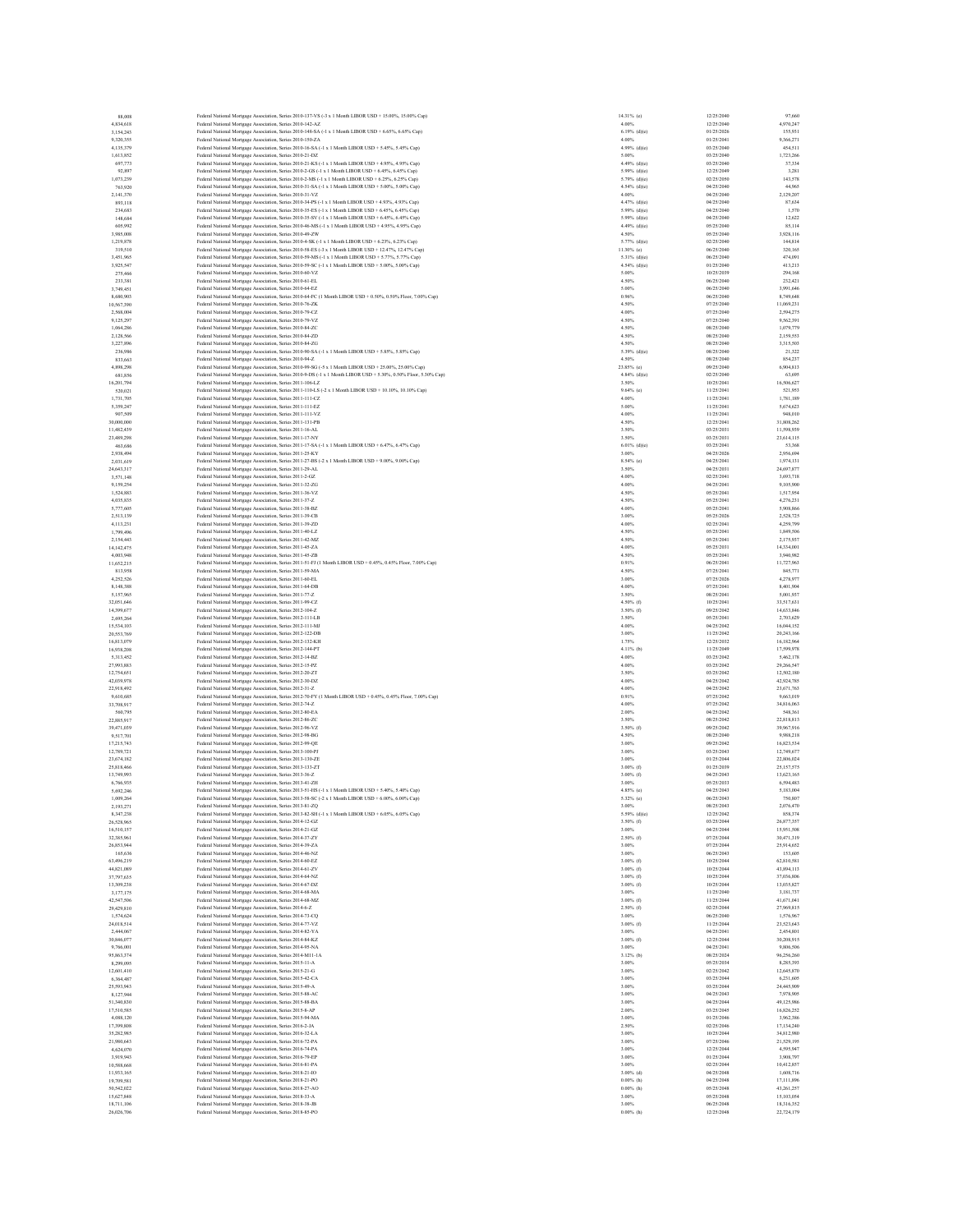| | | | | |
|---|---|---|---|---|
| 88,008 | Federal National Mortgage Association, Series 2010-137-VS (-3 x 1 Month LIBOR USD + 15.00%, 15.00% Cap) | 14.31% (e) | 12/25/2040 | 97,660 |
| 4,834,618 | Federal National Mortgage Association, Series 2010-142-AZ | 4.00% | 12/25/2040 | 4,970,247 |
| 3,154,243 | Federal National Mortgage Association, Series 2010-148-SA (-1 x 1 Month LIBOR USD + 6.65%, 6.65% Cap) | 6.19% (d)(e) | 01/25/2026 | 155,931 |
| 9,320,355 | Federal National Mortgage Association, Series 2010-150-ZA | 4.00% | 01/25/2041 | 9,366,271 |
| 4,135,379 | Federal National Mortgage Association, Series 2010-16-SA (-1 x 1 Month LIBOR USD + 5.45%, 5.45% Cap) | 4.99% (d)(e) | 03/25/2040 | 454,511 |
| 1,613,852 | Federal National Mortgage Association, Series 2010-21-DZ | 5.00% | 03/25/2040 | 1,723,266 |
| 697,773 | Federal National Mortgage Association, Series 2010-21-KS (-1 x 1 Month LIBOR USD + 4.95%, 4.95% Cap) | 4.49% (d)(e) | 03/25/2040 | 37,334 |
| 92,997 | Federal National Mortgage Association, Series 2010-2-GS (-1 x 1 Month LIBOR USD + 6.45%, 6.45% Cap) | 5.99% (d)(e) | 12/25/2049 | 3,281 |
| 1,073,239 | Federal National Mortgage Association, Series 2010-2-MS (-1 x 1 Month LIBOR USD + 6.25%, 6.25% Cap) | 5.79% (d)(e) | 02/25/2050 | 143,578 |
| 763,920 | Federal National Mortgage Association, Series 2010-31-SA (-1 x 1 Month LIBOR USD + 5.00%, 5.00% Cap) | 4.54% (d)(e) | 04/25/2040 | 44,965 |
| 2,141,370 | Federal National Mortgage Association, Series 2010-31-VZ | 4.00% | 04/25/2040 | 2,129,207 |
| 893,118 | Federal National Mortgage Association, Series 2010-34-PS (-1 x 1 Month LIBOR USD + 4.93%, 4.93% Cap) | 4.47% (d)(e) | 04/25/2040 | 87,634 |
| 234,683 | Federal National Mortgage Association, Series 2010-35-ES (-1 x 1 Month LIBOR USD + 6.45%, 6.45% Cap) | 5.99% (d)(e) | 04/25/2040 | 1,570 |
| 148,684 | Federal National Mortgage Association, Series 2010-35-SV (-1 x 1 Month LIBOR USD + 6.45%, 6.45% Cap) | 5.99% (d)(e) | 04/25/2040 | 12,622 |
| 605,992 | Federal National Mortgage Association, Series 2010-46-MS (-1 x 1 Month LIBOR USD + 4.95%, 4.95% Cap) | 4.49% (d)(e) | 05/25/2040 | 85,114 |
| 3,985,008 | Federal National Mortgage Association, Series 2010-49-ZW | 4.50% | 05/25/2040 | 3,928,116 |
| 1,219,878 | Federal National Mortgage Association, Series 2010-4-SK (-1 x 1 Month LIBOR USD + 6.23%, 6.23% Cap) | 5.77% (d)(e) | 02/25/2040 | 144,814 |
| 319,510 | Federal National Mortgage Association, Series 2010-58-ES (-3 x 1 Month LIBOR USD + 12.47%, 12.47% Cap) | 11.30% (e) | 06/25/2040 | 320,165 |
| 3,451,965 | Federal National Mortgage Association, Series 2010-59-MS (-1 x 1 Month LIBOR USD + 5.77%, 5.77% Cap) | 5.31% (d)(e) | 06/25/2040 | 474,091 |
| 3,925,547 | Federal National Mortgage Association, Series 2010-59-SC (-1 x 1 Month LIBOR USD + 5.00%, 5.00% Cap) | 4.54% (d)(e) | 01/25/2040 | 413,213 |
| 275,466 | Federal National Mortgage Association, Series 2010-60-VZ | 5.00% | 10/25/2039 | 294,168 |
| 233,381 | Federal National Mortgage Association, Series 2010-61-EL | 4.50% | 06/25/2040 | 232,421 |
| 3,749,451 | Federal National Mortgage Association, Series 2010-64-EZ | 5.00% | 06/25/2040 | 3,991,646 |
| 8,680,903 | Federal National Mortgage Association, Series 2010-64-FC (1 Month LIBOR USD + 0.50%, 0.50% Floor, 7.00% Cap) | 0.96% | 06/25/2040 | 8,749,648 |
| 10,567,390 | Federal National Mortgage Association, Series 2010-76-ZK | 4.50% | 07/25/2040 | 11,069,231 |
| 2,568,004 | Federal National Mortgage Association, Series 2010-79-CZ | 4.00% | 07/25/2040 | 2,594,275 |
| 9,125,297 | Federal National Mortgage Association, Series 2010-79-VZ | 4.50% | 07/25/2040 | 9,562,391 |
| 1,064,286 | Federal National Mortgage Association, Series 2010-84-ZC | 4.50% | 08/25/2040 | 1,079,779 |
| 2,128,566 | Federal National Mortgage Association, Series 2010-84-ZD | 4.50% | 08/25/2040 | 2,159,553 |
| 3,227,896 | Federal National Mortgage Association, Series 2010-84-ZG | 4.50% | 08/25/2040 | 3,315,503 |
| 236,986 | Federal National Mortgage Association, Series 2010-90-SA (-1 x 1 Month LIBOR USD + 5.85%, 5.85% Cap) | 5.39% (d)(e) | 08/25/2040 | 21,322 |
| 833,663 | Federal National Mortgage Association, Series 2010-94-Z | 4.50% | 08/25/2040 | 854,237 |
| 4,898,298 | Federal National Mortgage Association, Series 2010-99-SG (-5 x 1 Month LIBOR USD + 25.00%, 25.00% Cap) | 23.85% (e) | 09/25/2040 | 6,004,813 |
| 681,856 | Federal National Mortgage Association, Series 2010-9-DS (-1 x 1 Month LIBOR USD + 5.30%, 0.50% Floor, 5.30% Cap) | 4.84% (d)(e) | 02/25/2040 | 63,695 |
| 16,201,794 | Federal National Mortgage Association, Series 2011-106-LZ | 3.50% | 10/25/2041 | 16,506,627 |
| 520,021 | Federal National Mortgage Association, Series 2011-110-LS (-2 x 1 Month LIBOR USD + 10.10%, 10.10% Cap) | 9.64% (e) | 11/25/2041 | 521,953 |
| 1,731,705 | Federal National Mortgage Association, Series 2011-111-CZ | 4.00% | 11/25/2041 | 1,781,189 |
| 5,359,247 | Federal National Mortgage Association, Series 2011-111-EZ | 5.00% | 11/25/2041 | 5,674,623 |
| 907,509 | Federal National Mortgage Association, Series 2011-111-VZ | 4.00% | 11/25/2041 | 948,010 |
| 30,000,000 | Federal National Mortgage Association, Series 2011-131-PB | 4.50% | 12/25/2041 | 31,808,262 |
| 11,482,439 | Federal National Mortgage Association, Series 2011-16-AL | 3.50% | 03/25/2031 | 11,598,959 |
| 23,489,298 | Federal National Mortgage Association, Series 2011-17-NY | 3.50% | 03/25/2031 | 23,614,115 |
| 463,696 | Federal National Mortgage Association, Series 2011-17-SA (-1 x 1 Month LIBOR USD + 6.47%, 6.47% Cap) | 6.01% (d)(e) | 03/25/2041 | 53,368 |
| 2,938,494 | Federal National Mortgage Association, Series 2011-25-KY | 3.00% | 04/25/2026 | 2,956,694 |
| 2,031,619 | Federal National Mortgage Association, Series 2011-27-BS (-2 x 1 Month LIBOR USD + 9.00%, 9.00% Cap) | 8.54% (e) | 04/25/2041 | 1,974,131 |
| 24,643,317 | Federal National Mortgage Association, Series 2011-29-AL | 3.50% | 04/25/2031 | 24,697,877 |
| 3,571,148 | Federal National Mortgage Association, Series 2011-2-GZ | 4.00% | 02/25/2041 | 3,693,718 |
| 9,159,254 | Federal National Mortgage Association, Series 2011-32-ZG | 4.00% | 04/25/2041 | 9,105,900 |
| 1,524,883 | Federal National Mortgage Association, Series 2011-36-VZ | 4.50% | 05/25/2041 | 1,517,994 |
| 4,035,835 | Federal National Mortgage Association, Series 2011-37-Z | 4.50% | 05/25/2041 | 4,276,231 |
| 5,777,605 | Federal National Mortgage Association, Series 2011-38-BZ | 4.00% | 05/25/2041 | 5,908,866 |
| 2,513,139 | Federal National Mortgage Association, Series 2011-39-CB | 3.00% | 05/25/2026 | 2,528,725 |
| 4,113,231 | Federal National Mortgage Association, Series 2011-39-ZD | 4.00% | 02/25/2041 | 4,259,799 |
| 1,799,496 | Federal National Mortgage Association, Series 2011-40-LZ | 4.50% | 05/25/2041 | 1,849,506 |
| 2,154,443 | Federal National Mortgage Association, Series 2011-42-MZ | 4.50% | 05/25/2041 | 2,175,937 |
| 14,142,475 | Federal National Mortgage Association, Series 2011-45-ZA | 4.00% | 05/25/2031 | 14,334,001 |
| 4,003,948 | Federal National Mortgage Association, Series 2011-45-ZB | 4.50% | 05/25/2041 | 3,940,982 |
| 11,652,215 | Federal National Mortgage Association, Series 2011-51-FJ (1 Month LIBOR USD + 0.45%, 0.45% Floor, 7.00% Cap) | 0.91% | 06/25/2041 | 11,727,963 |
| 813,958 | Federal National Mortgage Association, Series 2011-59-MA | 4.50% | 07/25/2041 | 845,771 |
| 4,252,526 | Federal National Mortgage Association, Series 2011-60-EL | 3.00% | 07/25/2026 | 4,278,977 |
| 8,148,388 | Federal National Mortgage Association, Series 2011-64-DB | 4.00% | 07/25/2041 | 8,401,904 |
| 5,157,965 | Federal National Mortgage Association, Series 2011-77-Z | 3.50% | 08/25/2041 | 5,001,937 |
| 32,051,646 | Federal National Mortgage Association, Series 2011-99-CZ | 4.50% (f) | 10/25/2041 | 33,517,631 |
| 14,399,677 | Federal National Mortgage Association, Series 2012-104-Z | 3.50% (f) | 09/25/2042 | 14,633,846 |
| 2,695,264 | Federal National Mortgage Association, Series 2012-111-LB | 3.50% | 05/25/2041 | 2,703,629 |
| 15,534,103 | Federal National Mortgage Association, Series 2012-111-MJ | 4.00% | 04/25/2042 | 16,044,152 |
| 20,553,769 | Federal National Mortgage Association, Series 2012-122-DB | 3.00% | 11/25/2042 | 20,243,166 |
| 16,813,079 | Federal National Mortgage Association, Series 2012-132-KH | 1.75% | 12/25/2032 | 16,182,964 |
| 16,938,208 | Federal National Mortgage Association, Series 2012-144-PT | 4.11% (b) | 11/25/2049 | 17,599,978 |
| 5,313,452 | Federal National Mortgage Association, Series 2012-14-BZ | 4.00% | 03/25/2042 | 5,462,178 |
| 27,993,883 | Federal National Mortgage Association, Series 2012-15-PZ | 4.00% | 03/25/2042 | 29,266,547 |
| 12,754,651 | Federal National Mortgage Association, Series 2012-20-ZT | 3.50% | 03/25/2042 | 12,502,180 |
| 42,039,978 | Federal National Mortgage Association, Series 2012-30-DZ | 4.00% | 04/25/2042 | 42,924,785 |
| 22,918,492 | Federal National Mortgage Association, Series 2012-31-Z | 4.00% | 04/25/2042 | 23,671,763 |
| 9,610,685 | Federal National Mortgage Association, Series 2012-70-FY (1 Month LIBOR USD + 0.45%, 0.45% Floor, 7.00% Cap) | 0.91% | 07/25/2042 | 9,663,019 |
| 33,708,917 | Federal National Mortgage Association, Series 2012-74-Z | 4.00% | 07/25/2042 | 34,816,063 |
| 560,795 | Federal National Mortgage Association, Series 2012-80-EA | 2.00% | 04/25/2042 | 548,361 |
| 22,885,917 | Federal National Mortgage Association, Series 2012-86-ZC | 3.50% | 08/25/2042 | 22,818,813 |
| 39,471,039 | Federal National Mortgage Association, Series 2012-96-VZ | 3.50% (f) | 09/25/2042 | 39,967,916 |
| 9,517,701 | Federal National Mortgage Association, Series 2012-98-BG | 4.50% | 08/25/2040 | 9,988,218 |
| 17,215,743 | Federal National Mortgage Association, Series 2012-99-QE | 3.00% | 09/25/2042 | 16,823,534 |
| 12,789,721 | Federal National Mortgage Association, Series 2013-100-PJ | 3.00% | 03/25/2043 | 12,749,677 |
| 23,674,182 | Federal National Mortgage Association, Series 2013-130-ZE | 3.00% | 01/25/2044 | 22,806,024 |
| 25,818,466 | Federal National Mortgage Association, Series 2013-133-ZT | 3.00% (f) | 01/25/2039 | 25,157,575 |
| 13,749,993 | Federal National Mortgage Association, Series 2013-36-Z | 3.00% (f) | 04/25/2043 | 13,623,165 |
| 6,766,935 | Federal National Mortgage Association, Series 2013-41-ZH | 3.00% | 05/25/2033 | 6,594,483 |
| 5,692,246 | Federal National Mortgage Association, Series 2013-51-HS (-1 x 1 Month LIBOR USD + 5.40%, 5.40% Cap) | 4.85% (e) | 04/25/2043 | 5,183,004 |
| 1,009,264 | Federal National Mortgage Association, Series 2013-58-SC (-2 x 1 Month LIBOR USD + 6.00%, 6.00% Cap) | 5.32% (e) | 06/25/2043 | 750,807 |
| 2,193,271 | Federal National Mortgage Association, Series 2013-81-ZQ | 3.00% | 08/25/2043 | 2,076,470 |
| 8,347,238 | Federal National Mortgage Association, Series 2013-82-SH (-1 x 1 Month LIBOR USD + 6.05%, 6.05% Cap) | 5.59% (d)(e) | 12/25/2042 | 858,374 |
| 26,528,965 | Federal National Mortgage Association, Series 2014-12-GZ | 3.50% (f) | 03/25/2044 | 26,877,357 |
| 16,510,157 | Federal National Mortgage Association, Series 2014-21-GZ | 3.00% | 04/25/2044 | 15,951,508 |
| 32,385,961 | Federal National Mortgage Association, Series 2014-37-ZY | 2.50% (f) | 07/25/2044 | 30,471,319 |
| 26,853,944 | Federal National Mortgage Association, Series 2014-39-ZA | 3.00% | 07/25/2044 | 25,914,652 |
| 165,636 | Federal National Mortgage Association, Series 2014-46-NZ | 3.00% | 06/25/2043 | 153,605 |
| 63,496,219 | Federal National Mortgage Association, Series 2014-60-EZ | 3.00% (f) | 10/25/2044 | 62,810,581 |
| 44,821,089 | Federal National Mortgage Association, Series 2014-61-ZV | 3.00% (f) | 10/25/2044 | 43,094,113 |
| 37,797,633 | Federal National Mortgage Association, Series 2014-64-NZ | 3.00% (f) | 10/25/2044 | 37,036,806 |
| 13,309,238 | Federal National Mortgage Association, Series 2014-67-DZ | 3.00% (f) | 10/25/2044 | 13,035,827 |
| 3,177,175 | Federal National Mortgage Association, Series 2014-68-MA | 3.00% | 11/25/2040 | 3,181,737 |
| 42,547,506 | Federal National Mortgage Association, Series 2014-68-MZ | 3.00% (f) | 11/25/2044 | 41,671,041 |
| 29,429,810 | Federal National Mortgage Association, Series 2014-6-Z | 2.50% (f) | 02/25/2044 | 27,069,815 |
| 1,574,624 | Federal National Mortgage Association, Series 2014-73-CQ | 3.00% | 06/25/2040 | 1,576,967 |
| 24,018,514 | Federal National Mortgage Association, Series 2014-77-VZ | 3.00% (f) | 11/25/2044 | 23,523,643 |
| 2,444,067 | Federal National Mortgage Association, Series 2014-82-YA | 3.00% | 04/25/2041 | 2,454,801 |
| 30,846,077 | Federal National Mortgage Association, Series 2014-84-KZ | 3.00% (f) | 12/25/2044 | 30,208,915 |
| 9,766,001 | Federal National Mortgage Association, Series 2014-95-NA | 3.00% | 04/25/2041 | 9,806,506 |
| 95,863,374 | Federal National Mortgage Association, Series 2014-M11-1A | 3.12% (b) | 08/25/2024 | 96,256,260 |
| 8,299,095 | Federal National Mortgage Association, Series 2015-11-A | 3.00% | 05/25/2034 | 8,285,393 |
| 12,601,410 | Federal National Mortgage Association, Series 2015-21-G | 3.00% | 02/25/2042 | 12,645,870 |
| 6,364,487 | Federal National Mortgage Association, Series 2015-42-CA | 3.00% | 03/25/2044 | 6,251,605 |
| 25,593,943 | Federal National Mortgage Association, Series 2015-49-A | 3.00% | 03/25/2044 | 24,445,909 |
| 8,127,944 | Federal National Mortgage Association, Series 2015-88-AC | 3.00% | 04/25/2043 | 7,978,905 |
| 51,340,830 | Federal National Mortgage Association, Series 2015-88-BA | 3.00% | 04/25/2044 | 49,125,986 |
| 17,510,585 | Federal National Mortgage Association, Series 2015-8-AP | 2.00% | 03/25/2045 | 16,826,252 |
| 4,088,120 | Federal National Mortgage Association, Series 2015-94-MA | 3.00% | 01/25/2046 | 3,962,386 |
| 17,399,808 | Federal National Mortgage Association, Series 2016-2-JA | 2.50% | 02/25/2046 | 17,134,240 |
| 35,282,985 | Federal National Mortgage Association, Series 2016-32-LA | 3.00% | 10/25/2044 | 34,812,980 |
| 21,980,643 | Federal National Mortgage Association, Series 2016-72-PA | 3.00% | 07/25/2046 | 21,529,195 |
| 4,624,070 | Federal National Mortgage Association, Series 2016-74-PA | 3.00% | 12/25/2044 | 4,595,947 |
| 3,919,945 | Federal National Mortgage Association, Series 2016-79-EP | 3.00% | 01/25/2044 | 3,908,797 |
| 10,588,668 | Federal National Mortgage Association, Series 2016-81-PA | 3.00% | 02/25/2044 | 10,412,857 |
| 11,933,165 | Federal National Mortgage Association, Series 2018-21-IO | 3.00% (d) | 04/25/2048 | 1,608,716 |
| 19,709,581 | Federal National Mortgage Association, Series 2018-21-PO | 0.00% (h) | 04/25/2048 | 17,111,896 |
| 50,542,022 | Federal National Mortgage Association, Series 2018-27-AO | 0.00% (h) | 05/25/2048 | 43,261,257 |
| 15,627,848 | Federal National Mortgage Association, Series 2018-33-A | 3.00% | 05/25/2048 | 15,103,054 |
| 18,711,106 | Federal National Mortgage Association, Series 2018-38-JB | 3.00% | 06/25/2048 | 18,316,352 |
| 26,026,706 | Federal National Mortgage Association, Series 2018-85-PO | 0.00% (h) | 12/25/2048 | 22,724,179 |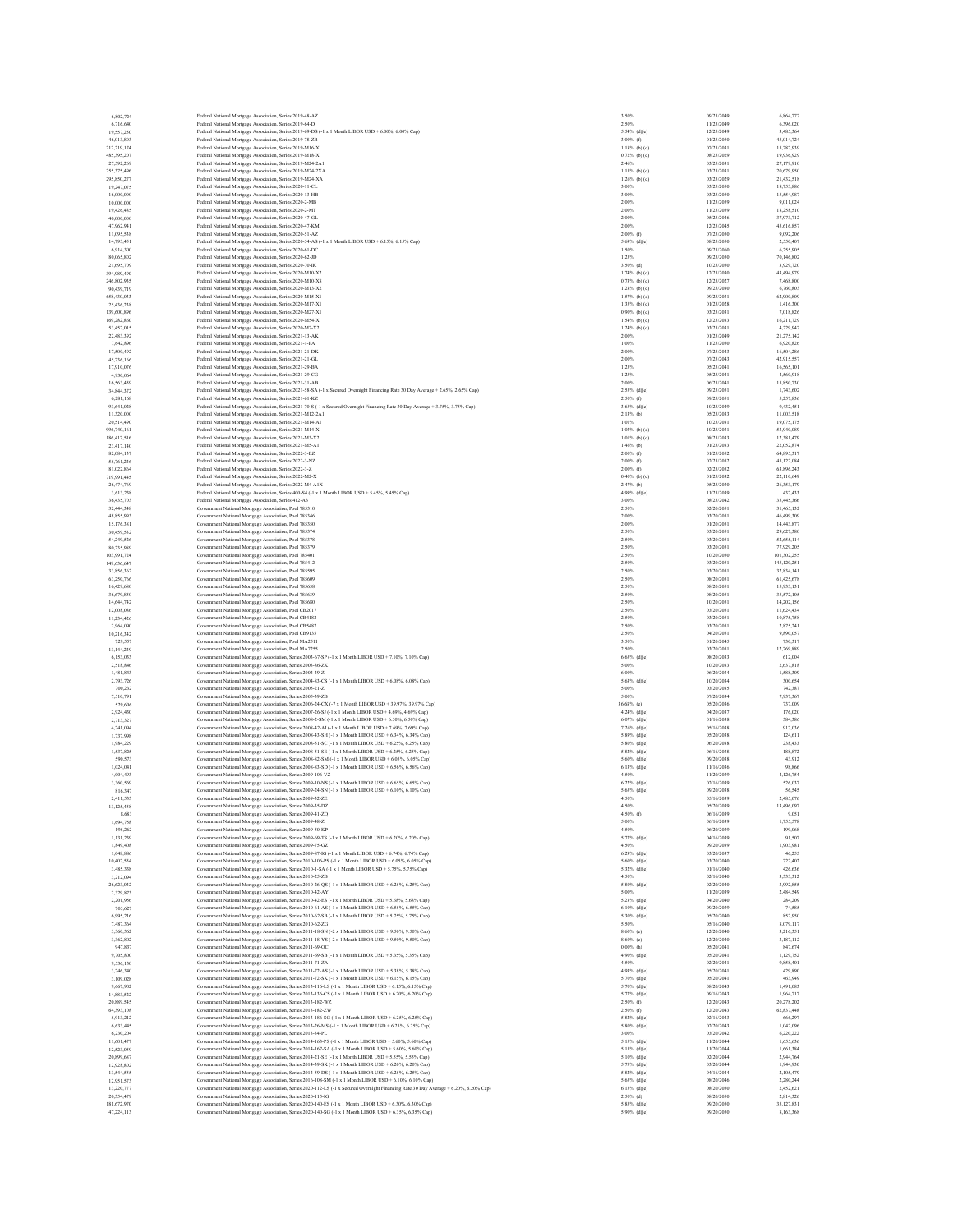| | | | | |
|---|---|---|---|---|
| 6,802,724 | Federal National Mortgage Association, Series 2019-48-AZ | 3.50% | 09/25/2049 | 6,864,777 |
| 6,716,640 | Federal National Mortgage Association, Series 2019-64-D | 2.50% | 11/25/2049 | 6,396,020 |
| 19,557,250 | Federal National Mortgage Association, Series 2019-69-DS (-1 x 1 Month LIBOR USD + 6.00%, 6.00% Cap) | 5.54% (d)(e) | 12/25/2049 | 3,485,564 |
| 46,013,803 | Federal National Mortgage Association, Series 2019-78-ZB | 3.00% (f) | 01/25/2050 | 45,014,724 |
| 212,219,174 | Federal National Mortgage Association, Series 2019-M16-X | 1.18% (b) (d) | 07/25/2031 | 15,787,959 |
| 485,395,207 | Federal National Mortgage Association, Series 2019-M18-X | 0.72% (b) (d) | 08/25/2029 | 19,956,929 |
| 27,592,269 | Federal National Mortgage Association, Series 2019-M24-2A1 | 2.46% | 03/25/2031 | 27,179,910 |
| 255,375,496 | Federal National Mortgage Association, Series 2019-M24-2XA | 1.15% (b) (d) | 03/25/2031 | 20,679,950 |
| 295,850,277 | Federal National Mortgage Association, Series 2019-M24-XA | 1.26% (b) (d) | 03/25/2029 | 21,452,518 |
| 19,247,075 | Federal National Mortgage Association, Series 2020-11-CL | 3.00% | 03/25/2050 | 18,753,886 |
| 16,000,000 | Federal National Mortgage Association, Series 2020-13-HB | 3.00% | 03/25/2050 | 15,554,987 |
| 10,000,000 | Federal National Mortgage Association, Series 2020-2-MB | 2.00% | 11/25/2059 | 9,011,024 |
| 19,426,485 | Federal National Mortgage Association, Series 2020-2-MT | 2.00% | 11/25/2059 | 18,258,510 |
| 40,000,000 | Federal National Mortgage Association, Series 2020-47-GL | 2.00% | 05/25/2046 | 37,973,712 |
| 47,062,941 | Federal National Mortgage Association, Series 2020-47-KM | 2.00% | 12/25/2045 | 45,616,857 |
| 11,095,538 | Federal National Mortgage Association, Series 2020-51-AZ | 2.00% (f) | 07/25/2050 | 9,092,206 |
| 14,793,451 | Federal National Mortgage Association, Series 2020-54-AS (-1 x 1 Month LIBOR USD + 6.15%, 6.15% Cap) | 5.69% (d)(e) | 08/25/2050 | 2,550,407 |
| 6,914,300 | Federal National Mortgage Association, Series 2020-61-DC | 1.50% | 09/25/2060 | 6,255,905 |
| 80,065,802 | Federal National Mortgage Association, Series 2020-62-JD | 1.25% | 09/25/2050 | 70,146,802 |
| 21,695,709 | Federal National Mortgage Association, Series 2020-70-IK | 3.50% (d) | 10/25/2050 | 3,929,720 |
| 394,989,490 | Federal National Mortgage Association, Series 2020-M10-X2 | 1.74% (b) (d) | 12/25/2030 | 43,494,979 |
| 246,802,935 | Federal National Mortgage Association, Series 2020-M10-X8 | 0.73% (b) (d) | 12/25/2027 | 7,468,800 |
| 90,459,719 | Federal National Mortgage Association, Series 2020-M13-X2 | 1.28% (b) (d) | 09/25/2030 | 6,760,803 |
| 658,450,033 | Federal National Mortgage Association, Series 2020-M15-X1 | 1.57% (b) (d) | 09/25/2031 | 62,900,809 |
| 25,436,238 | Federal National Mortgage Association, Series 2020-M17-X1 | 1.35% (b) (d) | 01/25/2028 | 1,416,300 |
| 139,600,896 | Federal National Mortgage Association, Series 2020-M27-X1 | 0.90% (b) (d) | 03/25/2031 | 7,018,826 |
| 169,282,860 | Federal National Mortgage Association, Series 2020-M54-X | 1.54% (b) (d) | 12/25/2033 | 16,211,729 |
| 53,457,015 | Federal National Mortgage Association, Series 2020-M7-X2 | 1.24% (b) (d) | 03/25/2031 | 4,229,947 |
| 22,483,392 | Federal National Mortgage Association, Series 2021-13-AK | 2.00% | 01/25/2049 | 21,275,142 |
| 7,642,896 | Federal National Mortgage Association, Series 2021-1-PA | 1.00% | 11/25/2050 | 6,920,826 |
| 17,500,492 | Federal National Mortgage Association, Series 2021-21-DK | 2.00% | 07/25/2043 | 16,504,286 |
| 45,736,166 | Federal National Mortgage Association, Series 2021-21-GL | 2.00% | 07/25/2043 | 42,915,557 |
| 17,910,076 | Federal National Mortgage Association, Series 2021-29-BA | 1.25% | 05/25/2041 | 16,565,101 |
| 4,930,064 | Federal National Mortgage Association, Series 2021-29-CG | 1.25% | 05/25/2041 | 4,560,918 |
| 16,563,459 | Federal National Mortgage Association, Series 2021-31-AB | 2.00% | 06/25/2041 | 15,850,730 |
| 34,844,372 | Federal National Mortgage Association, Series 2021-58-SA (-1 x Secured Overnight Financing Rate 30 Day Average + 2.65%, 2.65% Cap) | 2.55% (d)(e) | 09/25/2051 | 1,743,602 |
| 6,281,168 | Federal National Mortgage Association, Series 2021-61-KZ | 2.50% (f) | 09/25/2051 | 5,257,836 |
| 93,641,028 | Federal National Mortgage Association, Series 2021-70-S (-1 x Secured Overnight Financing Rate 30 Day Average + 3.75%, 3.75% Cap) | 3.65% (d)(e) | 10/25/2049 | 9,452,451 |
| 11,320,000 | Federal National Mortgage Association, Series 2021-M12-2A1 | 2.13% (b) | 05/25/2033 | 11,003,518 |
| 20,514,490 | Federal National Mortgage Association, Series 2021-M14-A1 | 1.01% | 10/25/2031 | 19,075,175 |
| 996,740,161 | Federal National Mortgage Association, Series 2021-M14-X | 1.03% (b) (d) | 10/25/2031 | 53,940,089 |
| 186,417,516 | Federal National Mortgage Association, Series 2021-M3-X2 | 1.01% (b) (d) | 08/25/2033 | 12,381,479 |
| 23,417,140 | Federal National Mortgage Association, Series 2021-M5-A1 | 1.46% (b) | 01/25/2033 | 22,052,874 |
| 82,084,137 | Federal National Mortgage Association, Series 2022-3-EZ | 2.00% (f) | 01/25/2052 | 64,895,317 |
| 55,761,246 | Federal National Mortgage Association, Series 2022-3-NZ | 2.00% (f) | 02/25/2052 | 45,122,084 |
| 81,022,864 | Federal National Mortgage Association, Series 2022-3-Z | 2.00% (f) | 02/25/2052 | 63,896,243 |
| 719,991,445 | Federal National Mortgage Association, Series 2022-M2-X | 0.40% (b) (d) | 01/25/2032 | 22,110,649 |
| 26,474,769 | Federal National Mortgage Association, Series 2022-M4-A1X | 2.47% (b) | 05/25/2030 | 26,353,179 |
| 3,613,238 | Federal National Mortgage Association, Series 400-S4 (-1 x 1 Month LIBOR USD + 5.45%, 5.45% Cap) | 4.99% (d)(e) | 11/25/2039 | 457,433 |
| 36,453,703 | Federal National Mortgage Association, Series 412-A3 | 3.00% | 08/25/2042 | 35,445,366 |
| 32,444,348 | Government National Mortgage Association, Pool 785310 | 2.50% | 02/20/2051 | 31,465,132 |
| 48,855,993 | Government National Mortgage Association, Pool 785346 | 2.00% | 03/20/2051 | 46,499,309 |
| 15,176,381 | Government National Mortgage Association, Pool 785350 | 2.00% | 01/20/2051 | 14,443,877 |
| 30,459,532 | Government National Mortgage Association, Pool 785374 | 2.50% | 03/20/2051 | 29,627,380 |
| 54,249,526 | Government National Mortgage Association, Pool 785378 | 2.50% | 03/20/2051 | 52,655,114 |
| 80,235,989 | Government National Mortgage Association, Pool 785379 | 2.50% | 03/20/2051 | 77,929,205 |
| 103,991,724 | Government National Mortgage Association, Pool 785401 | 2.50% | 10/20/2050 | 101,302,255 |
| 149,636,647 | Government National Mortgage Association, Pool 785412 | 2.50% | 03/20/2051 | 145,120,251 |
| 33,856,362 | Government National Mortgage Association, Pool 785595 | 2.50% | 03/20/2051 | 32,834,141 |
| 63,250,766 | Government National Mortgage Association, Pool 785609 | 2.50% | 08/20/2051 | 61,425,678 |
| 16,429,680 | Government National Mortgage Association, Pool 785638 | 2.50% | 08/20/2051 | 15,933,131 |
| 36,679,850 | Government National Mortgage Association, Pool 785639 | 2.50% | 08/20/2051 | 35,572,105 |
| 14,644,742 | Government National Mortgage Association, Pool 785680 | 2.50% | 10/20/2051 | 14,202,156 |
| 12,008,086 | Government National Mortgage Association, Pool CB2017 | 2.50% | 03/20/2051 | 11,624,434 |
| 11,234,426 | Government National Mortgage Association, Pool CB4182 | 2.50% | 03/20/2051 | 10,875,758 |
| 2,964,090 | Government National Mortgage Association, Pool CB5487 | 2.50% | 03/20/2051 | 2,875,241 |
| 10,216,342 | Government National Mortgage Association, Pool CB9135 | 2.50% | 04/20/2051 | 9,890,057 |
| 729,557 | Government National Mortgage Association, Pool MA2511 | 3.50% | 01/20/2045 | 730,317 |
| 13,144,249 | Government National Mortgage Association, Pool MA7255 | 2.50% | 03/20/2051 | 12,769,889 |
| 6,153,033 | Government National Mortgage Association, Series 2003-67-SP (-1 x 1 Month LIBOR USD + 7.10%, 7.10% Cap) | 6.65% (d)(e) | 08/20/2033 | 612,004 |
| 2,518,846 | Government National Mortgage Association, Series 2003-86-ZK | 5.00% | 10/20/2033 | 2,657,818 |
| 1,481,843 | Government National Mortgage Association, Series 2004-49-Z | 6.00% | 06/20/2034 | 1,588,309 |
| 2,793,726 | Government National Mortgage Association, Series 2004-83-CS (-1 x 1 Month LIBOR USD + 6.08%, 6.08% Cap) | 5.63% (d)(e) | 10/20/2034 | 300,654 |
| 700,232 | Government National Mortgage Association, Series 2005-21-Z | 5.00% | 03/20/2035 | 742,387 |
| 7,510,791 | Government National Mortgage Association, Series 2005-39-ZB | 5.00% | 07/20/2034 | 7,957,367 |
| 529,606 | Government National Mortgage Association, Series 2006-24-CX (-7 x 1 Month LIBOR USD + 39.97%, 39.97% Cap) | 36.68% (e) | 05/20/2036 | 757,009 |
| 2,924,450 | Government National Mortgage Association, Series 2007-26-SJ (-1 x 1 Month LIBOR USD + 4.69%, 4.69% Cap) | 4.24% (d)(e) | 04/20/2037 | 176,020 |
| 2,713,327 | Government National Mortgage Association, Series 2008-2-SM (-1 x 1 Month LIBOR USD + 6.50%, 6.50% Cap) | 6.07% (d)(e) | 01/16/2038 | 384,386 |
| 4,741,094 | Government National Mortgage Association, Series 2008-42-AI (-1 x 1 Month LIBOR USD + 7.69%, 7.69% Cap) | 7.26% (d)(e) | 05/16/2038 | 917,036 |
| 1,737,998 | Government National Mortgage Association, Series 2008-43-SH (-1 x 1 Month LIBOR USD + 6.34%, 6.34% Cap) | 5.89% (d)(e) | 05/20/2038 | 124,611 |
| 1,984,229 | Government National Mortgage Association, Series 2008-51-SC (-1 x 1 Month LIBOR USD + 6.25%, 6.25% Cap) | 5.80% (d)(e) | 06/20/2038 | 258,433 |
| 1,537,825 | Government National Mortgage Association, Series 2008-51-SE (-1 x 1 Month LIBOR USD + 6.25%, 6.25% Cap) | 5.82% (d)(e) | 06/16/2038 | 188,872 |
| 590,573 | Government National Mortgage Association, Series 2008-82-SM (-1 x 1 Month LIBOR USD + 6.05%, 6.05% Cap) | 5.60% (d)(e) | 09/20/2038 | 43,912 |
| 1,024,041 | Government National Mortgage Association, Series 2008-83-SD (-1 x 1 Month LIBOR USD + 6.56%, 6.56% Cap) | 6.13% (d)(e) | 11/16/2036 | 98,866 |
| 4,004,493 | Government National Mortgage Association, Series 2009-106-VZ | 4.50% | 11/20/2039 | 4,126,754 |
| 3,390,569 | Government National Mortgage Association, Series 2009-10-NS (-1 x 1 Month LIBOR USD + 6.65%, 6.65% Cap) | 6.22% (d)(e) | 02/16/2039 | 526,037 |
| 816,547 | Government National Mortgage Association, Series 2009-24-SN (-1 x 1 Month LIBOR USD + 6.10%, 6.10% Cap) | 5.65% (d)(e) | 09/20/2038 | 56,545 |
| 2,411,533 | Government National Mortgage Association, Series 2009-32-ZE | 4.50% | 05/16/2039 | 2,485,076 |
| 13,125,458 | Government National Mortgage Association, Series 2009-35-DZ | 4.50% | 05/20/2039 | 13,496,097 |
| 8,683 | Government National Mortgage Association, Series 2009-41-ZQ | 4.50% (f) | 06/16/2039 | 9,051 |
| 1,694,758 | Government National Mortgage Association, Series 2009-48-Z | 5.00% | 06/16/2039 | 1,755,578 |
| 195,262 | Government National Mortgage Association, Series 2009-50-KP | 4.50% | 06/20/2039 | 199,068 |
| 1,131,239 | Government National Mortgage Association, Series 2009-69-TS (-1 x 1 Month LIBOR USD + 6.20%, 6.20% Cap) | 5.77% (d)(e) | 04/16/2039 | 91,507 |
| 1,849,408 | Government National Mortgage Association, Series 2009-75-GZ | 4.50% | 09/20/2039 | 1,903,981 |
| 1,048,886 | Government National Mortgage Association, Series 2009-87-IG (-1 x 1 Month LIBOR USD + 6.74%, 6.74% Cap) | 6.29% (d)(e) | 03/20/2037 | 46,255 |
| 10,407,554 | Government National Mortgage Association, Series 2010-106-PS (-1 x 1 Month LIBOR USD + 6.05%, 6.05% Cap) | 5.60% (d)(e) | 03/20/2040 | 722,402 |
| 3,485,338 | Government National Mortgage Association, Series 2010-1-SA (-1 x 1 Month LIBOR USD + 5.75%, 5.75% Cap) | 5.32% (d)(e) | 01/16/2040 | 426,636 |
| 3,212,094 | Government National Mortgage Association, Series 2010-25-ZB | 4.50% | 02/16/2040 | 3,333,312 |
| 26,623,042 | Government National Mortgage Association, Series 2010-26-QS (-1 x 1 Month LIBOR USD + 6.25%, 6.25% Cap) | 5.80% (d)(e) | 02/20/2040 | 3,992,855 |
| 2,329,873 | Government National Mortgage Association, Series 2010-42-AY | 5.00% | 11/20/2039 | 2,484,549 |
| 2,201,956 | Government National Mortgage Association, Series 2010-42-ES (-1 x 1 Month LIBOR USD + 5.68%, 5.68% Cap) | 5.23% (d)(e) | 04/20/2040 | 284,209 |
| 705,627 | Government National Mortgage Association, Series 2010-61-AS (-1 x 1 Month LIBOR USD + 6.55%, 6.55% Cap) | 6.10% (d)(e) | 09/20/2039 | 74,585 |
| 6,995,216 | Government National Mortgage Association, Series 2010-62-SB (-1 x 1 Month LIBOR USD + 5.75%, 5.75% Cap) | 5.30% (d)(e) | 05/20/2040 | 852,950 |
| 7,487,364 | Government National Mortgage Association, Series 2010-62-ZG | 5.50% | 05/16/2040 | 8,079,117 |
| 3,360,362 | Government National Mortgage Association, Series 2011-18-SN (-2 x 1 Month LIBOR USD + 9.50%, 9.50% Cap) | 8.60% (e) | 12/20/2040 | 3,216,351 |
| 3,362,802 | Government National Mortgage Association, Series 2011-18-YS (-2 x 1 Month LIBOR USD + 9.50%, 9.50% Cap) | 8.60% (e) | 12/20/2040 | 3,187,112 |
| 947,837 | Government National Mortgage Association, Series 2011-69-OC | 0.00% (h) | 05/20/2041 | 847,674 |
| 9,705,800 | Government National Mortgage Association, Series 2011-69-SB (-1 x 1 Month LIBOR USD + 5.35%, 5.35% Cap) | 4.90% (d)(e) | 05/20/2041 | 1,129,752 |
| 9,536,130 | Government National Mortgage Association, Series 2011-71-ZA | 4.50% | 02/20/2041 | 9,858,401 |
| 3,746,340 | Government National Mortgage Association, Series 2011-72-AS (-1 x 1 Month LIBOR USD + 5.38%, 5.38% Cap) | 4.93% (d)(e) | 05/20/2041 | 429,890 |
| 3,109,028 | Government National Mortgage Association, Series 2011-72-SK (-1 x 1 Month LIBOR USD + 6.15%, 6.15% Cap) | 5.70% (d)(e) | 05/20/2041 | 463,949 |
| 9,667,902 | Government National Mortgage Association, Series 2013-116-LS (-1 x 1 Month LIBOR USD + 6.15%, 6.15% Cap) | 5.70% (d)(e) | 08/20/2043 | 1,491,083 |
| 14,883,522 | Government National Mortgage Association, Series 2013-136-CS (-1 x 1 Month LIBOR USD + 6.20%, 6.20% Cap) | 5.77% (d)(e) | 09/16/2043 | 1,964,717 |
| 20,889,545 | Government National Mortgage Association, Series 2013-182-WZ | 2.50% (f) | 12/20/2043 | 20,278,202 |
| 64,593,108 | Government National Mortgage Association, Series 2013-182-ZW | 2.50% (f) | 12/20/2043 | 62,857,448 |
| 5,913,212 | Government National Mortgage Association, Series 2013-186-SG (-1 x 1 Month LIBOR USD + 6.25%, 6.25% Cap) | 5.82% (d)(e) | 02/16/2043 | 666,297 |
| 6,633,445 | Government National Mortgage Association, Series 2013-26-MS (-1 x 1 Month LIBOR USD + 6.25%, 6.25% Cap) | 5.80% (d)(e) | 02/20/2043 | 1,042,096 |
| 6,230,204 | Government National Mortgage Association, Series 2013-34-PL | 3.00% | 03/20/2042 | 6,220,222 |
| 11,601,477 | Government National Mortgage Association, Series 2014-163-PS (-1 x 1 Month LIBOR USD + 5.60%, 5.60% Cap) | 5.15% (d)(e) | 11/20/2044 | 1,655,636 |
| 12,523,059 | Government National Mortgage Association, Series 2014-167-SA (-1 x 1 Month LIBOR USD + 5.60%, 5.60% Cap) | 5.15% (d)(e) | 11/20/2044 | 1,661,384 |
| 20,899,687 | Government National Mortgage Association, Series 2014-21-SE (-1 x 1 Month LIBOR USD + 5.55%, 5.55% Cap) | 5.10% (d)(e) | 02/20/2044 | 2,944,764 |
| 12,928,802 | Government National Mortgage Association, Series 2014-39-SK (-1 x 1 Month LIBOR USD + 6.20%, 6.20% Cap) | 5.75% (d)(e) | 03/20/2044 | 1,944,930 |
| 13,544,555 | Government National Mortgage Association, Series 2014-59-DS (-1 x 1 Month LIBOR USD + 6.25%, 6.25% Cap) | 5.82% (d)(e) | 04/16/2044 | 2,105,479 |
| 12,951,573 | Government National Mortgage Association, Series 2016-108-SM (-1 x 1 Month LIBOR USD + 6.10%, 6.10% Cap) | 5.65% (d)(e) | 08/20/2046 | 2,280,244 |
| 13,220,777 | Government National Mortgage Association, Series 2020-112-LS (-1 x Secured Overnight Financing Rate 30 Day Average + 6.20%, 6.20% Cap) | 6.15% (d)(e) | 08/20/2050 | 2,452,621 |
| 20,354,479 | Government National Mortgage Association, Series 2020-115-IG | 2.50% (d) | 08/20/2050 | 2,814,326 |
| 181,672,970 | Government National Mortgage Association, Series 2020-140-ES (-1 x 1 Month LIBOR USD + 6.30%, 6.30% Cap) | 5.85% (d)(e) | 09/20/2050 | 35,127,831 |
| 47,224,113 | Government National Mortgage Association, Series 2020-140-SG (-1 x 1 Month LIBOR USD + 6.35%, 6.35% Cap) | 5.90% (d)(e) | 09/20/2050 | 8,163,368 |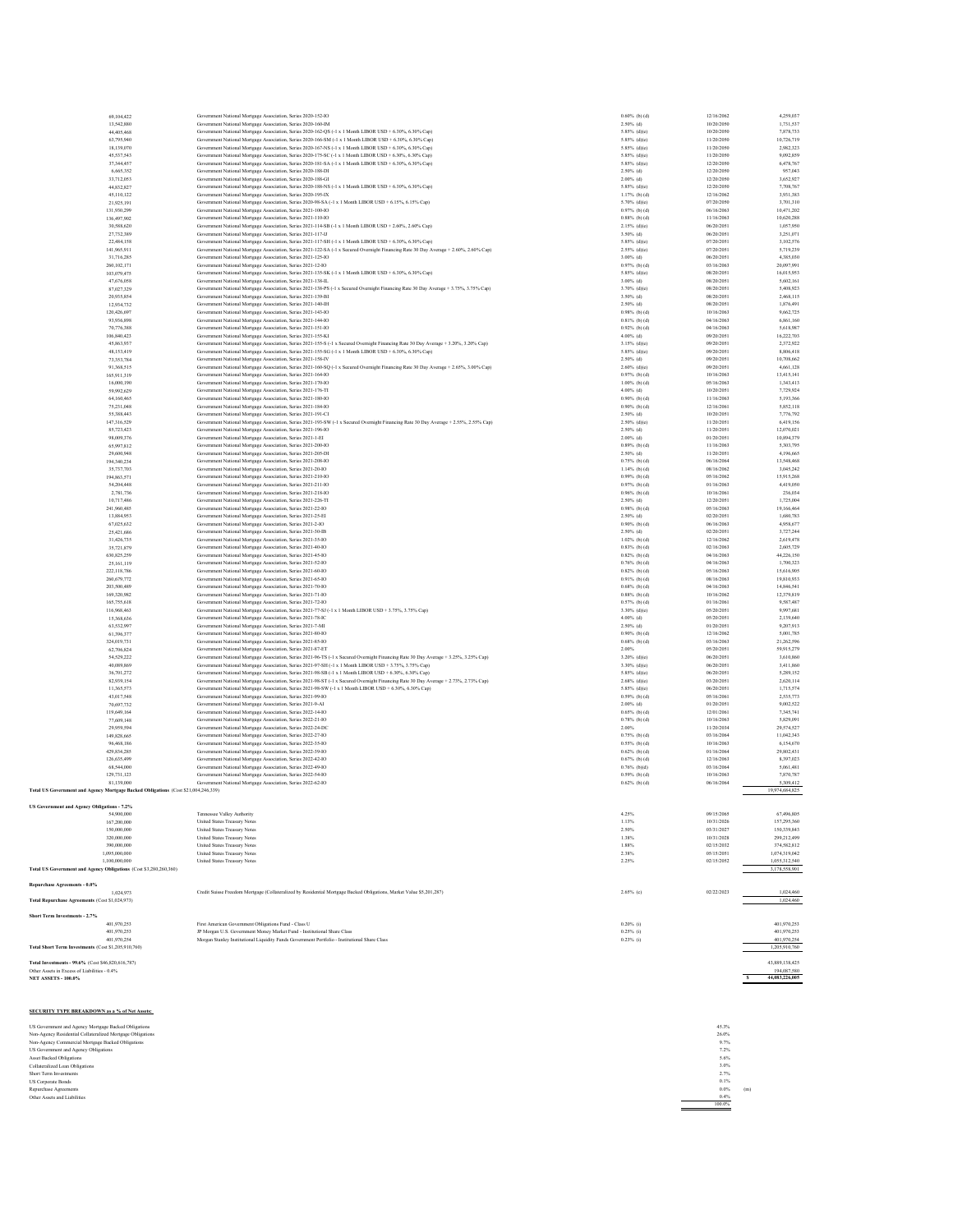| Principal Amount / Shares | Security Description | Rate | Maturity | Value |
|---|---|---|---|---|
| 69,104,422 | Government National Mortgage Association, Series 2020-152-IO | 0.60% (b) (d) | 12/16/2062 | 4,259,037 |
| 13,542,880 | Government National Mortgage Association, Series 2020-160-IM | 2.50% (d) | 10/20/2050 | 1,731,537 |
| 44,405,468 | Government National Mortgage Association, Series 2020-162-QS (-1 x 1 Month LIBOR USD + 6.30%, 6.30% Cap) | 5.85% (d)(e) | 10/20/2050 | 7,878,733 |
| 63,795,940 | Government National Mortgage Association, Series 2020-166-SM (-1 x 1 Month LIBOR USD + 6.30%, 6.30% Cap) | 5.85% (d)(e) | 11/20/2050 | 10,726,719 |
| 18,139,070 | Government National Mortgage Association, Series 2020-167-NS (-1 x 1 Month LIBOR USD + 6.30%, 6.30% Cap) | 5.85% (d)(e) | 11/20/2050 | 2,982,323 |
| 45,537,543 | Government National Mortgage Association, Series 2020-175-SC (-1 x 1 Month LIBOR USD + 6.30%, 6.30% Cap) | 5.85% (d)(e) | 11/20/2050 | 9,092,859 |
| 37,344,457 | Government National Mortgage Association, Series 2020-181-SA (-1 x 1 Month LIBOR USD + 6.30%, 6.30% Cap) | 5.85% (d)(e) | 12/20/2050 | 6,478,767 |
| 6,665,352 | Government National Mortgage Association, Series 2020-188-DI | 2.50% (d) | 12/20/2050 | 957,043 |
| 33,712,053 | Government National Mortgage Association, Series 2020-188-GI | 2.00% (d) | 12/20/2050 | 3,652,927 |
| 44,832,827 | Government National Mortgage Association, Series 2020-188-NS (-1 x 1 Month LIBOR USD + 6.30%, 6.30% Cap) | 5.85% (d)(e) | 12/20/2050 | 7,708,767 |
| 45,110,122 | Government National Mortgage Association, Series 2020-195-IX | 1.17% (b) (d) | 12/16/2062 | 3,931,383 |
| 21,925,191 | Government National Mortgage Association, Series 2020-98-SA (-1 x 1 Month LIBOR USD + 6.15%, 6.15% Cap) | 5.70% (d)(e) | 07/20/2050 | 3,701,310 |
| 131,050,299 | Government National Mortgage Association, Series 2021-100-IO | 0.97% (b) (d) | 06/16/2063 | 10,471,202 |
| 136,497,902 | Government National Mortgage Association, Series 2021-110-IO | 0.88% (b) (d) | 11/16/2063 | 10,620,288 |
| 30,588,620 | Government National Mortgage Association, Series 2021-114-SB (-1 x 1 Month LIBOR USD + 2.60%, 2.60% Cap) | 2.15% (d)(e) | 06/20/2051 | 1,057,950 |
| 27,752,389 | Government National Mortgage Association, Series 2021-117-IJ | 3.50% (d) | 06/20/2051 | 3,251,071 |
| 22,484,158 | Government National Mortgage Association, Series 2021-117-SH (-1 x 1 Month LIBOR USD + 6.30%, 6.30% Cap) | 5.85% (d)(e) | 07/20/2051 | 3,102,576 |
| 141,965,911 | Government National Mortgage Association, Series 2021-122-SA (-1 x Secured Overnight Financing Rate 30 Day Average + 2.60%, 2.60% Cap) | 2.55% (d)(e) | 07/20/2051 | 5,719,239 |
| 31,716,285 | Government National Mortgage Association, Series 2021-125-IO | 3.00% (d) | 06/20/2051 | 4,385,030 |
| 260,102,171 | Government National Mortgage Association, Series 2021-12-IO | 0.97% (b) (d) | 03/16/2063 | 20,097,991 |
| 103,079,475 | Government National Mortgage Association, Series 2021-135-SK (-1 x 1 Month LIBOR USD + 6.30%, 6.30% Cap) | 5.85% (d)(e) | 08/20/2051 | 16,015,953 |
| 47,676,058 | Government National Mortgage Association, Series 2021-138-IL | 3.00% (d) | 08/20/2051 | 5,602,161 |
| 87,027,329 | Government National Mortgage Association, Series 2021-138-PS (-1 x Secured Overnight Financing Rate 30 Day Average + 3.75%, 3.75% Cap) | 3.70% (d)(e) | 08/20/2051 | 5,408,923 |
| 20,955,854 | Government National Mortgage Association, Series 2021-139-BI | 3.50% (d) | 08/20/2051 | 2,468,115 |
| 12,934,732 | Government National Mortgage Association, Series 2021-140-IH | 2.50% (d) | 08/20/2051 | 1,676,491 |
| 120,426,697 | Government National Mortgage Association, Series 2021-143-IO | 0.98% (b) (d) | 10/16/2063 | 9,662,725 |
| 93,936,898 | Government National Mortgage Association, Series 2021-144-IO | 0.81% (b) (d) | 04/16/2063 | 6,861,160 |
| 70,776,388 | Government National Mortgage Association, Series 2021-151-IO | 0.92% (b) (d) | 04/16/2063 | 5,618,987 |
| 106,840,423 | Government National Mortgage Association, Series 2021-155-KI | 4.00% (d) | 09/20/2051 | 16,222,703 |
| 45,863,937 | Government National Mortgage Association, Series 2021-155-S (-1 x Secured Overnight Financing Rate 30 Day Average + 3.20%, 3.20% Cap) | 3.15% (d)(e) | 09/20/2051 | 2,372,922 |
| 48,153,419 | Government National Mortgage Association, Series 2021-155-SG (-1 x 1 Month LIBOR USD + 6.30%, 6.30% Cap) | 5.85% (d)(e) | 09/20/2051 | 8,806,418 |
| 73,353,784 | Government National Mortgage Association, Series 2021-158-IV | 2.50% (d) | 09/20/2051 | 10,708,662 |
| 91,368,515 | Government National Mortgage Association, Series 2021-160-SQ (-1 x Secured Overnight Financing Rate 30 Day Average + 2.65%, 3.00% Cap) | 2.60% (d)(e) | 09/20/2051 | 4,661,128 |
| 165,911,319 | Government National Mortgage Association, Series 2021-164-IO | 0.97% (b) (d) | 10/16/2063 | 13,415,141 |
| 16,000,190 | Government National Mortgage Association, Series 2021-170-IO | 1.00% (b) (d) | 05/16/2063 | 1,343,413 |
| 59,992,629 | Government National Mortgage Association, Series 2021-176-TI | 4.00% (d) | 10/20/2051 | 7,729,924 |
| 64,160,465 | Government National Mortgage Association, Series 2021-180-IO | 0.90% (b) (d) | 11/16/2063 | 5,193,366 |
| 75,251,048 | Government National Mortgage Association, Series 2021-184-IO | 0.90% (b) (d) | 12/16/2061 | 5,852,118 |
| 55,388,443 | Government National Mortgage Association, Series 2021-191-CI | 2.50% (d) | 10/20/2051 | 7,776,792 |
| 147,316,529 | Government National Mortgage Association, Series 2021-193-SW (-1 x Secured Overnight Financing Rate 30 Day Average + 2.55%, 2.55% Cap) | 2.50% (d)(e) | 11/20/2051 | 6,419,156 |
| 85,723,423 | Government National Mortgage Association, Series 2021-196-IO | 2.50% (d) | 11/20/2051 | 12,070,021 |
| 98,009,376 | Government National Mortgage Association, Series 2021-1-EI | 2.00% (d) | 01/20/2051 | 10,894,379 |
| 65,997,812 | Government National Mortgage Association, Series 2021-200-IO | 0.89% (b) (d) | 11/16/2063 | 5,303,795 |
| 29,600,948 | Government National Mortgage Association, Series 2021-205-DI | 2.50% (d) | 11/20/2051 | 4,196,665 |
| 194,340,234 | Government National Mortgage Association, Series 2021-208-IO | 0.75% (b) (d) | 06/16/2064 | 13,548,468 |
| 35,737,703 | Government National Mortgage Association, Series 2021-20-IO | 1.14% (b) (d) | 08/16/2062 | 3,065,242 |
| 194,863,571 | Government National Mortgage Association, Series 2021-210-IO | 0.99% (b) (d) | 05/16/2062 | 15,915,268 |
| 54,204,448 | Government National Mortgage Association, Series 2021-211-IO | 0.97% (b) (d) | 01/16/2063 | 4,419,050 |
| 2,781,736 | Government National Mortgage Association, Series 2021-218-IO | 0.96% (b) (d) | 10/16/2061 | 256,034 |
| 10,717,486 | Government National Mortgage Association, Series 2021-226-TI | 2.50% (d) | 12/20/2051 | 1,725,004 |
| 241,960,485 | Government National Mortgage Association, Series 2021-22-IO | 0.98% (b) (d) | 05/16/2063 | 19,166,464 |
| 13,884,953 | Government National Mortgage Association, Series 2021-25-EI | 2.50% (d) | 02/20/2051 | 1,680,783 |
| 67,025,632 | Government National Mortgage Association, Series 2021-2-IO | 0.90% (b) (d) | 06/16/2063 | 4,958,677 |
| 25,421,686 | Government National Mortgage Association, Series 2021-30-IB | 2.50% (d) | 02/20/2051 | 3,727,244 |
| 31,426,735 | Government National Mortgage Association, Series 2021-35-IO | 1.02% (b) (d) | 12/16/2062 | 2,619,478 |
| 35,721,879 | Government National Mortgage Association, Series 2021-40-IO | 0.83% (b) (d) | 02/16/2063 | 2,605,729 |
| 630,825,259 | Government National Mortgage Association, Series 2021-45-IO | 0.82% (b) (d) | 04/16/2063 | 44,226,150 |
| 25,161,119 | Government National Mortgage Association, Series 2021-52-IO | 0.76% (b) (d) | 04/16/2063 | 1,700,323 |
| 222,118,786 | Government National Mortgage Association, Series 2021-60-IO | 0.82% (b) (d) | 05/16/2063 | 15,616,905 |
| 260,679,772 | Government National Mortgage Association, Series 2021-65-IO | 0.91% (b) (d) | 08/16/2063 | 19,810,933 |
| 203,500,489 | Government National Mortgage Association, Series 2021-70-IO | 0.68% (b) (d) | 04/16/2063 | 14,046,541 |
| 169,320,982 | Government National Mortgage Association, Series 2021-71-IO | 0.88% (b) (d) | 10/16/2062 | 12,379,819 |
| 165,755,618 | Government National Mortgage Association, Series 2021-72-IO | 0.57% (b) (d) | 01/16/2061 | 9,587,487 |
| 116,968,463 | Government National Mortgage Association, Series 2021-77-SJ (-1 x 1 Month LIBOR USD + 3.75%, 3.75% Cap) | 3.30% (d)(e) | 05/20/2051 | 9,997,681 |
| 15,368,636 | Government National Mortgage Association, Series 2021-78-IC | 4.00% (d) | 05/20/2051 | 2,139,640 |
| 63,532,997 | Government National Mortgage Association, Series 2021-7-MI | 2.50% (d) | 01/20/2051 | 9,207,913 |
| 61,396,377 | Government National Mortgage Association, Series 2021-80-IO | 0.90% (b) (d) | 12/16/2062 | 5,001,785 |
| 324,019,731 | Government National Mortgage Association, Series 2021-85-IO | 0.68% (b) (d) | 03/16/2063 | 21,262,596 |
| 62,706,824 | Government National Mortgage Association, Series 2021-87-ET | 2.00% | 05/20/2051 | 59,915,279 |
| 54,529,222 | Government National Mortgage Association, Series 2021-96-TS (-1 x Secured Overnight Financing Rate 30 Day Average + 3.25%, 3.25% Cap) | 3.20% (d)(e) | 06/20/2051 | 3,610,860 |
| 40,089,869 | Government National Mortgage Association, Series 2021-97-SH (-1 x 1 Month LIBOR USD + 3.75%, 3.75% Cap) | 3.30% (d)(e) | 06/20/2051 | 3,411,860 |
| 36,701,272 | Government National Mortgage Association, Series 2021-98-SB (-1 x 1 Month LIBOR USD + 6.30%, 6.30% Cap) | 5.85% (d)(e) | 06/20/2051 | 5,289,152 |
| 82,959,154 | Government National Mortgage Association, Series 2021-98-ST (-1 x Secured Overnight Financing Rate 30 Day Average + 2.73%, 2.73% Cap) | 2.68% (d)(e) | 03/20/2051 | 2,620,114 |
| 11,365,573 | Government National Mortgage Association, Series 2021-98-SW (-1 x 1 Month LIBOR USD + 6.30%, 6.30% Cap) | 5.85% (d)(e) | 06/20/2051 | 1,715,574 |
| 43,017,548 | Government National Mortgage Association, Series 2021-99-IO | 0.59% (b) (d) | 05/16/2061 | 2,535,773 |
| 70,697,732 | Government National Mortgage Association, Series 2021-9-AI | 2.00% (d) | 01/20/2051 | 9,002,522 |
| 119,649,164 | Government National Mortgage Association, Series 2022-14-IO | 0.65% (b) (d) | 12/01/2061 | 7,345,741 |
| 77,609,148 | Government National Mortgage Association, Series 2022-21-IO | 0.78% (b) (d) | 10/16/2063 | 5,829,091 |
| 29,959,594 | Government National Mortgage Association, Series 2022-24-DC | 2.00% | 11/20/2034 | 29,574,527 |
| 149,828,665 | Government National Mortgage Association, Series 2022-27-IO | 0.75% (b) (d) | 03/16/2064 | 11,042,343 |
| 96,468,186 | Government National Mortgage Association, Series 2022-35-IO | 0.55% (b) (d) | 10/16/2063 | 6,154,670 |
| 429,834,285 | Government National Mortgage Association, Series 2022-39-IO | 0.62% (b) (d) | 01/16/2064 | 29,802,431 |
| 126,635,499 | Government National Mortgage Association, Series 2022-42-IO | 0.67% (b) (d) | 12/16/2063 | 8,397,023 |
| 68,544,000 | Government National Mortgage Association, Series 2022-49-IO | 0.76% (b)(d) | 03/16/2064 | 5,061,481 |
| 129,751,123 | Government National Mortgage Association, Series 2022-54-IO | 0.59% (b) (d) | 10/16/2063 | 7,870,787 |
| 81,139,000 | Government National Mortgage Association, Series 2022-62-IO | 0.62% (b) (d) | 06/16/2064 | 5,309,412 |
| **Total US Government and Agency Mortgage Backed Obligations** (Cost $21,004,246,339) | | | | 19,974,684,825 |
| | | | | |
| **US Government and Agency Obligations - 7.2%** | | | | |
| 54,900,000 | Tennessee Valley Authority | 4.25% | 09/15/2065 | 67,496,805 |
| 167,200,000 | United States Treasury Notes | 1.13% | 10/31/2026 | 157,295,360 |
| 150,000,000 | United States Treasury Notes | 2.50% | 03/31/2027 | 150,339,843 |
| 320,000,000 | United States Treasury Notes | 1.38% | 10/31/2028 | 299,212,499 |
| 390,000,000 | United States Treasury Notes | 1.88% | 02/15/2032 | 374,582,812 |
| 1,095,000,000 | United States Treasury Notes | 2.38% | 05/15/2051 | 1,074,319,042 |
| 1,100,000,000 | United States Treasury Notes | 2.25% | 02/15/2052 | 1,055,312,540 |
| **Total US Government and Agency Obligations** (Cost $3,280,260,360) | | | | 3,178,558,901 |
| | | | | |
| **Repurchase Agreements - 0.0%** | | | | |
| 1,024,973 | Credit Suisse Freedom Mortgage (Collateralized by Residential Mortgage Backed Obligations, Market Value $5,201,287) | 2.65% (c) | 02/22/2023 | 1,024,460 |
| **Total Repurchase Agreements** (Cost $1,024,973) | | | | 1,024,460 |
| | | | | |
| **Short Term Investments - 2.7%** | | | | |
| 401,970,253 | First American Government Obligations Fund - Class U | 0.20% (i) | | 401,970,253 |
| 401,970,253 | JP Morgan U.S. Government Money Market Fund - Institutional Share Class | 0.25% (i) | | 401,970,253 |
| 401,970,254 | Morgan Stanley Institutional Liquidity Funds Government Portfolio - Institutional Share Class | 0.23% (i) | | 401,970,254 |
| **Total Short Term Investments** (Cost $1,205,910,760) | | | | 1,205,910,760 |
| | | | | |
| **Total Investments - 99.6%** (Cost $46,820,616,787) | | | | 43,889,138,425 |
| Other Assets in Excess of Liabilities - 0.4% | | | | 194,087,580 |
| **NET ASSETS - 100.0%** | | | | $ 44,083,226,005 |

**SECURITY TYPE BREAKDOWN as a % of Net Assets:**

| Security Type | % of Net Assets | |
|---|---|---|
| US Government and Agency Mortgage Backed Obligations | 45.3% | |
| Non-Agency Residential Collateralized Mortgage Obligations | 26.0% | |
| Non-Agency Commercial Mortgage Backed Obligations | 9.7% | |
| US Government and Agency Obligations | 7.2% | |
| Asset Backed Obligations | 5.6% | |
| Collateralized Loan Obligations | 3.0% | |
| Short Term Investments | 2.7% | |
| US Corporate Bonds | 0.1% | |
| Repurchase Agreements | 0.0% | (m) |
| Other Assets and Liabilities | 0.4% | |
| | 100.0% | |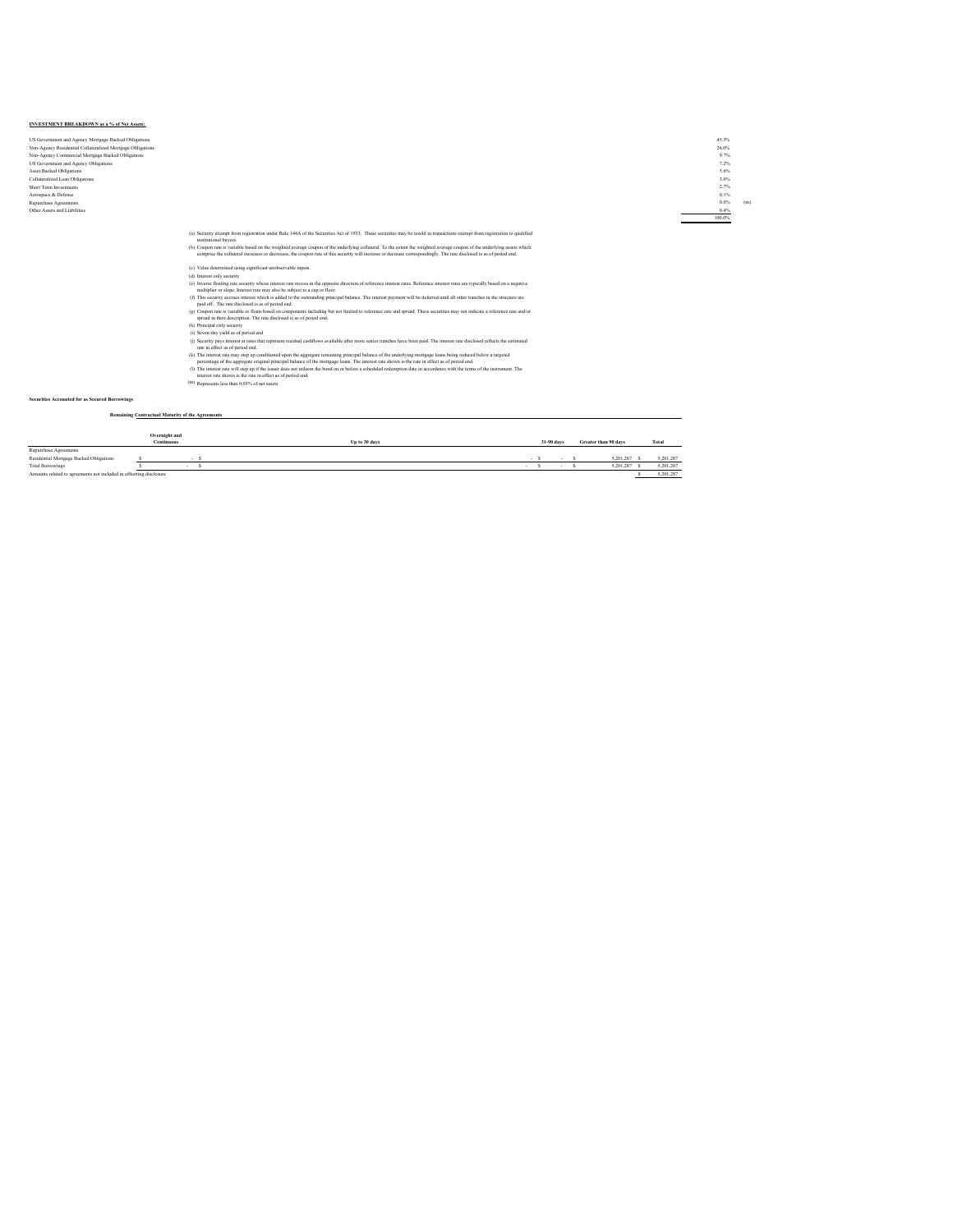**INVESTMENT BREAKDOWN as a % of Net Assets:**

| | | |
|---|---|---|
| US Government and Agency Mortgage Backed Obligations | 45.3% | |
| Non-Agency Residential Collateralized Mortgage Obligations | 26.0% | |
| Non-Agency Commercial Mortgage Backed Obligations | 9.7% | |
| US Government and Agency Obligations | 7.2% | |
| Asset Backed Obligations | 5.6% | |
| Collateralized Loan Obligations | 3.0% | |
| Short Term Investments | 2.7% | |
| Aerospace & Defense | 0.1% | |
| Repurchase Agreements | 0.0% | (m) |
| Other Assets and Liabilities | 0.4% | |
| | 100.0% | |

(a) Security exempt from registration under Rule 144A of the Securities Act of 1933. These securities may be resold in transactions exempt from registration to qualified institutional buyers.

(b) Coupon rate is variable based on the weighted average coupon of the underlying collateral. To the extent the weighted average coupon of the underlying assets which comprise the collateral increases or decreases, the coupon rate of this security will increase or decrease correspondingly. The rate disclosed is as of period end.

(c) Value determined using significant unobservable inputs.

(d) Interest only security

(e) Inverse floating rate security whose interest rate moves in the opposite direction of reference interest rates. Reference interest rates are typically based on a negative multiplier or slope. Interest rate may also be subject to a cap or floor.

(f) This security accrues interest which is added to the outstanding principal balance. The interest payment will be deferred until all other tranches in the structure are paid off. The rate disclosed is as of period end.

(g) Coupon rate is variable or floats based on components including but not limited to reference rate and spread. These securities may not indicate a reference rate and/or spread in their description. The rate disclosed is as of period end.

(h) Principal only security

(i) Seven-day yield as of period end

(j) Security pays interest at rates that represent residual cashflows available after more senior tranches have been paid. The interest rate disclosed reflects the estimated rate in effect as of period end.

(k) The interest rate may step up conditioned upon the aggregate remaining principal balance of the underlying mortgage loans being reduced below a targeted percentage of the aggregate original principal balance of the mortgage loans. The interest rate shown is the rate in effect as of period end.

(l) The interest rate will step up if the issuer does not redeem the bond on or before a scheduled redemption date in accordance with the terms of the instrument. The interest rate shown is the rate in effect as of period end.

(m) Represents less than 0.05% of net assets

**Securities Accounted for as Secured Borrowings**

**Remaining Contractual Maturity of the Agreements**

| | Overnight and Continuous | Up to 30 days | 31-90 days | Greater than 90 days | Total |
|---|---|---|---|---|---|
| Repurchase Agreements | | | | | |
| Residential Mortgage Backed Obligations | $ - | $ - | $ - | $ 5,201,287 | $ 5,201,287 |
| Total Borrowings | $ - | $ - | $ - | $ 5,201,287 | $ 5,201,287 |
| Amounts related to agreements not included in offsetting disclosure | | | | | $ 5,201,287 |